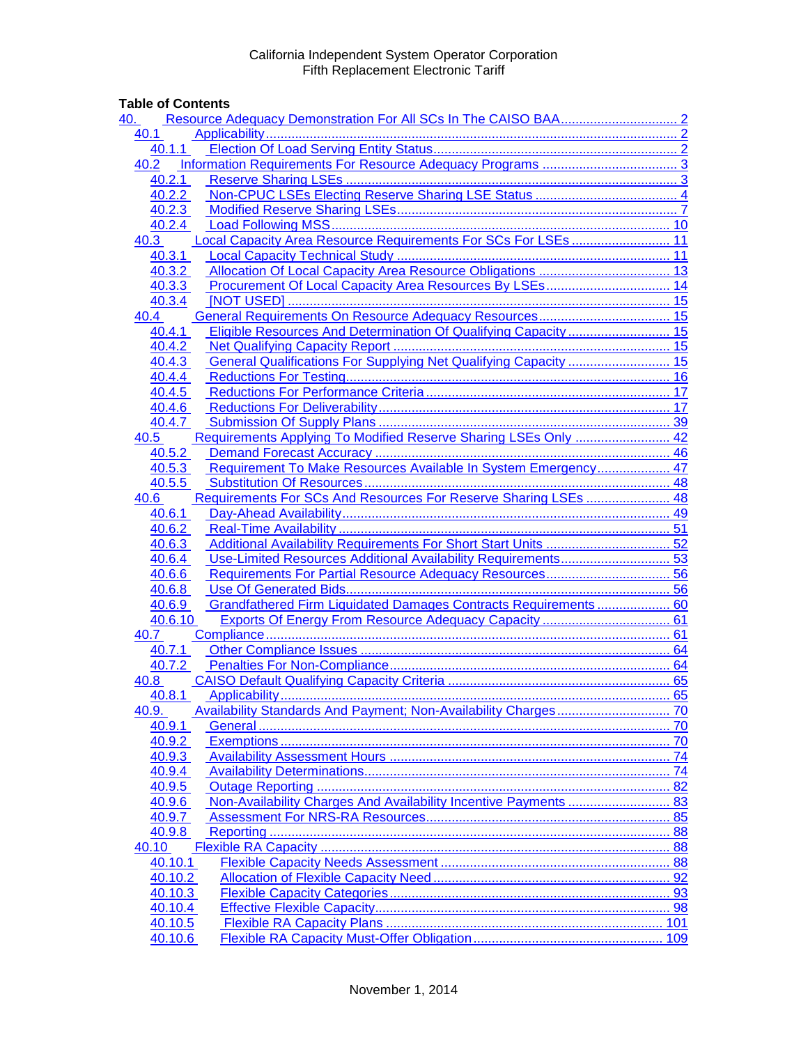California Independent System Operator Corporation
Fifth Replacement Electronic Tariff

**Table of Contents**

- 40. Resource Adequacy Demonstration For All SCs In The CAISO BAA ..... 2
  - 40.1 Applicability ..... 2
    - 40.1.1 Election Of Load Serving Entity Status ..... 2
  - 40.2 Information Requirements For Resource Adequacy Programs ..... 3
    - 40.2.1 Reserve Sharing LSEs ..... 3
    - 40.2.2 Non-CPUC LSEs Electing Reserve Sharing LSE Status ..... 4
    - 40.2.3 Modified Reserve Sharing LSEs ..... 7
    - 40.2.4 Load Following MSS ..... 10
  - 40.3 Local Capacity Area Resource Requirements For SCs For LSEs ..... 11
    - 40.3.1 Local Capacity Technical Study ..... 11
    - 40.3.2 Allocation Of Local Capacity Area Resource Obligations ..... 13
    - 40.3.3 Procurement Of Local Capacity Area Resources By LSEs ..... 14
    - 40.3.4 [NOT USED] ..... 15
  - 40.4 General Requirements On Resource Adequacy Resources ..... 15
    - 40.4.1 Eligible Resources And Determination Of Qualifying Capacity ..... 15
    - 40.4.2 Net Qualifying Capacity Report ..... 15
    - 40.4.3 General Qualifications For Supplying Net Qualifying Capacity ..... 15
    - 40.4.4 Reductions For Testing ..... 16
    - 40.4.5 Reductions For Performance Criteria ..... 17
    - 40.4.6 Reductions For Deliverability ..... 17
    - 40.4.7 Submission Of Supply Plans ..... 39
  - 40.5 Requirements Applying To Modified Reserve Sharing LSEs Only ..... 42
    - 40.5.2 Demand Forecast Accuracy ..... 46
    - 40.5.3 Requirement To Make Resources Available In System Emergency ..... 47
    - 40.5.5 Substitution Of Resources ..... 48
  - 40.6 Requirements For SCs And Resources For Reserve Sharing LSEs ..... 48
    - 40.6.1 Day-Ahead Availability ..... 49
    - 40.6.2 Real-Time Availability ..... 51
    - 40.6.3 Additional Availability Requirements For Short Start Units ..... 52
    - 40.6.4 Use-Limited Resources Additional Availability Requirements ..... 53
    - 40.6.6 Requirements For Partial Resource Adequacy Resources ..... 56
    - 40.6.8 Use Of Generated Bids ..... 56
    - 40.6.9 Grandfathered Firm Liquidated Damages Contracts Requirements ..... 60
    - 40.6.10 Exports Of Energy From Resource Adequacy Capacity ..... 61
  - 40.7 Compliance ..... 61
    - 40.7.1 Other Compliance Issues ..... 64
    - 40.7.2 Penalties For Non-Compliance ..... 64
  - 40.8 CAISO Default Qualifying Capacity Criteria ..... 65
    - 40.8.1 Applicability ..... 65
  - 40.9. Availability Standards And Payment; Non-Availability Charges ..... 70
    - 40.9.1 General ..... 70
    - 40.9.2 Exemptions ..... 70
    - 40.9.3 Availability Assessment Hours ..... 74
    - 40.9.4 Availability Determinations ..... 74
    - 40.9.5 Outage Reporting ..... 82
    - 40.9.6 Non-Availability Charges And Availability Incentive Payments ..... 83
    - 40.9.7 Assessment For NRS-RA Resources ..... 85
    - 40.9.8 Reporting ..... 88
  - 40.10 Flexible RA Capacity ..... 88
    - 40.10.1 Flexible Capacity Needs Assessment ..... 88
    - 40.10.2 Allocation of Flexible Capacity Need ..... 92
    - 40.10.3 Flexible Capacity Categories ..... 93
    - 40.10.4 Effective Flexible Capacity ..... 98
    - 40.10.5 Flexible RA Capacity Plans ..... 101
    - 40.10.6 Flexible RA Capacity Must-Offer Obligation ..... 109

November 1, 2014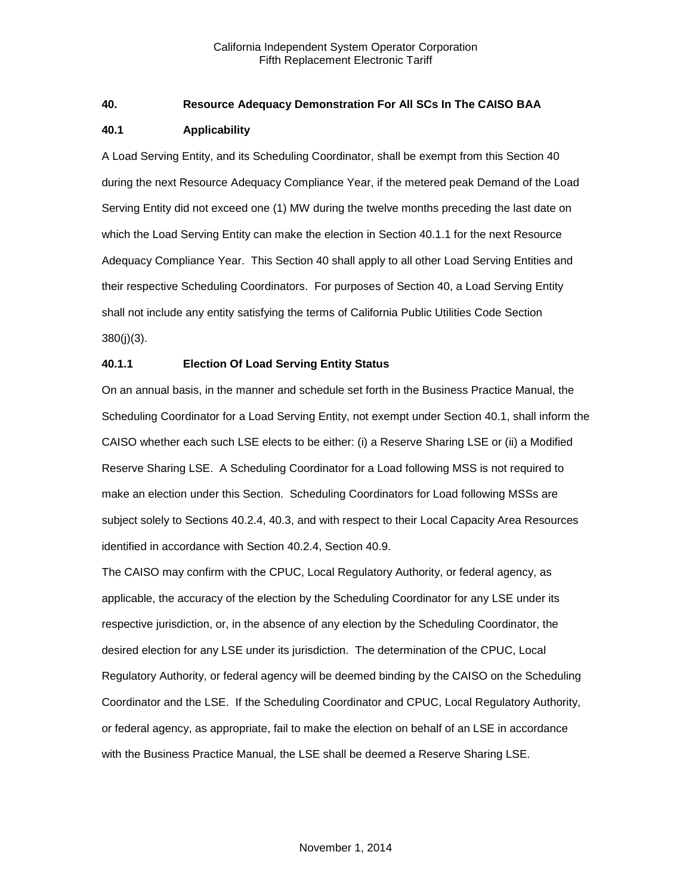## 40. Resource Adequacy Demonstration For All SCs In The CAISO BAA

### 40.1 Applicability

A Load Serving Entity, and its Scheduling Coordinator, shall be exempt from this Section 40 during the next Resource Adequacy Compliance Year, if the metered peak Demand of the Load Serving Entity did not exceed one (1) MW during the twelve months preceding the last date on which the Load Serving Entity can make the election in Section 40.1.1 for the next Resource Adequacy Compliance Year. This Section 40 shall apply to all other Load Serving Entities and their respective Scheduling Coordinators. For purposes of Section 40, a Load Serving Entity shall not include any entity satisfying the terms of California Public Utilities Code Section 380(j)(3).

#### 40.1.1 Election Of Load Serving Entity Status

On an annual basis, in the manner and schedule set forth in the Business Practice Manual, the Scheduling Coordinator for a Load Serving Entity, not exempt under Section 40.1, shall inform the CAISO whether each such LSE elects to be either: (i) a Reserve Sharing LSE or (ii) a Modified Reserve Sharing LSE. A Scheduling Coordinator for a Load following MSS is not required to make an election under this Section. Scheduling Coordinators for Load following MSSs are subject solely to Sections 40.2.4, 40.3, and with respect to their Local Capacity Area Resources identified in accordance with Section 40.2.4, Section 40.9.

The CAISO may confirm with the CPUC, Local Regulatory Authority, or federal agency, as applicable, the accuracy of the election by the Scheduling Coordinator for any LSE under its respective jurisdiction, or, in the absence of any election by the Scheduling Coordinator, the desired election for any LSE under its jurisdiction. The determination of the CPUC, Local Regulatory Authority, or federal agency will be deemed binding by the CAISO on the Scheduling Coordinator and the LSE. If the Scheduling Coordinator and CPUC, Local Regulatory Authority, or federal agency, as appropriate, fail to make the election on behalf of an LSE in accordance with the Business Practice Manual, the LSE shall be deemed a Reserve Sharing LSE.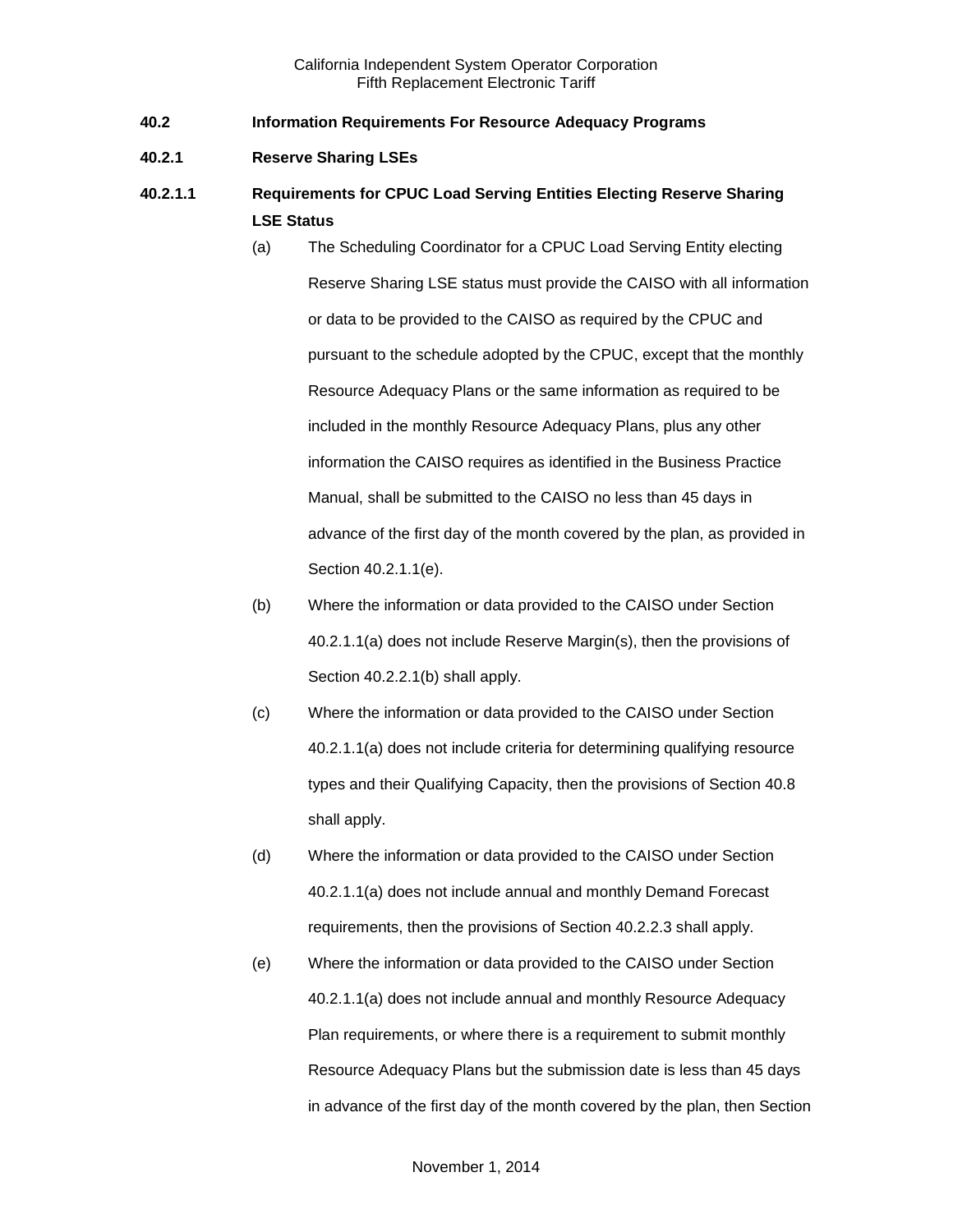**40.2 Information Requirements For Resource Adequacy Programs**

**40.2.1 Reserve Sharing LSEs**

**40.2.1.1 Requirements for CPUC Load Serving Entities Electing Reserve Sharing LSE Status**

(a) The Scheduling Coordinator for a CPUC Load Serving Entity electing Reserve Sharing LSE status must provide the CAISO with all information or data to be provided to the CAISO as required by the CPUC and pursuant to the schedule adopted by the CPUC, except that the monthly Resource Adequacy Plans or the same information as required to be included in the monthly Resource Adequacy Plans, plus any other information the CAISO requires as identified in the Business Practice Manual, shall be submitted to the CAISO no less than 45 days in advance of the first day of the month covered by the plan, as provided in Section 40.2.1.1(e).

(b) Where the information or data provided to the CAISO under Section 40.2.1.1(a) does not include Reserve Margin(s), then the provisions of Section 40.2.2.1(b) shall apply.

(c) Where the information or data provided to the CAISO under Section 40.2.1.1(a) does not include criteria for determining qualifying resource types and their Qualifying Capacity, then the provisions of Section 40.8 shall apply.

(d) Where the information or data provided to the CAISO under Section 40.2.1.1(a) does not include annual and monthly Demand Forecast requirements, then the provisions of Section 40.2.2.3 shall apply.

(e) Where the information or data provided to the CAISO under Section 40.2.1.1(a) does not include annual and monthly Resource Adequacy Plan requirements, or where there is a requirement to submit monthly Resource Adequacy Plans but the submission date is less than 45 days in advance of the first day of the month covered by the plan, then Section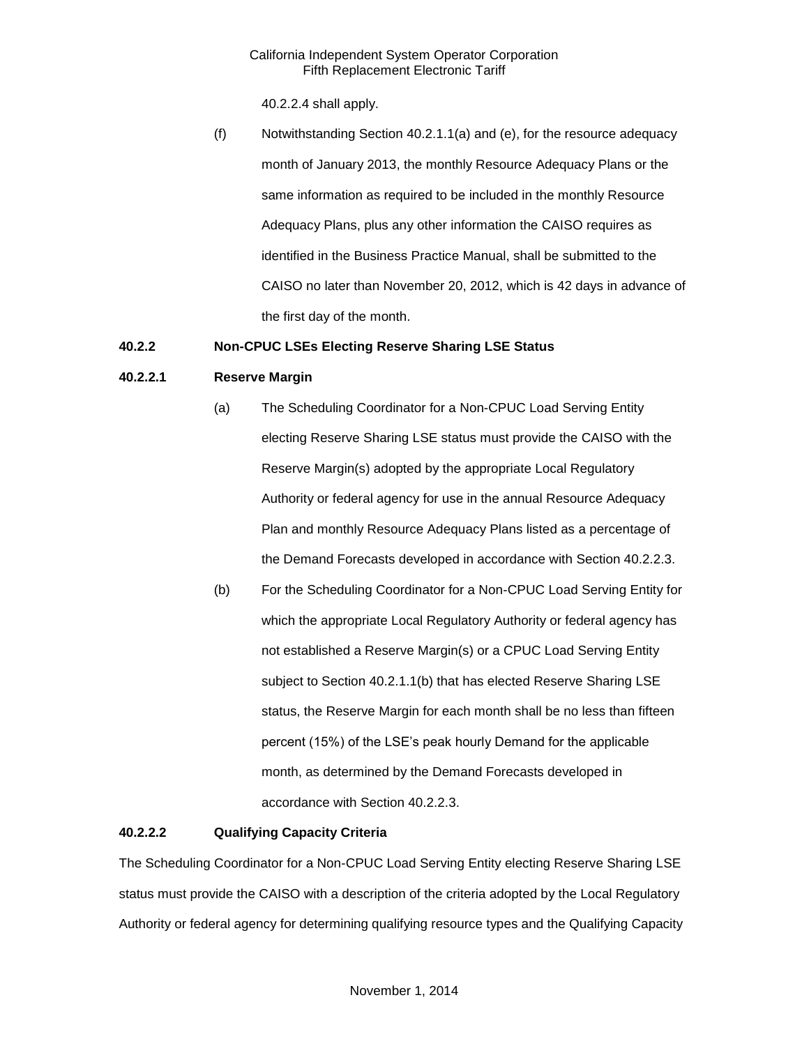40.2.2.4 shall apply.

(f) Notwithstanding Section 40.2.1.1(a) and (e), for the resource adequacy month of January 2013, the monthly Resource Adequacy Plans or the same information as required to be included in the monthly Resource Adequacy Plans, plus any other information the CAISO requires as identified in the Business Practice Manual, shall be submitted to the CAISO no later than November 20, 2012, which is 42 days in advance of the first day of the month.

**40.2.2 Non-CPUC LSEs Electing Reserve Sharing LSE Status**

**40.2.2.1 Reserve Margin**

(a) The Scheduling Coordinator for a Non-CPUC Load Serving Entity electing Reserve Sharing LSE status must provide the CAISO with the Reserve Margin(s) adopted by the appropriate Local Regulatory Authority or federal agency for use in the annual Resource Adequacy Plan and monthly Resource Adequacy Plans listed as a percentage of the Demand Forecasts developed in accordance with Section 40.2.2.3.

(b) For the Scheduling Coordinator for a Non-CPUC Load Serving Entity for which the appropriate Local Regulatory Authority or federal agency has not established a Reserve Margin(s) or a CPUC Load Serving Entity subject to Section 40.2.1.1(b) that has elected Reserve Sharing LSE status, the Reserve Margin for each month shall be no less than fifteen percent (15%) of the LSE's peak hourly Demand for the applicable month, as determined by the Demand Forecasts developed in accordance with Section 40.2.2.3.

**40.2.2.2 Qualifying Capacity Criteria**

The Scheduling Coordinator for a Non-CPUC Load Serving Entity electing Reserve Sharing LSE status must provide the CAISO with a description of the criteria adopted by the Local Regulatory Authority or federal agency for determining qualifying resource types and the Qualifying Capacity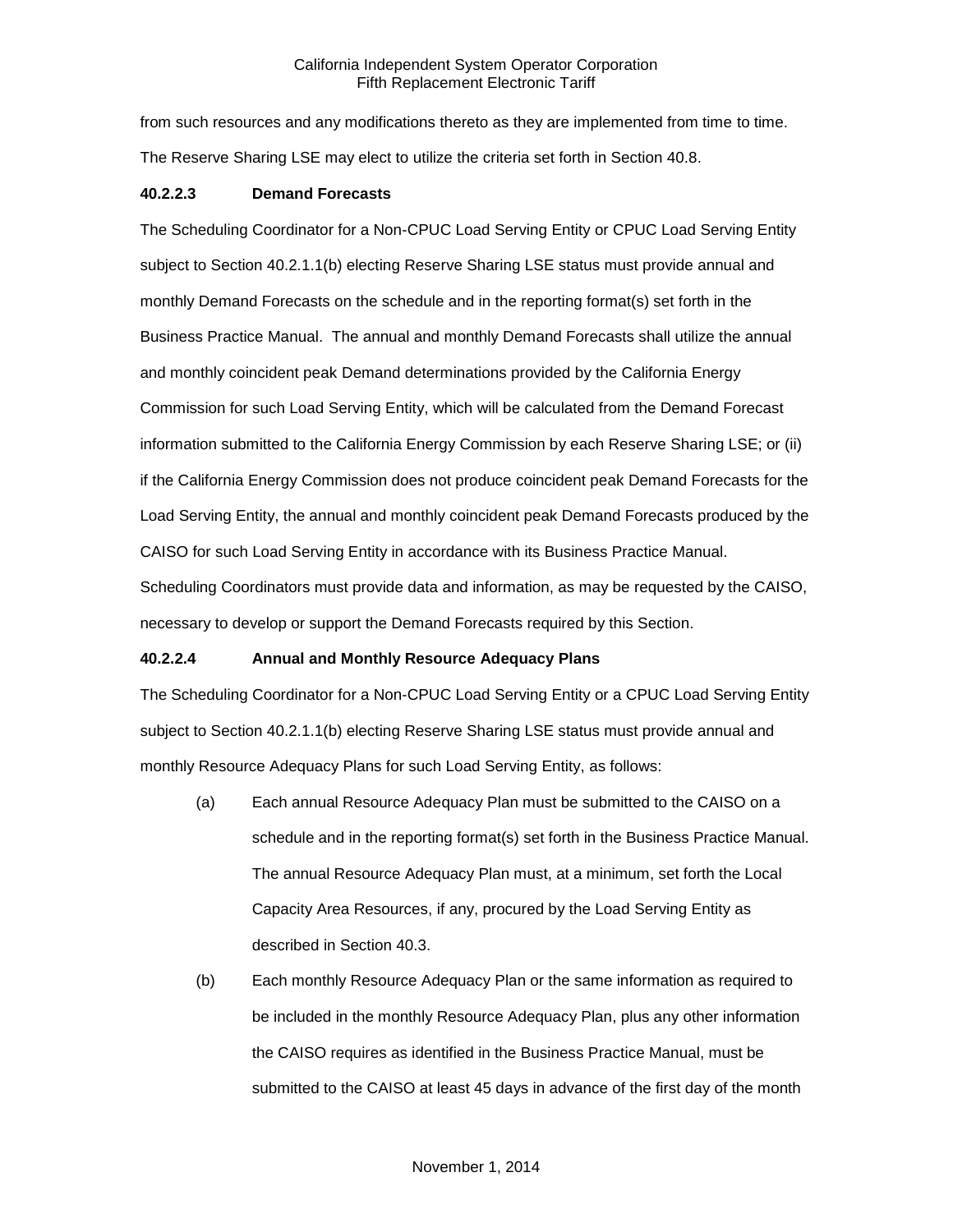from such resources and any modifications thereto as they are implemented from time to time. The Reserve Sharing LSE may elect to utilize the criteria set forth in Section 40.8.

**40.2.2.3 Demand Forecasts**

The Scheduling Coordinator for a Non-CPUC Load Serving Entity or CPUC Load Serving Entity subject to Section 40.2.1.1(b) electing Reserve Sharing LSE status must provide annual and monthly Demand Forecasts on the schedule and in the reporting format(s) set forth in the Business Practice Manual. The annual and monthly Demand Forecasts shall utilize the annual and monthly coincident peak Demand determinations provided by the California Energy Commission for such Load Serving Entity, which will be calculated from the Demand Forecast information submitted to the California Energy Commission by each Reserve Sharing LSE; or (ii) if the California Energy Commission does not produce coincident peak Demand Forecasts for the Load Serving Entity, the annual and monthly coincident peak Demand Forecasts produced by the CAISO for such Load Serving Entity in accordance with its Business Practice Manual. Scheduling Coordinators must provide data and information, as may be requested by the CAISO, necessary to develop or support the Demand Forecasts required by this Section.

**40.2.2.4 Annual and Monthly Resource Adequacy Plans**

The Scheduling Coordinator for a Non-CPUC Load Serving Entity or a CPUC Load Serving Entity subject to Section 40.2.1.1(b) electing Reserve Sharing LSE status must provide annual and monthly Resource Adequacy Plans for such Load Serving Entity, as follows:

(a) Each annual Resource Adequacy Plan must be submitted to the CAISO on a schedule and in the reporting format(s) set forth in the Business Practice Manual. The annual Resource Adequacy Plan must, at a minimum, set forth the Local Capacity Area Resources, if any, procured by the Load Serving Entity as described in Section 40.3.

(b) Each monthly Resource Adequacy Plan or the same information as required to be included in the monthly Resource Adequacy Plan, plus any other information the CAISO requires as identified in the Business Practice Manual, must be submitted to the CAISO at least 45 days in advance of the first day of the month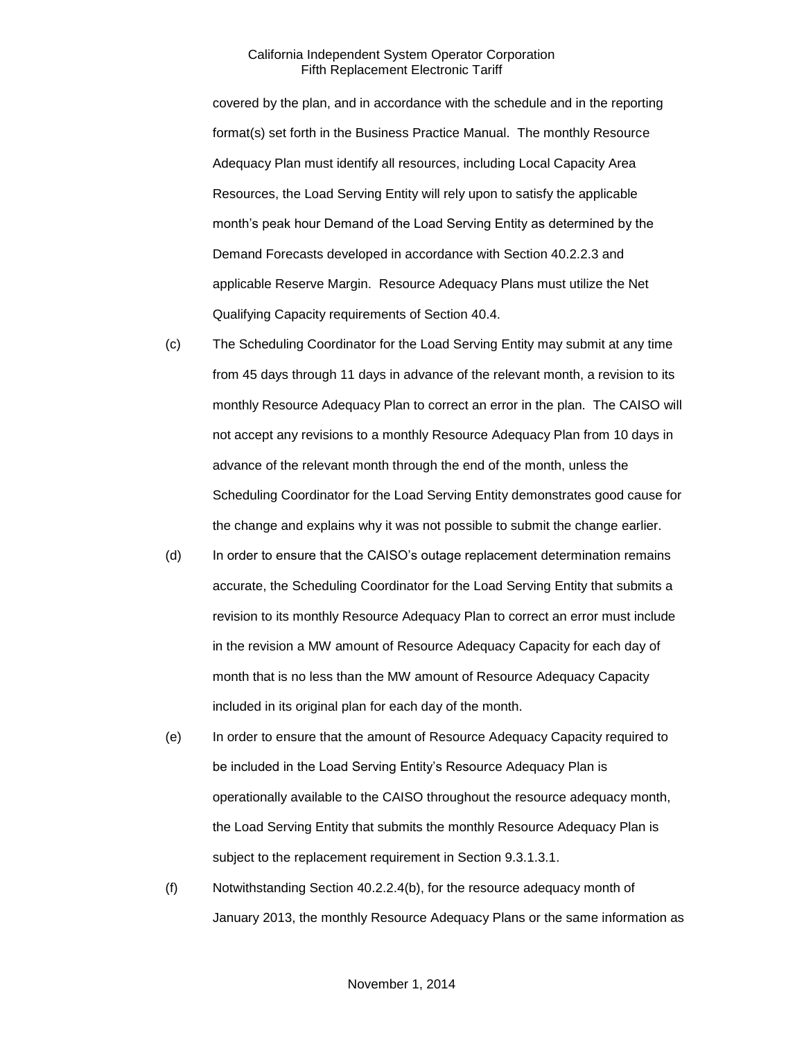covered by the plan, and in accordance with the schedule and in the reporting format(s) set forth in the Business Practice Manual. The monthly Resource Adequacy Plan must identify all resources, including Local Capacity Area Resources, the Load Serving Entity will rely upon to satisfy the applicable month's peak hour Demand of the Load Serving Entity as determined by the Demand Forecasts developed in accordance with Section 40.2.2.3 and applicable Reserve Margin. Resource Adequacy Plans must utilize the Net Qualifying Capacity requirements of Section 40.4.

(c) The Scheduling Coordinator for the Load Serving Entity may submit at any time from 45 days through 11 days in advance of the relevant month, a revision to its monthly Resource Adequacy Plan to correct an error in the plan. The CAISO will not accept any revisions to a monthly Resource Adequacy Plan from 10 days in advance of the relevant month through the end of the month, unless the Scheduling Coordinator for the Load Serving Entity demonstrates good cause for the change and explains why it was not possible to submit the change earlier.

(d) In order to ensure that the CAISO's outage replacement determination remains accurate, the Scheduling Coordinator for the Load Serving Entity that submits a revision to its monthly Resource Adequacy Plan to correct an error must include in the revision a MW amount of Resource Adequacy Capacity for each day of month that is no less than the MW amount of Resource Adequacy Capacity included in its original plan for each day of the month.

(e) In order to ensure that the amount of Resource Adequacy Capacity required to be included in the Load Serving Entity's Resource Adequacy Plan is operationally available to the CAISO throughout the resource adequacy month, the Load Serving Entity that submits the monthly Resource Adequacy Plan is subject to the replacement requirement in Section 9.3.1.3.1.

(f) Notwithstanding Section 40.2.2.4(b), for the resource adequacy month of January 2013, the monthly Resource Adequacy Plans or the same information as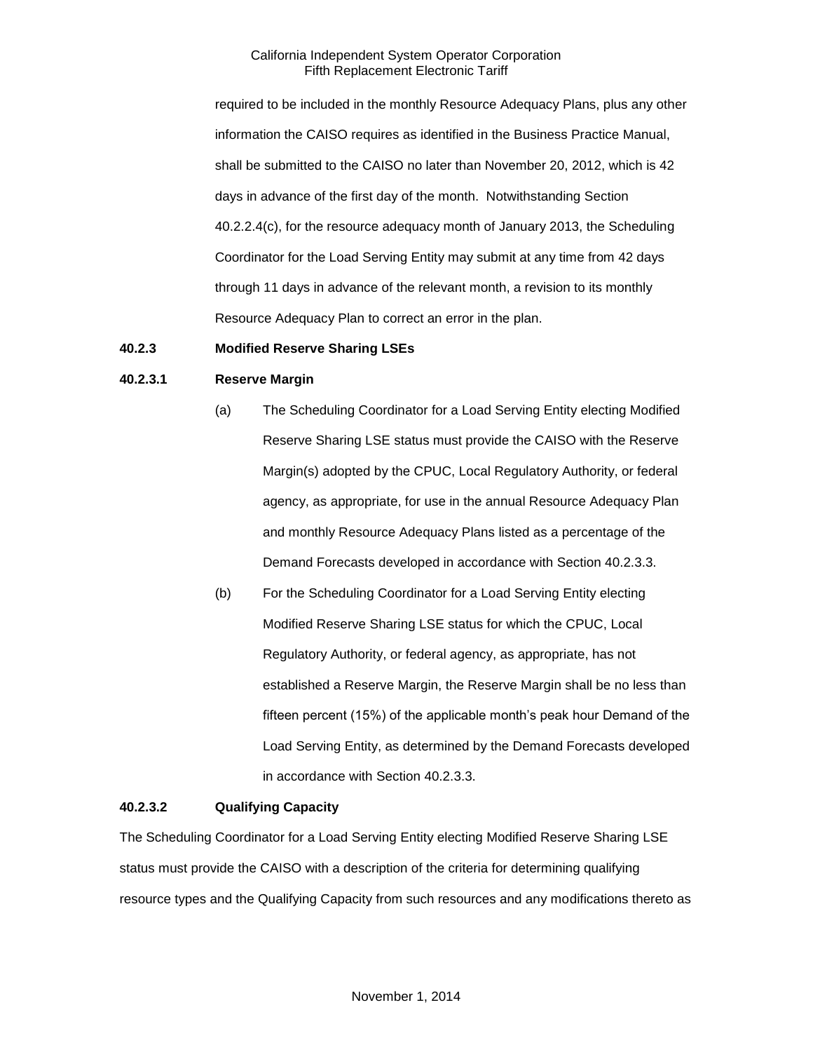required to be included in the monthly Resource Adequacy Plans, plus any other information the CAISO requires as identified in the Business Practice Manual, shall be submitted to the CAISO no later than November 20, 2012, which is 42 days in advance of the first day of the month. Notwithstanding Section 40.2.2.4(c), for the resource adequacy month of January 2013, the Scheduling Coordinator for the Load Serving Entity may submit at any time from 42 days through 11 days in advance of the relevant month, a revision to its monthly Resource Adequacy Plan to correct an error in the plan.

**40.2.3 Modified Reserve Sharing LSEs**

**40.2.3.1 Reserve Margin**

(a) The Scheduling Coordinator for a Load Serving Entity electing Modified Reserve Sharing LSE status must provide the CAISO with the Reserve Margin(s) adopted by the CPUC, Local Regulatory Authority, or federal agency, as appropriate, for use in the annual Resource Adequacy Plan and monthly Resource Adequacy Plans listed as a percentage of the Demand Forecasts developed in accordance with Section 40.2.3.3.

(b) For the Scheduling Coordinator for a Load Serving Entity electing Modified Reserve Sharing LSE status for which the CPUC, Local Regulatory Authority, or federal agency, as appropriate, has not established a Reserve Margin, the Reserve Margin shall be no less than fifteen percent (15%) of the applicable month's peak hour Demand of the Load Serving Entity, as determined by the Demand Forecasts developed in accordance with Section 40.2.3.3.

**40.2.3.2 Qualifying Capacity**

The Scheduling Coordinator for a Load Serving Entity electing Modified Reserve Sharing LSE status must provide the CAISO with a description of the criteria for determining qualifying resource types and the Qualifying Capacity from such resources and any modifications thereto as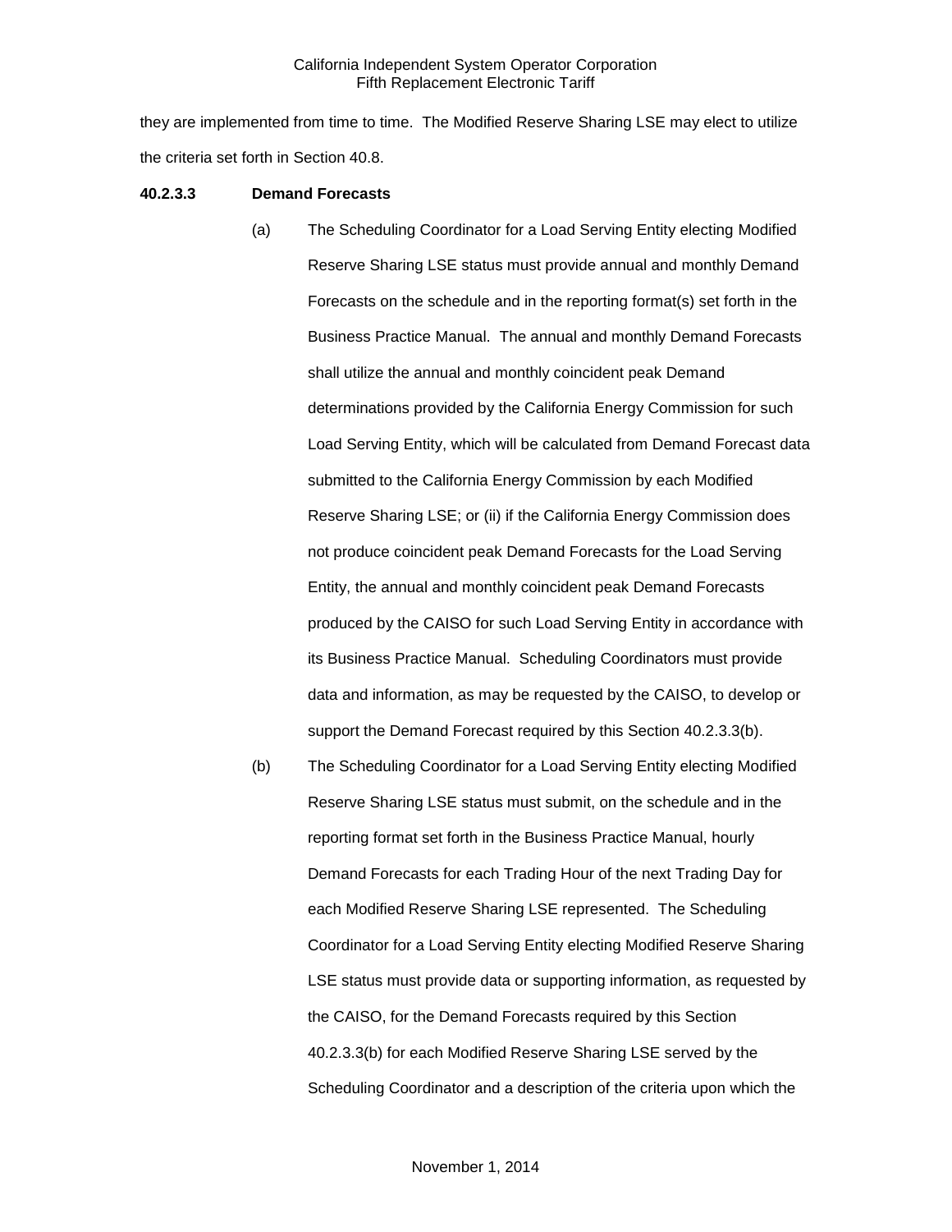they are implemented from time to time. The Modified Reserve Sharing LSE may elect to utilize the criteria set forth in Section 40.8.

**40.2.3.3 Demand Forecasts**

(a) The Scheduling Coordinator for a Load Serving Entity electing Modified Reserve Sharing LSE status must provide annual and monthly Demand Forecasts on the schedule and in the reporting format(s) set forth in the Business Practice Manual. The annual and monthly Demand Forecasts shall utilize the annual and monthly coincident peak Demand determinations provided by the California Energy Commission for such Load Serving Entity, which will be calculated from Demand Forecast data submitted to the California Energy Commission by each Modified Reserve Sharing LSE; or (ii) if the California Energy Commission does not produce coincident peak Demand Forecasts for the Load Serving Entity, the annual and monthly coincident peak Demand Forecasts produced by the CAISO for such Load Serving Entity in accordance with its Business Practice Manual. Scheduling Coordinators must provide data and information, as may be requested by the CAISO, to develop or support the Demand Forecast required by this Section 40.2.3.3(b).

(b) The Scheduling Coordinator for a Load Serving Entity electing Modified Reserve Sharing LSE status must submit, on the schedule and in the reporting format set forth in the Business Practice Manual, hourly Demand Forecasts for each Trading Hour of the next Trading Day for each Modified Reserve Sharing LSE represented. The Scheduling Coordinator for a Load Serving Entity electing Modified Reserve Sharing LSE status must provide data or supporting information, as requested by the CAISO, for the Demand Forecasts required by this Section 40.2.3.3(b) for each Modified Reserve Sharing LSE served by the Scheduling Coordinator and a description of the criteria upon which the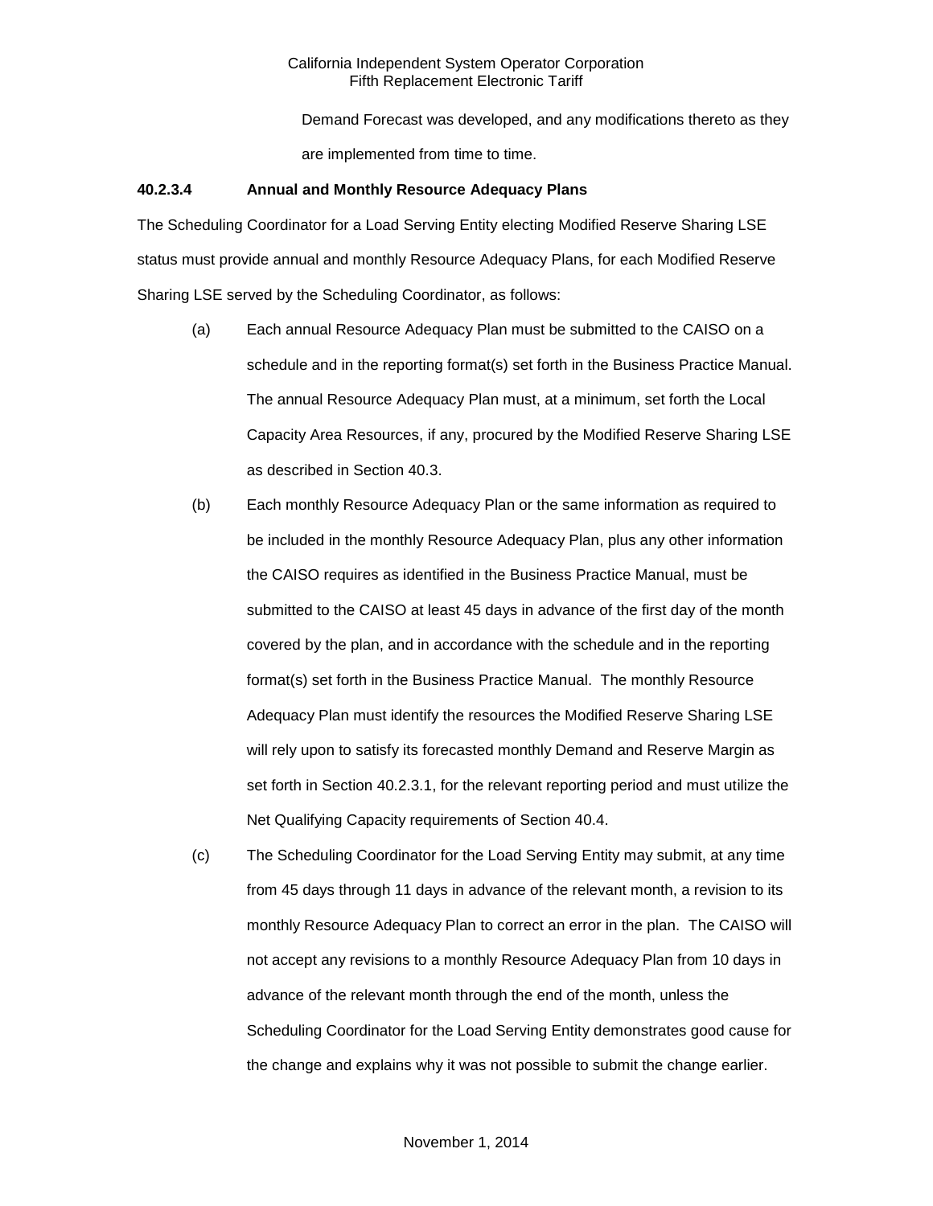Demand Forecast was developed, and any modifications thereto as they are implemented from time to time.

**40.2.3.4 Annual and Monthly Resource Adequacy Plans**

The Scheduling Coordinator for a Load Serving Entity electing Modified Reserve Sharing LSE status must provide annual and monthly Resource Adequacy Plans, for each Modified Reserve Sharing LSE served by the Scheduling Coordinator, as follows:

(a) Each annual Resource Adequacy Plan must be submitted to the CAISO on a schedule and in the reporting format(s) set forth in the Business Practice Manual. The annual Resource Adequacy Plan must, at a minimum, set forth the Local Capacity Area Resources, if any, procured by the Modified Reserve Sharing LSE as described in Section 40.3.

(b) Each monthly Resource Adequacy Plan or the same information as required to be included in the monthly Resource Adequacy Plan, plus any other information the CAISO requires as identified in the Business Practice Manual, must be submitted to the CAISO at least 45 days in advance of the first day of the month covered by the plan, and in accordance with the schedule and in the reporting format(s) set forth in the Business Practice Manual. The monthly Resource Adequacy Plan must identify the resources the Modified Reserve Sharing LSE will rely upon to satisfy its forecasted monthly Demand and Reserve Margin as set forth in Section 40.2.3.1, for the relevant reporting period and must utilize the Net Qualifying Capacity requirements of Section 40.4.

(c) The Scheduling Coordinator for the Load Serving Entity may submit, at any time from 45 days through 11 days in advance of the relevant month, a revision to its monthly Resource Adequacy Plan to correct an error in the plan. The CAISO will not accept any revisions to a monthly Resource Adequacy Plan from 10 days in advance of the relevant month through the end of the month, unless the Scheduling Coordinator for the Load Serving Entity demonstrates good cause for the change and explains why it was not possible to submit the change earlier.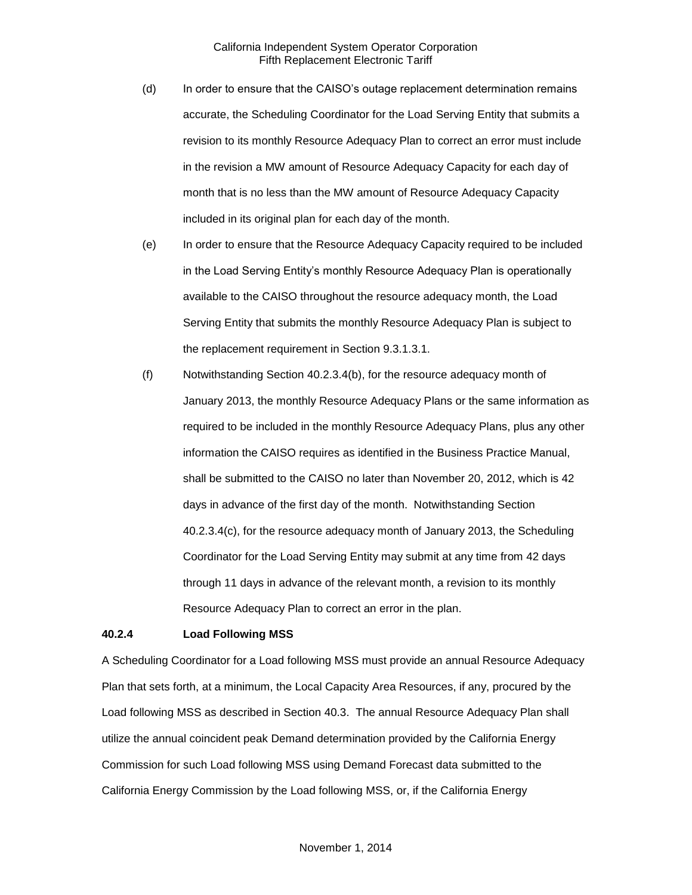(d) In order to ensure that the CAISO's outage replacement determination remains accurate, the Scheduling Coordinator for the Load Serving Entity that submits a revision to its monthly Resource Adequacy Plan to correct an error must include in the revision a MW amount of Resource Adequacy Capacity for each day of month that is no less than the MW amount of Resource Adequacy Capacity included in its original plan for each day of the month.

(e) In order to ensure that the Resource Adequacy Capacity required to be included in the Load Serving Entity's monthly Resource Adequacy Plan is operationally available to the CAISO throughout the resource adequacy month, the Load Serving Entity that submits the monthly Resource Adequacy Plan is subject to the replacement requirement in Section 9.3.1.3.1.

(f) Notwithstanding Section 40.2.3.4(b), for the resource adequacy month of January 2013, the monthly Resource Adequacy Plans or the same information as required to be included in the monthly Resource Adequacy Plans, plus any other information the CAISO requires as identified in the Business Practice Manual, shall be submitted to the CAISO no later than November 20, 2012, which is 42 days in advance of the first day of the month. Notwithstanding Section 40.2.3.4(c), for the resource adequacy month of January 2013, the Scheduling Coordinator for the Load Serving Entity may submit at any time from 42 days through 11 days in advance of the relevant month, a revision to its monthly Resource Adequacy Plan to correct an error in the plan.

**40.2.4 Load Following MSS**

A Scheduling Coordinator for a Load following MSS must provide an annual Resource Adequacy Plan that sets forth, at a minimum, the Local Capacity Area Resources, if any, procured by the Load following MSS as described in Section 40.3. The annual Resource Adequacy Plan shall utilize the annual coincident peak Demand determination provided by the California Energy Commission for such Load following MSS using Demand Forecast data submitted to the California Energy Commission by the Load following MSS, or, if the California Energy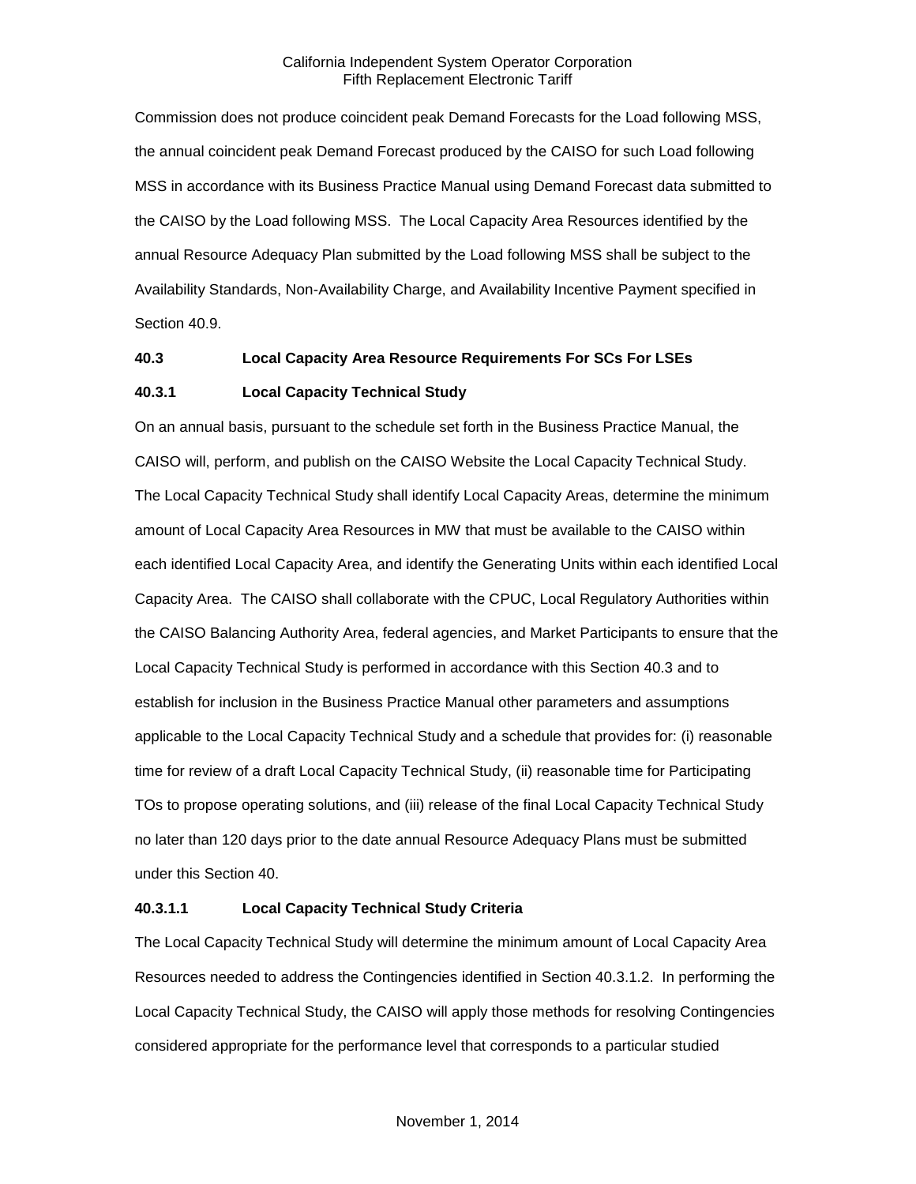Commission does not produce coincident peak Demand Forecasts for the Load following MSS, the annual coincident peak Demand Forecast produced by the CAISO for such Load following MSS in accordance with its Business Practice Manual using Demand Forecast data submitted to the CAISO by the Load following MSS. The Local Capacity Area Resources identified by the annual Resource Adequacy Plan submitted by the Load following MSS shall be subject to the Availability Standards, Non-Availability Charge, and Availability Incentive Payment specified in Section 40.9.

### 40.3 Local Capacity Area Resource Requirements For SCs For LSEs

### 40.3.1 Local Capacity Technical Study

On an annual basis, pursuant to the schedule set forth in the Business Practice Manual, the CAISO will, perform, and publish on the CAISO Website the Local Capacity Technical Study. The Local Capacity Technical Study shall identify Local Capacity Areas, determine the minimum amount of Local Capacity Area Resources in MW that must be available to the CAISO within each identified Local Capacity Area, and identify the Generating Units within each identified Local Capacity Area. The CAISO shall collaborate with the CPUC, Local Regulatory Authorities within the CAISO Balancing Authority Area, federal agencies, and Market Participants to ensure that the Local Capacity Technical Study is performed in accordance with this Section 40.3 and to establish for inclusion in the Business Practice Manual other parameters and assumptions applicable to the Local Capacity Technical Study and a schedule that provides for: (i) reasonable time for review of a draft Local Capacity Technical Study, (ii) reasonable time for Participating TOs to propose operating solutions, and (iii) release of the final Local Capacity Technical Study no later than 120 days prior to the date annual Resource Adequacy Plans must be submitted under this Section 40.

### 40.3.1.1 Local Capacity Technical Study Criteria

The Local Capacity Technical Study will determine the minimum amount of Local Capacity Area Resources needed to address the Contingencies identified in Section 40.3.1.2. In performing the Local Capacity Technical Study, the CAISO will apply those methods for resolving Contingencies considered appropriate for the performance level that corresponds to a particular studied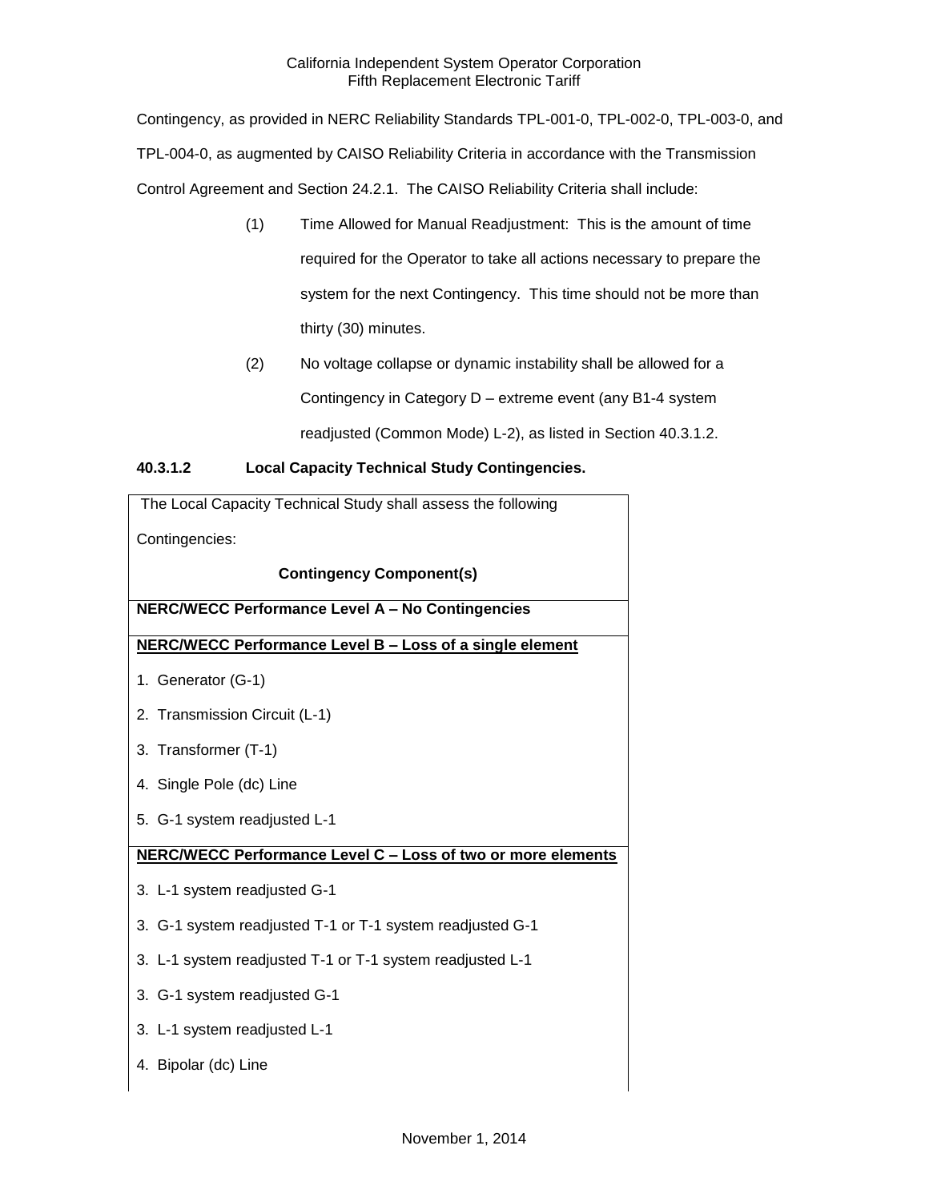Contingency, as provided in NERC Reliability Standards TPL-001-0, TPL-002-0, TPL-003-0, and TPL-004-0, as augmented by CAISO Reliability Criteria in accordance with the Transmission Control Agreement and Section 24.2.1. The CAISO Reliability Criteria shall include:

(1) Time Allowed for Manual Readjustment: This is the amount of time required for the Operator to take all actions necessary to prepare the system for the next Contingency. This time should not be more than thirty (30) minutes.

(2) No voltage collapse or dynamic instability shall be allowed for a Contingency in Category D – extreme event (any B1-4 system readjusted (Common Mode) L-2), as listed in Section 40.3.1.2.

**40.3.1.2 Local Capacity Technical Study Contingencies.**

| The Local Capacity Technical Study shall assess the following Contingencies: |
|---|
| **Contingency Component(s)** |
| **NERC/WECC Performance Level A – No Contingencies** |
| **<u>NERC/WECC Performance Level B – Loss of a single element</u>**<br>1. Generator (G-1)<br>2. Transmission Circuit (L-1)<br>3. Transformer (T-1)<br>4. Single Pole (dc) Line<br>5. G-1 system readjusted L-1 |
| **<u>NERC/WECC Performance Level C – Loss of two or more elements</u>**<br>3. L-1 system readjusted G-1<br>3. G-1 system readjusted T-1 or T-1 system readjusted G-1<br>3. L-1 system readjusted T-1 or T-1 system readjusted L-1<br>3. G-1 system readjusted G-1<br>3. L-1 system readjusted L-1<br>4. Bipolar (dc) Line |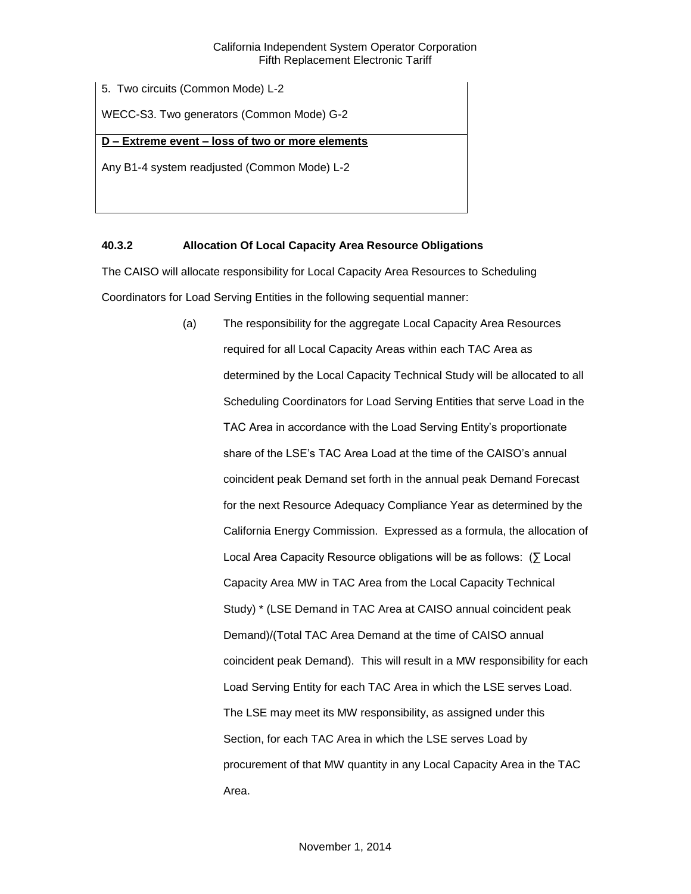| 5. Two circuits (Common Mode) L-2 |
| --- |
| WECC-S3. Two generators (Common Mode) G-2 |
| **<u>D – Extreme event – loss of two or more elements</u>** |
| Any B1-4 system readjusted (Common Mode) L-2 |

### 40.3.2 Allocation Of Local Capacity Area Resource Obligations

The CAISO will allocate responsibility for Local Capacity Area Resources to Scheduling Coordinators for Load Serving Entities in the following sequential manner:

(a) The responsibility for the aggregate Local Capacity Area Resources required for all Local Capacity Areas within each TAC Area as determined by the Local Capacity Technical Study will be allocated to all Scheduling Coordinators for Load Serving Entities that serve Load in the TAC Area in accordance with the Load Serving Entity's proportionate share of the LSE's TAC Area Load at the time of the CAISO's annual coincident peak Demand set forth in the annual peak Demand Forecast for the next Resource Adequacy Compliance Year as determined by the California Energy Commission. Expressed as a formula, the allocation of Local Area Capacity Resource obligations will be as follows: (∑ Local Capacity Area MW in TAC Area from the Local Capacity Technical Study) * (LSE Demand in TAC Area at CAISO annual coincident peak Demand)/(Total TAC Area Demand at the time of CAISO annual coincident peak Demand). This will result in a MW responsibility for each Load Serving Entity for each TAC Area in which the LSE serves Load. The LSE may meet its MW responsibility, as assigned under this Section, for each TAC Area in which the LSE serves Load by procurement of that MW quantity in any Local Capacity Area in the TAC Area.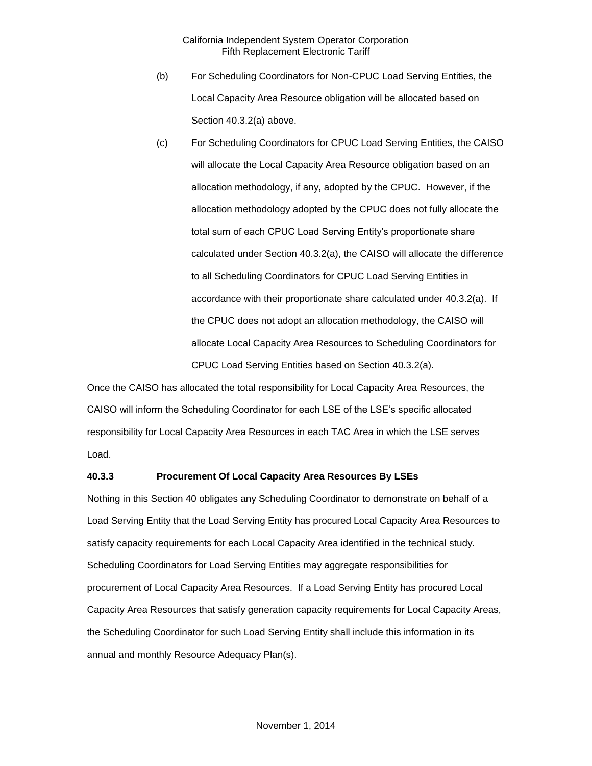(b) For Scheduling Coordinators for Non-CPUC Load Serving Entities, the Local Capacity Area Resource obligation will be allocated based on Section 40.3.2(a) above.

(c) For Scheduling Coordinators for CPUC Load Serving Entities, the CAISO will allocate the Local Capacity Area Resource obligation based on an allocation methodology, if any, adopted by the CPUC. However, if the allocation methodology adopted by the CPUC does not fully allocate the total sum of each CPUC Load Serving Entity's proportionate share calculated under Section 40.3.2(a), the CAISO will allocate the difference to all Scheduling Coordinators for CPUC Load Serving Entities in accordance with their proportionate share calculated under 40.3.2(a). If the CPUC does not adopt an allocation methodology, the CAISO will allocate Local Capacity Area Resources to Scheduling Coordinators for CPUC Load Serving Entities based on Section 40.3.2(a).

Once the CAISO has allocated the total responsibility for Local Capacity Area Resources, the CAISO will inform the Scheduling Coordinator for each LSE of the LSE's specific allocated responsibility for Local Capacity Area Resources in each TAC Area in which the LSE serves Load.

**40.3.3 Procurement Of Local Capacity Area Resources By LSEs**

Nothing in this Section 40 obligates any Scheduling Coordinator to demonstrate on behalf of a Load Serving Entity that the Load Serving Entity has procured Local Capacity Area Resources to satisfy capacity requirements for each Local Capacity Area identified in the technical study. Scheduling Coordinators for Load Serving Entities may aggregate responsibilities for procurement of Local Capacity Area Resources. If a Load Serving Entity has procured Local Capacity Area Resources that satisfy generation capacity requirements for Local Capacity Areas, the Scheduling Coordinator for such Load Serving Entity shall include this information in its annual and monthly Resource Adequacy Plan(s).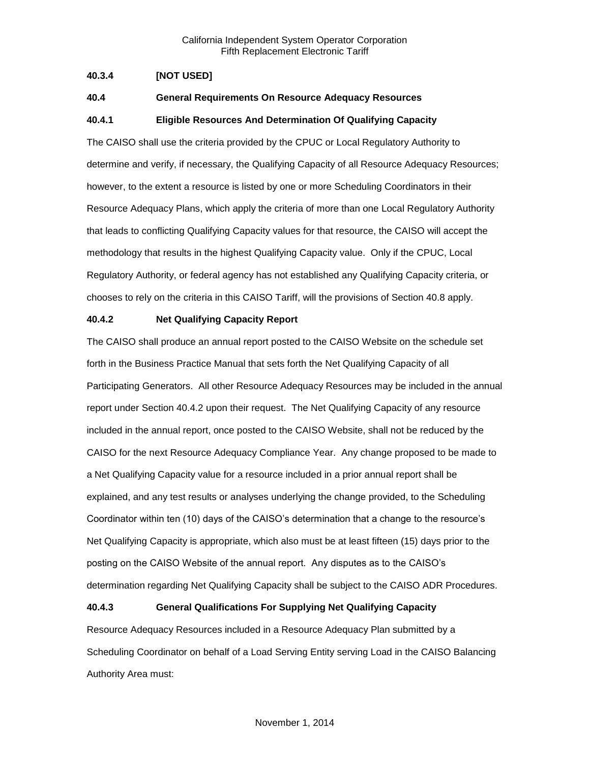### 40.3.4 [NOT USED]

### 40.4 General Requirements On Resource Adequacy Resources

### 40.4.1 Eligible Resources And Determination Of Qualifying Capacity

The CAISO shall use the criteria provided by the CPUC or Local Regulatory Authority to determine and verify, if necessary, the Qualifying Capacity of all Resource Adequacy Resources; however, to the extent a resource is listed by one or more Scheduling Coordinators in their Resource Adequacy Plans, which apply the criteria of more than one Local Regulatory Authority that leads to conflicting Qualifying Capacity values for that resource, the CAISO will accept the methodology that results in the highest Qualifying Capacity value. Only if the CPUC, Local Regulatory Authority, or federal agency has not established any Qualifying Capacity criteria, or chooses to rely on the criteria in this CAISO Tariff, will the provisions of Section 40.8 apply.

### 40.4.2 Net Qualifying Capacity Report

The CAISO shall produce an annual report posted to the CAISO Website on the schedule set forth in the Business Practice Manual that sets forth the Net Qualifying Capacity of all Participating Generators. All other Resource Adequacy Resources may be included in the annual report under Section 40.4.2 upon their request. The Net Qualifying Capacity of any resource included in the annual report, once posted to the CAISO Website, shall not be reduced by the CAISO for the next Resource Adequacy Compliance Year. Any change proposed to be made to a Net Qualifying Capacity value for a resource included in a prior annual report shall be explained, and any test results or analyses underlying the change provided, to the Scheduling Coordinator within ten (10) days of the CAISO's determination that a change to the resource's Net Qualifying Capacity is appropriate, which also must be at least fifteen (15) days prior to the posting on the CAISO Website of the annual report. Any disputes as to the CAISO's determination regarding Net Qualifying Capacity shall be subject to the CAISO ADR Procedures.

### 40.4.3 General Qualifications For Supplying Net Qualifying Capacity

Resource Adequacy Resources included in a Resource Adequacy Plan submitted by a Scheduling Coordinator on behalf of a Load Serving Entity serving Load in the CAISO Balancing Authority Area must: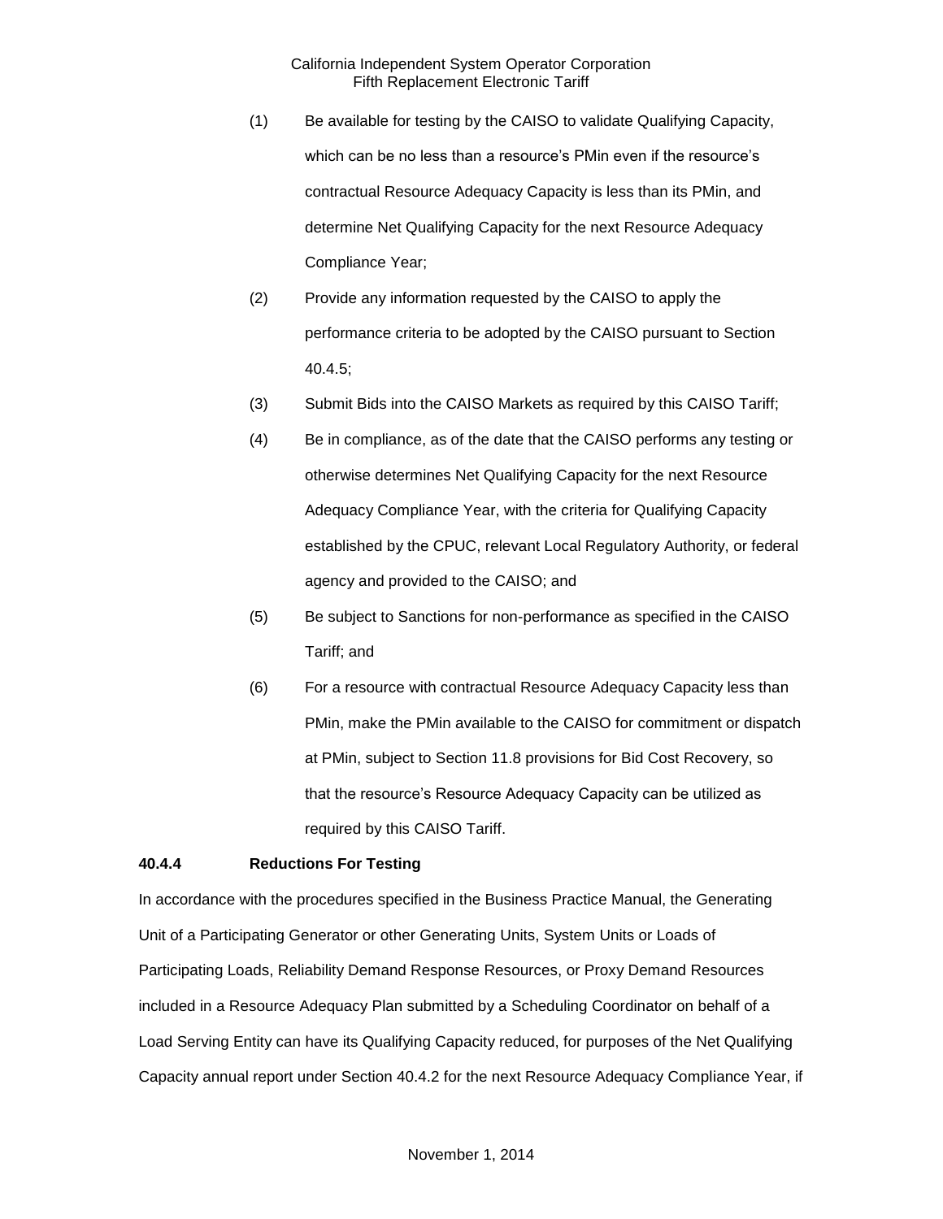(1) Be available for testing by the CAISO to validate Qualifying Capacity, which can be no less than a resource's PMin even if the resource's contractual Resource Adequacy Capacity is less than its PMin, and determine Net Qualifying Capacity for the next Resource Adequacy Compliance Year;

(2) Provide any information requested by the CAISO to apply the performance criteria to be adopted by the CAISO pursuant to Section 40.4.5;

(3) Submit Bids into the CAISO Markets as required by this CAISO Tariff;

(4) Be in compliance, as of the date that the CAISO performs any testing or otherwise determines Net Qualifying Capacity for the next Resource Adequacy Compliance Year, with the criteria for Qualifying Capacity established by the CPUC, relevant Local Regulatory Authority, or federal agency and provided to the CAISO; and

(5) Be subject to Sanctions for non-performance as specified in the CAISO Tariff; and

(6) For a resource with contractual Resource Adequacy Capacity less than PMin, make the PMin available to the CAISO for commitment or dispatch at PMin, subject to Section 11.8 provisions for Bid Cost Recovery, so that the resource's Resource Adequacy Capacity can be utilized as required by this CAISO Tariff.

### 40.4.4 Reductions For Testing

In accordance with the procedures specified in the Business Practice Manual, the Generating Unit of a Participating Generator or other Generating Units, System Units or Loads of Participating Loads, Reliability Demand Response Resources, or Proxy Demand Resources included in a Resource Adequacy Plan submitted by a Scheduling Coordinator on behalf of a Load Serving Entity can have its Qualifying Capacity reduced, for purposes of the Net Qualifying Capacity annual report under Section 40.4.2 for the next Resource Adequacy Compliance Year, if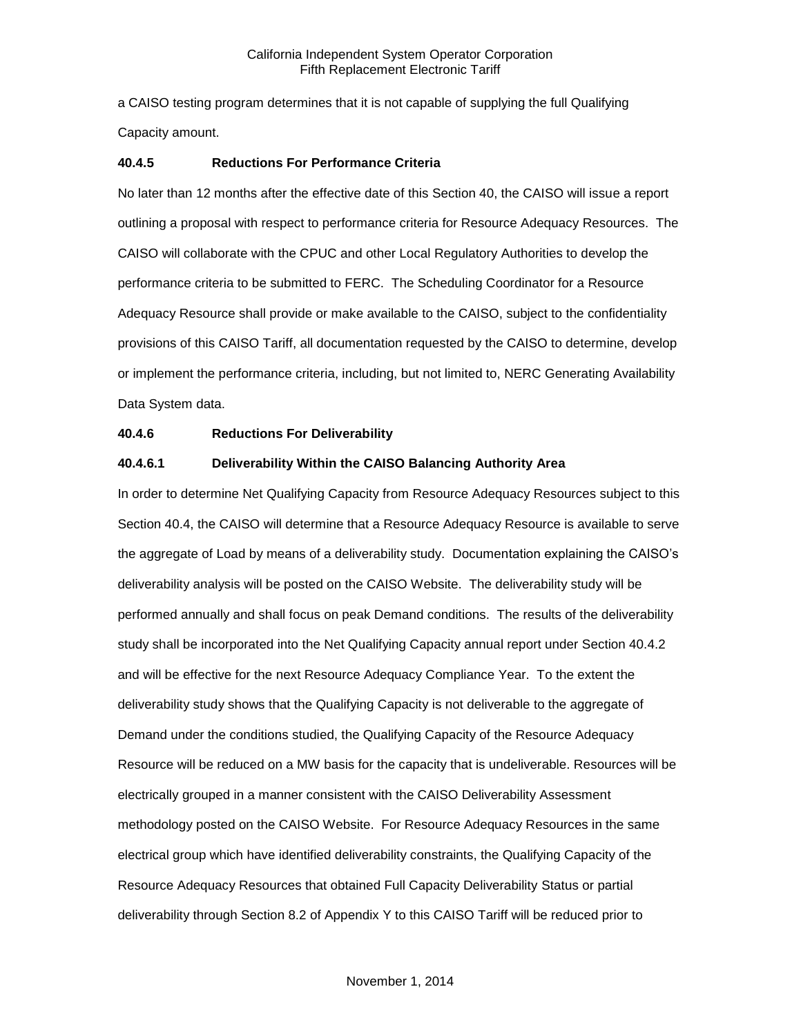a CAISO testing program determines that it is not capable of supplying the full Qualifying Capacity amount.

**40.4.5 Reductions For Performance Criteria**

No later than 12 months after the effective date of this Section 40, the CAISO will issue a report outlining a proposal with respect to performance criteria for Resource Adequacy Resources. The CAISO will collaborate with the CPUC and other Local Regulatory Authorities to develop the performance criteria to be submitted to FERC. The Scheduling Coordinator for a Resource Adequacy Resource shall provide or make available to the CAISO, subject to the confidentiality provisions of this CAISO Tariff, all documentation requested by the CAISO to determine, develop or implement the performance criteria, including, but not limited to, NERC Generating Availability Data System data.

**40.4.6 Reductions For Deliverability**

**40.4.6.1 Deliverability Within the CAISO Balancing Authority Area**

In order to determine Net Qualifying Capacity from Resource Adequacy Resources subject to this Section 40.4, the CAISO will determine that a Resource Adequacy Resource is available to serve the aggregate of Load by means of a deliverability study. Documentation explaining the CAISO's deliverability analysis will be posted on the CAISO Website. The deliverability study will be performed annually and shall focus on peak Demand conditions. The results of the deliverability study shall be incorporated into the Net Qualifying Capacity annual report under Section 40.4.2 and will be effective for the next Resource Adequacy Compliance Year. To the extent the deliverability study shows that the Qualifying Capacity is not deliverable to the aggregate of Demand under the conditions studied, the Qualifying Capacity of the Resource Adequacy Resource will be reduced on a MW basis for the capacity that is undeliverable. Resources will be electrically grouped in a manner consistent with the CAISO Deliverability Assessment methodology posted on the CAISO Website. For Resource Adequacy Resources in the same electrical group which have identified deliverability constraints, the Qualifying Capacity of the Resource Adequacy Resources that obtained Full Capacity Deliverability Status or partial deliverability through Section 8.2 of Appendix Y to this CAISO Tariff will be reduced prior to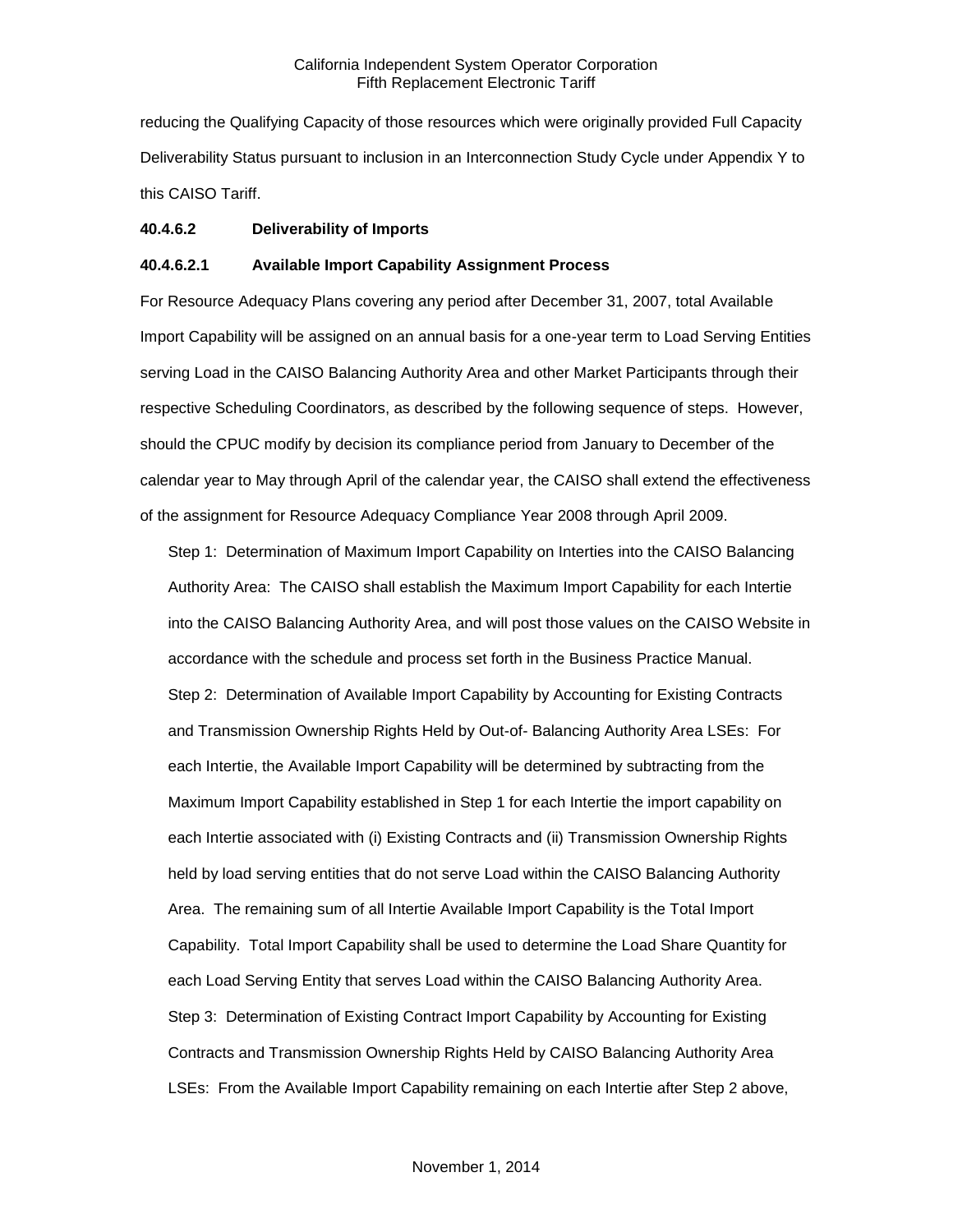reducing the Qualifying Capacity of those resources which were originally provided Full Capacity Deliverability Status pursuant to inclusion in an Interconnection Study Cycle under Appendix Y to this CAISO Tariff.

**40.4.6.2 Deliverability of Imports**

**40.4.6.2.1 Available Import Capability Assignment Process**

For Resource Adequacy Plans covering any period after December 31, 2007, total Available Import Capability will be assigned on an annual basis for a one-year term to Load Serving Entities serving Load in the CAISO Balancing Authority Area and other Market Participants through their respective Scheduling Coordinators, as described by the following sequence of steps. However, should the CPUC modify by decision its compliance period from January to December of the calendar year to May through April of the calendar year, the CAISO shall extend the effectiveness of the assignment for Resource Adequacy Compliance Year 2008 through April 2009.

Step 1: Determination of Maximum Import Capability on Interties into the CAISO Balancing Authority Area: The CAISO shall establish the Maximum Import Capability for each Intertie into the CAISO Balancing Authority Area, and will post those values on the CAISO Website in accordance with the schedule and process set forth in the Business Practice Manual.

Step 2: Determination of Available Import Capability by Accounting for Existing Contracts and Transmission Ownership Rights Held by Out-of- Balancing Authority Area LSEs: For each Intertie, the Available Import Capability will be determined by subtracting from the Maximum Import Capability established in Step 1 for each Intertie the import capability on each Intertie associated with (i) Existing Contracts and (ii) Transmission Ownership Rights held by load serving entities that do not serve Load within the CAISO Balancing Authority Area. The remaining sum of all Intertie Available Import Capability is the Total Import Capability. Total Import Capability shall be used to determine the Load Share Quantity for each Load Serving Entity that serves Load within the CAISO Balancing Authority Area.

Step 3: Determination of Existing Contract Import Capability by Accounting for Existing Contracts and Transmission Ownership Rights Held by CAISO Balancing Authority Area LSEs: From the Available Import Capability remaining on each Intertie after Step 2 above,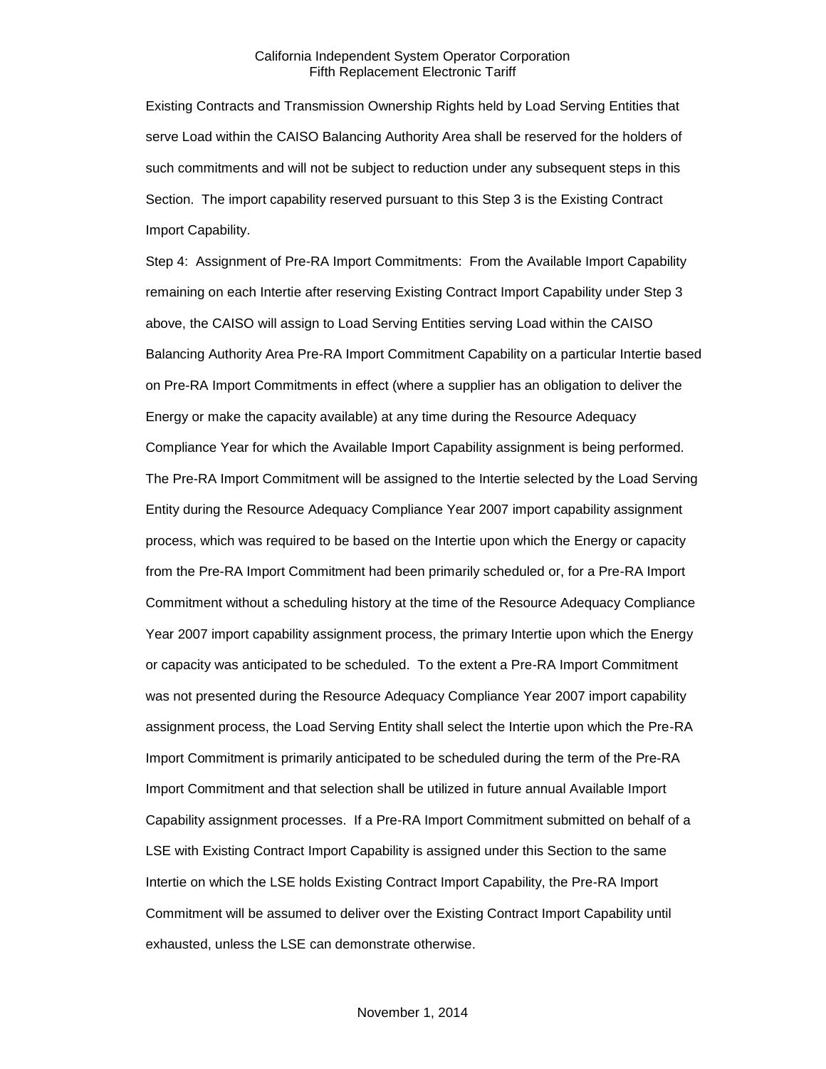Existing Contracts and Transmission Ownership Rights held by Load Serving Entities that serve Load within the CAISO Balancing Authority Area shall be reserved for the holders of such commitments and will not be subject to reduction under any subsequent steps in this Section. The import capability reserved pursuant to this Step 3 is the Existing Contract Import Capability.

Step 4: Assignment of Pre-RA Import Commitments: From the Available Import Capability remaining on each Intertie after reserving Existing Contract Import Capability under Step 3 above, the CAISO will assign to Load Serving Entities serving Load within the CAISO Balancing Authority Area Pre-RA Import Commitment Capability on a particular Intertie based on Pre-RA Import Commitments in effect (where a supplier has an obligation to deliver the Energy or make the capacity available) at any time during the Resource Adequacy Compliance Year for which the Available Import Capability assignment is being performed. The Pre-RA Import Commitment will be assigned to the Intertie selected by the Load Serving Entity during the Resource Adequacy Compliance Year 2007 import capability assignment process, which was required to be based on the Intertie upon which the Energy or capacity from the Pre-RA Import Commitment had been primarily scheduled or, for a Pre-RA Import Commitment without a scheduling history at the time of the Resource Adequacy Compliance Year 2007 import capability assignment process, the primary Intertie upon which the Energy or capacity was anticipated to be scheduled. To the extent a Pre-RA Import Commitment was not presented during the Resource Adequacy Compliance Year 2007 import capability assignment process, the Load Serving Entity shall select the Intertie upon which the Pre-RA Import Commitment is primarily anticipated to be scheduled during the term of the Pre-RA Import Commitment and that selection shall be utilized in future annual Available Import Capability assignment processes. If a Pre-RA Import Commitment submitted on behalf of a LSE with Existing Contract Import Capability is assigned under this Section to the same Intertie on which the LSE holds Existing Contract Import Capability, the Pre-RA Import Commitment will be assumed to deliver over the Existing Contract Import Capability until exhausted, unless the LSE can demonstrate otherwise.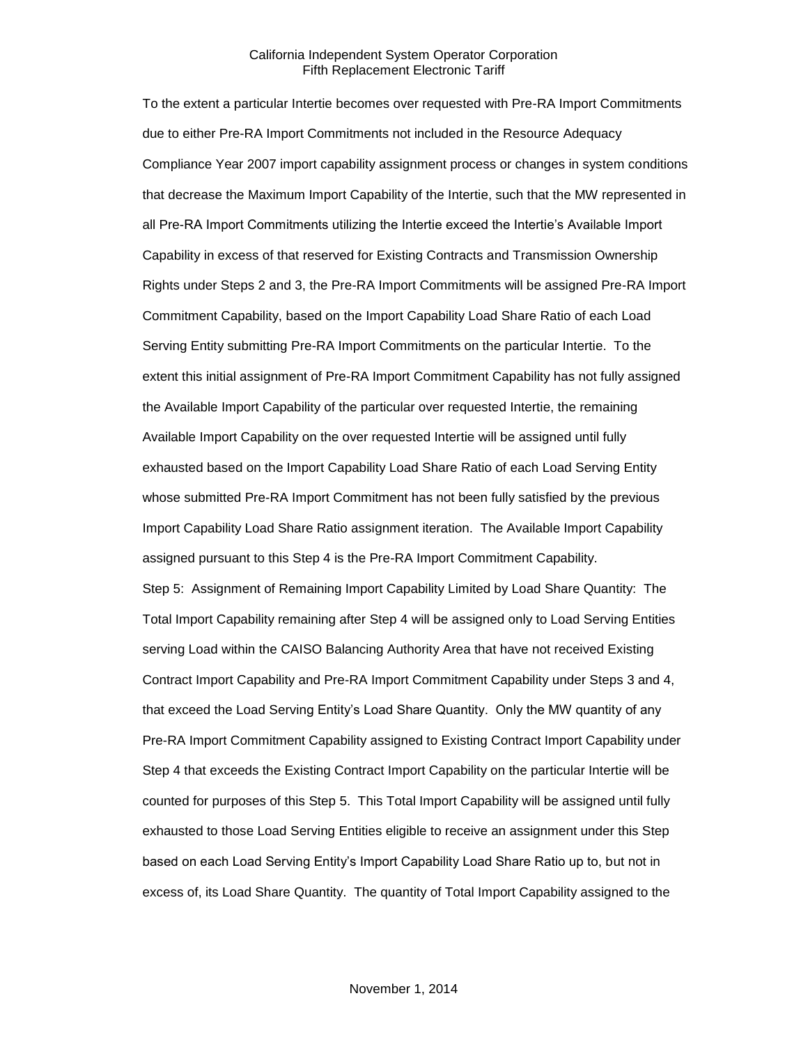To the extent a particular Intertie becomes over requested with Pre-RA Import Commitments due to either Pre-RA Import Commitments not included in the Resource Adequacy Compliance Year 2007 import capability assignment process or changes in system conditions that decrease the Maximum Import Capability of the Intertie, such that the MW represented in all Pre-RA Import Commitments utilizing the Intertie exceed the Intertie's Available Import Capability in excess of that reserved for Existing Contracts and Transmission Ownership Rights under Steps 2 and 3, the Pre-RA Import Commitments will be assigned Pre-RA Import Commitment Capability, based on the Import Capability Load Share Ratio of each Load Serving Entity submitting Pre-RA Import Commitments on the particular Intertie. To the extent this initial assignment of Pre-RA Import Commitment Capability has not fully assigned the Available Import Capability of the particular over requested Intertie, the remaining Available Import Capability on the over requested Intertie will be assigned until fully exhausted based on the Import Capability Load Share Ratio of each Load Serving Entity whose submitted Pre-RA Import Commitment has not been fully satisfied by the previous Import Capability Load Share Ratio assignment iteration. The Available Import Capability assigned pursuant to this Step 4 is the Pre-RA Import Commitment Capability.

Step 5: Assignment of Remaining Import Capability Limited by Load Share Quantity: The Total Import Capability remaining after Step 4 will be assigned only to Load Serving Entities serving Load within the CAISO Balancing Authority Area that have not received Existing Contract Import Capability and Pre-RA Import Commitment Capability under Steps 3 and 4, that exceed the Load Serving Entity's Load Share Quantity. Only the MW quantity of any Pre-RA Import Commitment Capability assigned to Existing Contract Import Capability under Step 4 that exceeds the Existing Contract Import Capability on the particular Intertie will be counted for purposes of this Step 5. This Total Import Capability will be assigned until fully exhausted to those Load Serving Entities eligible to receive an assignment under this Step based on each Load Serving Entity's Import Capability Load Share Ratio up to, but not in excess of, its Load Share Quantity. The quantity of Total Import Capability assigned to the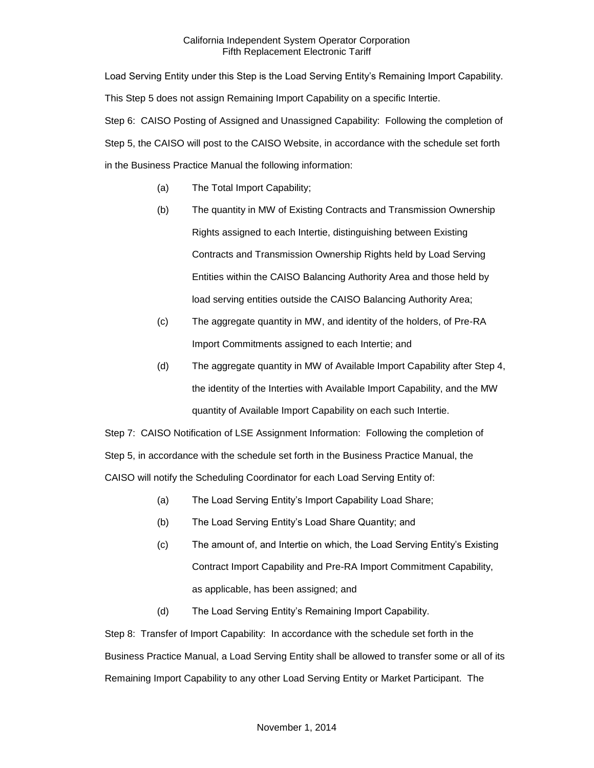Load Serving Entity under this Step is the Load Serving Entity's Remaining Import Capability. This Step 5 does not assign Remaining Import Capability on a specific Intertie.

Step 6: CAISO Posting of Assigned and Unassigned Capability: Following the completion of Step 5, the CAISO will post to the CAISO Website, in accordance with the schedule set forth in the Business Practice Manual the following information:

(a) The Total Import Capability;

(b) The quantity in MW of Existing Contracts and Transmission Ownership Rights assigned to each Intertie, distinguishing between Existing Contracts and Transmission Ownership Rights held by Load Serving Entities within the CAISO Balancing Authority Area and those held by load serving entities outside the CAISO Balancing Authority Area;

(c) The aggregate quantity in MW, and identity of the holders, of Pre-RA Import Commitments assigned to each Intertie; and

(d) The aggregate quantity in MW of Available Import Capability after Step 4, the identity of the Interties with Available Import Capability, and the MW quantity of Available Import Capability on each such Intertie.

Step 7: CAISO Notification of LSE Assignment Information: Following the completion of Step 5, in accordance with the schedule set forth in the Business Practice Manual, the CAISO will notify the Scheduling Coordinator for each Load Serving Entity of:

(a) The Load Serving Entity's Import Capability Load Share;

(b) The Load Serving Entity's Load Share Quantity; and

(c) The amount of, and Intertie on which, the Load Serving Entity's Existing Contract Import Capability and Pre-RA Import Commitment Capability, as applicable, has been assigned; and

(d) The Load Serving Entity's Remaining Import Capability.

Step 8: Transfer of Import Capability: In accordance with the schedule set forth in the Business Practice Manual, a Load Serving Entity shall be allowed to transfer some or all of its Remaining Import Capability to any other Load Serving Entity or Market Participant. The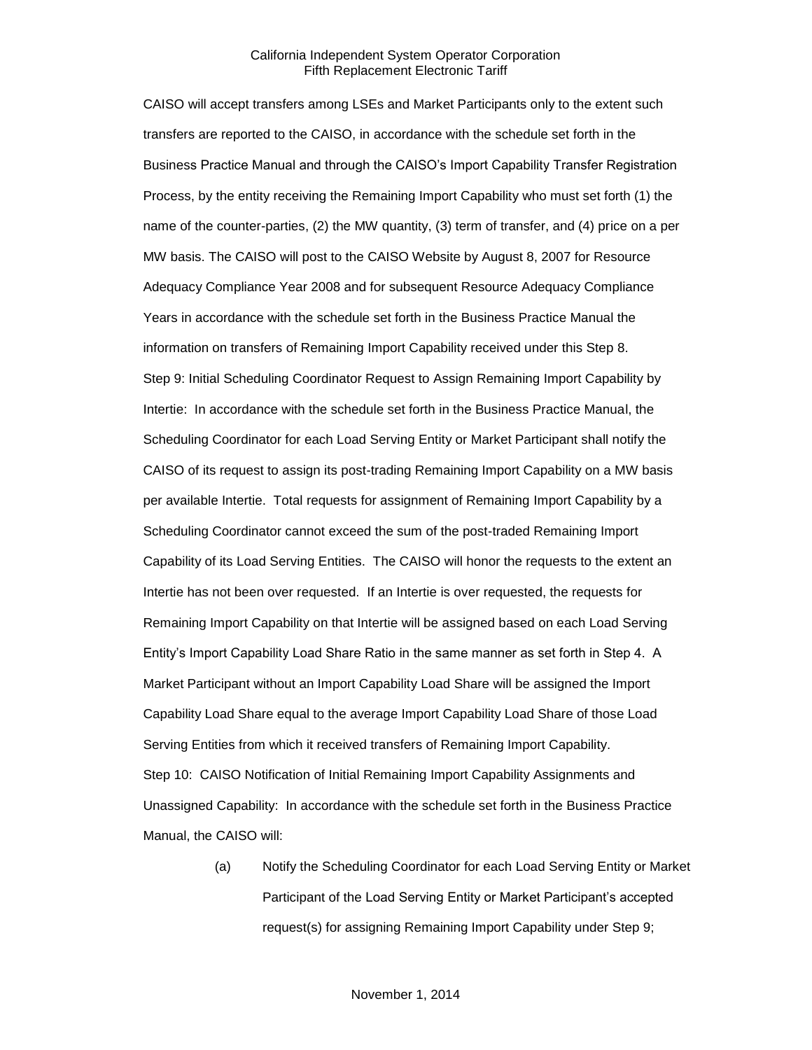CAISO will accept transfers among LSEs and Market Participants only to the extent such transfers are reported to the CAISO, in accordance with the schedule set forth in the Business Practice Manual and through the CAISO's Import Capability Transfer Registration Process, by the entity receiving the Remaining Import Capability who must set forth (1) the name of the counter-parties, (2) the MW quantity, (3) term of transfer, and (4) price on a per MW basis. The CAISO will post to the CAISO Website by August 8, 2007 for Resource Adequacy Compliance Year 2008 and for subsequent Resource Adequacy Compliance Years in accordance with the schedule set forth in the Business Practice Manual the information on transfers of Remaining Import Capability received under this Step 8.

Step 9: Initial Scheduling Coordinator Request to Assign Remaining Import Capability by Intertie: In accordance with the schedule set forth in the Business Practice Manual, the Scheduling Coordinator for each Load Serving Entity or Market Participant shall notify the CAISO of its request to assign its post-trading Remaining Import Capability on a MW basis per available Intertie. Total requests for assignment of Remaining Import Capability by a Scheduling Coordinator cannot exceed the sum of the post-traded Remaining Import Capability of its Load Serving Entities. The CAISO will honor the requests to the extent an Intertie has not been over requested. If an Intertie is over requested, the requests for Remaining Import Capability on that Intertie will be assigned based on each Load Serving Entity's Import Capability Load Share Ratio in the same manner as set forth in Step 4. A Market Participant without an Import Capability Load Share will be assigned the Import Capability Load Share equal to the average Import Capability Load Share of those Load Serving Entities from which it received transfers of Remaining Import Capability.

Step 10: CAISO Notification of Initial Remaining Import Capability Assignments and Unassigned Capability: In accordance with the schedule set forth in the Business Practice Manual, the CAISO will:

(a) Notify the Scheduling Coordinator for each Load Serving Entity or Market Participant of the Load Serving Entity or Market Participant's accepted request(s) for assigning Remaining Import Capability under Step 9;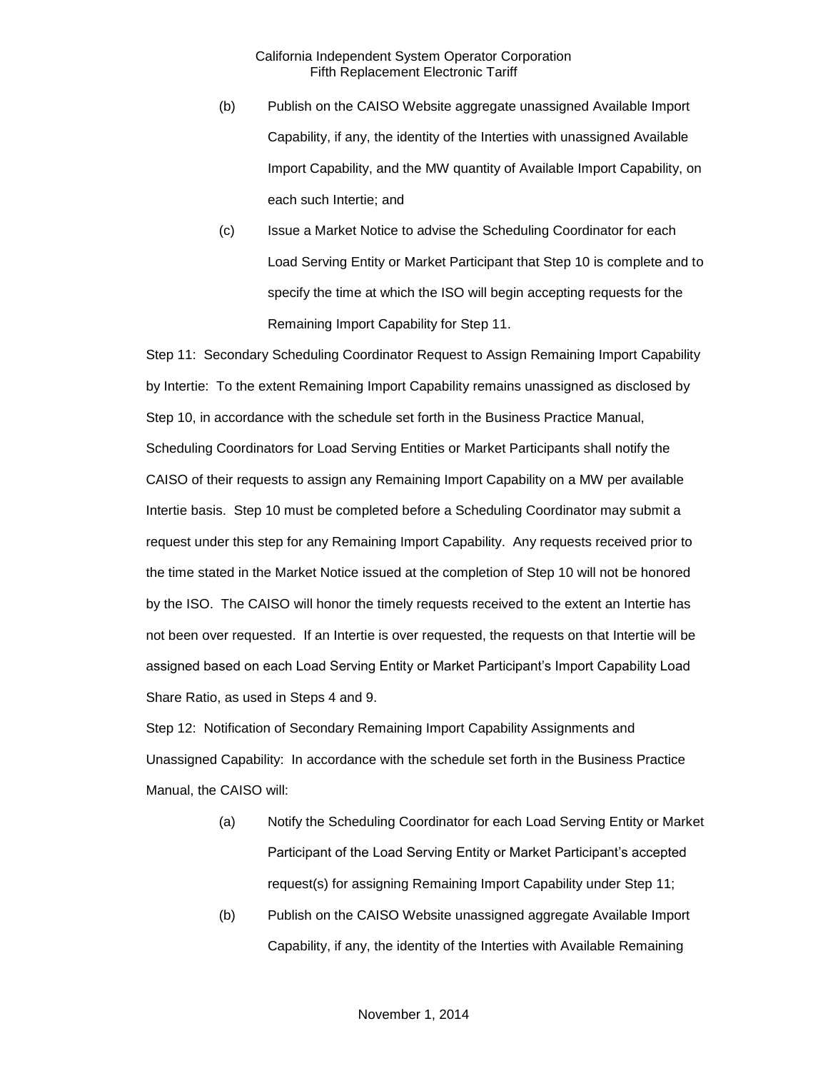(b) Publish on the CAISO Website aggregate unassigned Available Import Capability, if any, the identity of the Interties with unassigned Available Import Capability, and the MW quantity of Available Import Capability, on each such Intertie; and

(c) Issue a Market Notice to advise the Scheduling Coordinator for each Load Serving Entity or Market Participant that Step 10 is complete and to specify the time at which the ISO will begin accepting requests for the Remaining Import Capability for Step 11.

Step 11: Secondary Scheduling Coordinator Request to Assign Remaining Import Capability by Intertie: To the extent Remaining Import Capability remains unassigned as disclosed by Step 10, in accordance with the schedule set forth in the Business Practice Manual, Scheduling Coordinators for Load Serving Entities or Market Participants shall notify the CAISO of their requests to assign any Remaining Import Capability on a MW per available Intertie basis. Step 10 must be completed before a Scheduling Coordinator may submit a request under this step for any Remaining Import Capability. Any requests received prior to the time stated in the Market Notice issued at the completion of Step 10 will not be honored by the ISO. The CAISO will honor the timely requests received to the extent an Intertie has not been over requested. If an Intertie is over requested, the requests on that Intertie will be assigned based on each Load Serving Entity or Market Participant's Import Capability Load Share Ratio, as used in Steps 4 and 9.

Step 12: Notification of Secondary Remaining Import Capability Assignments and Unassigned Capability: In accordance with the schedule set forth in the Business Practice Manual, the CAISO will:

(a) Notify the Scheduling Coordinator for each Load Serving Entity or Market Participant of the Load Serving Entity or Market Participant's accepted request(s) for assigning Remaining Import Capability under Step 11;

(b) Publish on the CAISO Website unassigned aggregate Available Import Capability, if any, the identity of the Interties with Available Remaining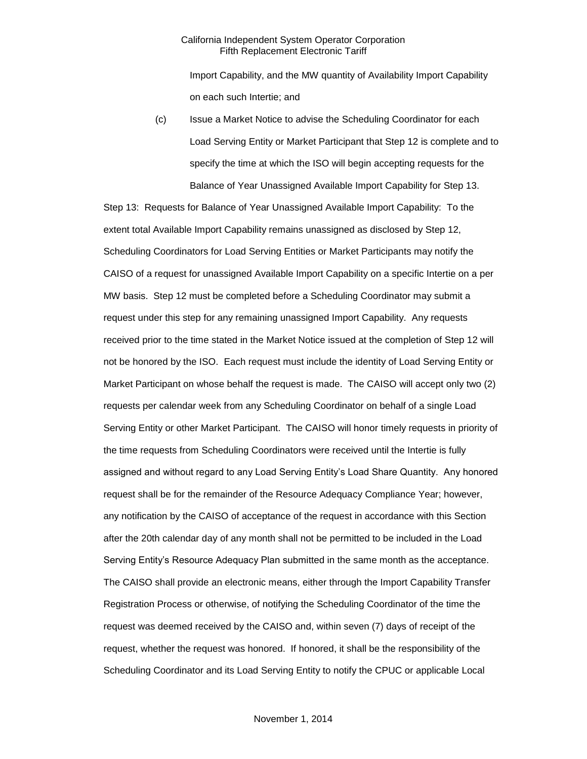Import Capability, and the MW quantity of Availability Import Capability on each such Intertie; and

(c) Issue a Market Notice to advise the Scheduling Coordinator for each Load Serving Entity or Market Participant that Step 12 is complete and to specify the time at which the ISO will begin accepting requests for the Balance of Year Unassigned Available Import Capability for Step 13.

Step 13: Requests for Balance of Year Unassigned Available Import Capability: To the extent total Available Import Capability remains unassigned as disclosed by Step 12, Scheduling Coordinators for Load Serving Entities or Market Participants may notify the CAISO of a request for unassigned Available Import Capability on a specific Intertie on a per MW basis. Step 12 must be completed before a Scheduling Coordinator may submit a request under this step for any remaining unassigned Import Capability. Any requests received prior to the time stated in the Market Notice issued at the completion of Step 12 will not be honored by the ISO. Each request must include the identity of Load Serving Entity or Market Participant on whose behalf the request is made. The CAISO will accept only two (2) requests per calendar week from any Scheduling Coordinator on behalf of a single Load Serving Entity or other Market Participant. The CAISO will honor timely requests in priority of the time requests from Scheduling Coordinators were received until the Intertie is fully assigned and without regard to any Load Serving Entity's Load Share Quantity. Any honored request shall be for the remainder of the Resource Adequacy Compliance Year; however, any notification by the CAISO of acceptance of the request in accordance with this Section after the 20th calendar day of any month shall not be permitted to be included in the Load Serving Entity's Resource Adequacy Plan submitted in the same month as the acceptance. The CAISO shall provide an electronic means, either through the Import Capability Transfer Registration Process or otherwise, of notifying the Scheduling Coordinator of the time the request was deemed received by the CAISO and, within seven (7) days of receipt of the request, whether the request was honored. If honored, it shall be the responsibility of the Scheduling Coordinator and its Load Serving Entity to notify the CPUC or applicable Local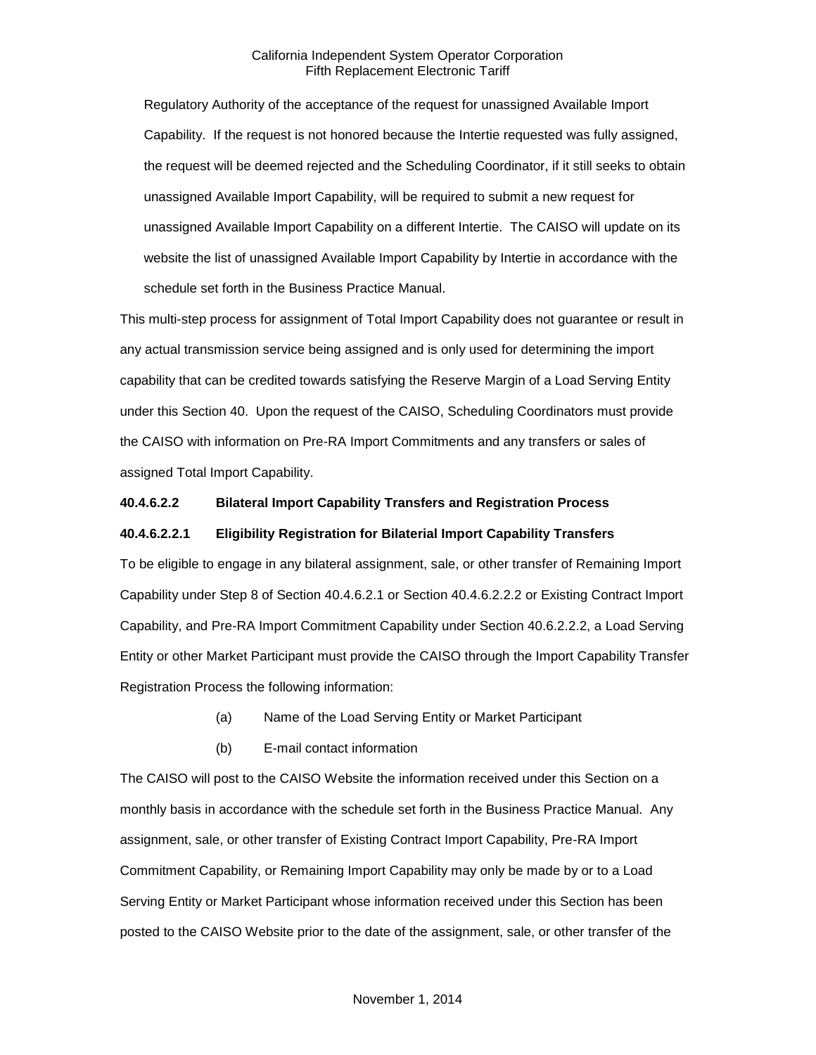Regulatory Authority of the acceptance of the request for unassigned Available Import Capability. If the request is not honored because the Intertie requested was fully assigned, the request will be deemed rejected and the Scheduling Coordinator, if it still seeks to obtain unassigned Available Import Capability, will be required to submit a new request for unassigned Available Import Capability on a different Intertie. The CAISO will update on its website the list of unassigned Available Import Capability by Intertie in accordance with the schedule set forth in the Business Practice Manual.

This multi-step process for assignment of Total Import Capability does not guarantee or result in any actual transmission service being assigned and is only used for determining the import capability that can be credited towards satisfying the Reserve Margin of a Load Serving Entity under this Section 40. Upon the request of the CAISO, Scheduling Coordinators must provide the CAISO with information on Pre-RA Import Commitments and any transfers or sales of assigned Total Import Capability.

**40.4.6.2.2 Bilateral Import Capability Transfers and Registration Process**

**40.4.6.2.2.1 Eligibility Registration for Bilaterial Import Capability Transfers**

To be eligible to engage in any bilateral assignment, sale, or other transfer of Remaining Import Capability under Step 8 of Section 40.4.6.2.1 or Section 40.4.6.2.2.2 or Existing Contract Import Capability, and Pre-RA Import Commitment Capability under Section 40.6.2.2.2, a Load Serving Entity or other Market Participant must provide the CAISO through the Import Capability Transfer Registration Process the following information:

(a) Name of the Load Serving Entity or Market Participant

(b) E-mail contact information

The CAISO will post to the CAISO Website the information received under this Section on a monthly basis in accordance with the schedule set forth in the Business Practice Manual. Any assignment, sale, or other transfer of Existing Contract Import Capability, Pre-RA Import Commitment Capability, or Remaining Import Capability may only be made by or to a Load Serving Entity or Market Participant whose information received under this Section has been posted to the CAISO Website prior to the date of the assignment, sale, or other transfer of the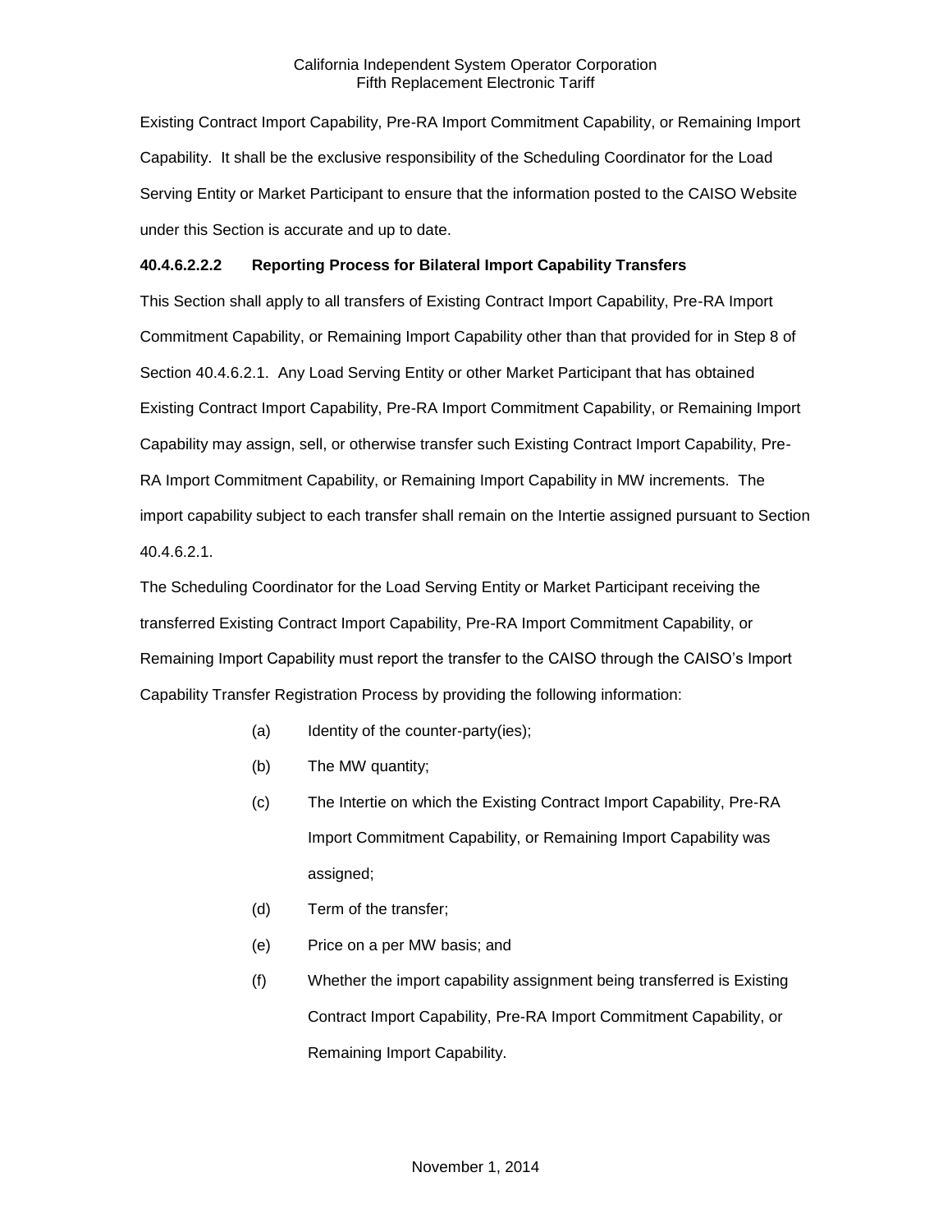Existing Contract Import Capability, Pre-RA Import Commitment Capability, or Remaining Import Capability. It shall be the exclusive responsibility of the Scheduling Coordinator for the Load Serving Entity or Market Participant to ensure that the information posted to the CAISO Website under this Section is accurate and up to date.

**40.4.6.2.2.2 Reporting Process for Bilateral Import Capability Transfers**

This Section shall apply to all transfers of Existing Contract Import Capability, Pre-RA Import Commitment Capability, or Remaining Import Capability other than that provided for in Step 8 of Section 40.4.6.2.1. Any Load Serving Entity or other Market Participant that has obtained Existing Contract Import Capability, Pre-RA Import Commitment Capability, or Remaining Import Capability may assign, sell, or otherwise transfer such Existing Contract Import Capability, Pre-RA Import Commitment Capability, or Remaining Import Capability in MW increments. The import capability subject to each transfer shall remain on the Intertie assigned pursuant to Section 40.4.6.2.1.

The Scheduling Coordinator for the Load Serving Entity or Market Participant receiving the transferred Existing Contract Import Capability, Pre-RA Import Commitment Capability, or Remaining Import Capability must report the transfer to the CAISO through the CAISO's Import Capability Transfer Registration Process by providing the following information:

(a) Identity of the counter-party(ies);

(b) The MW quantity;

(c) The Intertie on which the Existing Contract Import Capability, Pre-RA Import Commitment Capability, or Remaining Import Capability was assigned;

(d) Term of the transfer;

(e) Price on a per MW basis; and

(f) Whether the import capability assignment being transferred is Existing Contract Import Capability, Pre-RA Import Commitment Capability, or Remaining Import Capability.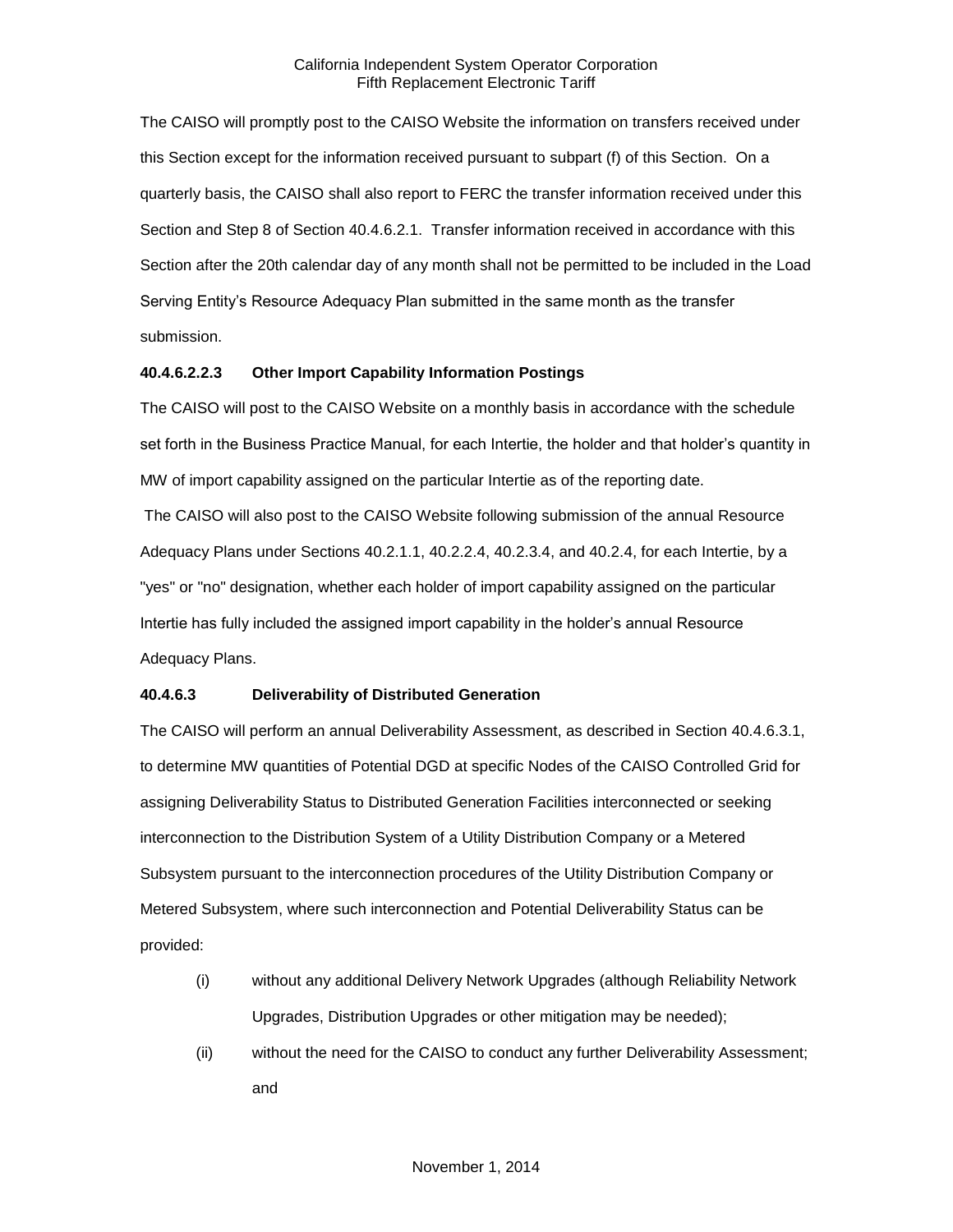The CAISO will promptly post to the CAISO Website the information on transfers received under this Section except for the information received pursuant to subpart (f) of this Section. On a quarterly basis, the CAISO shall also report to FERC the transfer information received under this Section and Step 8 of Section 40.4.6.2.1. Transfer information received in accordance with this Section after the 20th calendar day of any month shall not be permitted to be included in the Load Serving Entity's Resource Adequacy Plan submitted in the same month as the transfer submission.

**40.4.6.2.2.3 Other Import Capability Information Postings**

The CAISO will post to the CAISO Website on a monthly basis in accordance with the schedule set forth in the Business Practice Manual, for each Intertie, the holder and that holder's quantity in MW of import capability assigned on the particular Intertie as of the reporting date.

The CAISO will also post to the CAISO Website following submission of the annual Resource Adequacy Plans under Sections 40.2.1.1, 40.2.2.4, 40.2.3.4, and 40.2.4, for each Intertie, by a "yes" or "no" designation, whether each holder of import capability assigned on the particular Intertie has fully included the assigned import capability in the holder's annual Resource Adequacy Plans.

**40.4.6.3 Deliverability of Distributed Generation**

The CAISO will perform an annual Deliverability Assessment, as described in Section 40.4.6.3.1, to determine MW quantities of Potential DGD at specific Nodes of the CAISO Controlled Grid for assigning Deliverability Status to Distributed Generation Facilities interconnected or seeking interconnection to the Distribution System of a Utility Distribution Company or a Metered Subsystem pursuant to the interconnection procedures of the Utility Distribution Company or Metered Subsystem, where such interconnection and Potential Deliverability Status can be provided:

(i) without any additional Delivery Network Upgrades (although Reliability Network Upgrades, Distribution Upgrades or other mitigation may be needed);

(ii) without the need for the CAISO to conduct any further Deliverability Assessment; and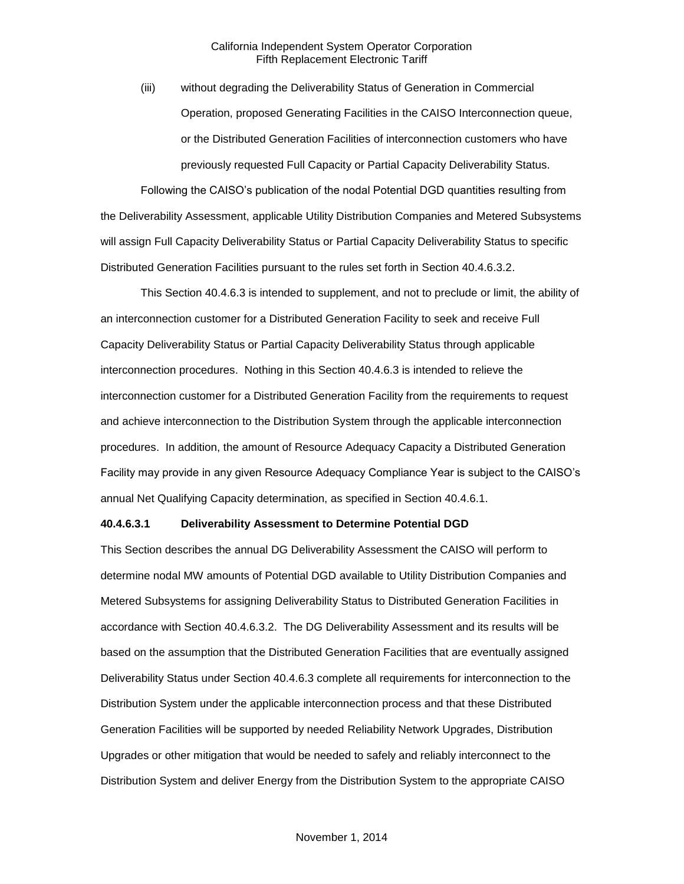(iii) without degrading the Deliverability Status of Generation in Commercial Operation, proposed Generating Facilities in the CAISO Interconnection queue, or the Distributed Generation Facilities of interconnection customers who have previously requested Full Capacity or Partial Capacity Deliverability Status.

Following the CAISO's publication of the nodal Potential DGD quantities resulting from the Deliverability Assessment, applicable Utility Distribution Companies and Metered Subsystems will assign Full Capacity Deliverability Status or Partial Capacity Deliverability Status to specific Distributed Generation Facilities pursuant to the rules set forth in Section 40.4.6.3.2.

This Section 40.4.6.3 is intended to supplement, and not to preclude or limit, the ability of an interconnection customer for a Distributed Generation Facility to seek and receive Full Capacity Deliverability Status or Partial Capacity Deliverability Status through applicable interconnection procedures. Nothing in this Section 40.4.6.3 is intended to relieve the interconnection customer for a Distributed Generation Facility from the requirements to request and achieve interconnection to the Distribution System through the applicable interconnection procedures. In addition, the amount of Resource Adequacy Capacity a Distributed Generation Facility may provide in any given Resource Adequacy Compliance Year is subject to the CAISO's annual Net Qualifying Capacity determination, as specified in Section 40.4.6.1.

**40.4.6.3.1 Deliverability Assessment to Determine Potential DGD**

This Section describes the annual DG Deliverability Assessment the CAISO will perform to determine nodal MW amounts of Potential DGD available to Utility Distribution Companies and Metered Subsystems for assigning Deliverability Status to Distributed Generation Facilities in accordance with Section 40.4.6.3.2. The DG Deliverability Assessment and its results will be based on the assumption that the Distributed Generation Facilities that are eventually assigned Deliverability Status under Section 40.4.6.3 complete all requirements for interconnection to the Distribution System under the applicable interconnection process and that these Distributed Generation Facilities will be supported by needed Reliability Network Upgrades, Distribution Upgrades or other mitigation that would be needed to safely and reliably interconnect to the Distribution System and deliver Energy from the Distribution System to the appropriate CAISO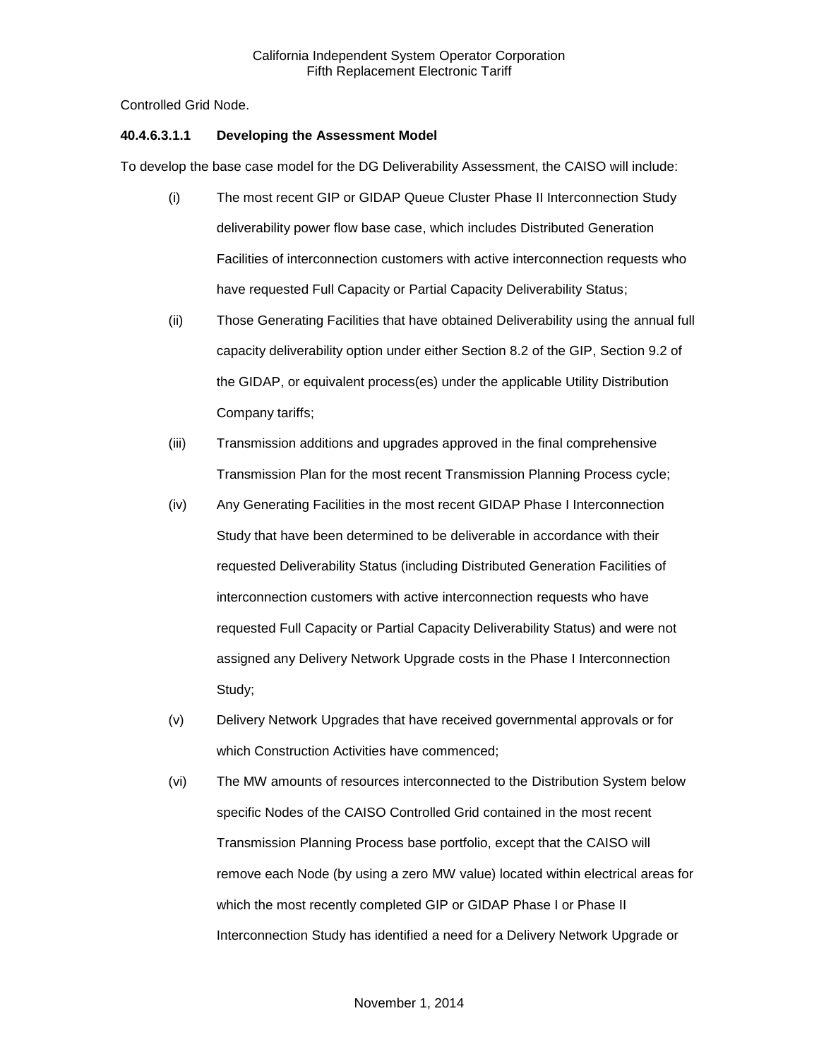Controlled Grid Node.

**40.4.6.3.1.1 Developing the Assessment Model**

To develop the base case model for the DG Deliverability Assessment, the CAISO will include:

(i) The most recent GIP or GIDAP Queue Cluster Phase II Interconnection Study deliverability power flow base case, which includes Distributed Generation Facilities of interconnection customers with active interconnection requests who have requested Full Capacity or Partial Capacity Deliverability Status;

(ii) Those Generating Facilities that have obtained Deliverability using the annual full capacity deliverability option under either Section 8.2 of the GIP, Section 9.2 of the GIDAP, or equivalent process(es) under the applicable Utility Distribution Company tariffs;

(iii) Transmission additions and upgrades approved in the final comprehensive Transmission Plan for the most recent Transmission Planning Process cycle;

(iv) Any Generating Facilities in the most recent GIDAP Phase I Interconnection Study that have been determined to be deliverable in accordance with their requested Deliverability Status (including Distributed Generation Facilities of interconnection customers with active interconnection requests who have requested Full Capacity or Partial Capacity Deliverability Status) and were not assigned any Delivery Network Upgrade costs in the Phase I Interconnection Study;

(v) Delivery Network Upgrades that have received governmental approvals or for which Construction Activities have commenced;

(vi) The MW amounts of resources interconnected to the Distribution System below specific Nodes of the CAISO Controlled Grid contained in the most recent Transmission Planning Process base portfolio, except that the CAISO will remove each Node (by using a zero MW value) located within electrical areas for which the most recently completed GIP or GIDAP Phase I or Phase II Interconnection Study has identified a need for a Delivery Network Upgrade or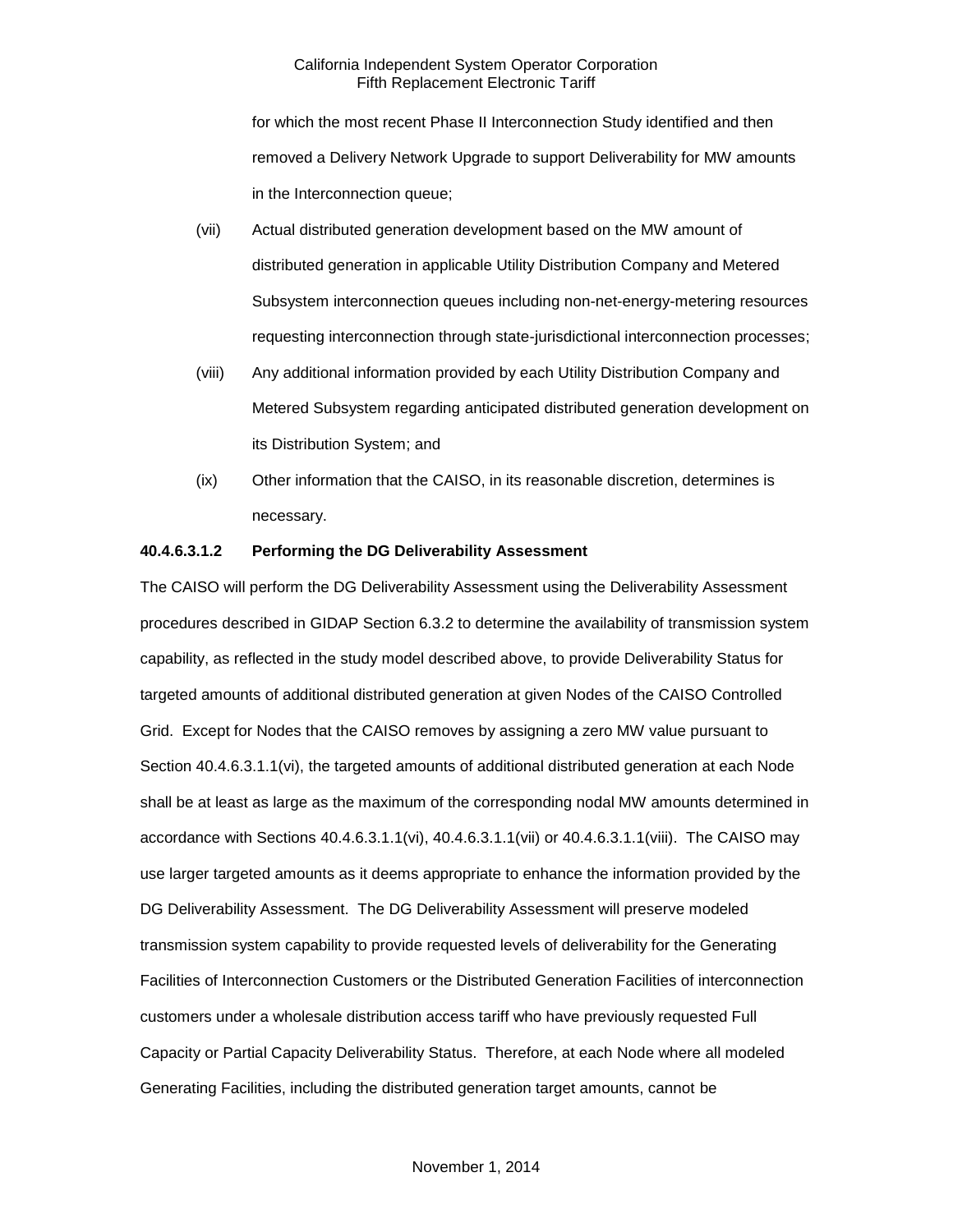for which the most recent Phase II Interconnection Study identified and then removed a Delivery Network Upgrade to support Deliverability for MW amounts in the Interconnection queue;

(vii) Actual distributed generation development based on the MW amount of distributed generation in applicable Utility Distribution Company and Metered Subsystem interconnection queues including non-net-energy-metering resources requesting interconnection through state-jurisdictional interconnection processes;

(viii) Any additional information provided by each Utility Distribution Company and Metered Subsystem regarding anticipated distributed generation development on its Distribution System; and

(ix) Other information that the CAISO, in its reasonable discretion, determines is necessary.

**40.4.6.3.1.2 Performing the DG Deliverability Assessment**

The CAISO will perform the DG Deliverability Assessment using the Deliverability Assessment procedures described in GIDAP Section 6.3.2 to determine the availability of transmission system capability, as reflected in the study model described above, to provide Deliverability Status for targeted amounts of additional distributed generation at given Nodes of the CAISO Controlled Grid. Except for Nodes that the CAISO removes by assigning a zero MW value pursuant to Section 40.4.6.3.1.1(vi), the targeted amounts of additional distributed generation at each Node shall be at least as large as the maximum of the corresponding nodal MW amounts determined in accordance with Sections 40.4.6.3.1.1(vi), 40.4.6.3.1.1(vii) or 40.4.6.3.1.1(viii). The CAISO may use larger targeted amounts as it deems appropriate to enhance the information provided by the DG Deliverability Assessment. The DG Deliverability Assessment will preserve modeled transmission system capability to provide requested levels of deliverability for the Generating Facilities of Interconnection Customers or the Distributed Generation Facilities of interconnection customers under a wholesale distribution access tariff who have previously requested Full Capacity or Partial Capacity Deliverability Status. Therefore, at each Node where all modeled Generating Facilities, including the distributed generation target amounts, cannot be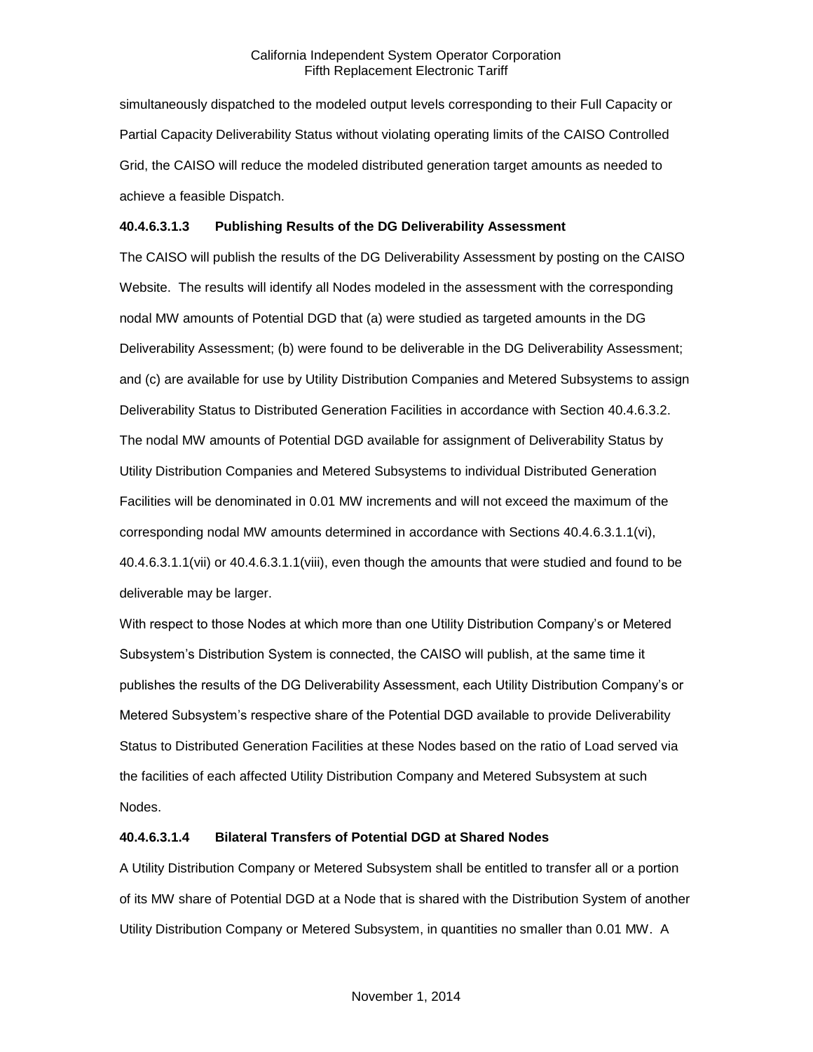simultaneously dispatched to the modeled output levels corresponding to their Full Capacity or Partial Capacity Deliverability Status without violating operating limits of the CAISO Controlled Grid, the CAISO will reduce the modeled distributed generation target amounts as needed to achieve a feasible Dispatch.

**40.4.6.3.1.3 Publishing Results of the DG Deliverability Assessment**

The CAISO will publish the results of the DG Deliverability Assessment by posting on the CAISO Website. The results will identify all Nodes modeled in the assessment with the corresponding nodal MW amounts of Potential DGD that (a) were studied as targeted amounts in the DG Deliverability Assessment; (b) were found to be deliverable in the DG Deliverability Assessment; and (c) are available for use by Utility Distribution Companies and Metered Subsystems to assign Deliverability Status to Distributed Generation Facilities in accordance with Section 40.4.6.3.2. The nodal MW amounts of Potential DGD available for assignment of Deliverability Status by Utility Distribution Companies and Metered Subsystems to individual Distributed Generation Facilities will be denominated in 0.01 MW increments and will not exceed the maximum of the corresponding nodal MW amounts determined in accordance with Sections 40.4.6.3.1.1(vi), 40.4.6.3.1.1(vii) or 40.4.6.3.1.1(viii), even though the amounts that were studied and found to be deliverable may be larger.

With respect to those Nodes at which more than one Utility Distribution Company's or Metered Subsystem's Distribution System is connected, the CAISO will publish, at the same time it publishes the results of the DG Deliverability Assessment, each Utility Distribution Company's or Metered Subsystem's respective share of the Potential DGD available to provide Deliverability Status to Distributed Generation Facilities at these Nodes based on the ratio of Load served via the facilities of each affected Utility Distribution Company and Metered Subsystem at such Nodes.

**40.4.6.3.1.4 Bilateral Transfers of Potential DGD at Shared Nodes**

A Utility Distribution Company or Metered Subsystem shall be entitled to transfer all or a portion of its MW share of Potential DGD at a Node that is shared with the Distribution System of another Utility Distribution Company or Metered Subsystem, in quantities no smaller than 0.01 MW. A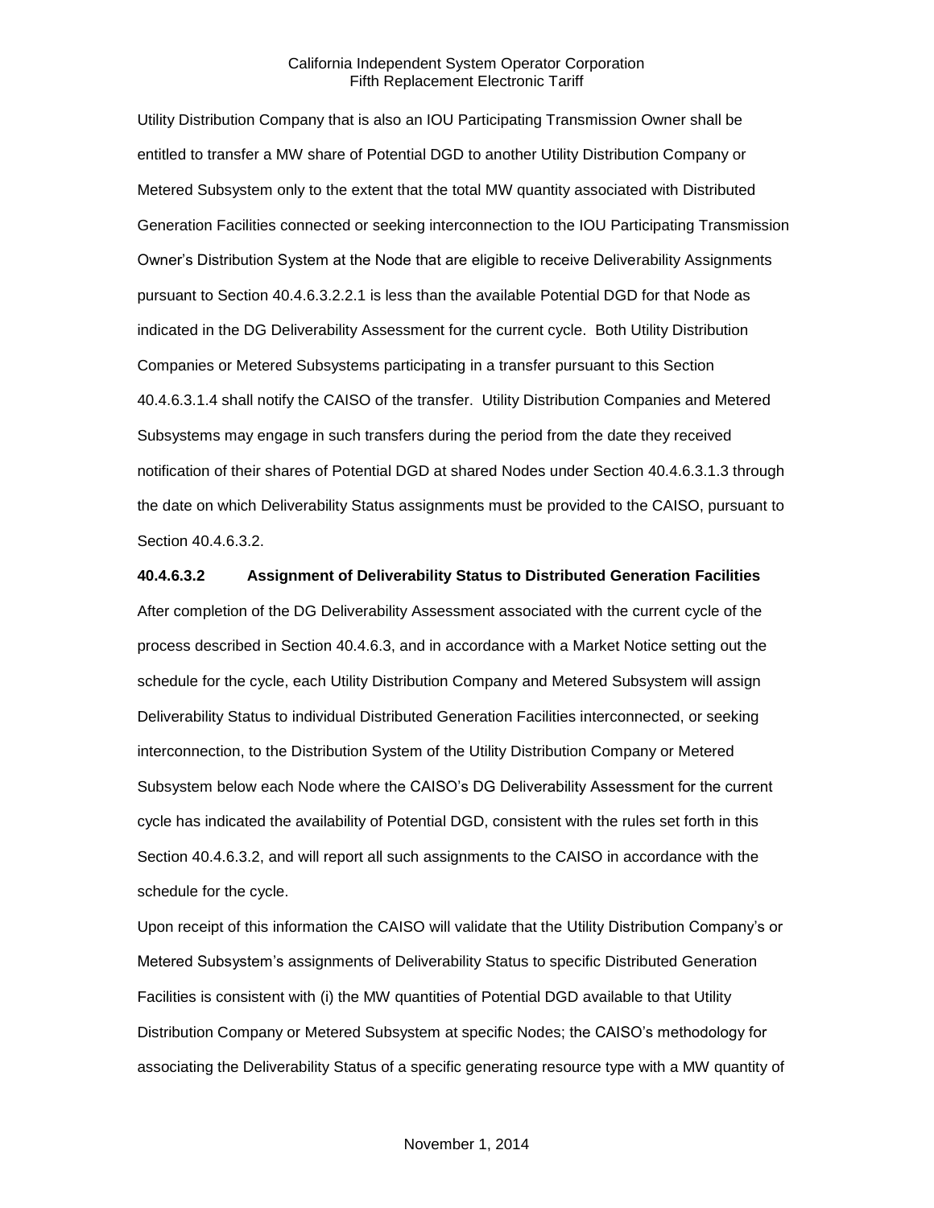Utility Distribution Company that is also an IOU Participating Transmission Owner shall be entitled to transfer a MW share of Potential DGD to another Utility Distribution Company or Metered Subsystem only to the extent that the total MW quantity associated with Distributed Generation Facilities connected or seeking interconnection to the IOU Participating Transmission Owner's Distribution System at the Node that are eligible to receive Deliverability Assignments pursuant to Section 40.4.6.3.2.2.1 is less than the available Potential DGD for that Node as indicated in the DG Deliverability Assessment for the current cycle. Both Utility Distribution Companies or Metered Subsystems participating in a transfer pursuant to this Section 40.4.6.3.1.4 shall notify the CAISO of the transfer. Utility Distribution Companies and Metered Subsystems may engage in such transfers during the period from the date they received notification of their shares of Potential DGD at shared Nodes under Section 40.4.6.3.1.3 through the date on which Deliverability Status assignments must be provided to the CAISO, pursuant to Section 40.4.6.3.2.

**40.4.6.3.2 Assignment of Deliverability Status to Distributed Generation Facilities**

After completion of the DG Deliverability Assessment associated with the current cycle of the process described in Section 40.4.6.3, and in accordance with a Market Notice setting out the schedule for the cycle, each Utility Distribution Company and Metered Subsystem will assign Deliverability Status to individual Distributed Generation Facilities interconnected, or seeking interconnection, to the Distribution System of the Utility Distribution Company or Metered Subsystem below each Node where the CAISO's DG Deliverability Assessment for the current cycle has indicated the availability of Potential DGD, consistent with the rules set forth in this Section 40.4.6.3.2, and will report all such assignments to the CAISO in accordance with the schedule for the cycle.

Upon receipt of this information the CAISO will validate that the Utility Distribution Company's or Metered Subsystem's assignments of Deliverability Status to specific Distributed Generation Facilities is consistent with (i) the MW quantities of Potential DGD available to that Utility Distribution Company or Metered Subsystem at specific Nodes; the CAISO's methodology for associating the Deliverability Status of a specific generating resource type with a MW quantity of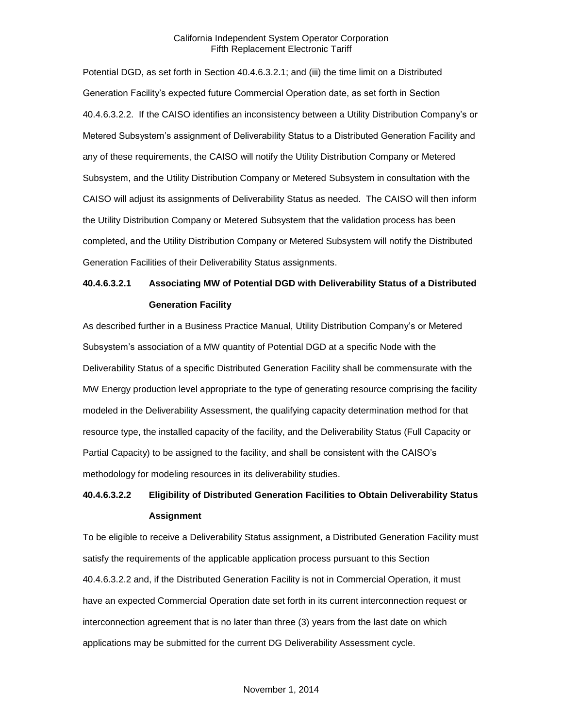Potential DGD, as set forth in Section 40.4.6.3.2.1; and (iii) the time limit on a Distributed Generation Facility's expected future Commercial Operation date, as set forth in Section 40.4.6.3.2.2. If the CAISO identifies an inconsistency between a Utility Distribution Company's or Metered Subsystem's assignment of Deliverability Status to a Distributed Generation Facility and any of these requirements, the CAISO will notify the Utility Distribution Company or Metered Subsystem, and the Utility Distribution Company or Metered Subsystem in consultation with the CAISO will adjust its assignments of Deliverability Status as needed. The CAISO will then inform the Utility Distribution Company or Metered Subsystem that the validation process has been completed, and the Utility Distribution Company or Metered Subsystem will notify the Distributed Generation Facilities of their Deliverability Status assignments.

**40.4.6.3.2.1 Associating MW of Potential DGD with Deliverability Status of a Distributed Generation Facility**

As described further in a Business Practice Manual, Utility Distribution Company's or Metered Subsystem's association of a MW quantity of Potential DGD at a specific Node with the Deliverability Status of a specific Distributed Generation Facility shall be commensurate with the MW Energy production level appropriate to the type of generating resource comprising the facility modeled in the Deliverability Assessment, the qualifying capacity determination method for that resource type, the installed capacity of the facility, and the Deliverability Status (Full Capacity or Partial Capacity) to be assigned to the facility, and shall be consistent with the CAISO's methodology for modeling resources in its deliverability studies.

**40.4.6.3.2.2 Eligibility of Distributed Generation Facilities to Obtain Deliverability Status Assignment**

To be eligible to receive a Deliverability Status assignment, a Distributed Generation Facility must satisfy the requirements of the applicable application process pursuant to this Section 40.4.6.3.2.2 and, if the Distributed Generation Facility is not in Commercial Operation, it must have an expected Commercial Operation date set forth in its current interconnection request or interconnection agreement that is no later than three (3) years from the last date on which applications may be submitted for the current DG Deliverability Assessment cycle.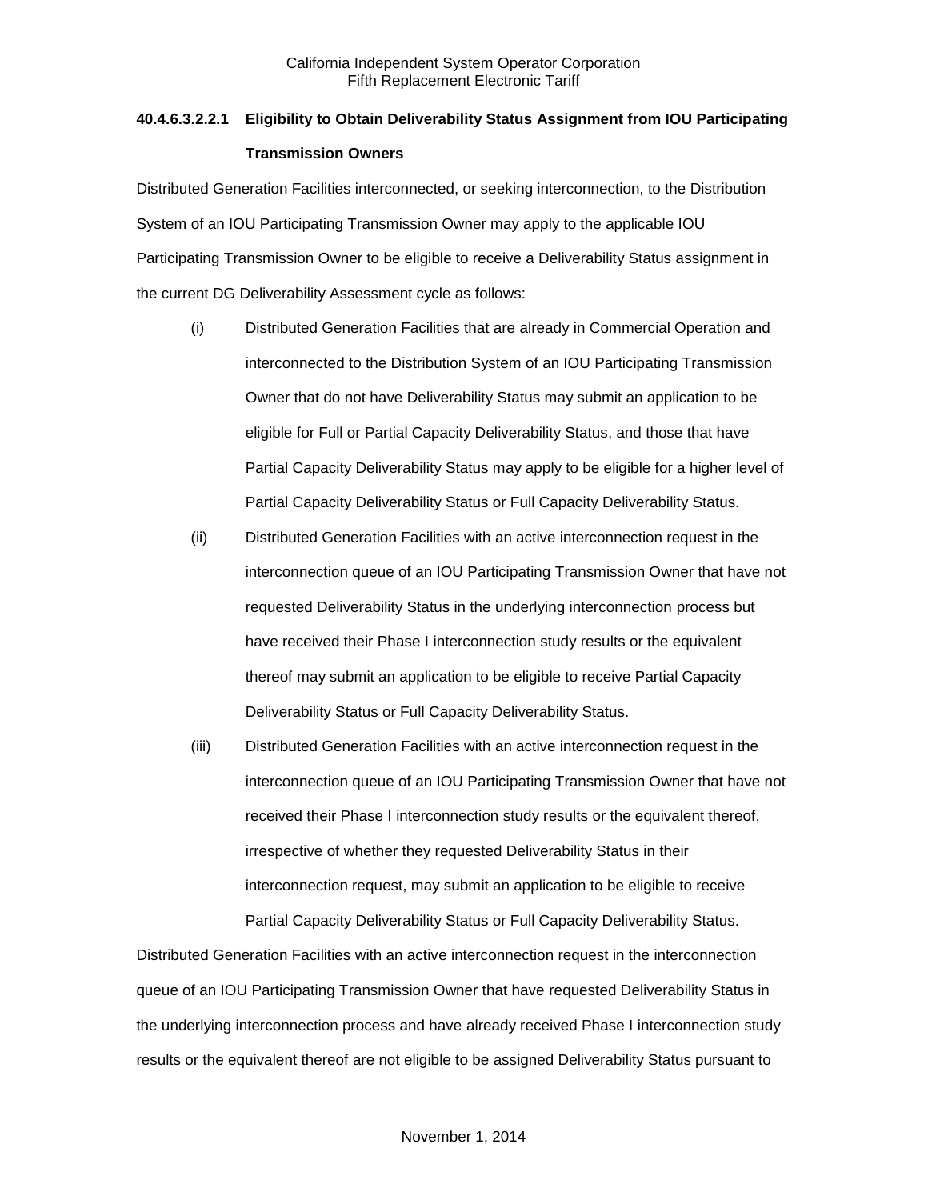### 40.4.6.3.2.2.1 Eligibility to Obtain Deliverability Status Assignment from IOU Participating Transmission Owners

Distributed Generation Facilities interconnected, or seeking interconnection, to the Distribution System of an IOU Participating Transmission Owner may apply to the applicable IOU Participating Transmission Owner to be eligible to receive a Deliverability Status assignment in the current DG Deliverability Assessment cycle as follows:

(i) Distributed Generation Facilities that are already in Commercial Operation and interconnected to the Distribution System of an IOU Participating Transmission Owner that do not have Deliverability Status may submit an application to be eligible for Full or Partial Capacity Deliverability Status, and those that have Partial Capacity Deliverability Status may apply to be eligible for a higher level of Partial Capacity Deliverability Status or Full Capacity Deliverability Status.

(ii) Distributed Generation Facilities with an active interconnection request in the interconnection queue of an IOU Participating Transmission Owner that have not requested Deliverability Status in the underlying interconnection process but have received their Phase I interconnection study results or the equivalent thereof may submit an application to be eligible to receive Partial Capacity Deliverability Status or Full Capacity Deliverability Status.

(iii) Distributed Generation Facilities with an active interconnection request in the interconnection queue of an IOU Participating Transmission Owner that have not received their Phase I interconnection study results or the equivalent thereof, irrespective of whether they requested Deliverability Status in their interconnection request, may submit an application to be eligible to receive Partial Capacity Deliverability Status or Full Capacity Deliverability Status.

Distributed Generation Facilities with an active interconnection request in the interconnection queue of an IOU Participating Transmission Owner that have requested Deliverability Status in the underlying interconnection process and have already received Phase I interconnection study results or the equivalent thereof are not eligible to be assigned Deliverability Status pursuant to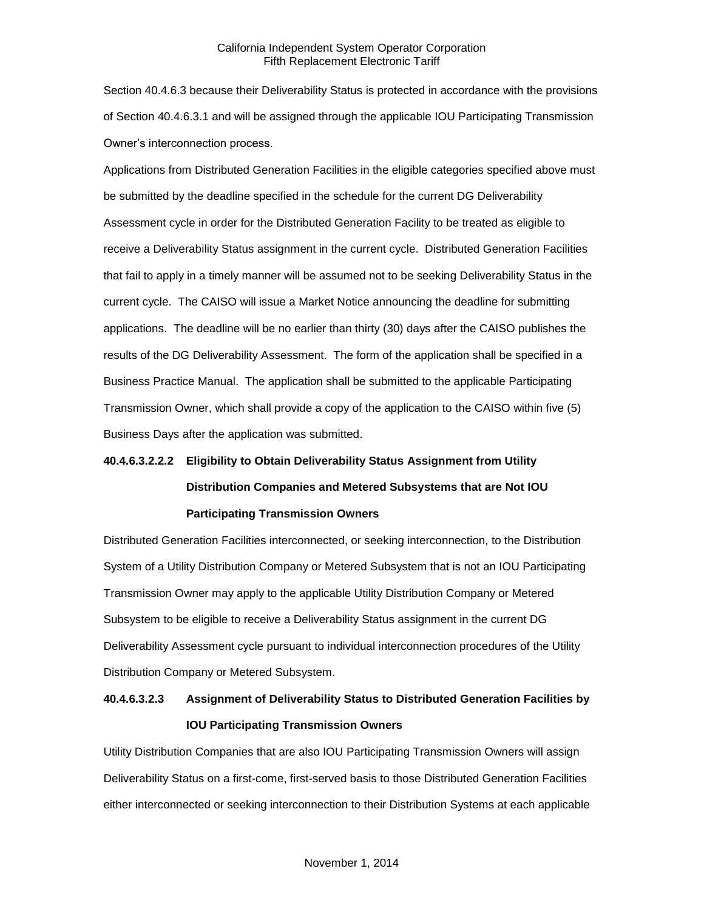Section 40.4.6.3 because their Deliverability Status is protected in accordance with the provisions of Section 40.4.6.3.1 and will be assigned through the applicable IOU Participating Transmission Owner's interconnection process.

Applications from Distributed Generation Facilities in the eligible categories specified above must be submitted by the deadline specified in the schedule for the current DG Deliverability Assessment cycle in order for the Distributed Generation Facility to be treated as eligible to receive a Deliverability Status assignment in the current cycle. Distributed Generation Facilities that fail to apply in a timely manner will be assumed not to be seeking Deliverability Status in the current cycle. The CAISO will issue a Market Notice announcing the deadline for submitting applications. The deadline will be no earlier than thirty (30) days after the CAISO publishes the results of the DG Deliverability Assessment. The form of the application shall be specified in a Business Practice Manual. The application shall be submitted to the applicable Participating Transmission Owner, which shall provide a copy of the application to the CAISO within five (5) Business Days after the application was submitted.

**40.4.6.3.2.2.2 Eligibility to Obtain Deliverability Status Assignment from Utility Distribution Companies and Metered Subsystems that are Not IOU Participating Transmission Owners**

Distributed Generation Facilities interconnected, or seeking interconnection, to the Distribution System of a Utility Distribution Company or Metered Subsystem that is not an IOU Participating Transmission Owner may apply to the applicable Utility Distribution Company or Metered Subsystem to be eligible to receive a Deliverability Status assignment in the current DG Deliverability Assessment cycle pursuant to individual interconnection procedures of the Utility Distribution Company or Metered Subsystem.

**40.4.6.3.2.3 Assignment of Deliverability Status to Distributed Generation Facilities by IOU Participating Transmission Owners**

Utility Distribution Companies that are also IOU Participating Transmission Owners will assign Deliverability Status on a first-come, first-served basis to those Distributed Generation Facilities either interconnected or seeking interconnection to their Distribution Systems at each applicable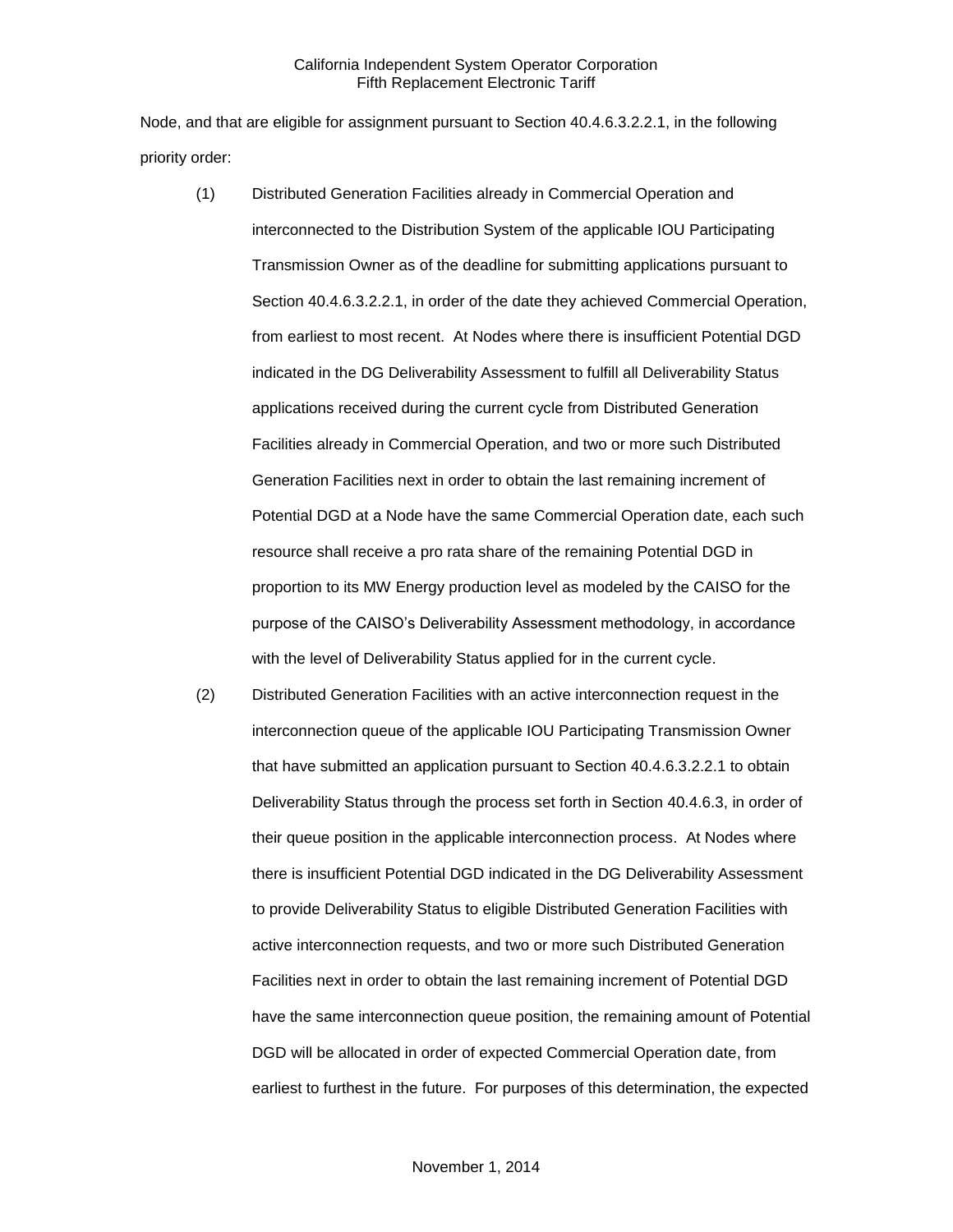Node, and that are eligible for assignment pursuant to Section 40.4.6.3.2.2.1, in the following priority order:

(1) Distributed Generation Facilities already in Commercial Operation and interconnected to the Distribution System of the applicable IOU Participating Transmission Owner as of the deadline for submitting applications pursuant to Section 40.4.6.3.2.2.1, in order of the date they achieved Commercial Operation, from earliest to most recent. At Nodes where there is insufficient Potential DGD indicated in the DG Deliverability Assessment to fulfill all Deliverability Status applications received during the current cycle from Distributed Generation Facilities already in Commercial Operation, and two or more such Distributed Generation Facilities next in order to obtain the last remaining increment of Potential DGD at a Node have the same Commercial Operation date, each such resource shall receive a pro rata share of the remaining Potential DGD in proportion to its MW Energy production level as modeled by the CAISO for the purpose of the CAISO's Deliverability Assessment methodology, in accordance with the level of Deliverability Status applied for in the current cycle.

(2) Distributed Generation Facilities with an active interconnection request in the interconnection queue of the applicable IOU Participating Transmission Owner that have submitted an application pursuant to Section 40.4.6.3.2.2.1 to obtain Deliverability Status through the process set forth in Section 40.4.6.3, in order of their queue position in the applicable interconnection process. At Nodes where there is insufficient Potential DGD indicated in the DG Deliverability Assessment to provide Deliverability Status to eligible Distributed Generation Facilities with active interconnection requests, and two or more such Distributed Generation Facilities next in order to obtain the last remaining increment of Potential DGD have the same interconnection queue position, the remaining amount of Potential DGD will be allocated in order of expected Commercial Operation date, from earliest to furthest in the future. For purposes of this determination, the expected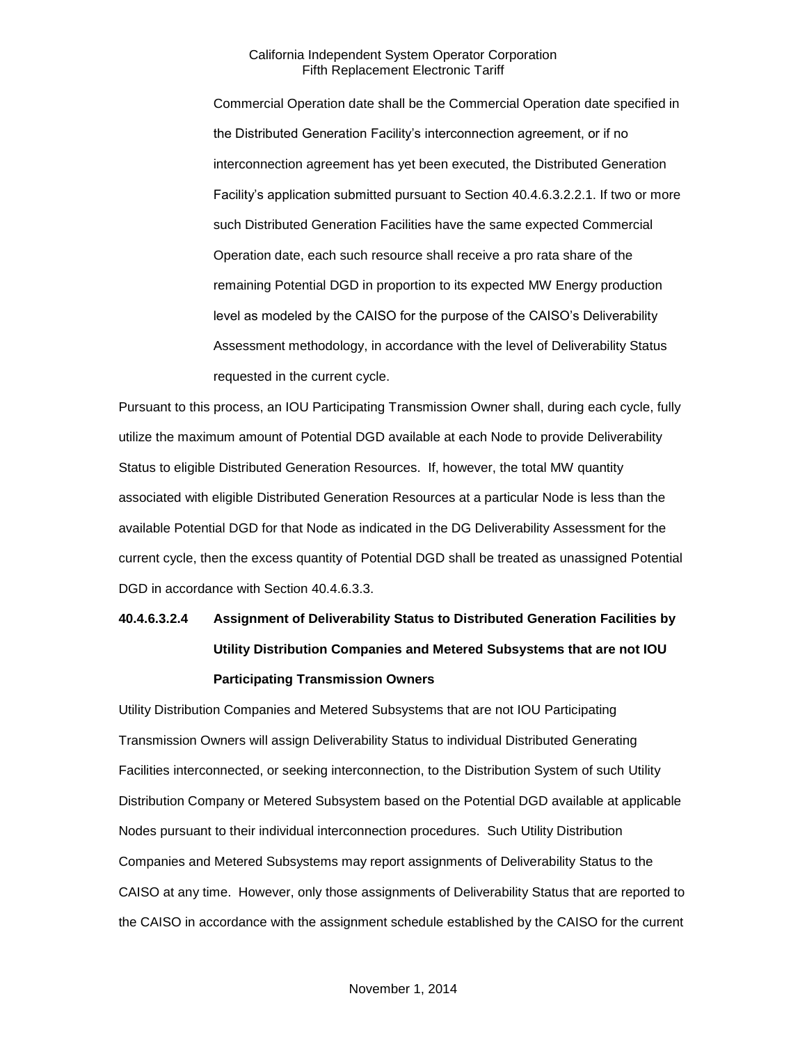Commercial Operation date shall be the Commercial Operation date specified in the Distributed Generation Facility's interconnection agreement, or if no interconnection agreement has yet been executed, the Distributed Generation Facility's application submitted pursuant to Section 40.4.6.3.2.2.1. If two or more such Distributed Generation Facilities have the same expected Commercial Operation date, each such resource shall receive a pro rata share of the remaining Potential DGD in proportion to its expected MW Energy production level as modeled by the CAISO for the purpose of the CAISO's Deliverability Assessment methodology, in accordance with the level of Deliverability Status requested in the current cycle.

Pursuant to this process, an IOU Participating Transmission Owner shall, during each cycle, fully utilize the maximum amount of Potential DGD available at each Node to provide Deliverability Status to eligible Distributed Generation Resources. If, however, the total MW quantity associated with eligible Distributed Generation Resources at a particular Node is less than the available Potential DGD for that Node as indicated in the DG Deliverability Assessment for the current cycle, then the excess quantity of Potential DGD shall be treated as unassigned Potential DGD in accordance with Section 40.4.6.3.3.

**40.4.6.3.2.4 Assignment of Deliverability Status to Distributed Generation Facilities by Utility Distribution Companies and Metered Subsystems that are not IOU Participating Transmission Owners**

Utility Distribution Companies and Metered Subsystems that are not IOU Participating Transmission Owners will assign Deliverability Status to individual Distributed Generating Facilities interconnected, or seeking interconnection, to the Distribution System of such Utility Distribution Company or Metered Subsystem based on the Potential DGD available at applicable Nodes pursuant to their individual interconnection procedures. Such Utility Distribution Companies and Metered Subsystems may report assignments of Deliverability Status to the CAISO at any time. However, only those assignments of Deliverability Status that are reported to the CAISO in accordance with the assignment schedule established by the CAISO for the current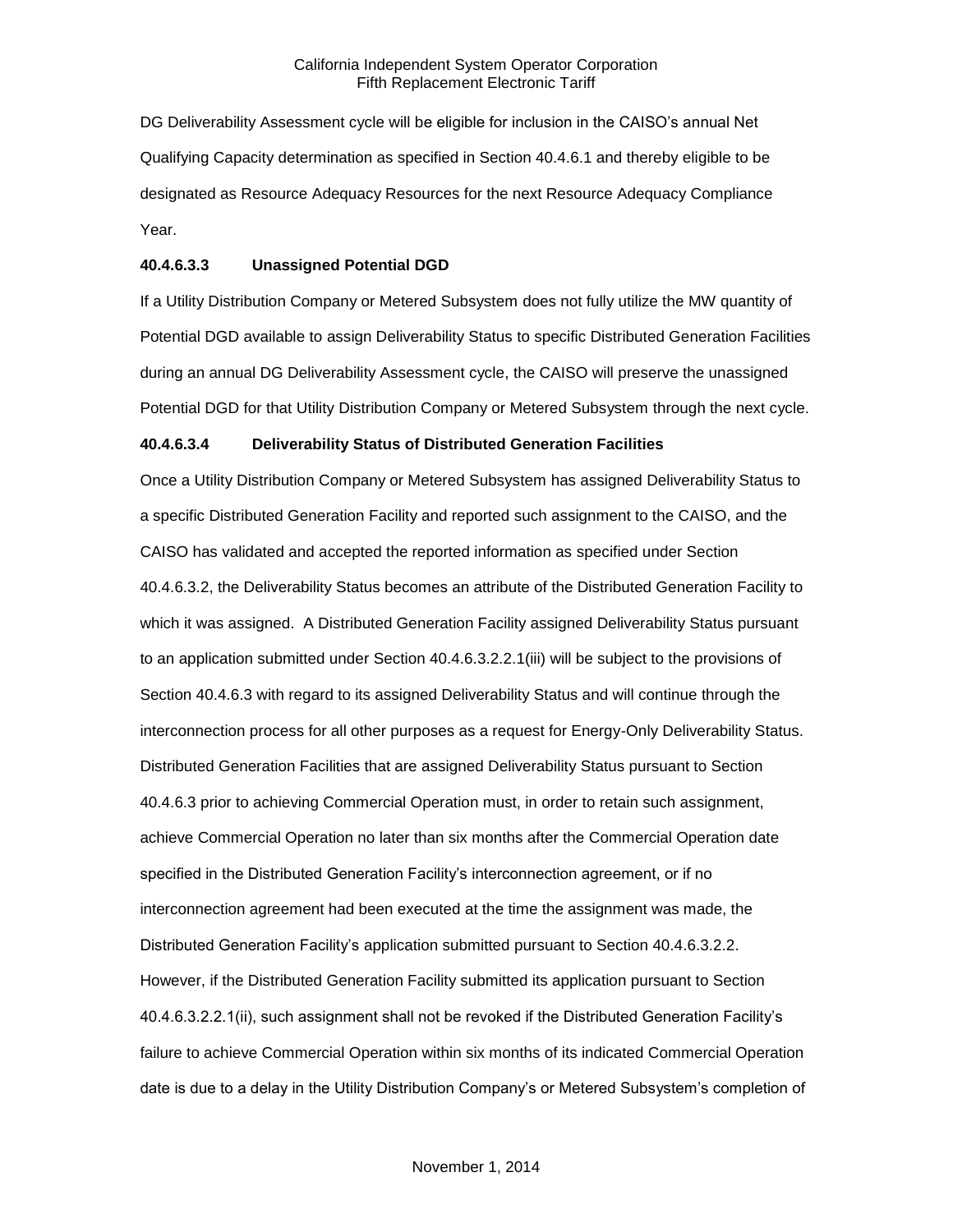DG Deliverability Assessment cycle will be eligible for inclusion in the CAISO's annual Net Qualifying Capacity determination as specified in Section 40.4.6.1 and thereby eligible to be designated as Resource Adequacy Resources for the next Resource Adequacy Compliance Year.

**40.4.6.3.3 Unassigned Potential DGD**

If a Utility Distribution Company or Metered Subsystem does not fully utilize the MW quantity of Potential DGD available to assign Deliverability Status to specific Distributed Generation Facilities during an annual DG Deliverability Assessment cycle, the CAISO will preserve the unassigned Potential DGD for that Utility Distribution Company or Metered Subsystem through the next cycle.

**40.4.6.3.4 Deliverability Status of Distributed Generation Facilities**

Once a Utility Distribution Company or Metered Subsystem has assigned Deliverability Status to a specific Distributed Generation Facility and reported such assignment to the CAISO, and the CAISO has validated and accepted the reported information as specified under Section 40.4.6.3.2, the Deliverability Status becomes an attribute of the Distributed Generation Facility to which it was assigned. A Distributed Generation Facility assigned Deliverability Status pursuant to an application submitted under Section 40.4.6.3.2.2.1(iii) will be subject to the provisions of Section 40.4.6.3 with regard to its assigned Deliverability Status and will continue through the interconnection process for all other purposes as a request for Energy-Only Deliverability Status. Distributed Generation Facilities that are assigned Deliverability Status pursuant to Section 40.4.6.3 prior to achieving Commercial Operation must, in order to retain such assignment, achieve Commercial Operation no later than six months after the Commercial Operation date specified in the Distributed Generation Facility's interconnection agreement, or if no interconnection agreement had been executed at the time the assignment was made, the Distributed Generation Facility's application submitted pursuant to Section 40.4.6.3.2.2. However, if the Distributed Generation Facility submitted its application pursuant to Section 40.4.6.3.2.2.1(ii), such assignment shall not be revoked if the Distributed Generation Facility's failure to achieve Commercial Operation within six months of its indicated Commercial Operation date is due to a delay in the Utility Distribution Company's or Metered Subsystem's completion of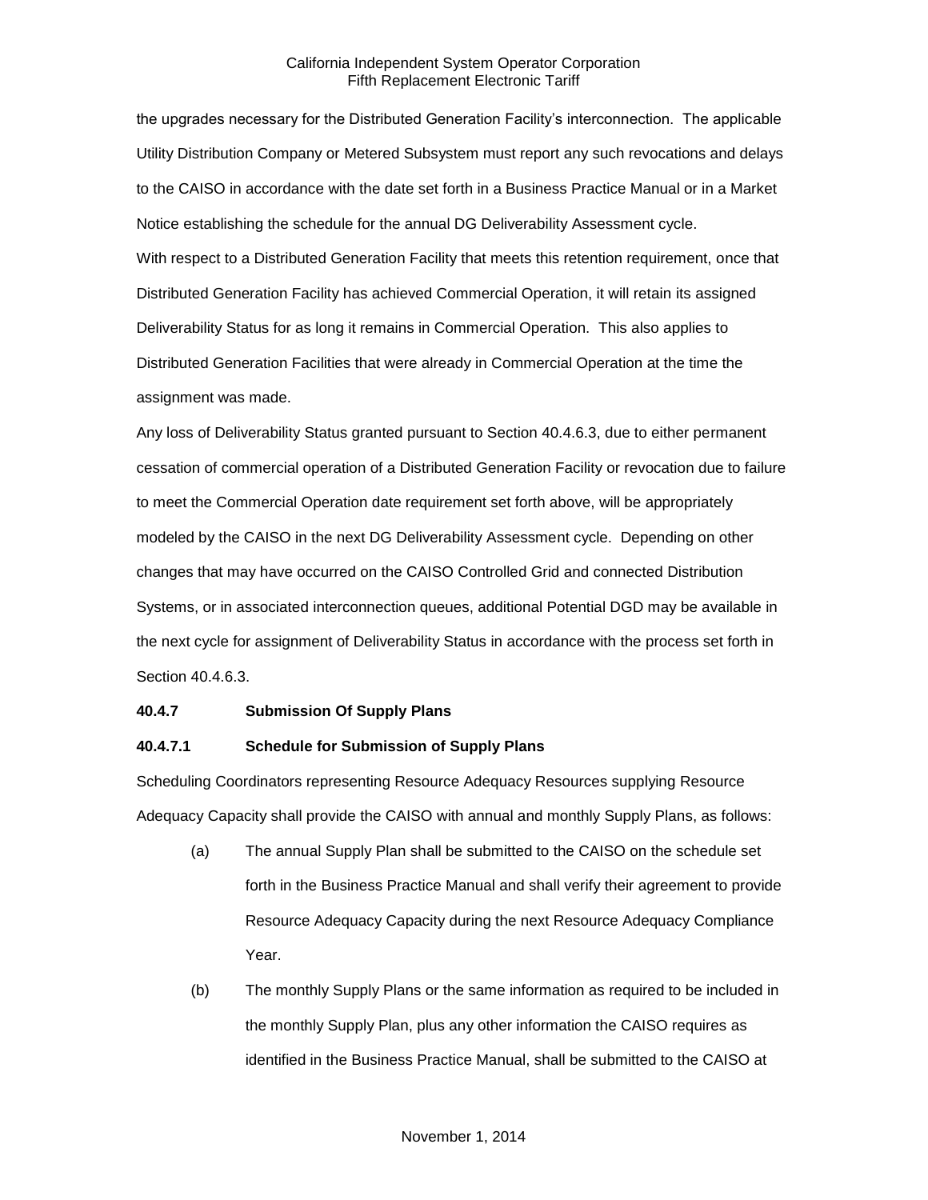the upgrades necessary for the Distributed Generation Facility's interconnection. The applicable Utility Distribution Company or Metered Subsystem must report any such revocations and delays to the CAISO in accordance with the date set forth in a Business Practice Manual or in a Market Notice establishing the schedule for the annual DG Deliverability Assessment cycle.

With respect to a Distributed Generation Facility that meets this retention requirement, once that Distributed Generation Facility has achieved Commercial Operation, it will retain its assigned Deliverability Status for as long it remains in Commercial Operation. This also applies to Distributed Generation Facilities that were already in Commercial Operation at the time the assignment was made.

Any loss of Deliverability Status granted pursuant to Section 40.4.6.3, due to either permanent cessation of commercial operation of a Distributed Generation Facility or revocation due to failure to meet the Commercial Operation date requirement set forth above, will be appropriately modeled by the CAISO in the next DG Deliverability Assessment cycle. Depending on other changes that may have occurred on the CAISO Controlled Grid and connected Distribution Systems, or in associated interconnection queues, additional Potential DGD may be available in the next cycle for assignment of Deliverability Status in accordance with the process set forth in Section 40.4.6.3.

**40.4.7 Submission Of Supply Plans**

**40.4.7.1 Schedule for Submission of Supply Plans**

Scheduling Coordinators representing Resource Adequacy Resources supplying Resource Adequacy Capacity shall provide the CAISO with annual and monthly Supply Plans, as follows:

(a) The annual Supply Plan shall be submitted to the CAISO on the schedule set forth in the Business Practice Manual and shall verify their agreement to provide Resource Adequacy Capacity during the next Resource Adequacy Compliance Year.

(b) The monthly Supply Plans or the same information as required to be included in the monthly Supply Plan, plus any other information the CAISO requires as identified in the Business Practice Manual, shall be submitted to the CAISO at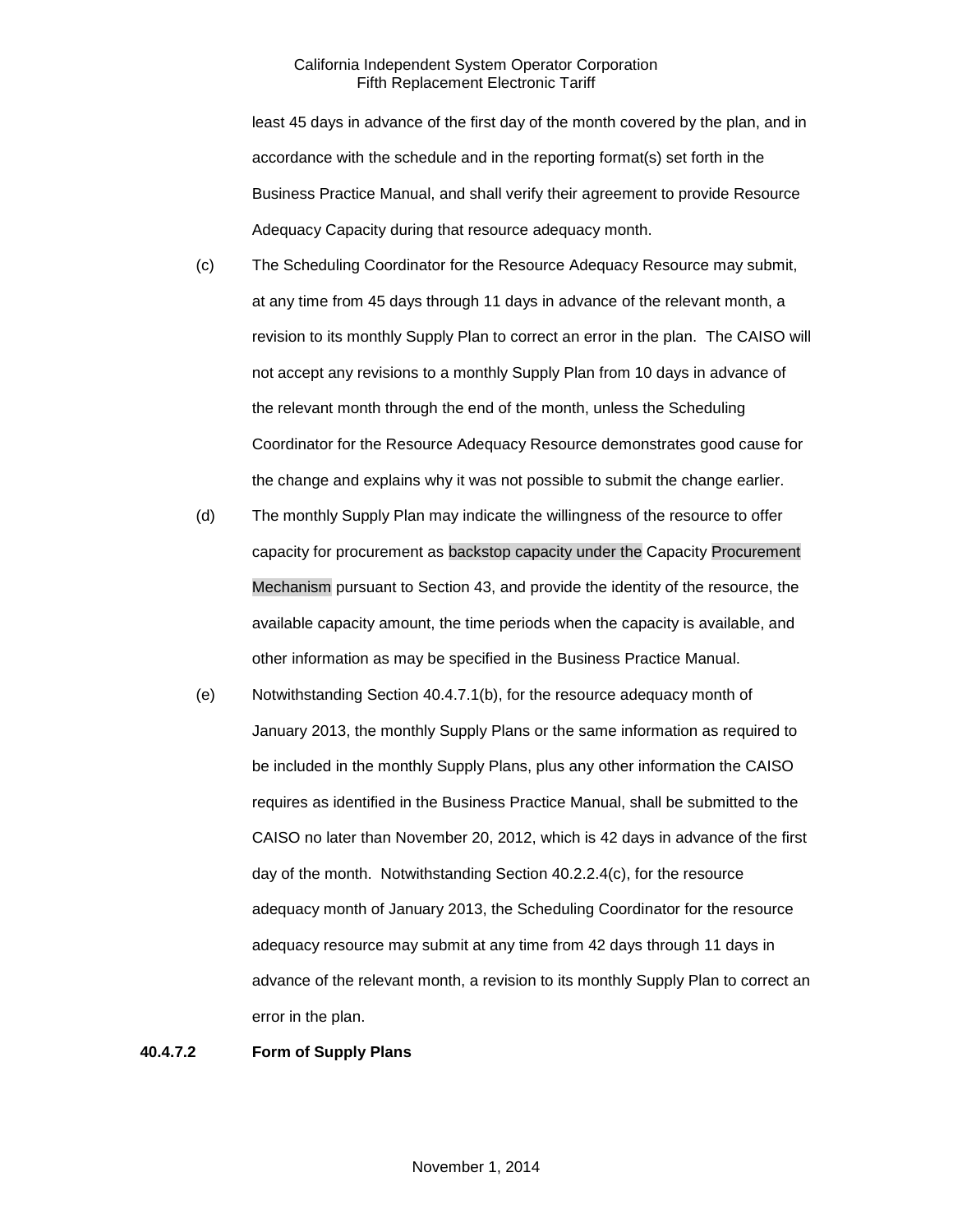least 45 days in advance of the first day of the month covered by the plan, and in accordance with the schedule and in the reporting format(s) set forth in the Business Practice Manual, and shall verify their agreement to provide Resource Adequacy Capacity during that resource adequacy month.

(c) The Scheduling Coordinator for the Resource Adequacy Resource may submit, at any time from 45 days through 11 days in advance of the relevant month, a revision to its monthly Supply Plan to correct an error in the plan. The CAISO will not accept any revisions to a monthly Supply Plan from 10 days in advance of the relevant month through the end of the month, unless the Scheduling Coordinator for the Resource Adequacy Resource demonstrates good cause for the change and explains why it was not possible to submit the change earlier.

(d) The monthly Supply Plan may indicate the willingness of the resource to offer capacity for procurement as backstop capacity under the Capacity Procurement Mechanism pursuant to Section 43, and provide the identity of the resource, the available capacity amount, the time periods when the capacity is available, and other information as may be specified in the Business Practice Manual.

(e) Notwithstanding Section 40.4.7.1(b), for the resource adequacy month of January 2013, the monthly Supply Plans or the same information as required to be included in the monthly Supply Plans, plus any other information the CAISO requires as identified in the Business Practice Manual, shall be submitted to the CAISO no later than November 20, 2012, which is 42 days in advance of the first day of the month. Notwithstanding Section 40.2.2.4(c), for the resource adequacy month of January 2013, the Scheduling Coordinator for the resource adequacy resource may submit at any time from 42 days through 11 days in advance of the relevant month, a revision to its monthly Supply Plan to correct an error in the plan.

**40.4.7.2 Form of Supply Plans**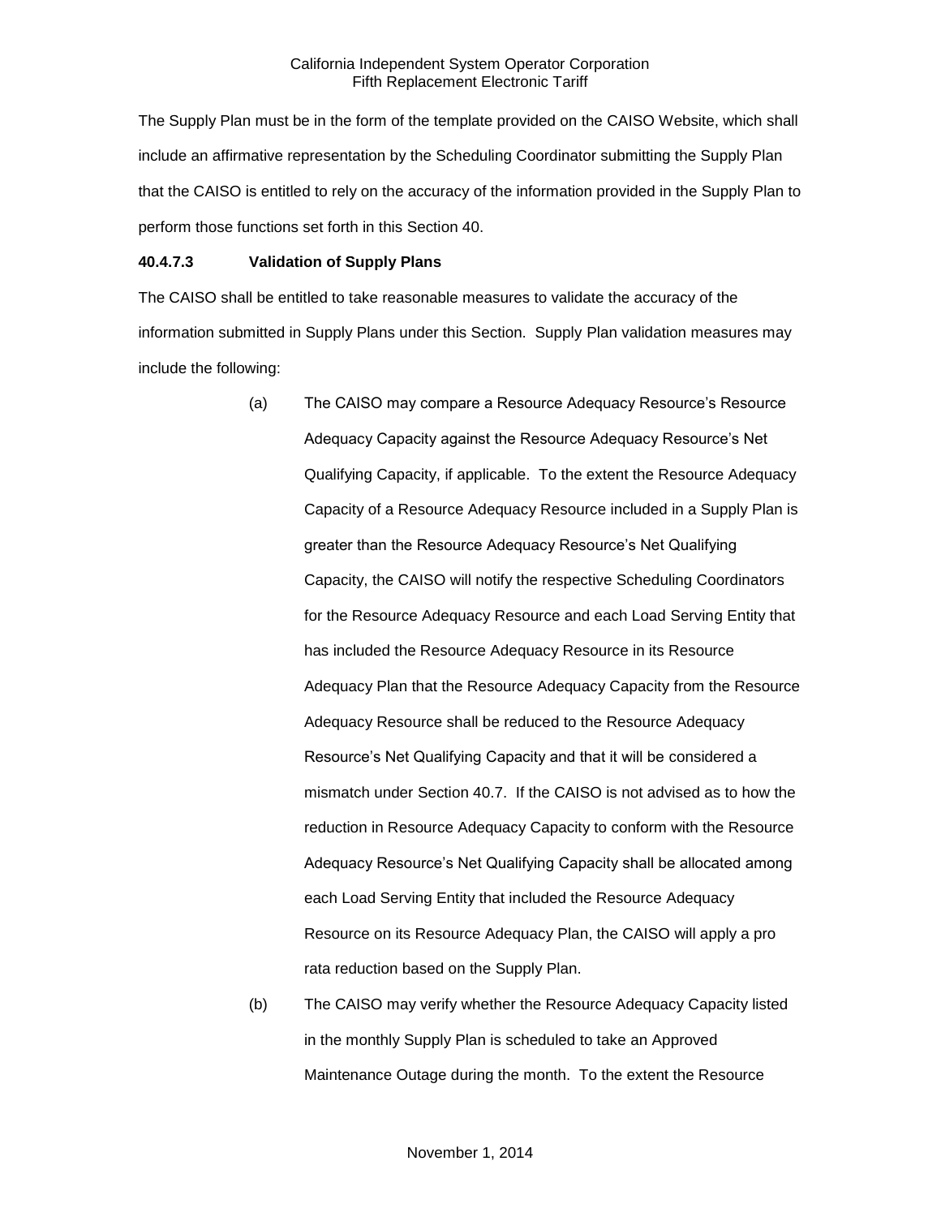The Supply Plan must be in the form of the template provided on the CAISO Website, which shall include an affirmative representation by the Scheduling Coordinator submitting the Supply Plan that the CAISO is entitled to rely on the accuracy of the information provided in the Supply Plan to perform those functions set forth in this Section 40.

**40.4.7.3 Validation of Supply Plans**

The CAISO shall be entitled to take reasonable measures to validate the accuracy of the information submitted in Supply Plans under this Section. Supply Plan validation measures may include the following:

(a) The CAISO may compare a Resource Adequacy Resource's Resource Adequacy Capacity against the Resource Adequacy Resource's Net Qualifying Capacity, if applicable. To the extent the Resource Adequacy Capacity of a Resource Adequacy Resource included in a Supply Plan is greater than the Resource Adequacy Resource's Net Qualifying Capacity, the CAISO will notify the respective Scheduling Coordinators for the Resource Adequacy Resource and each Load Serving Entity that has included the Resource Adequacy Resource in its Resource Adequacy Plan that the Resource Adequacy Capacity from the Resource Adequacy Resource shall be reduced to the Resource Adequacy Resource's Net Qualifying Capacity and that it will be considered a mismatch under Section 40.7. If the CAISO is not advised as to how the reduction in Resource Adequacy Capacity to conform with the Resource Adequacy Resource's Net Qualifying Capacity shall be allocated among each Load Serving Entity that included the Resource Adequacy Resource on its Resource Adequacy Plan, the CAISO will apply a pro rata reduction based on the Supply Plan.

(b) The CAISO may verify whether the Resource Adequacy Capacity listed in the monthly Supply Plan is scheduled to take an Approved Maintenance Outage during the month. To the extent the Resource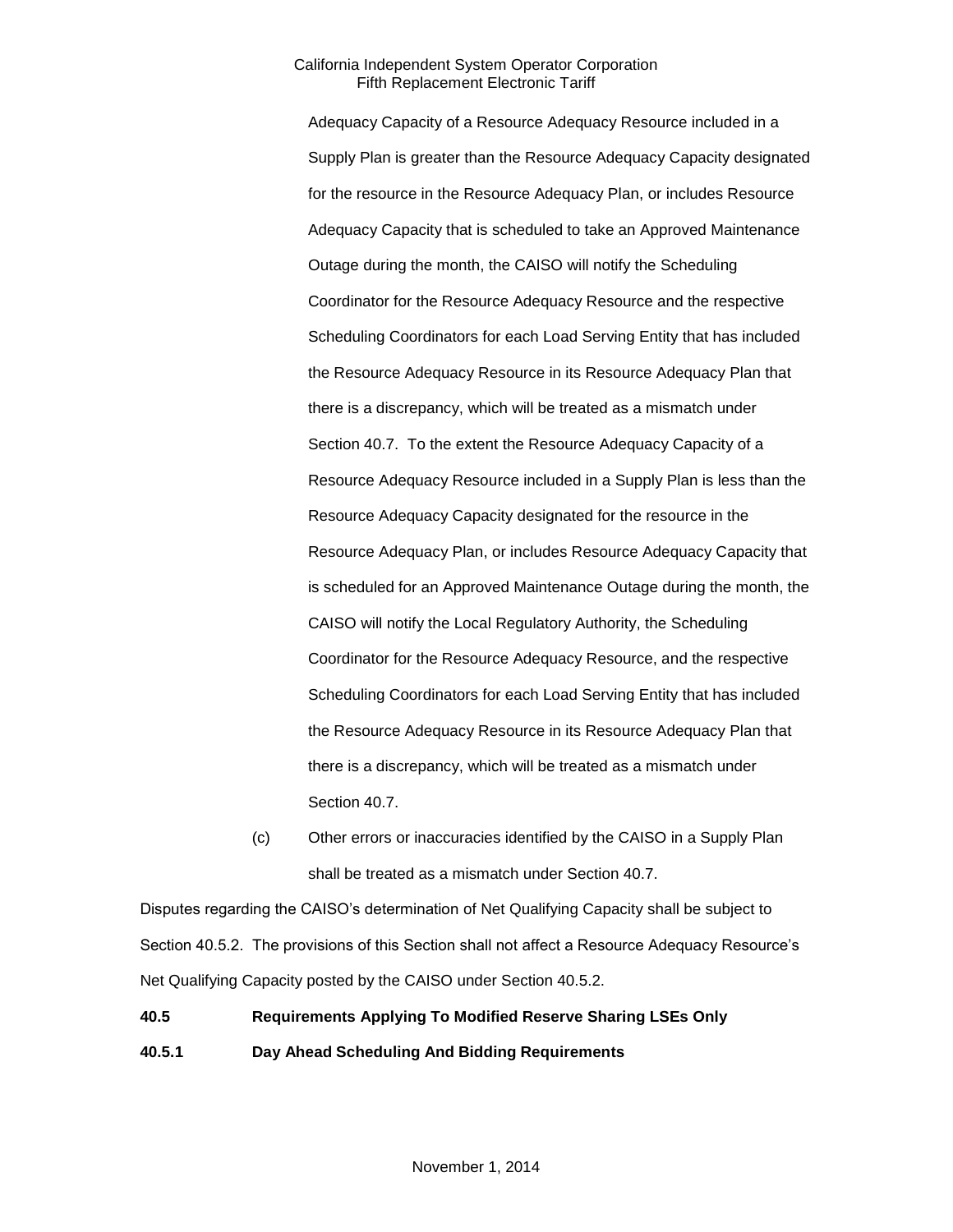Adequacy Capacity of a Resource Adequacy Resource included in a Supply Plan is greater than the Resource Adequacy Capacity designated for the resource in the Resource Adequacy Plan, or includes Resource Adequacy Capacity that is scheduled to take an Approved Maintenance Outage during the month, the CAISO will notify the Scheduling Coordinator for the Resource Adequacy Resource and the respective Scheduling Coordinators for each Load Serving Entity that has included the Resource Adequacy Resource in its Resource Adequacy Plan that there is a discrepancy, which will be treated as a mismatch under Section 40.7. To the extent the Resource Adequacy Capacity of a Resource Adequacy Resource included in a Supply Plan is less than the Resource Adequacy Capacity designated for the resource in the Resource Adequacy Plan, or includes Resource Adequacy Capacity that is scheduled for an Approved Maintenance Outage during the month, the CAISO will notify the Local Regulatory Authority, the Scheduling Coordinator for the Resource Adequacy Resource, and the respective Scheduling Coordinators for each Load Serving Entity that has included the Resource Adequacy Resource in its Resource Adequacy Plan that there is a discrepancy, which will be treated as a mismatch under Section 40.7.

(c) Other errors or inaccuracies identified by the CAISO in a Supply Plan shall be treated as a mismatch under Section 40.7.

Disputes regarding the CAISO's determination of Net Qualifying Capacity shall be subject to Section 40.5.2. The provisions of this Section shall not affect a Resource Adequacy Resource's Net Qualifying Capacity posted by the CAISO under Section 40.5.2.

**40.5 Requirements Applying To Modified Reserve Sharing LSEs Only**

**40.5.1 Day Ahead Scheduling And Bidding Requirements**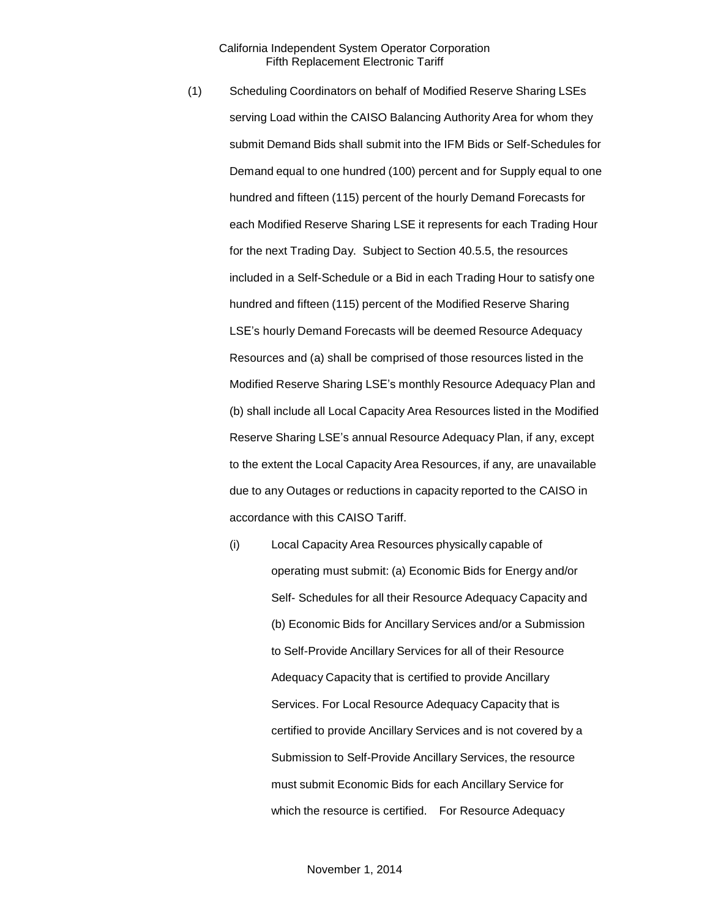(1) Scheduling Coordinators on behalf of Modified Reserve Sharing LSEs serving Load within the CAISO Balancing Authority Area for whom they submit Demand Bids shall submit into the IFM Bids or Self-Schedules for Demand equal to one hundred (100) percent and for Supply equal to one hundred and fifteen (115) percent of the hourly Demand Forecasts for each Modified Reserve Sharing LSE it represents for each Trading Hour for the next Trading Day. Subject to Section 40.5.5, the resources included in a Self-Schedule or a Bid in each Trading Hour to satisfy one hundred and fifteen (115) percent of the Modified Reserve Sharing LSE's hourly Demand Forecasts will be deemed Resource Adequacy Resources and (a) shall be comprised of those resources listed in the Modified Reserve Sharing LSE's monthly Resource Adequacy Plan and (b) shall include all Local Capacity Area Resources listed in the Modified Reserve Sharing LSE's annual Resource Adequacy Plan, if any, except to the extent the Local Capacity Area Resources, if any, are unavailable due to any Outages or reductions in capacity reported to the CAISO in accordance with this CAISO Tariff.

(i) Local Capacity Area Resources physically capable of operating must submit: (a) Economic Bids for Energy and/or Self- Schedules for all their Resource Adequacy Capacity and (b) Economic Bids for Ancillary Services and/or a Submission to Self-Provide Ancillary Services for all of their Resource Adequacy Capacity that is certified to provide Ancillary Services. For Local Resource Adequacy Capacity that is certified to provide Ancillary Services and is not covered by a Submission to Self-Provide Ancillary Services, the resource must submit Economic Bids for each Ancillary Service for which the resource is certified. For Resource Adequacy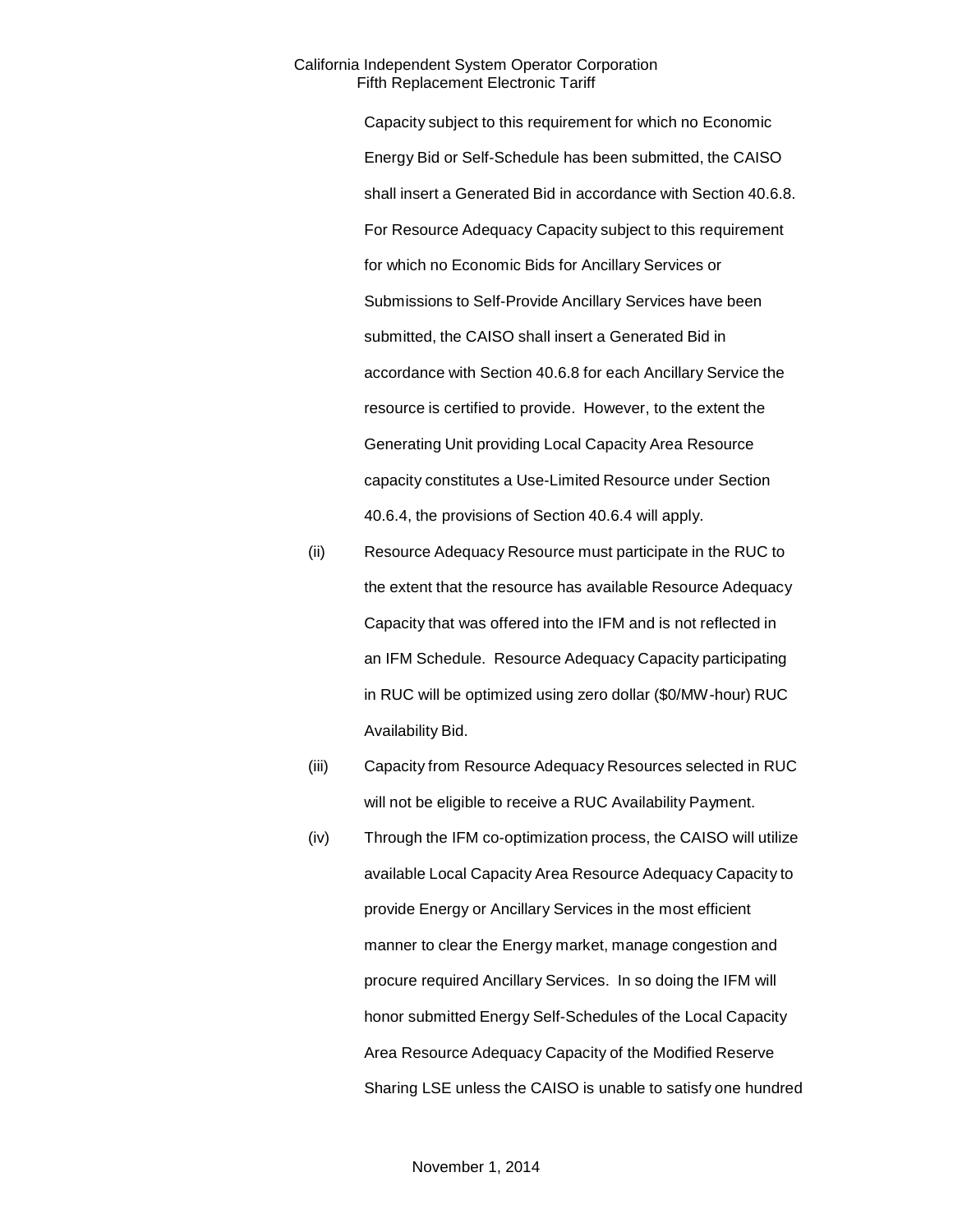Capacity subject to this requirement for which no Economic Energy Bid or Self-Schedule has been submitted, the CAISO shall insert a Generated Bid in accordance with Section 40.6.8. For Resource Adequacy Capacity subject to this requirement for which no Economic Bids for Ancillary Services or Submissions to Self-Provide Ancillary Services have been submitted, the CAISO shall insert a Generated Bid in accordance with Section 40.6.8 for each Ancillary Service the resource is certified to provide. However, to the extent the Generating Unit providing Local Capacity Area Resource capacity constitutes a Use-Limited Resource under Section 40.6.4, the provisions of Section 40.6.4 will apply.

(ii) Resource Adequacy Resource must participate in the RUC to the extent that the resource has available Resource Adequacy Capacity that was offered into the IFM and is not reflected in an IFM Schedule. Resource Adequacy Capacity participating in RUC will be optimized using zero dollar ($0/MW-hour) RUC Availability Bid.

(iii) Capacity from Resource Adequacy Resources selected in RUC will not be eligible to receive a RUC Availability Payment.

(iv) Through the IFM co-optimization process, the CAISO will utilize available Local Capacity Area Resource Adequacy Capacity to provide Energy or Ancillary Services in the most efficient manner to clear the Energy market, manage congestion and procure required Ancillary Services. In so doing the IFM will honor submitted Energy Self-Schedules of the Local Capacity Area Resource Adequacy Capacity of the Modified Reserve Sharing LSE unless the CAISO is unable to satisfy one hundred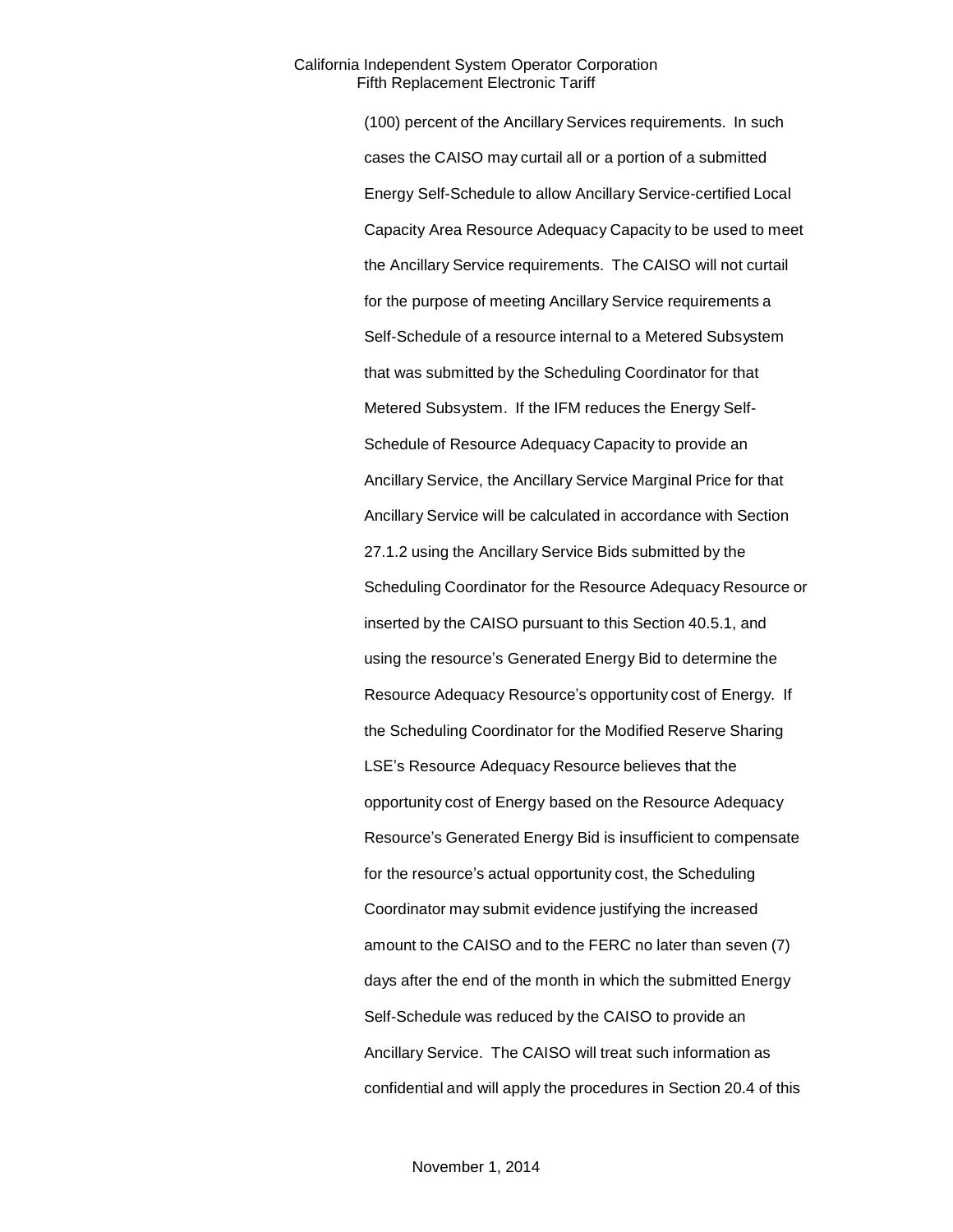(100) percent of the Ancillary Services requirements. In such cases the CAISO may curtail all or a portion of a submitted Energy Self-Schedule to allow Ancillary Service-certified Local Capacity Area Resource Adequacy Capacity to be used to meet the Ancillary Service requirements. The CAISO will not curtail for the purpose of meeting Ancillary Service requirements a Self-Schedule of a resource internal to a Metered Subsystem that was submitted by the Scheduling Coordinator for that Metered Subsystem. If the IFM reduces the Energy Self-Schedule of Resource Adequacy Capacity to provide an Ancillary Service, the Ancillary Service Marginal Price for that Ancillary Service will be calculated in accordance with Section 27.1.2 using the Ancillary Service Bids submitted by the Scheduling Coordinator for the Resource Adequacy Resource or inserted by the CAISO pursuant to this Section 40.5.1, and using the resource's Generated Energy Bid to determine the Resource Adequacy Resource's opportunity cost of Energy. If the Scheduling Coordinator for the Modified Reserve Sharing LSE's Resource Adequacy Resource believes that the opportunity cost of Energy based on the Resource Adequacy Resource's Generated Energy Bid is insufficient to compensate for the resource's actual opportunity cost, the Scheduling Coordinator may submit evidence justifying the increased amount to the CAISO and to the FERC no later than seven (7) days after the end of the month in which the submitted Energy Self-Schedule was reduced by the CAISO to provide an Ancillary Service. The CAISO will treat such information as confidential and will apply the procedures in Section 20.4 of this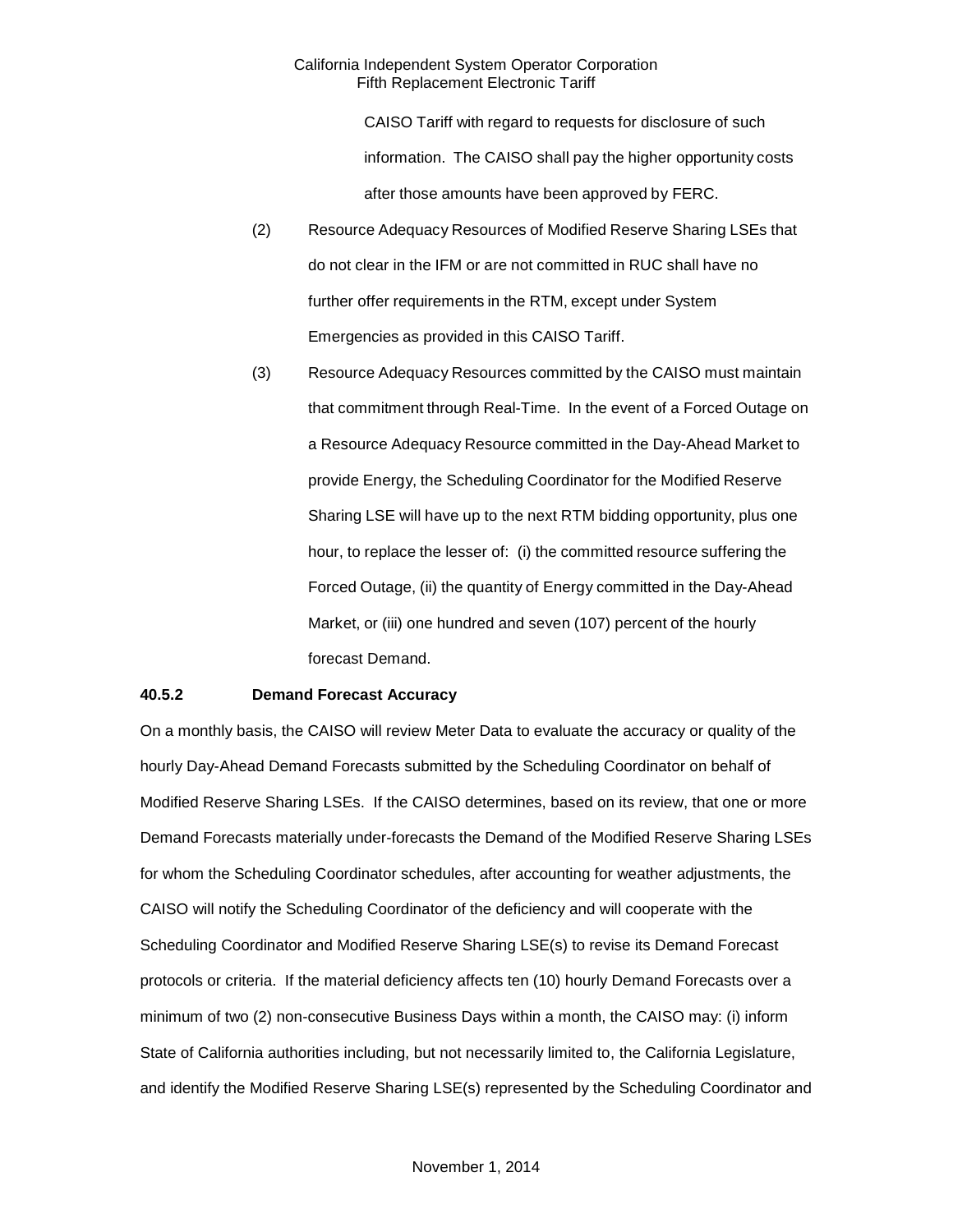CAISO Tariff with regard to requests for disclosure of such information. The CAISO shall pay the higher opportunity costs after those amounts have been approved by FERC.

(2) Resource Adequacy Resources of Modified Reserve Sharing LSEs that do not clear in the IFM or are not committed in RUC shall have no further offer requirements in the RTM, except under System Emergencies as provided in this CAISO Tariff.

(3) Resource Adequacy Resources committed by the CAISO must maintain that commitment through Real-Time. In the event of a Forced Outage on a Resource Adequacy Resource committed in the Day-Ahead Market to provide Energy, the Scheduling Coordinator for the Modified Reserve Sharing LSE will have up to the next RTM bidding opportunity, plus one hour, to replace the lesser of: (i) the committed resource suffering the Forced Outage, (ii) the quantity of Energy committed in the Day-Ahead Market, or (iii) one hundred and seven (107) percent of the hourly forecast Demand.

**40.5.2 Demand Forecast Accuracy**

On a monthly basis, the CAISO will review Meter Data to evaluate the accuracy or quality of the hourly Day-Ahead Demand Forecasts submitted by the Scheduling Coordinator on behalf of Modified Reserve Sharing LSEs. If the CAISO determines, based on its review, that one or more Demand Forecasts materially under-forecasts the Demand of the Modified Reserve Sharing LSEs for whom the Scheduling Coordinator schedules, after accounting for weather adjustments, the CAISO will notify the Scheduling Coordinator of the deficiency and will cooperate with the Scheduling Coordinator and Modified Reserve Sharing LSE(s) to revise its Demand Forecast protocols or criteria. If the material deficiency affects ten (10) hourly Demand Forecasts over a minimum of two (2) non-consecutive Business Days within a month, the CAISO may: (i) inform State of California authorities including, but not necessarily limited to, the California Legislature, and identify the Modified Reserve Sharing LSE(s) represented by the Scheduling Coordinator and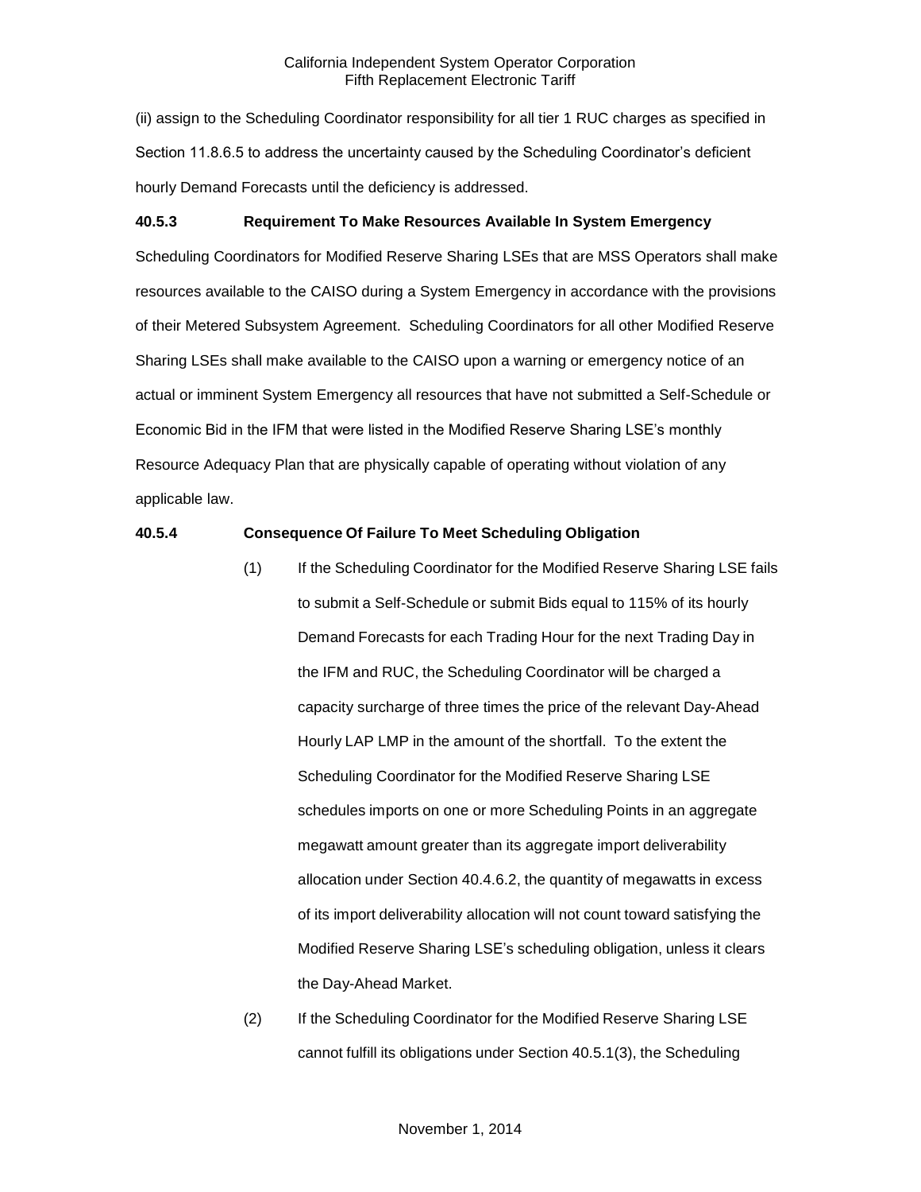(ii) assign to the Scheduling Coordinator responsibility for all tier 1 RUC charges as specified in Section 11.8.6.5 to address the uncertainty caused by the Scheduling Coordinator's deficient hourly Demand Forecasts until the deficiency is addressed.

**40.5.3 Requirement To Make Resources Available In System Emergency**

Scheduling Coordinators for Modified Reserve Sharing LSEs that are MSS Operators shall make resources available to the CAISO during a System Emergency in accordance with the provisions of their Metered Subsystem Agreement. Scheduling Coordinators for all other Modified Reserve Sharing LSEs shall make available to the CAISO upon a warning or emergency notice of an actual or imminent System Emergency all resources that have not submitted a Self-Schedule or Economic Bid in the IFM that were listed in the Modified Reserve Sharing LSE's monthly Resource Adequacy Plan that are physically capable of operating without violation of any applicable law.

**40.5.4 Consequence Of Failure To Meet Scheduling Obligation**

(1) If the Scheduling Coordinator for the Modified Reserve Sharing LSE fails to submit a Self-Schedule or submit Bids equal to 115% of its hourly Demand Forecasts for each Trading Hour for the next Trading Day in the IFM and RUC, the Scheduling Coordinator will be charged a capacity surcharge of three times the price of the relevant Day-Ahead Hourly LAP LMP in the amount of the shortfall. To the extent the Scheduling Coordinator for the Modified Reserve Sharing LSE schedules imports on one or more Scheduling Points in an aggregate megawatt amount greater than its aggregate import deliverability allocation under Section 40.4.6.2, the quantity of megawatts in excess of its import deliverability allocation will not count toward satisfying the Modified Reserve Sharing LSE's scheduling obligation, unless it clears the Day-Ahead Market.

(2) If the Scheduling Coordinator for the Modified Reserve Sharing LSE cannot fulfill its obligations under Section 40.5.1(3), the Scheduling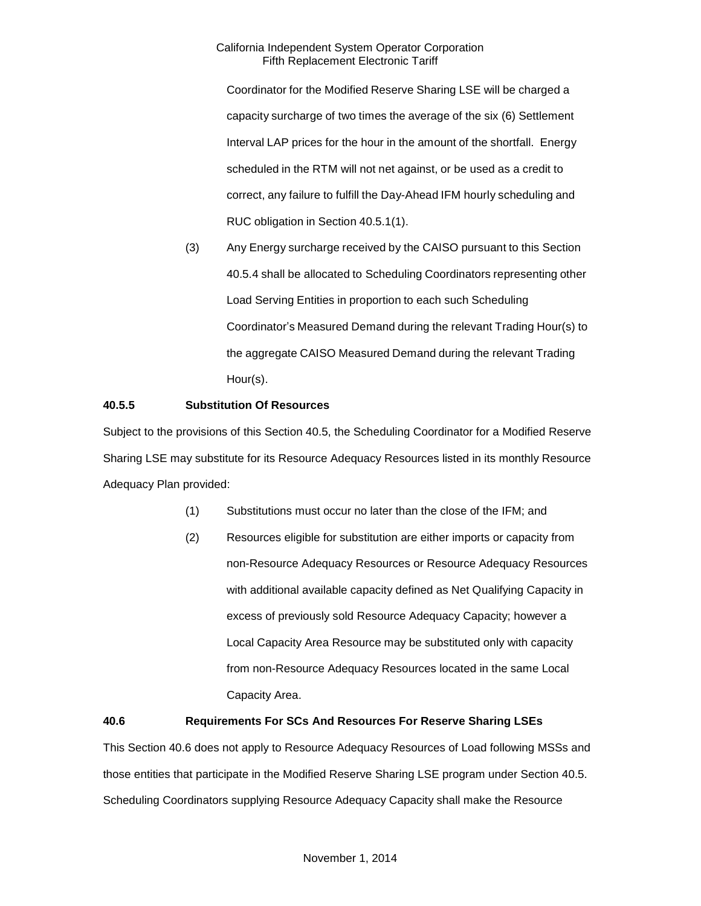Coordinator for the Modified Reserve Sharing LSE will be charged a capacity surcharge of two times the average of the six (6) Settlement Interval LAP prices for the hour in the amount of the shortfall. Energy scheduled in the RTM will not net against, or be used as a credit to correct, any failure to fulfill the Day-Ahead IFM hourly scheduling and RUC obligation in Section 40.5.1(1).

(3) Any Energy surcharge received by the CAISO pursuant to this Section 40.5.4 shall be allocated to Scheduling Coordinators representing other Load Serving Entities in proportion to each such Scheduling Coordinator's Measured Demand during the relevant Trading Hour(s) to the aggregate CAISO Measured Demand during the relevant Trading Hour(s).

**40.5.5 Substitution Of Resources**

Subject to the provisions of this Section 40.5, the Scheduling Coordinator for a Modified Reserve Sharing LSE may substitute for its Resource Adequacy Resources listed in its monthly Resource Adequacy Plan provided:

(1) Substitutions must occur no later than the close of the IFM; and

(2) Resources eligible for substitution are either imports or capacity from non-Resource Adequacy Resources or Resource Adequacy Resources with additional available capacity defined as Net Qualifying Capacity in excess of previously sold Resource Adequacy Capacity; however a Local Capacity Area Resource may be substituted only with capacity from non-Resource Adequacy Resources located in the same Local Capacity Area.

**40.6 Requirements For SCs And Resources For Reserve Sharing LSEs**

This Section 40.6 does not apply to Resource Adequacy Resources of Load following MSSs and those entities that participate in the Modified Reserve Sharing LSE program under Section 40.5. Scheduling Coordinators supplying Resource Adequacy Capacity shall make the Resource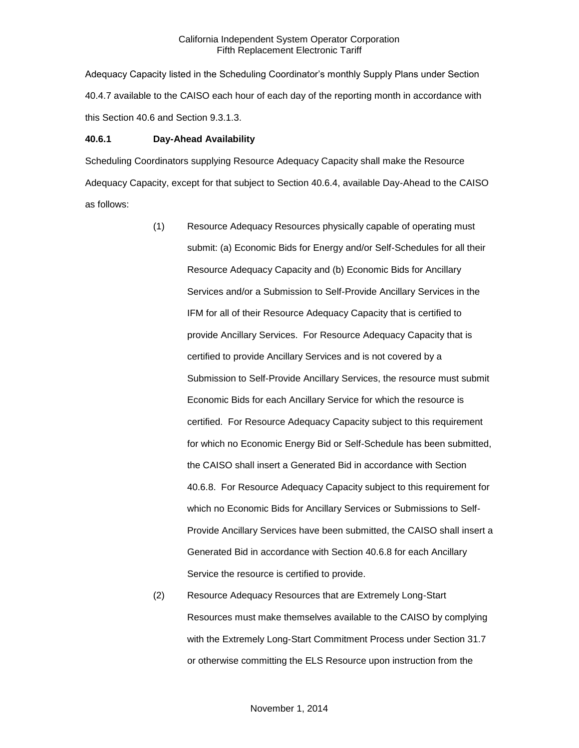Adequacy Capacity listed in the Scheduling Coordinator's monthly Supply Plans under Section 40.4.7 available to the CAISO each hour of each day of the reporting month in accordance with this Section 40.6 and Section 9.3.1.3.

**40.6.1 Day-Ahead Availability**

Scheduling Coordinators supplying Resource Adequacy Capacity shall make the Resource Adequacy Capacity, except for that subject to Section 40.6.4, available Day-Ahead to the CAISO as follows:

(1) Resource Adequacy Resources physically capable of operating must submit: (a) Economic Bids for Energy and/or Self-Schedules for all their Resource Adequacy Capacity and (b) Economic Bids for Ancillary Services and/or a Submission to Self-Provide Ancillary Services in the IFM for all of their Resource Adequacy Capacity that is certified to provide Ancillary Services. For Resource Adequacy Capacity that is certified to provide Ancillary Services and is not covered by a Submission to Self-Provide Ancillary Services, the resource must submit Economic Bids for each Ancillary Service for which the resource is certified. For Resource Adequacy Capacity subject to this requirement for which no Economic Energy Bid or Self-Schedule has been submitted, the CAISO shall insert a Generated Bid in accordance with Section 40.6.8. For Resource Adequacy Capacity subject to this requirement for which no Economic Bids for Ancillary Services or Submissions to Self-Provide Ancillary Services have been submitted, the CAISO shall insert a Generated Bid in accordance with Section 40.6.8 for each Ancillary Service the resource is certified to provide.

(2) Resource Adequacy Resources that are Extremely Long-Start Resources must make themselves available to the CAISO by complying with the Extremely Long-Start Commitment Process under Section 31.7 or otherwise committing the ELS Resource upon instruction from the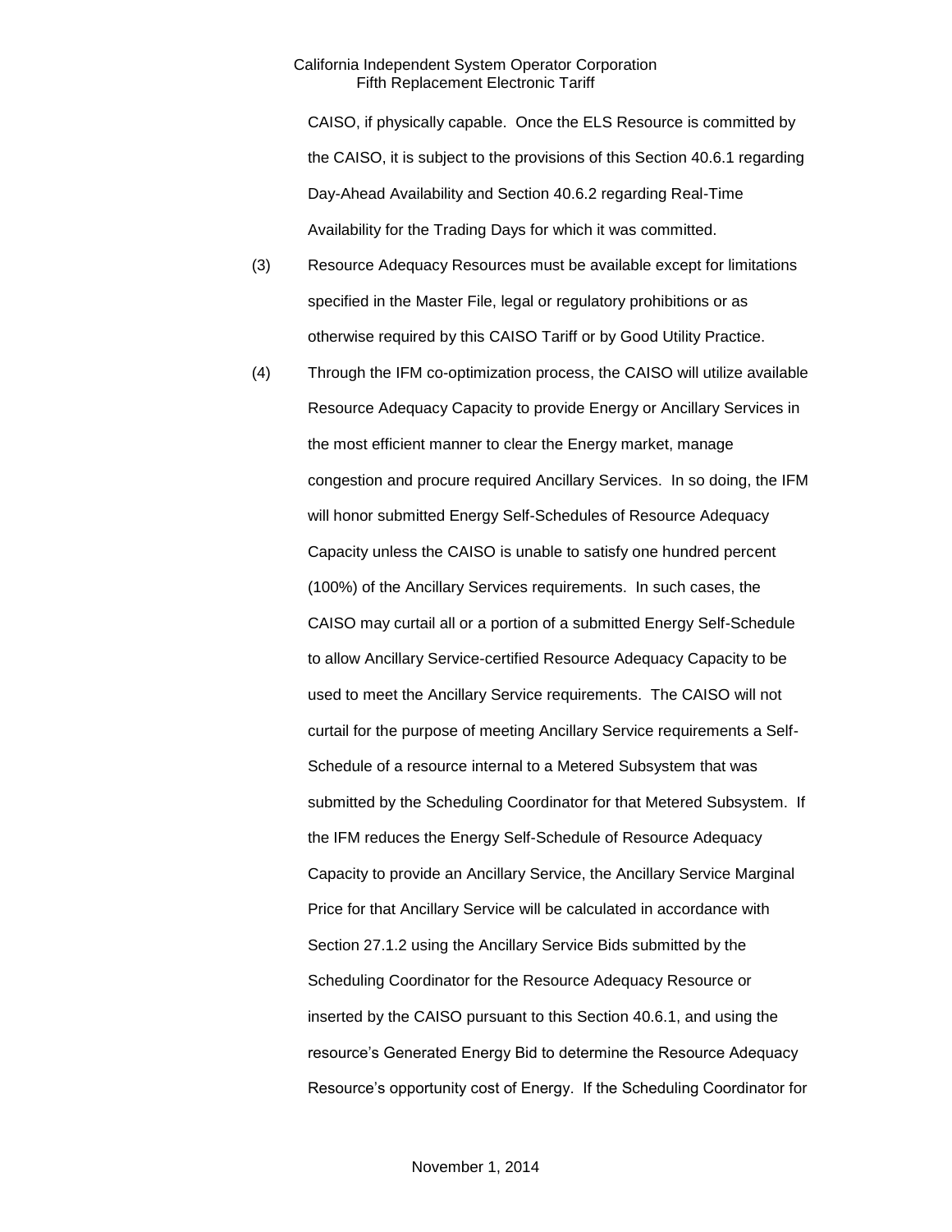CAISO, if physically capable. Once the ELS Resource is committed by the CAISO, it is subject to the provisions of this Section 40.6.1 regarding Day-Ahead Availability and Section 40.6.2 regarding Real-Time Availability for the Trading Days for which it was committed.

(3) Resource Adequacy Resources must be available except for limitations specified in the Master File, legal or regulatory prohibitions or as otherwise required by this CAISO Tariff or by Good Utility Practice.

(4) Through the IFM co-optimization process, the CAISO will utilize available Resource Adequacy Capacity to provide Energy or Ancillary Services in the most efficient manner to clear the Energy market, manage congestion and procure required Ancillary Services. In so doing, the IFM will honor submitted Energy Self-Schedules of Resource Adequacy Capacity unless the CAISO is unable to satisfy one hundred percent (100%) of the Ancillary Services requirements. In such cases, the CAISO may curtail all or a portion of a submitted Energy Self-Schedule to allow Ancillary Service-certified Resource Adequacy Capacity to be used to meet the Ancillary Service requirements. The CAISO will not curtail for the purpose of meeting Ancillary Service requirements a Self-Schedule of a resource internal to a Metered Subsystem that was submitted by the Scheduling Coordinator for that Metered Subsystem. If the IFM reduces the Energy Self-Schedule of Resource Adequacy Capacity to provide an Ancillary Service, the Ancillary Service Marginal Price for that Ancillary Service will be calculated in accordance with Section 27.1.2 using the Ancillary Service Bids submitted by the Scheduling Coordinator for the Resource Adequacy Resource or inserted by the CAISO pursuant to this Section 40.6.1, and using the resource's Generated Energy Bid to determine the Resource Adequacy Resource's opportunity cost of Energy. If the Scheduling Coordinator for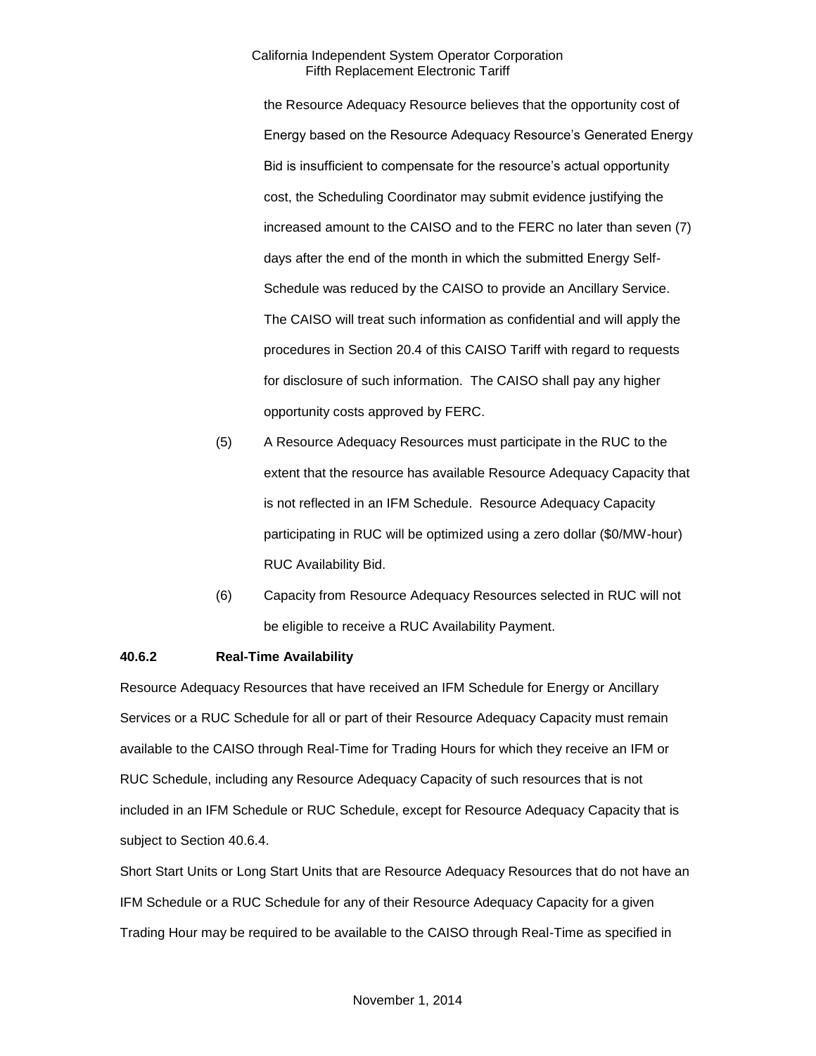the Resource Adequacy Resource believes that the opportunity cost of Energy based on the Resource Adequacy Resource's Generated Energy Bid is insufficient to compensate for the resource's actual opportunity cost, the Scheduling Coordinator may submit evidence justifying the increased amount to the CAISO and to the FERC no later than seven (7) days after the end of the month in which the submitted Energy Self-Schedule was reduced by the CAISO to provide an Ancillary Service. The CAISO will treat such information as confidential and will apply the procedures in Section 20.4 of this CAISO Tariff with regard to requests for disclosure of such information. The CAISO shall pay any higher opportunity costs approved by FERC.

(5) A Resource Adequacy Resources must participate in the RUC to the extent that the resource has available Resource Adequacy Capacity that is not reflected in an IFM Schedule. Resource Adequacy Capacity participating in RUC will be optimized using a zero dollar ($0/MW-hour) RUC Availability Bid.

(6) Capacity from Resource Adequacy Resources selected in RUC will not be eligible to receive a RUC Availability Payment.

**40.6.2 Real-Time Availability**

Resource Adequacy Resources that have received an IFM Schedule for Energy or Ancillary Services or a RUC Schedule for all or part of their Resource Adequacy Capacity must remain available to the CAISO through Real-Time for Trading Hours for which they receive an IFM or RUC Schedule, including any Resource Adequacy Capacity of such resources that is not included in an IFM Schedule or RUC Schedule, except for Resource Adequacy Capacity that is subject to Section 40.6.4.

Short Start Units or Long Start Units that are Resource Adequacy Resources that do not have an IFM Schedule or a RUC Schedule for any of their Resource Adequacy Capacity for a given Trading Hour may be required to be available to the CAISO through Real-Time as specified in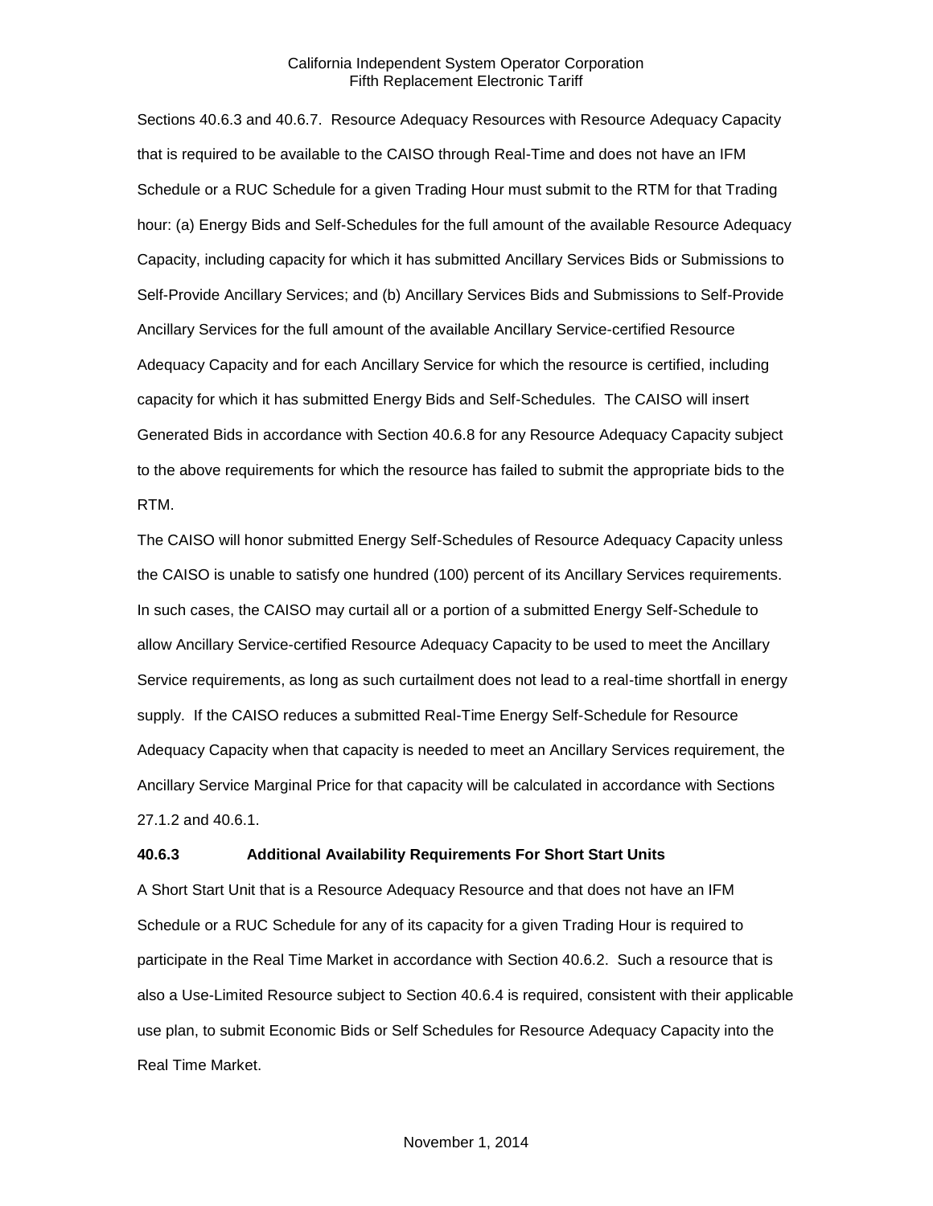Sections 40.6.3 and 40.6.7. Resource Adequacy Resources with Resource Adequacy Capacity that is required to be available to the CAISO through Real-Time and does not have an IFM Schedule or a RUC Schedule for a given Trading Hour must submit to the RTM for that Trading hour: (a) Energy Bids and Self-Schedules for the full amount of the available Resource Adequacy Capacity, including capacity for which it has submitted Ancillary Services Bids or Submissions to Self-Provide Ancillary Services; and (b) Ancillary Services Bids and Submissions to Self-Provide Ancillary Services for the full amount of the available Ancillary Service-certified Resource Adequacy Capacity and for each Ancillary Service for which the resource is certified, including capacity for which it has submitted Energy Bids and Self-Schedules. The CAISO will insert Generated Bids in accordance with Section 40.6.8 for any Resource Adequacy Capacity subject to the above requirements for which the resource has failed to submit the appropriate bids to the RTM.

The CAISO will honor submitted Energy Self-Schedules of Resource Adequacy Capacity unless the CAISO is unable to satisfy one hundred (100) percent of its Ancillary Services requirements. In such cases, the CAISO may curtail all or a portion of a submitted Energy Self-Schedule to allow Ancillary Service-certified Resource Adequacy Capacity to be used to meet the Ancillary Service requirements, as long as such curtailment does not lead to a real-time shortfall in energy supply. If the CAISO reduces a submitted Real-Time Energy Self-Schedule for Resource Adequacy Capacity when that capacity is needed to meet an Ancillary Services requirement, the Ancillary Service Marginal Price for that capacity will be calculated in accordance with Sections 27.1.2 and 40.6.1.

**40.6.3 Additional Availability Requirements For Short Start Units**

A Short Start Unit that is a Resource Adequacy Resource and that does not have an IFM Schedule or a RUC Schedule for any of its capacity for a given Trading Hour is required to participate in the Real Time Market in accordance with Section 40.6.2. Such a resource that is also a Use-Limited Resource subject to Section 40.6.4 is required, consistent with their applicable use plan, to submit Economic Bids or Self Schedules for Resource Adequacy Capacity into the Real Time Market.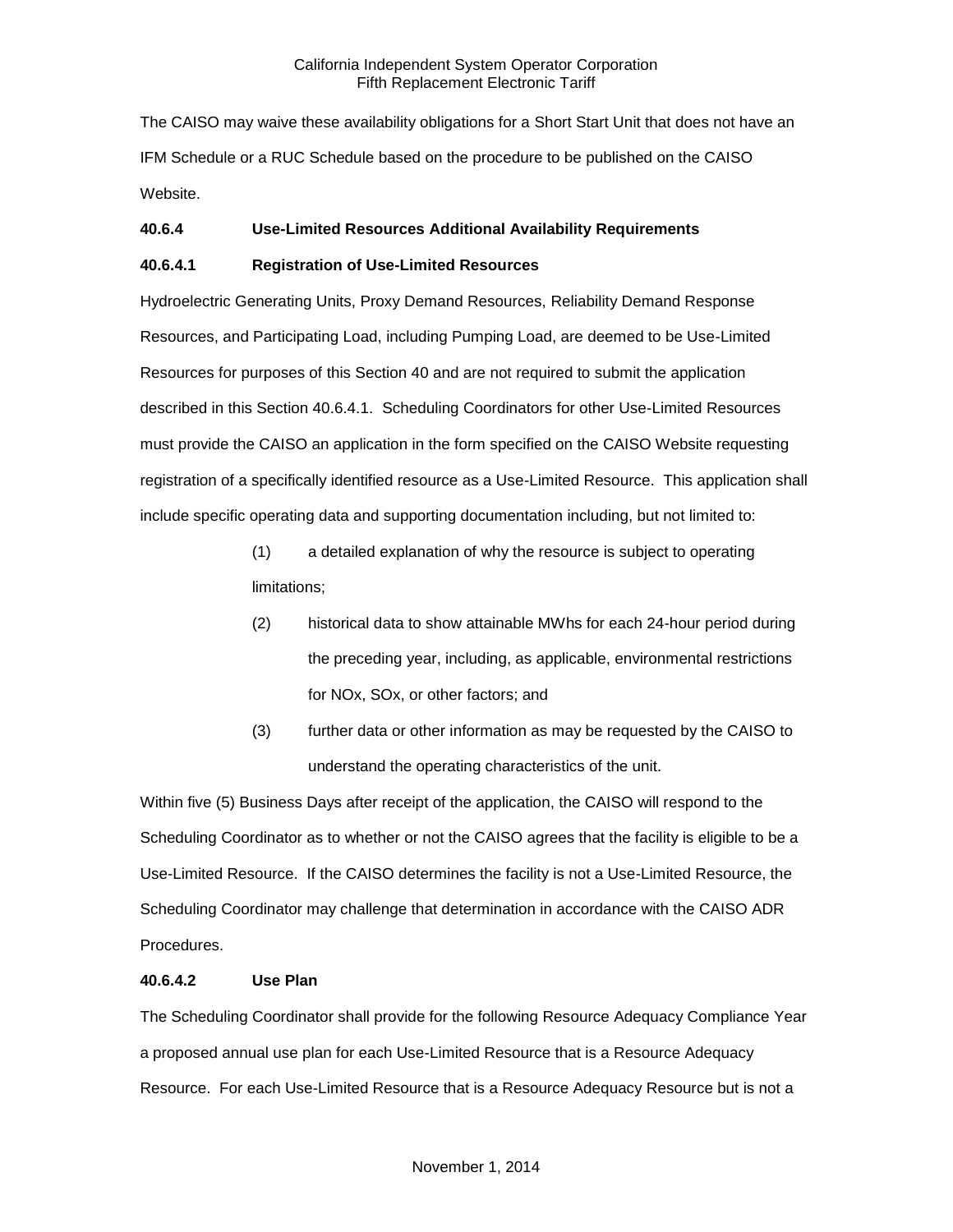The CAISO may waive these availability obligations for a Short Start Unit that does not have an IFM Schedule or a RUC Schedule based on the procedure to be published on the CAISO Website.

**40.6.4 Use-Limited Resources Additional Availability Requirements**

**40.6.4.1 Registration of Use-Limited Resources**

Hydroelectric Generating Units, Proxy Demand Resources, Reliability Demand Response Resources, and Participating Load, including Pumping Load, are deemed to be Use-Limited Resources for purposes of this Section 40 and are not required to submit the application described in this Section 40.6.4.1. Scheduling Coordinators for other Use-Limited Resources must provide the CAISO an application in the form specified on the CAISO Website requesting registration of a specifically identified resource as a Use-Limited Resource. This application shall include specific operating data and supporting documentation including, but not limited to:

(1) a detailed explanation of why the resource is subject to operating limitations;

(2) historical data to show attainable MWhs for each 24-hour period during the preceding year, including, as applicable, environmental restrictions for NOx, SOx, or other factors; and

(3) further data or other information as may be requested by the CAISO to understand the operating characteristics of the unit.

Within five (5) Business Days after receipt of the application, the CAISO will respond to the Scheduling Coordinator as to whether or not the CAISO agrees that the facility is eligible to be a Use-Limited Resource. If the CAISO determines the facility is not a Use-Limited Resource, the Scheduling Coordinator may challenge that determination in accordance with the CAISO ADR Procedures.

**40.6.4.2 Use Plan**

The Scheduling Coordinator shall provide for the following Resource Adequacy Compliance Year a proposed annual use plan for each Use-Limited Resource that is a Resource Adequacy Resource. For each Use-Limited Resource that is a Resource Adequacy Resource but is not a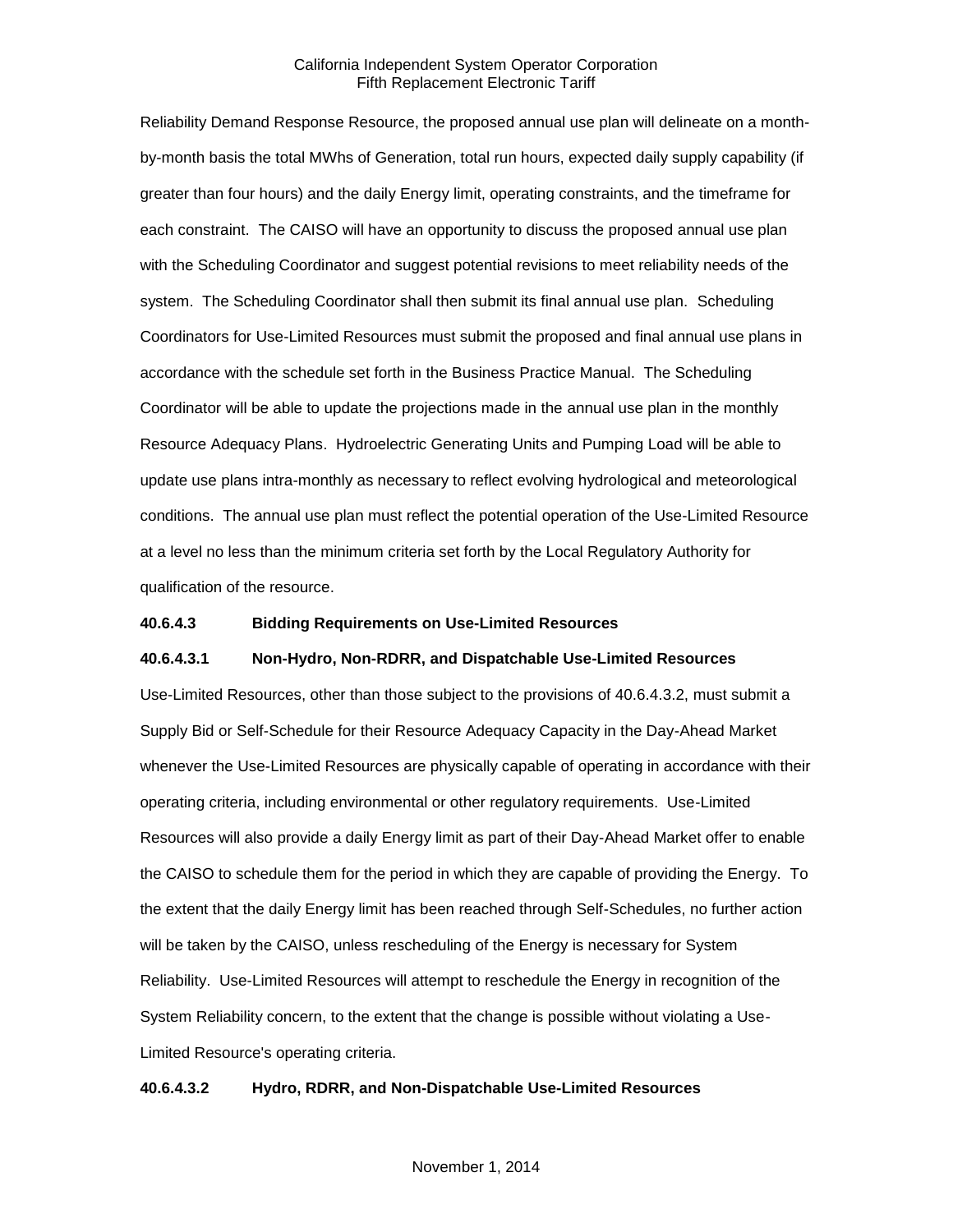Reliability Demand Response Resource, the proposed annual use plan will delineate on a month-by-month basis the total MWhs of Generation, total run hours, expected daily supply capability (if greater than four hours) and the daily Energy limit, operating constraints, and the timeframe for each constraint. The CAISO will have an opportunity to discuss the proposed annual use plan with the Scheduling Coordinator and suggest potential revisions to meet reliability needs of the system. The Scheduling Coordinator shall then submit its final annual use plan. Scheduling Coordinators for Use-Limited Resources must submit the proposed and final annual use plans in accordance with the schedule set forth in the Business Practice Manual. The Scheduling Coordinator will be able to update the projections made in the annual use plan in the monthly Resource Adequacy Plans. Hydroelectric Generating Units and Pumping Load will be able to update use plans intra-monthly as necessary to reflect evolving hydrological and meteorological conditions. The annual use plan must reflect the potential operation of the Use-Limited Resource at a level no less than the minimum criteria set forth by the Local Regulatory Authority for qualification of the resource.

**40.6.4.3 Bidding Requirements on Use-Limited Resources**

**40.6.4.3.1 Non-Hydro, Non-RDRR, and Dispatchable Use-Limited Resources**

Use-Limited Resources, other than those subject to the provisions of 40.6.4.3.2, must submit a Supply Bid or Self-Schedule for their Resource Adequacy Capacity in the Day-Ahead Market whenever the Use-Limited Resources are physically capable of operating in accordance with their operating criteria, including environmental or other regulatory requirements. Use-Limited Resources will also provide a daily Energy limit as part of their Day-Ahead Market offer to enable the CAISO to schedule them for the period in which they are capable of providing the Energy. To the extent that the daily Energy limit has been reached through Self-Schedules, no further action will be taken by the CAISO, unless rescheduling of the Energy is necessary for System Reliability. Use-Limited Resources will attempt to reschedule the Energy in recognition of the System Reliability concern, to the extent that the change is possible without violating a Use-Limited Resource's operating criteria.

**40.6.4.3.2 Hydro, RDRR, and Non-Dispatchable Use-Limited Resources**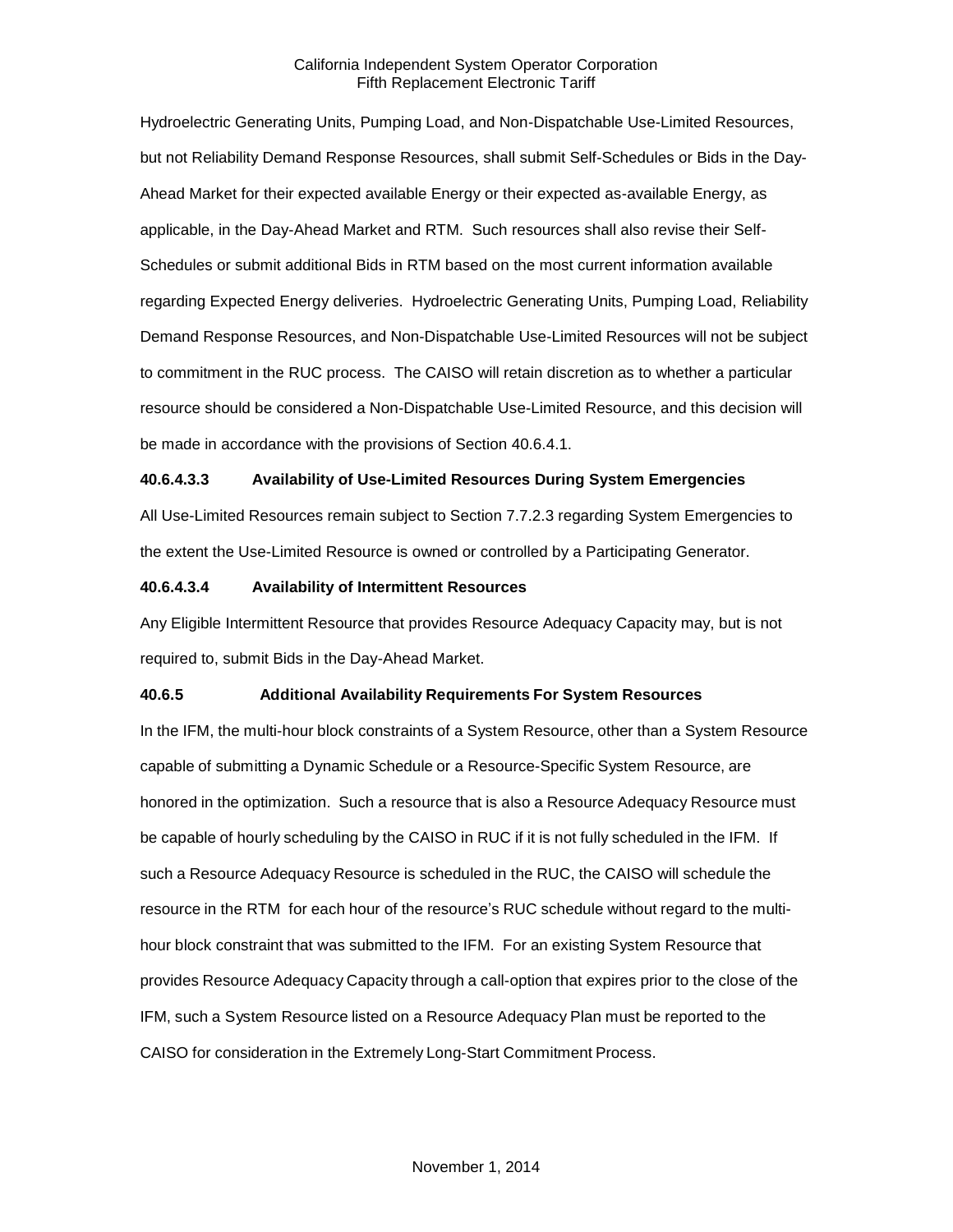Hydroelectric Generating Units, Pumping Load, and Non-Dispatchable Use-Limited Resources, but not Reliability Demand Response Resources, shall submit Self-Schedules or Bids in the Day-Ahead Market for their expected available Energy or their expected as-available Energy, as applicable, in the Day-Ahead Market and RTM. Such resources shall also revise their Self-Schedules or submit additional Bids in RTM based on the most current information available regarding Expected Energy deliveries. Hydroelectric Generating Units, Pumping Load, Reliability Demand Response Resources, and Non-Dispatchable Use-Limited Resources will not be subject to commitment in the RUC process. The CAISO will retain discretion as to whether a particular resource should be considered a Non-Dispatchable Use-Limited Resource, and this decision will be made in accordance with the provisions of Section 40.6.4.1.

**40.6.4.3.3 Availability of Use-Limited Resources During System Emergencies**

All Use-Limited Resources remain subject to Section 7.7.2.3 regarding System Emergencies to the extent the Use-Limited Resource is owned or controlled by a Participating Generator.

**40.6.4.3.4 Availability of Intermittent Resources**

Any Eligible Intermittent Resource that provides Resource Adequacy Capacity may, but is not required to, submit Bids in the Day-Ahead Market.

**40.6.5 Additional Availability Requirements For System Resources**

In the IFM, the multi-hour block constraints of a System Resource, other than a System Resource capable of submitting a Dynamic Schedule or a Resource-Specific System Resource, are honored in the optimization. Such a resource that is also a Resource Adequacy Resource must be capable of hourly scheduling by the CAISO in RUC if it is not fully scheduled in the IFM. If such a Resource Adequacy Resource is scheduled in the RUC, the CAISO will schedule the resource in the RTM for each hour of the resource's RUC schedule without regard to the multi-hour block constraint that was submitted to the IFM. For an existing System Resource that provides Resource Adequacy Capacity through a call-option that expires prior to the close of the IFM, such a System Resource listed on a Resource Adequacy Plan must be reported to the CAISO for consideration in the Extremely Long-Start Commitment Process.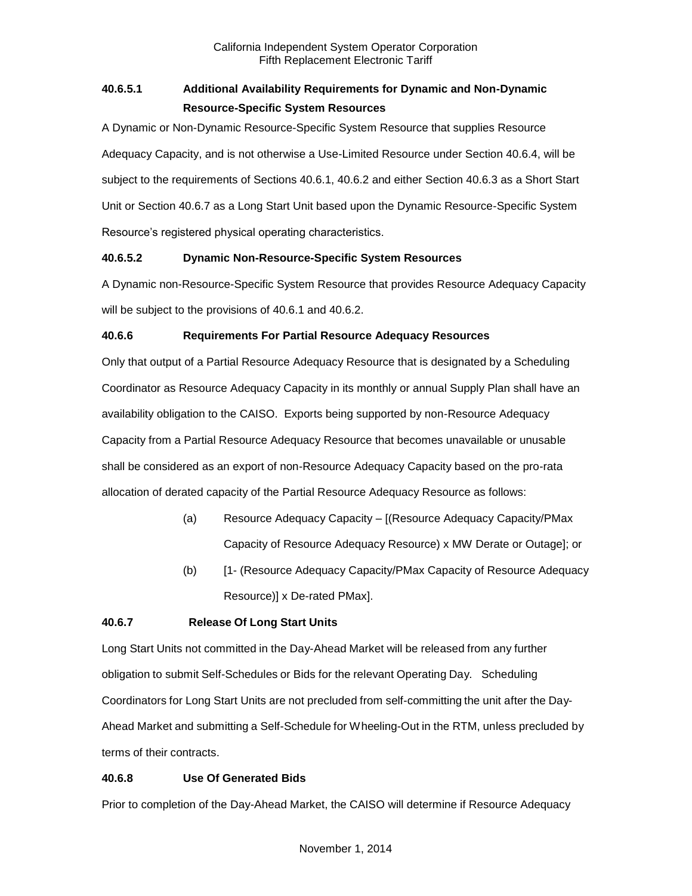### 40.6.5.1 Additional Availability Requirements for Dynamic and Non-Dynamic Resource-Specific System Resources

A Dynamic or Non-Dynamic Resource-Specific System Resource that supplies Resource Adequacy Capacity, and is not otherwise a Use-Limited Resource under Section 40.6.4, will be subject to the requirements of Sections 40.6.1, 40.6.2 and either Section 40.6.3 as a Short Start Unit or Section 40.6.7 as a Long Start Unit based upon the Dynamic Resource-Specific System Resource's registered physical operating characteristics.

### 40.6.5.2 Dynamic Non-Resource-Specific System Resources

A Dynamic non-Resource-Specific System Resource that provides Resource Adequacy Capacity will be subject to the provisions of 40.6.1 and 40.6.2.

### 40.6.6 Requirements For Partial Resource Adequacy Resources

Only that output of a Partial Resource Adequacy Resource that is designated by a Scheduling Coordinator as Resource Adequacy Capacity in its monthly or annual Supply Plan shall have an availability obligation to the CAISO. Exports being supported by non-Resource Adequacy Capacity from a Partial Resource Adequacy Resource that becomes unavailable or unusable shall be considered as an export of non-Resource Adequacy Capacity based on the pro-rata allocation of derated capacity of the Partial Resource Adequacy Resource as follows:

(a) Resource Adequacy Capacity – [(Resource Adequacy Capacity/PMax Capacity of Resource Adequacy Resource) x MW Derate or Outage]; or

(b) [1- (Resource Adequacy Capacity/PMax Capacity of Resource Adequacy Resource)] x De-rated PMax].

### 40.6.7 Release Of Long Start Units

Long Start Units not committed in the Day-Ahead Market will be released from any further obligation to submit Self-Schedules or Bids for the relevant Operating Day. Scheduling Coordinators for Long Start Units are not precluded from self-committing the unit after the Day-Ahead Market and submitting a Self-Schedule for Wheeling-Out in the RTM, unless precluded by terms of their contracts.

### 40.6.8 Use Of Generated Bids

Prior to completion of the Day-Ahead Market, the CAISO will determine if Resource Adequacy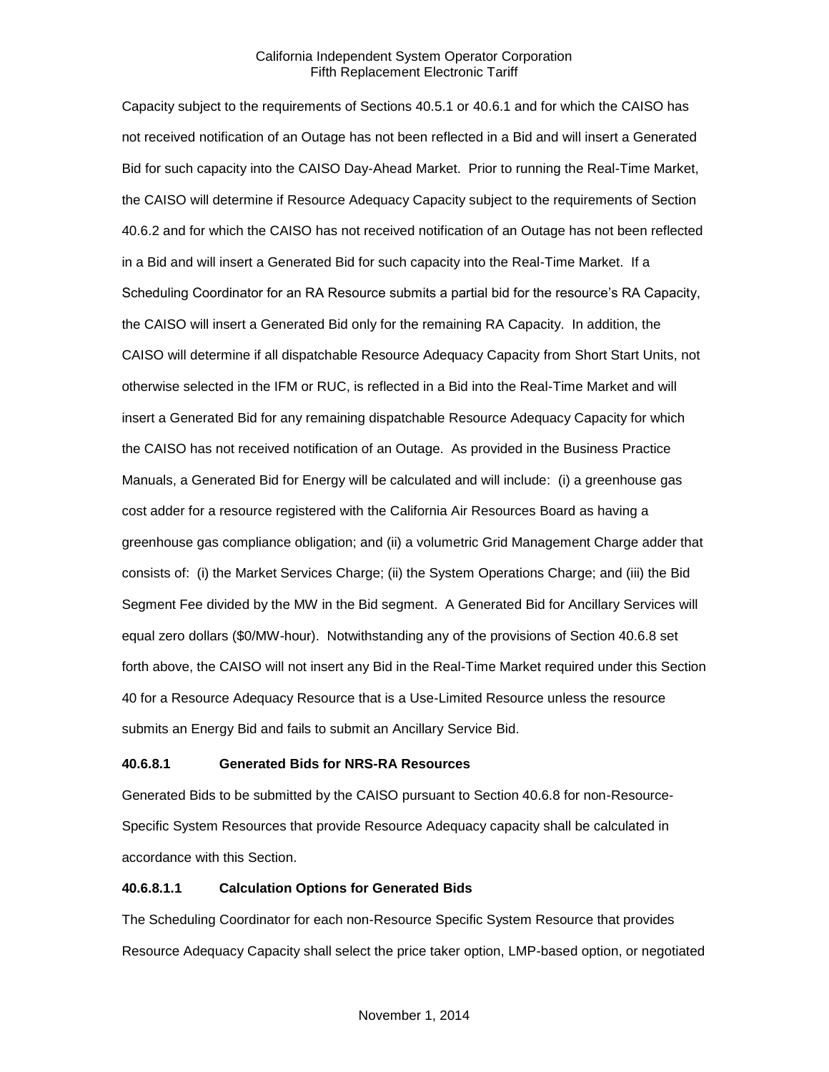Capacity subject to the requirements of Sections 40.5.1 or 40.6.1 and for which the CAISO has not received notification of an Outage has not been reflected in a Bid and will insert a Generated Bid for such capacity into the CAISO Day-Ahead Market. Prior to running the Real-Time Market, the CAISO will determine if Resource Adequacy Capacity subject to the requirements of Section 40.6.2 and for which the CAISO has not received notification of an Outage has not been reflected in a Bid and will insert a Generated Bid for such capacity into the Real-Time Market. If a Scheduling Coordinator for an RA Resource submits a partial bid for the resource's RA Capacity, the CAISO will insert a Generated Bid only for the remaining RA Capacity. In addition, the CAISO will determine if all dispatchable Resource Adequacy Capacity from Short Start Units, not otherwise selected in the IFM or RUC, is reflected in a Bid into the Real-Time Market and will insert a Generated Bid for any remaining dispatchable Resource Adequacy Capacity for which the CAISO has not received notification of an Outage. As provided in the Business Practice Manuals, a Generated Bid for Energy will be calculated and will include: (i) a greenhouse gas cost adder for a resource registered with the California Air Resources Board as having a greenhouse gas compliance obligation; and (ii) a volumetric Grid Management Charge adder that consists of: (i) the Market Services Charge; (ii) the System Operations Charge; and (iii) the Bid Segment Fee divided by the MW in the Bid segment. A Generated Bid for Ancillary Services will equal zero dollars ($0/MW-hour). Notwithstanding any of the provisions of Section 40.6.8 set forth above, the CAISO will not insert any Bid in the Real-Time Market required under this Section 40 for a Resource Adequacy Resource that is a Use-Limited Resource unless the resource submits an Energy Bid and fails to submit an Ancillary Service Bid.

#### 40.6.8.1 Generated Bids for NRS-RA Resources

Generated Bids to be submitted by the CAISO pursuant to Section 40.6.8 for non-Resource-Specific System Resources that provide Resource Adequacy capacity shall be calculated in accordance with this Section.

#### 40.6.8.1.1 Calculation Options for Generated Bids

The Scheduling Coordinator for each non-Resource Specific System Resource that provides Resource Adequacy Capacity shall select the price taker option, LMP-based option, or negotiated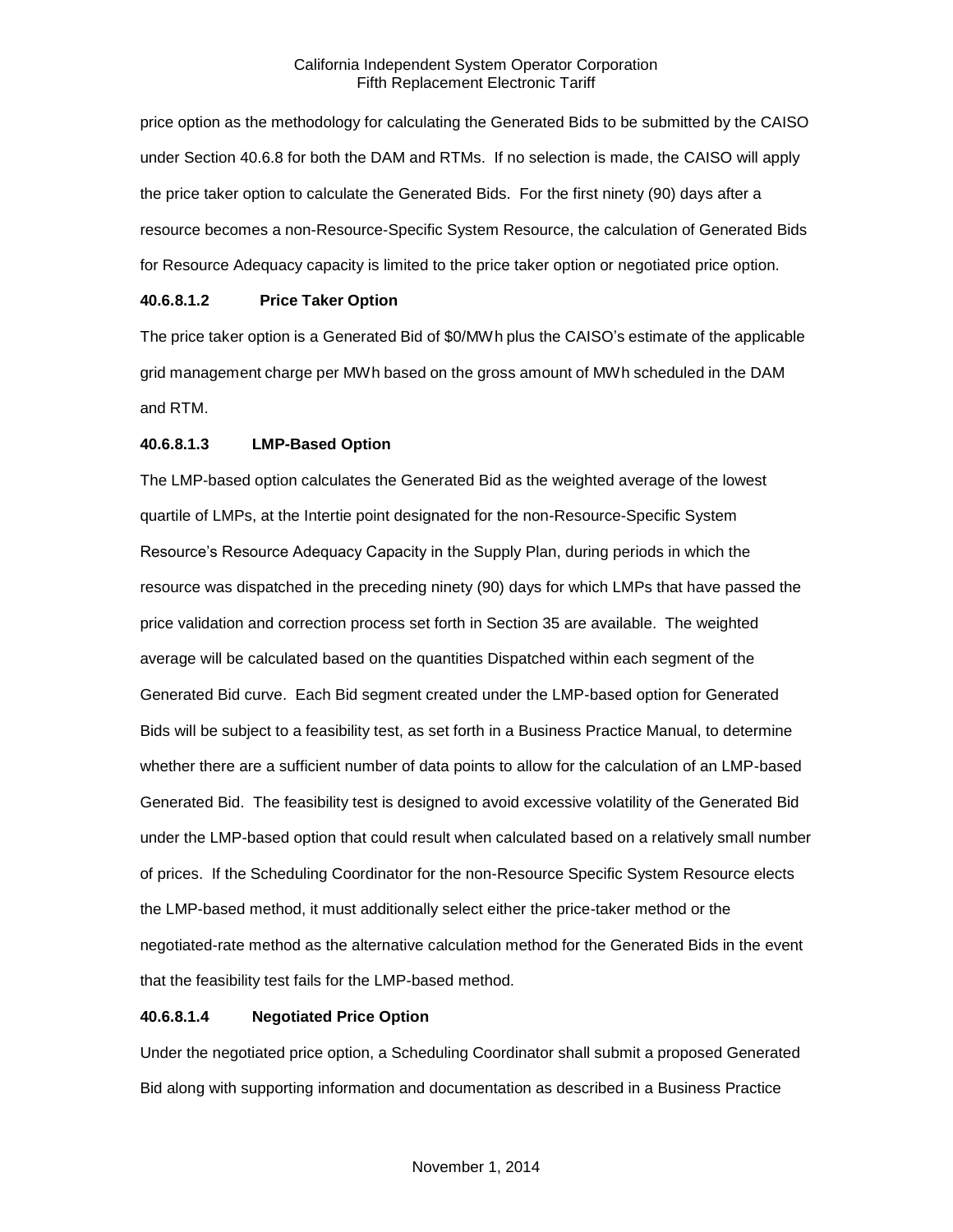price option as the methodology for calculating the Generated Bids to be submitted by the CAISO under Section 40.6.8 for both the DAM and RTMs. If no selection is made, the CAISO will apply the price taker option to calculate the Generated Bids. For the first ninety (90) days after a resource becomes a non-Resource-Specific System Resource, the calculation of Generated Bids for Resource Adequacy capacity is limited to the price taker option or negotiated price option.

**40.6.8.1.2 Price Taker Option**

The price taker option is a Generated Bid of $0/MWh plus the CAISO's estimate of the applicable grid management charge per MWh based on the gross amount of MWh scheduled in the DAM and RTM.

**40.6.8.1.3 LMP-Based Option**

The LMP-based option calculates the Generated Bid as the weighted average of the lowest quartile of LMPs, at the Intertie point designated for the non-Resource-Specific System Resource's Resource Adequacy Capacity in the Supply Plan, during periods in which the resource was dispatched in the preceding ninety (90) days for which LMPs that have passed the price validation and correction process set forth in Section 35 are available. The weighted average will be calculated based on the quantities Dispatched within each segment of the Generated Bid curve. Each Bid segment created under the LMP-based option for Generated Bids will be subject to a feasibility test, as set forth in a Business Practice Manual, to determine whether there are a sufficient number of data points to allow for the calculation of an LMP-based Generated Bid. The feasibility test is designed to avoid excessive volatility of the Generated Bid under the LMP-based option that could result when calculated based on a relatively small number of prices. If the Scheduling Coordinator for the non-Resource Specific System Resource elects the LMP-based method, it must additionally select either the price-taker method or the negotiated-rate method as the alternative calculation method for the Generated Bids in the event that the feasibility test fails for the LMP-based method.

**40.6.8.1.4 Negotiated Price Option**

Under the negotiated price option, a Scheduling Coordinator shall submit a proposed Generated Bid along with supporting information and documentation as described in a Business Practice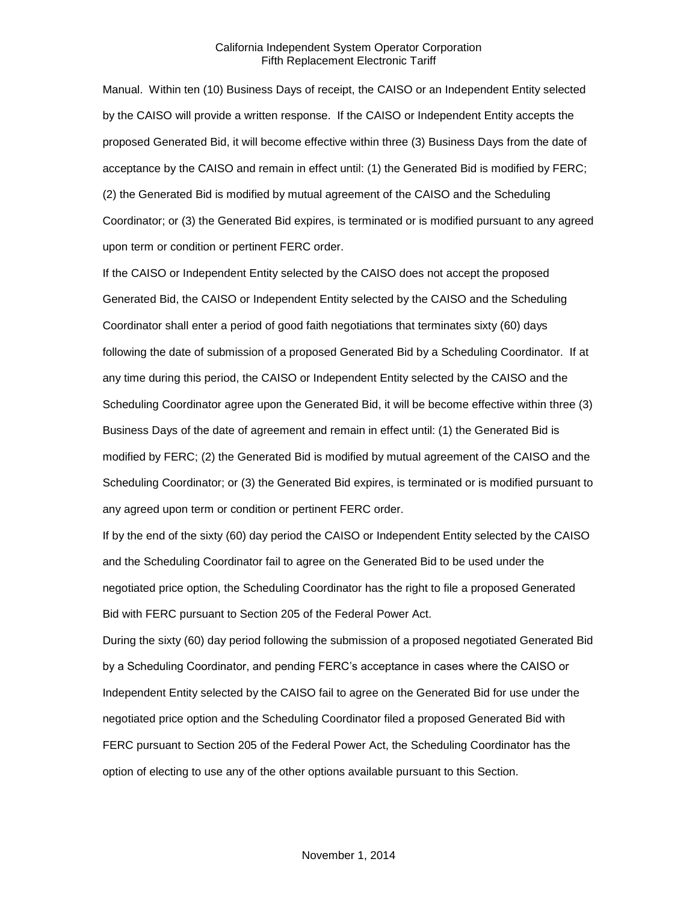Manual. Within ten (10) Business Days of receipt, the CAISO or an Independent Entity selected by the CAISO will provide a written response. If the CAISO or Independent Entity accepts the proposed Generated Bid, it will become effective within three (3) Business Days from the date of acceptance by the CAISO and remain in effect until: (1) the Generated Bid is modified by FERC; (2) the Generated Bid is modified by mutual agreement of the CAISO and the Scheduling Coordinator; or (3) the Generated Bid expires, is terminated or is modified pursuant to any agreed upon term or condition or pertinent FERC order.

If the CAISO or Independent Entity selected by the CAISO does not accept the proposed Generated Bid, the CAISO or Independent Entity selected by the CAISO and the Scheduling Coordinator shall enter a period of good faith negotiations that terminates sixty (60) days following the date of submission of a proposed Generated Bid by a Scheduling Coordinator. If at any time during this period, the CAISO or Independent Entity selected by the CAISO and the Scheduling Coordinator agree upon the Generated Bid, it will be become effective within three (3) Business Days of the date of agreement and remain in effect until: (1) the Generated Bid is modified by FERC; (2) the Generated Bid is modified by mutual agreement of the CAISO and the Scheduling Coordinator; or (3) the Generated Bid expires, is terminated or is modified pursuant to any agreed upon term or condition or pertinent FERC order.

If by the end of the sixty (60) day period the CAISO or Independent Entity selected by the CAISO and the Scheduling Coordinator fail to agree on the Generated Bid to be used under the negotiated price option, the Scheduling Coordinator has the right to file a proposed Generated Bid with FERC pursuant to Section 205 of the Federal Power Act.

During the sixty (60) day period following the submission of a proposed negotiated Generated Bid by a Scheduling Coordinator, and pending FERC's acceptance in cases where the CAISO or Independent Entity selected by the CAISO fail to agree on the Generated Bid for use under the negotiated price option and the Scheduling Coordinator filed a proposed Generated Bid with FERC pursuant to Section 205 of the Federal Power Act, the Scheduling Coordinator has the option of electing to use any of the other options available pursuant to this Section.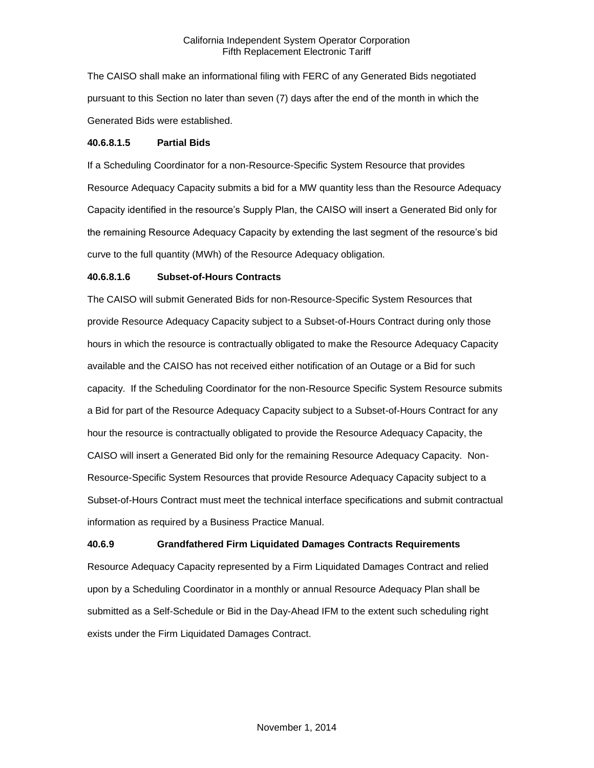The CAISO shall make an informational filing with FERC of any Generated Bids negotiated pursuant to this Section no later than seven (7) days after the end of the month in which the Generated Bids were established.

**40.6.8.1.5 Partial Bids**

If a Scheduling Coordinator for a non-Resource-Specific System Resource that provides Resource Adequacy Capacity submits a bid for a MW quantity less than the Resource Adequacy Capacity identified in the resource's Supply Plan, the CAISO will insert a Generated Bid only for the remaining Resource Adequacy Capacity by extending the last segment of the resource's bid curve to the full quantity (MWh) of the Resource Adequacy obligation.

**40.6.8.1.6 Subset-of-Hours Contracts**

The CAISO will submit Generated Bids for non-Resource-Specific System Resources that provide Resource Adequacy Capacity subject to a Subset-of-Hours Contract during only those hours in which the resource is contractually obligated to make the Resource Adequacy Capacity available and the CAISO has not received either notification of an Outage or a Bid for such capacity. If the Scheduling Coordinator for the non-Resource Specific System Resource submits a Bid for part of the Resource Adequacy Capacity subject to a Subset-of-Hours Contract for any hour the resource is contractually obligated to provide the Resource Adequacy Capacity, the CAISO will insert a Generated Bid only for the remaining Resource Adequacy Capacity. Non-Resource-Specific System Resources that provide Resource Adequacy Capacity subject to a Subset-of-Hours Contract must meet the technical interface specifications and submit contractual information as required by a Business Practice Manual.

**40.6.9 Grandfathered Firm Liquidated Damages Contracts Requirements**

Resource Adequacy Capacity represented by a Firm Liquidated Damages Contract and relied upon by a Scheduling Coordinator in a monthly or annual Resource Adequacy Plan shall be submitted as a Self-Schedule or Bid in the Day-Ahead IFM to the extent such scheduling right exists under the Firm Liquidated Damages Contract.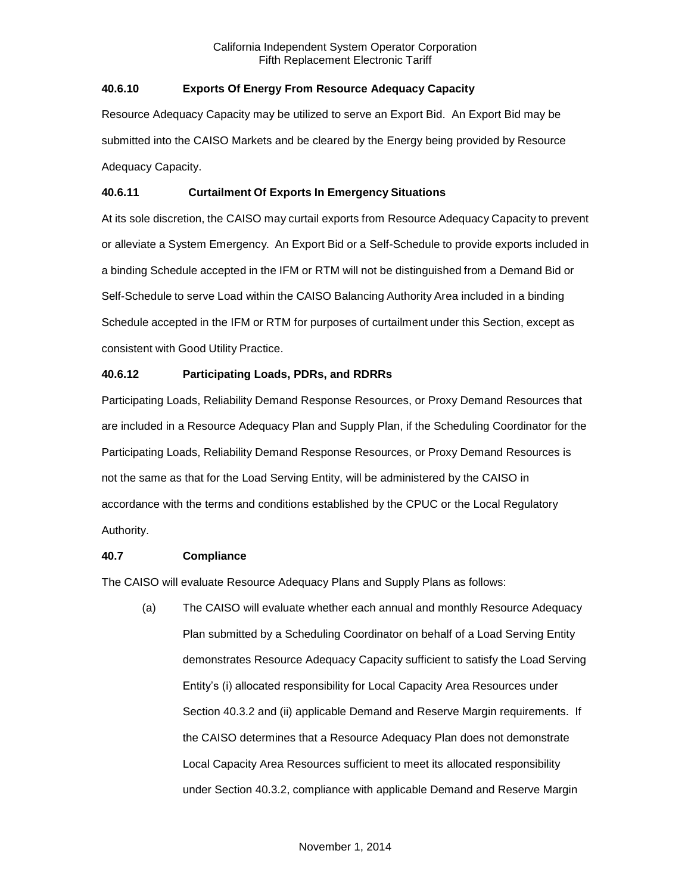### 40.6.10 Exports Of Energy From Resource Adequacy Capacity

Resource Adequacy Capacity may be utilized to serve an Export Bid. An Export Bid may be submitted into the CAISO Markets and be cleared by the Energy being provided by Resource Adequacy Capacity.

### 40.6.11 Curtailment Of Exports In Emergency Situations

At its sole discretion, the CAISO may curtail exports from Resource Adequacy Capacity to prevent or alleviate a System Emergency. An Export Bid or a Self-Schedule to provide exports included in a binding Schedule accepted in the IFM or RTM will not be distinguished from a Demand Bid or Self-Schedule to serve Load within the CAISO Balancing Authority Area included in a binding Schedule accepted in the IFM or RTM for purposes of curtailment under this Section, except as consistent with Good Utility Practice.

### 40.6.12 Participating Loads, PDRs, and RDRRs

Participating Loads, Reliability Demand Response Resources, or Proxy Demand Resources that are included in a Resource Adequacy Plan and Supply Plan, if the Scheduling Coordinator for the Participating Loads, Reliability Demand Response Resources, or Proxy Demand Resources is not the same as that for the Load Serving Entity, will be administered by the CAISO in accordance with the terms and conditions established by the CPUC or the Local Regulatory Authority.

## 40.7 Compliance

The CAISO will evaluate Resource Adequacy Plans and Supply Plans as follows:

(a) The CAISO will evaluate whether each annual and monthly Resource Adequacy Plan submitted by a Scheduling Coordinator on behalf of a Load Serving Entity demonstrates Resource Adequacy Capacity sufficient to satisfy the Load Serving Entity's (i) allocated responsibility for Local Capacity Area Resources under Section 40.3.2 and (ii) applicable Demand and Reserve Margin requirements. If the CAISO determines that a Resource Adequacy Plan does not demonstrate Local Capacity Area Resources sufficient to meet its allocated responsibility under Section 40.3.2, compliance with applicable Demand and Reserve Margin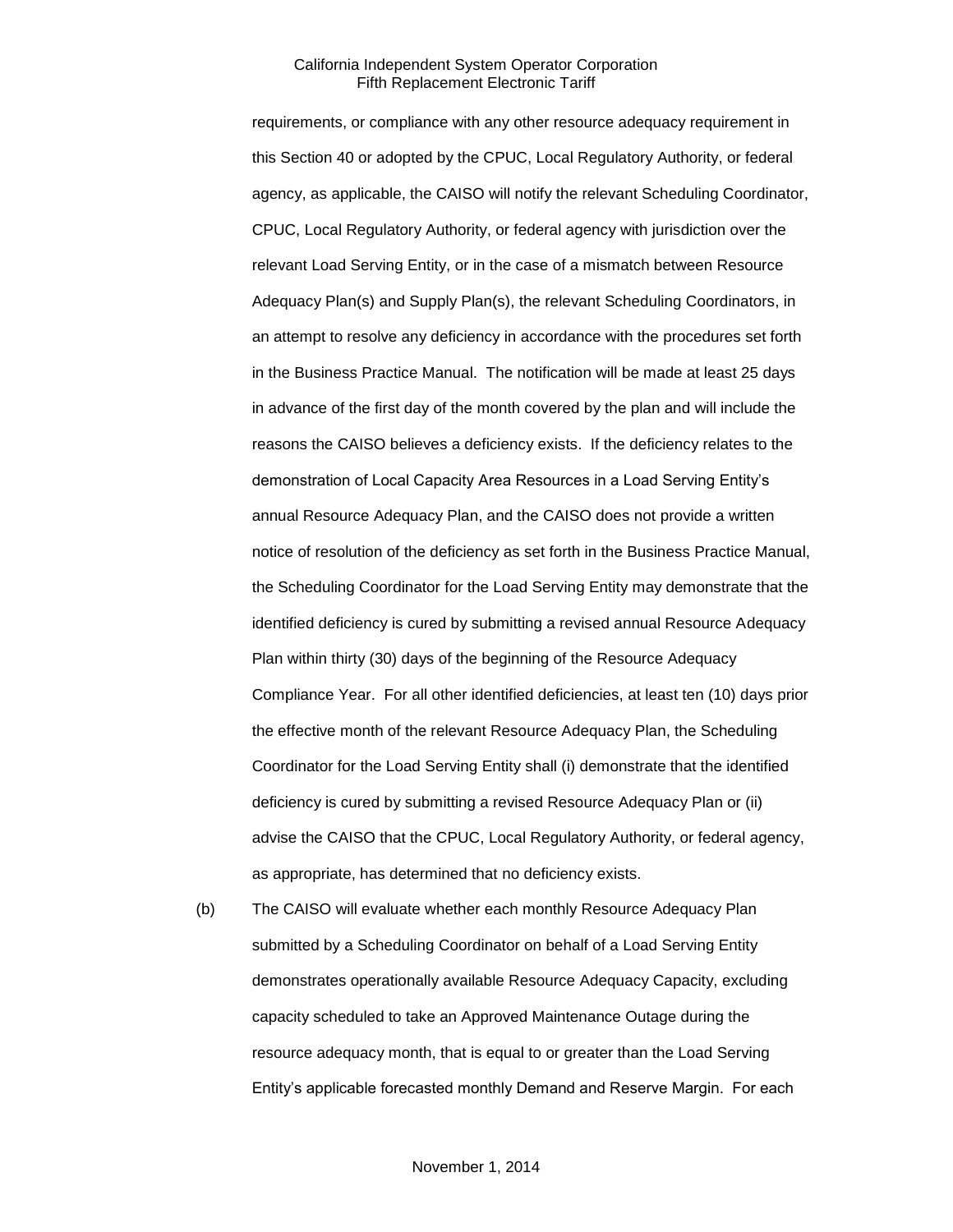requirements, or compliance with any other resource adequacy requirement in this Section 40 or adopted by the CPUC, Local Regulatory Authority, or federal agency, as applicable, the CAISO will notify the relevant Scheduling Coordinator, CPUC, Local Regulatory Authority, or federal agency with jurisdiction over the relevant Load Serving Entity, or in the case of a mismatch between Resource Adequacy Plan(s) and Supply Plan(s), the relevant Scheduling Coordinators, in an attempt to resolve any deficiency in accordance with the procedures set forth in the Business Practice Manual. The notification will be made at least 25 days in advance of the first day of the month covered by the plan and will include the reasons the CAISO believes a deficiency exists. If the deficiency relates to the demonstration of Local Capacity Area Resources in a Load Serving Entity's annual Resource Adequacy Plan, and the CAISO does not provide a written notice of resolution of the deficiency as set forth in the Business Practice Manual, the Scheduling Coordinator for the Load Serving Entity may demonstrate that the identified deficiency is cured by submitting a revised annual Resource Adequacy Plan within thirty (30) days of the beginning of the Resource Adequacy Compliance Year. For all other identified deficiencies, at least ten (10) days prior the effective month of the relevant Resource Adequacy Plan, the Scheduling Coordinator for the Load Serving Entity shall (i) demonstrate that the identified deficiency is cured by submitting a revised Resource Adequacy Plan or (ii) advise the CAISO that the CPUC, Local Regulatory Authority, or federal agency, as appropriate, has determined that no deficiency exists.

(b) The CAISO will evaluate whether each monthly Resource Adequacy Plan submitted by a Scheduling Coordinator on behalf of a Load Serving Entity demonstrates operationally available Resource Adequacy Capacity, excluding capacity scheduled to take an Approved Maintenance Outage during the resource adequacy month, that is equal to or greater than the Load Serving Entity's applicable forecasted monthly Demand and Reserve Margin. For each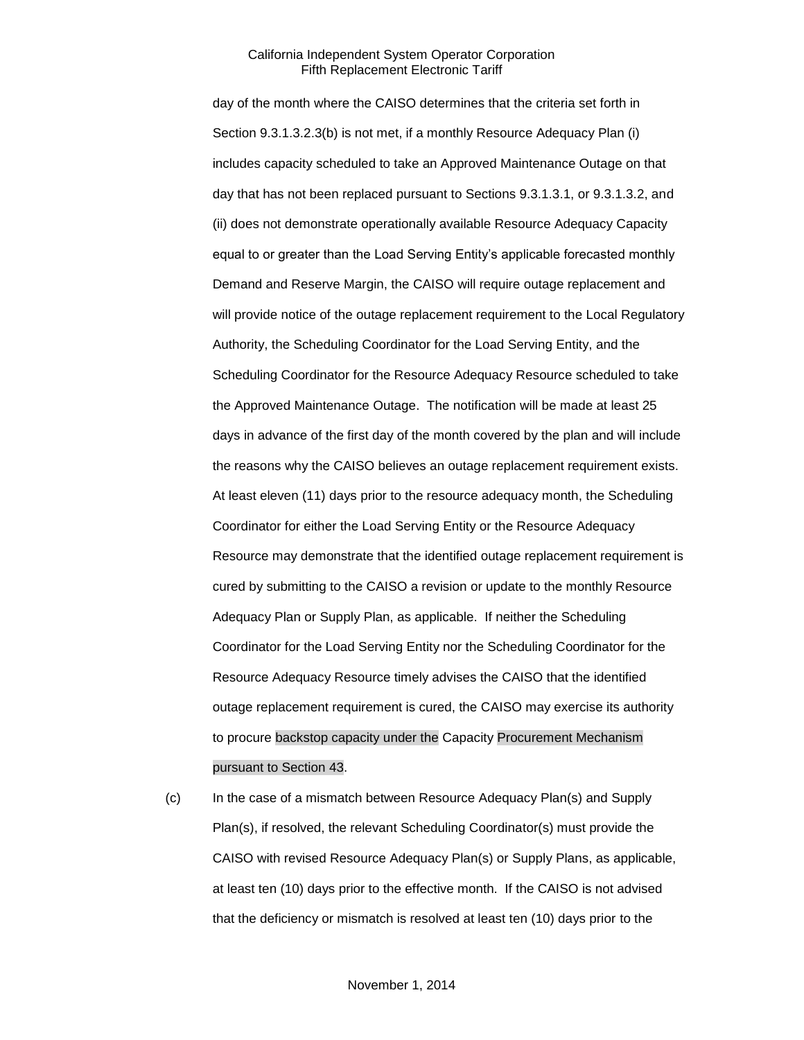day of the month where the CAISO determines that the criteria set forth in Section 9.3.1.3.2.3(b) is not met, if a monthly Resource Adequacy Plan (i) includes capacity scheduled to take an Approved Maintenance Outage on that day that has not been replaced pursuant to Sections 9.3.1.3.1, or 9.3.1.3.2, and (ii) does not demonstrate operationally available Resource Adequacy Capacity equal to or greater than the Load Serving Entity's applicable forecasted monthly Demand and Reserve Margin, the CAISO will require outage replacement and will provide notice of the outage replacement requirement to the Local Regulatory Authority, the Scheduling Coordinator for the Load Serving Entity, and the Scheduling Coordinator for the Resource Adequacy Resource scheduled to take the Approved Maintenance Outage. The notification will be made at least 25 days in advance of the first day of the month covered by the plan and will include the reasons why the CAISO believes an outage replacement requirement exists. At least eleven (11) days prior to the resource adequacy month, the Scheduling Coordinator for either the Load Serving Entity or the Resource Adequacy Resource may demonstrate that the identified outage replacement requirement is cured by submitting to the CAISO a revision or update to the monthly Resource Adequacy Plan or Supply Plan, as applicable. If neither the Scheduling Coordinator for the Load Serving Entity nor the Scheduling Coordinator for the Resource Adequacy Resource timely advises the CAISO that the identified outage replacement requirement is cured, the CAISO may exercise its authority to procure backstop capacity under the Capacity Procurement Mechanism pursuant to Section 43.

(c) In the case of a mismatch between Resource Adequacy Plan(s) and Supply Plan(s), if resolved, the relevant Scheduling Coordinator(s) must provide the CAISO with revised Resource Adequacy Plan(s) or Supply Plans, as applicable, at least ten (10) days prior to the effective month. If the CAISO is not advised that the deficiency or mismatch is resolved at least ten (10) days prior to the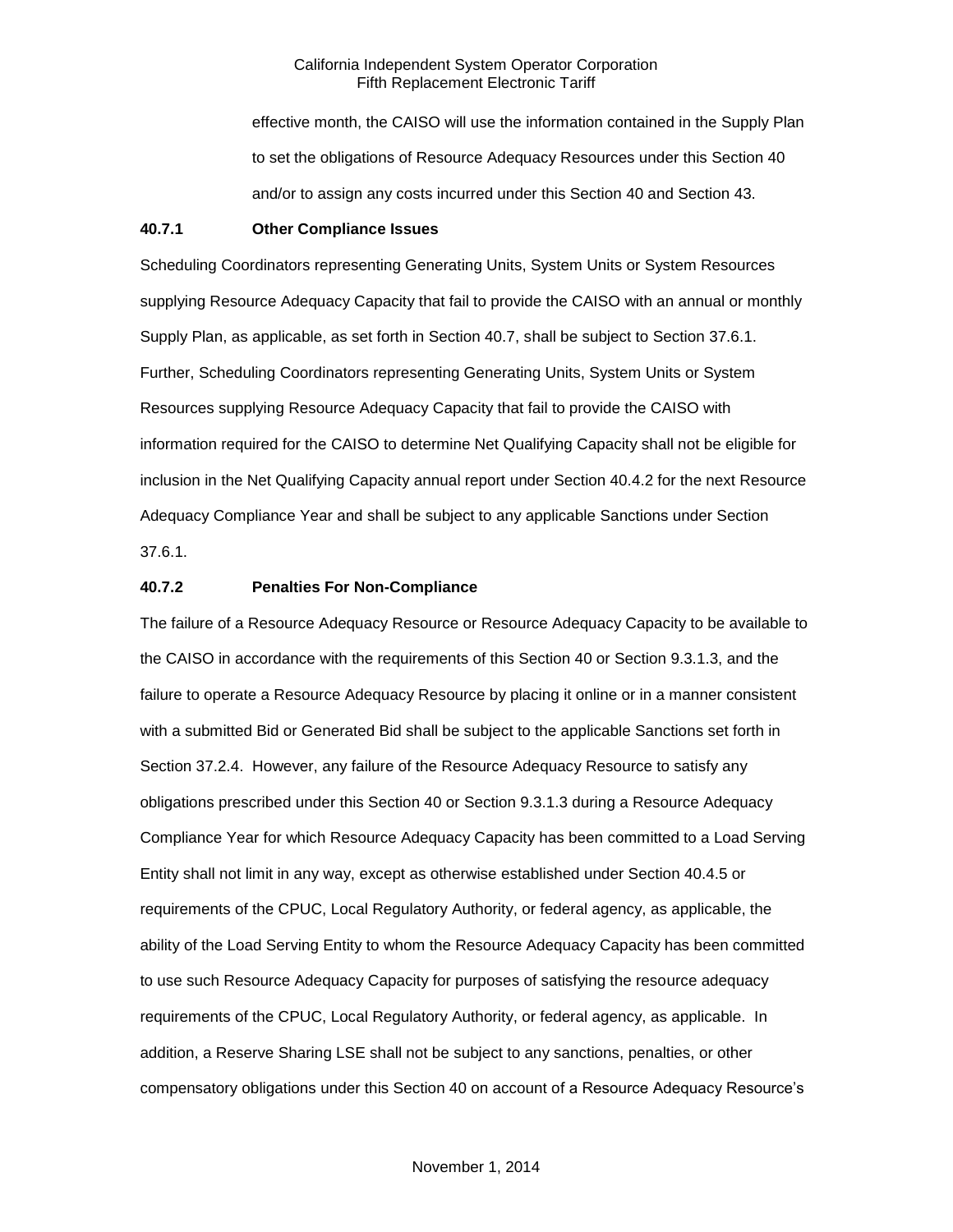effective month, the CAISO will use the information contained in the Supply Plan to set the obligations of Resource Adequacy Resources under this Section 40 and/or to assign any costs incurred under this Section 40 and Section 43.

#### 40.7.1 Other Compliance Issues

Scheduling Coordinators representing Generating Units, System Units or System Resources supplying Resource Adequacy Capacity that fail to provide the CAISO with an annual or monthly Supply Plan, as applicable, as set forth in Section 40.7, shall be subject to Section 37.6.1. Further, Scheduling Coordinators representing Generating Units, System Units or System Resources supplying Resource Adequacy Capacity that fail to provide the CAISO with information required for the CAISO to determine Net Qualifying Capacity shall not be eligible for inclusion in the Net Qualifying Capacity annual report under Section 40.4.2 for the next Resource Adequacy Compliance Year and shall be subject to any applicable Sanctions under Section 37.6.1.

#### 40.7.2 Penalties For Non-Compliance

The failure of a Resource Adequacy Resource or Resource Adequacy Capacity to be available to the CAISO in accordance with the requirements of this Section 40 or Section 9.3.1.3, and the failure to operate a Resource Adequacy Resource by placing it online or in a manner consistent with a submitted Bid or Generated Bid shall be subject to the applicable Sanctions set forth in Section 37.2.4. However, any failure of the Resource Adequacy Resource to satisfy any obligations prescribed under this Section 40 or Section 9.3.1.3 during a Resource Adequacy Compliance Year for which Resource Adequacy Capacity has been committed to a Load Serving Entity shall not limit in any way, except as otherwise established under Section 40.4.5 or requirements of the CPUC, Local Regulatory Authority, or federal agency, as applicable, the ability of the Load Serving Entity to whom the Resource Adequacy Capacity has been committed to use such Resource Adequacy Capacity for purposes of satisfying the resource adequacy requirements of the CPUC, Local Regulatory Authority, or federal agency, as applicable. In addition, a Reserve Sharing LSE shall not be subject to any sanctions, penalties, or other compensatory obligations under this Section 40 on account of a Resource Adequacy Resource's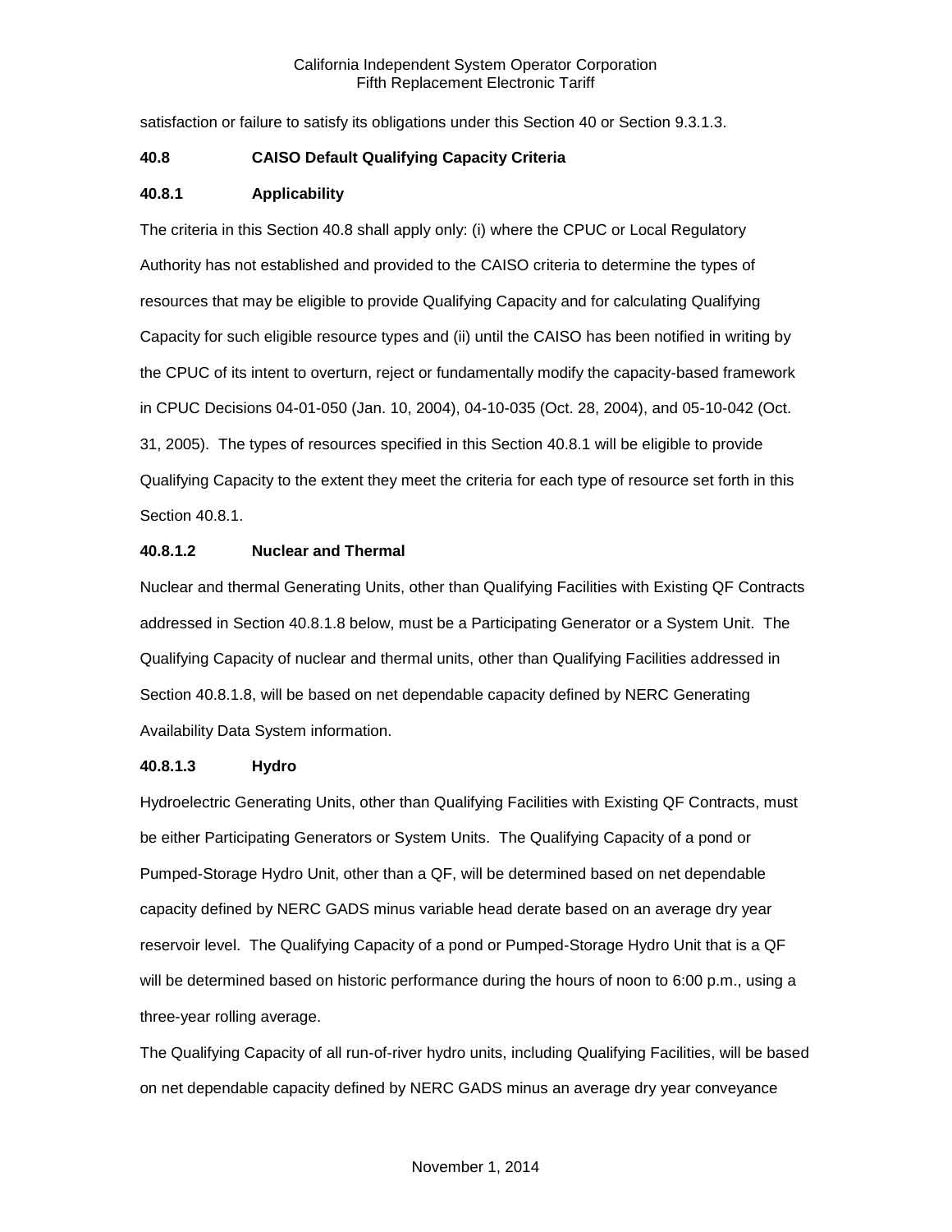satisfaction or failure to satisfy its obligations under this Section 40 or Section 9.3.1.3.

**40.8 CAISO Default Qualifying Capacity Criteria**

**40.8.1 Applicability**

The criteria in this Section 40.8 shall apply only: (i) where the CPUC or Local Regulatory Authority has not established and provided to the CAISO criteria to determine the types of resources that may be eligible to provide Qualifying Capacity and for calculating Qualifying Capacity for such eligible resource types and (ii) until the CAISO has been notified in writing by the CPUC of its intent to overturn, reject or fundamentally modify the capacity-based framework in CPUC Decisions 04-01-050 (Jan. 10, 2004), 04-10-035 (Oct. 28, 2004), and 05-10-042 (Oct. 31, 2005). The types of resources specified in this Section 40.8.1 will be eligible to provide Qualifying Capacity to the extent they meet the criteria for each type of resource set forth in this Section 40.8.1.

**40.8.1.2 Nuclear and Thermal**

Nuclear and thermal Generating Units, other than Qualifying Facilities with Existing QF Contracts addressed in Section 40.8.1.8 below, must be a Participating Generator or a System Unit. The Qualifying Capacity of nuclear and thermal units, other than Qualifying Facilities addressed in Section 40.8.1.8, will be based on net dependable capacity defined by NERC Generating Availability Data System information.

**40.8.1.3 Hydro**

Hydroelectric Generating Units, other than Qualifying Facilities with Existing QF Contracts, must be either Participating Generators or System Units. The Qualifying Capacity of a pond or Pumped-Storage Hydro Unit, other than a QF, will be determined based on net dependable capacity defined by NERC GADS minus variable head derate based on an average dry year reservoir level. The Qualifying Capacity of a pond or Pumped-Storage Hydro Unit that is a QF will be determined based on historic performance during the hours of noon to 6:00 p.m., using a three-year rolling average.

The Qualifying Capacity of all run-of-river hydro units, including Qualifying Facilities, will be based on net dependable capacity defined by NERC GADS minus an average dry year conveyance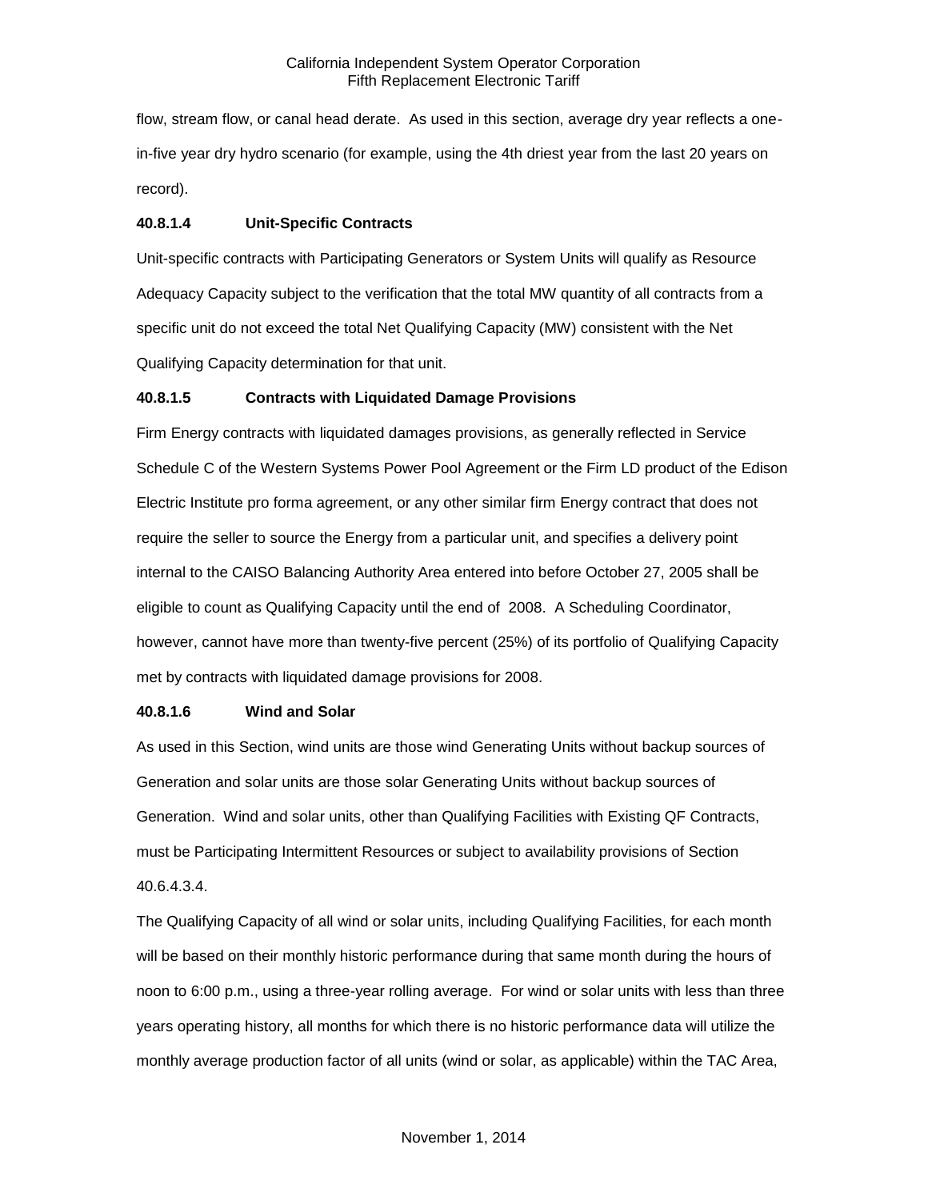flow, stream flow, or canal head derate. As used in this section, average dry year reflects a one-in-five year dry hydro scenario (for example, using the 4th driest year from the last 20 years on record).

**40.8.1.4 Unit-Specific Contracts**

Unit-specific contracts with Participating Generators or System Units will qualify as Resource Adequacy Capacity subject to the verification that the total MW quantity of all contracts from a specific unit do not exceed the total Net Qualifying Capacity (MW) consistent with the Net Qualifying Capacity determination for that unit.

**40.8.1.5 Contracts with Liquidated Damage Provisions**

Firm Energy contracts with liquidated damages provisions, as generally reflected in Service Schedule C of the Western Systems Power Pool Agreement or the Firm LD product of the Edison Electric Institute pro forma agreement, or any other similar firm Energy contract that does not require the seller to source the Energy from a particular unit, and specifies a delivery point internal to the CAISO Balancing Authority Area entered into before October 27, 2005 shall be eligible to count as Qualifying Capacity until the end of 2008. A Scheduling Coordinator, however, cannot have more than twenty-five percent (25%) of its portfolio of Qualifying Capacity met by contracts with liquidated damage provisions for 2008.

**40.8.1.6 Wind and Solar**

As used in this Section, wind units are those wind Generating Units without backup sources of Generation and solar units are those solar Generating Units without backup sources of Generation. Wind and solar units, other than Qualifying Facilities with Existing QF Contracts, must be Participating Intermittent Resources or subject to availability provisions of Section 40.6.4.3.4.

The Qualifying Capacity of all wind or solar units, including Qualifying Facilities, for each month will be based on their monthly historic performance during that same month during the hours of noon to 6:00 p.m., using a three-year rolling average. For wind or solar units with less than three years operating history, all months for which there is no historic performance data will utilize the monthly average production factor of all units (wind or solar, as applicable) within the TAC Area,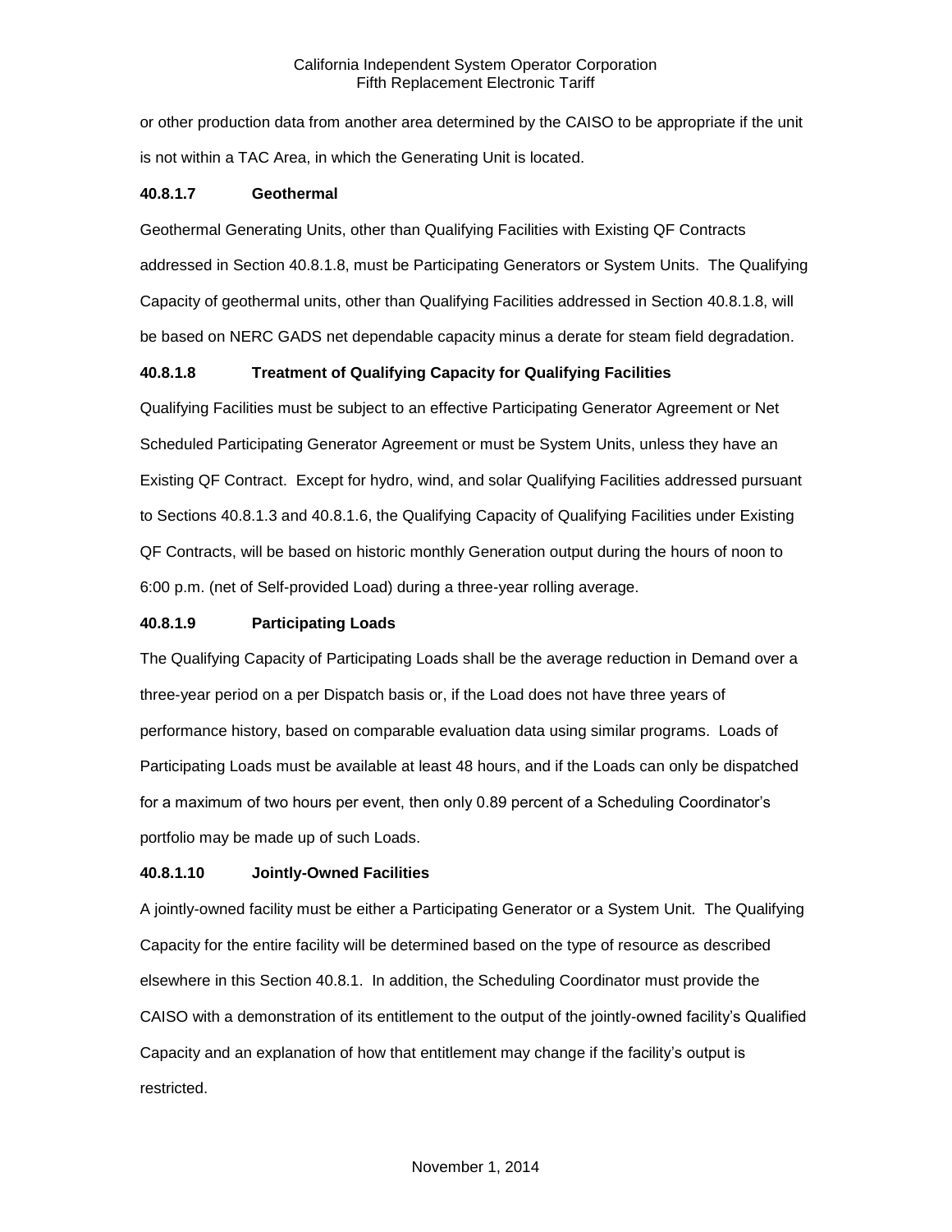or other production data from another area determined by the CAISO to be appropriate if the unit is not within a TAC Area, in which the Generating Unit is located.

#### 40.8.1.7 Geothermal

Geothermal Generating Units, other than Qualifying Facilities with Existing QF Contracts addressed in Section 40.8.1.8, must be Participating Generators or System Units. The Qualifying Capacity of geothermal units, other than Qualifying Facilities addressed in Section 40.8.1.8, will be based on NERC GADS net dependable capacity minus a derate for steam field degradation.

#### 40.8.1.8 Treatment of Qualifying Capacity for Qualifying Facilities

Qualifying Facilities must be subject to an effective Participating Generator Agreement or Net Scheduled Participating Generator Agreement or must be System Units, unless they have an Existing QF Contract. Except for hydro, wind, and solar Qualifying Facilities addressed pursuant to Sections 40.8.1.3 and 40.8.1.6, the Qualifying Capacity of Qualifying Facilities under Existing QF Contracts, will be based on historic monthly Generation output during the hours of noon to 6:00 p.m. (net of Self-provided Load) during a three-year rolling average.

#### 40.8.1.9 Participating Loads

The Qualifying Capacity of Participating Loads shall be the average reduction in Demand over a three-year period on a per Dispatch basis or, if the Load does not have three years of performance history, based on comparable evaluation data using similar programs. Loads of Participating Loads must be available at least 48 hours, and if the Loads can only be dispatched for a maximum of two hours per event, then only 0.89 percent of a Scheduling Coordinator's portfolio may be made up of such Loads.

#### 40.8.1.10 Jointly-Owned Facilities

A jointly-owned facility must be either a Participating Generator or a System Unit. The Qualifying Capacity for the entire facility will be determined based on the type of resource as described elsewhere in this Section 40.8.1. In addition, the Scheduling Coordinator must provide the CAISO with a demonstration of its entitlement to the output of the jointly-owned facility's Qualified Capacity and an explanation of how that entitlement may change if the facility's output is restricted.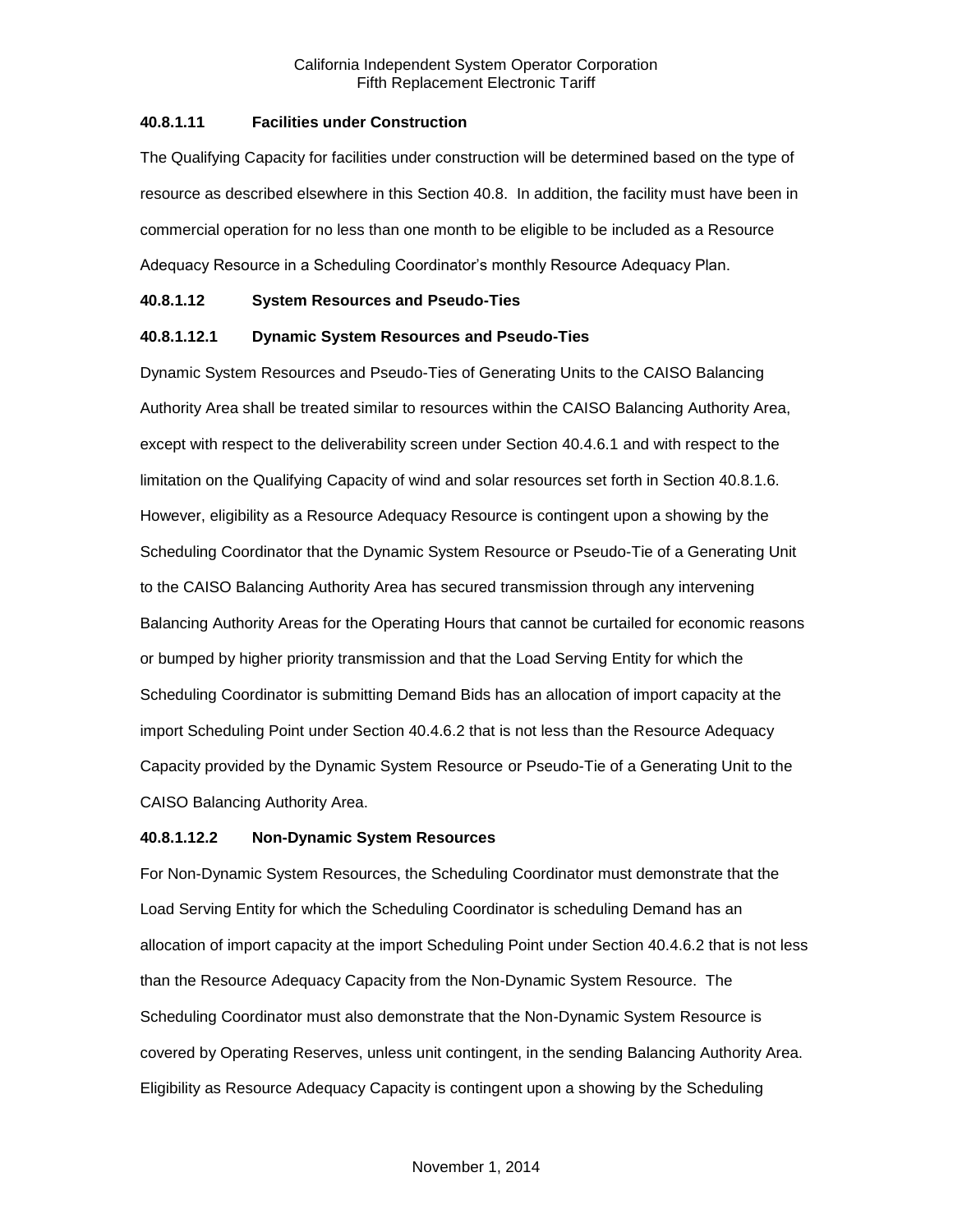### 40.8.1.11 Facilities under Construction

The Qualifying Capacity for facilities under construction will be determined based on the type of resource as described elsewhere in this Section 40.8. In addition, the facility must have been in commercial operation for no less than one month to be eligible to be included as a Resource Adequacy Resource in a Scheduling Coordinator's monthly Resource Adequacy Plan.

### 40.8.1.12 System Resources and Pseudo-Ties

#### 40.8.1.12.1 Dynamic System Resources and Pseudo-Ties

Dynamic System Resources and Pseudo-Ties of Generating Units to the CAISO Balancing Authority Area shall be treated similar to resources within the CAISO Balancing Authority Area, except with respect to the deliverability screen under Section 40.4.6.1 and with respect to the limitation on the Qualifying Capacity of wind and solar resources set forth in Section 40.8.1.6. However, eligibility as a Resource Adequacy Resource is contingent upon a showing by the Scheduling Coordinator that the Dynamic System Resource or Pseudo-Tie of a Generating Unit to the CAISO Balancing Authority Area has secured transmission through any intervening Balancing Authority Areas for the Operating Hours that cannot be curtailed for economic reasons or bumped by higher priority transmission and that the Load Serving Entity for which the Scheduling Coordinator is submitting Demand Bids has an allocation of import capacity at the import Scheduling Point under Section 40.4.6.2 that is not less than the Resource Adequacy Capacity provided by the Dynamic System Resource or Pseudo-Tie of a Generating Unit to the CAISO Balancing Authority Area.

#### 40.8.1.12.2 Non-Dynamic System Resources

For Non-Dynamic System Resources, the Scheduling Coordinator must demonstrate that the Load Serving Entity for which the Scheduling Coordinator is scheduling Demand has an allocation of import capacity at the import Scheduling Point under Section 40.4.6.2 that is not less than the Resource Adequacy Capacity from the Non-Dynamic System Resource. The Scheduling Coordinator must also demonstrate that the Non-Dynamic System Resource is covered by Operating Reserves, unless unit contingent, in the sending Balancing Authority Area. Eligibility as Resource Adequacy Capacity is contingent upon a showing by the Scheduling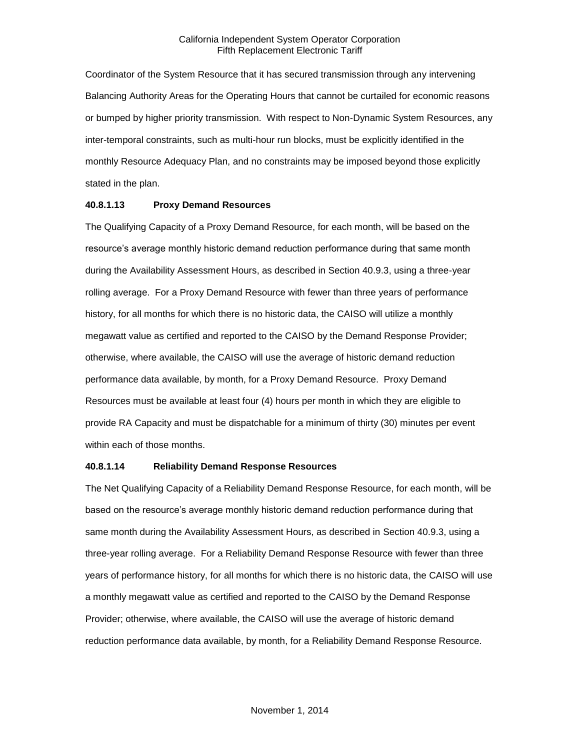Coordinator of the System Resource that it has secured transmission through any intervening Balancing Authority Areas for the Operating Hours that cannot be curtailed for economic reasons or bumped by higher priority transmission. With respect to Non-Dynamic System Resources, any inter-temporal constraints, such as multi-hour run blocks, must be explicitly identified in the monthly Resource Adequacy Plan, and no constraints may be imposed beyond those explicitly stated in the plan.

**40.8.1.13 Proxy Demand Resources**

The Qualifying Capacity of a Proxy Demand Resource, for each month, will be based on the resource's average monthly historic demand reduction performance during that same month during the Availability Assessment Hours, as described in Section 40.9.3, using a three-year rolling average. For a Proxy Demand Resource with fewer than three years of performance history, for all months for which there is no historic data, the CAISO will utilize a monthly megawatt value as certified and reported to the CAISO by the Demand Response Provider; otherwise, where available, the CAISO will use the average of historic demand reduction performance data available, by month, for a Proxy Demand Resource. Proxy Demand Resources must be available at least four (4) hours per month in which they are eligible to provide RA Capacity and must be dispatchable for a minimum of thirty (30) minutes per event within each of those months.

**40.8.1.14 Reliability Demand Response Resources**

The Net Qualifying Capacity of a Reliability Demand Response Resource, for each month, will be based on the resource's average monthly historic demand reduction performance during that same month during the Availability Assessment Hours, as described in Section 40.9.3, using a three-year rolling average. For a Reliability Demand Response Resource with fewer than three years of performance history, for all months for which there is no historic data, the CAISO will use a monthly megawatt value as certified and reported to the CAISO by the Demand Response Provider; otherwise, where available, the CAISO will use the average of historic demand reduction performance data available, by month, for a Reliability Demand Response Resource.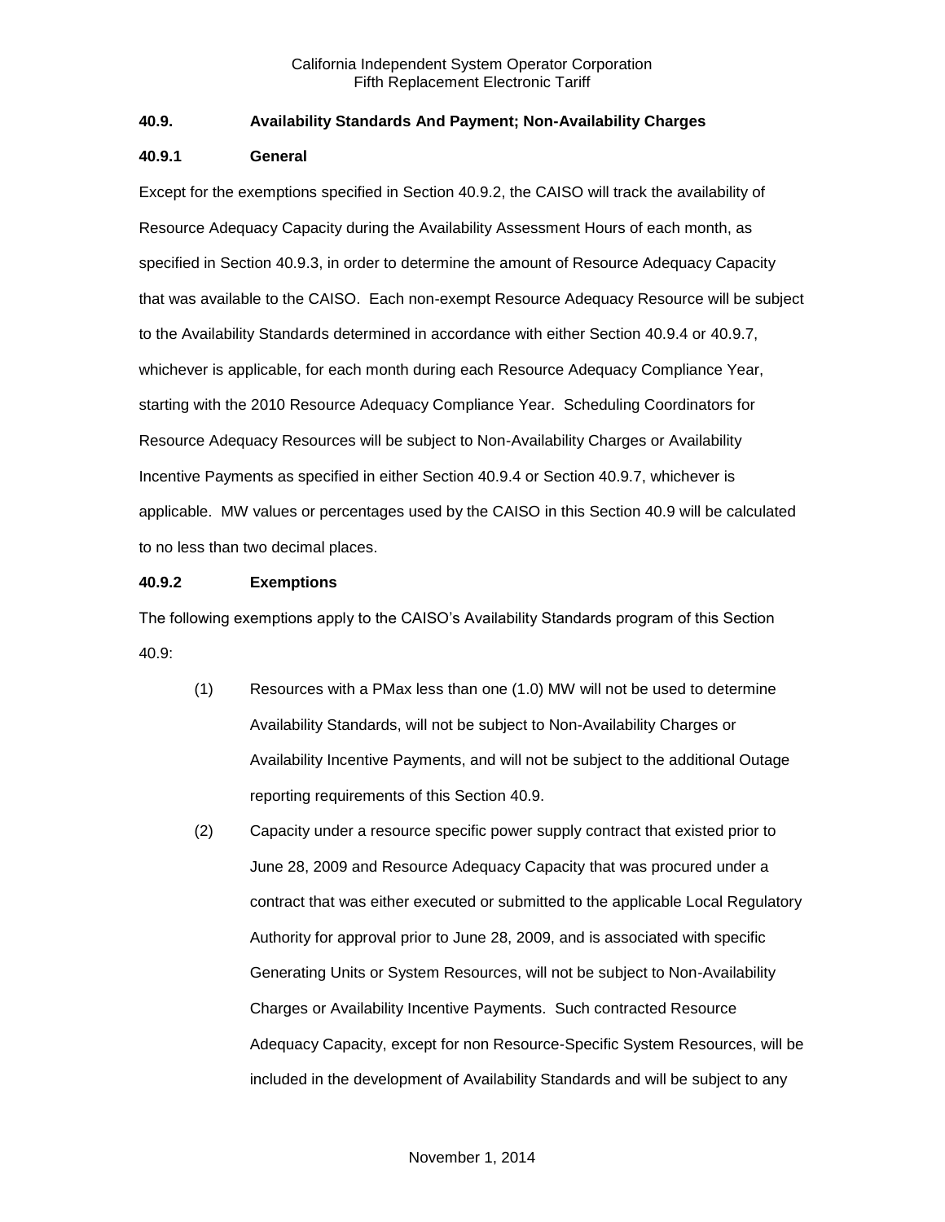### 40.9. Availability Standards And Payment; Non-Availability Charges

#### 40.9.1 General

Except for the exemptions specified in Section 40.9.2, the CAISO will track the availability of Resource Adequacy Capacity during the Availability Assessment Hours of each month, as specified in Section 40.9.3, in order to determine the amount of Resource Adequacy Capacity that was available to the CAISO. Each non-exempt Resource Adequacy Resource will be subject to the Availability Standards determined in accordance with either Section 40.9.4 or 40.9.7, whichever is applicable, for each month during each Resource Adequacy Compliance Year, starting with the 2010 Resource Adequacy Compliance Year. Scheduling Coordinators for Resource Adequacy Resources will be subject to Non-Availability Charges or Availability Incentive Payments as specified in either Section 40.9.4 or Section 40.9.7, whichever is applicable. MW values or percentages used by the CAISO in this Section 40.9 will be calculated to no less than two decimal places.

#### 40.9.2 Exemptions

The following exemptions apply to the CAISO's Availability Standards program of this Section 40.9:

(1) Resources with a PMax less than one (1.0) MW will not be used to determine Availability Standards, will not be subject to Non-Availability Charges or Availability Incentive Payments, and will not be subject to the additional Outage reporting requirements of this Section 40.9.

(2) Capacity under a resource specific power supply contract that existed prior to June 28, 2009 and Resource Adequacy Capacity that was procured under a contract that was either executed or submitted to the applicable Local Regulatory Authority for approval prior to June 28, 2009, and is associated with specific Generating Units or System Resources, will not be subject to Non-Availability Charges or Availability Incentive Payments. Such contracted Resource Adequacy Capacity, except for non Resource-Specific System Resources, will be included in the development of Availability Standards and will be subject to any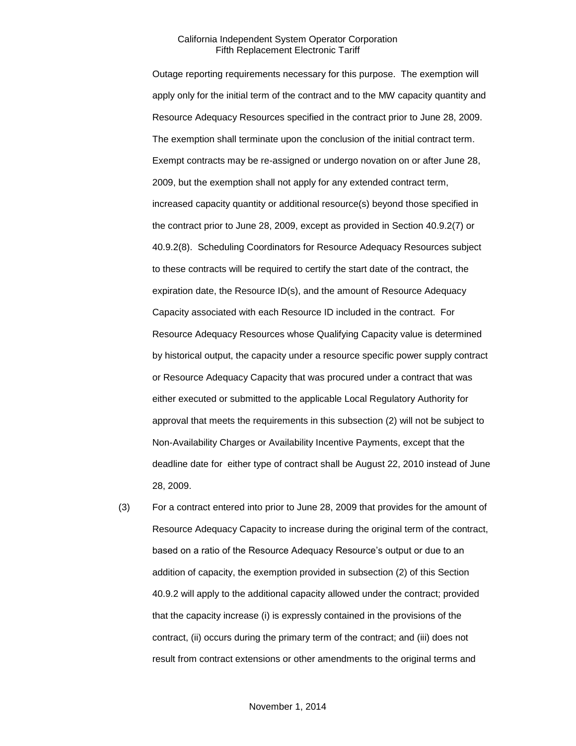Outage reporting requirements necessary for this purpose. The exemption will apply only for the initial term of the contract and to the MW capacity quantity and Resource Adequacy Resources specified in the contract prior to June 28, 2009. The exemption shall terminate upon the conclusion of the initial contract term. Exempt contracts may be re-assigned or undergo novation on or after June 28, 2009, but the exemption shall not apply for any extended contract term, increased capacity quantity or additional resource(s) beyond those specified in the contract prior to June 28, 2009, except as provided in Section 40.9.2(7) or 40.9.2(8). Scheduling Coordinators for Resource Adequacy Resources subject to these contracts will be required to certify the start date of the contract, the expiration date, the Resource ID(s), and the amount of Resource Adequacy Capacity associated with each Resource ID included in the contract. For Resource Adequacy Resources whose Qualifying Capacity value is determined by historical output, the capacity under a resource specific power supply contract or Resource Adequacy Capacity that was procured under a contract that was either executed or submitted to the applicable Local Regulatory Authority for approval that meets the requirements in this subsection (2) will not be subject to Non-Availability Charges or Availability Incentive Payments, except that the deadline date for either type of contract shall be August 22, 2010 instead of June 28, 2009.

(3) For a contract entered into prior to June 28, 2009 that provides for the amount of Resource Adequacy Capacity to increase during the original term of the contract, based on a ratio of the Resource Adequacy Resource's output or due to an addition of capacity, the exemption provided in subsection (2) of this Section 40.9.2 will apply to the additional capacity allowed under the contract; provided that the capacity increase (i) is expressly contained in the provisions of the contract, (ii) occurs during the primary term of the contract; and (iii) does not result from contract extensions or other amendments to the original terms and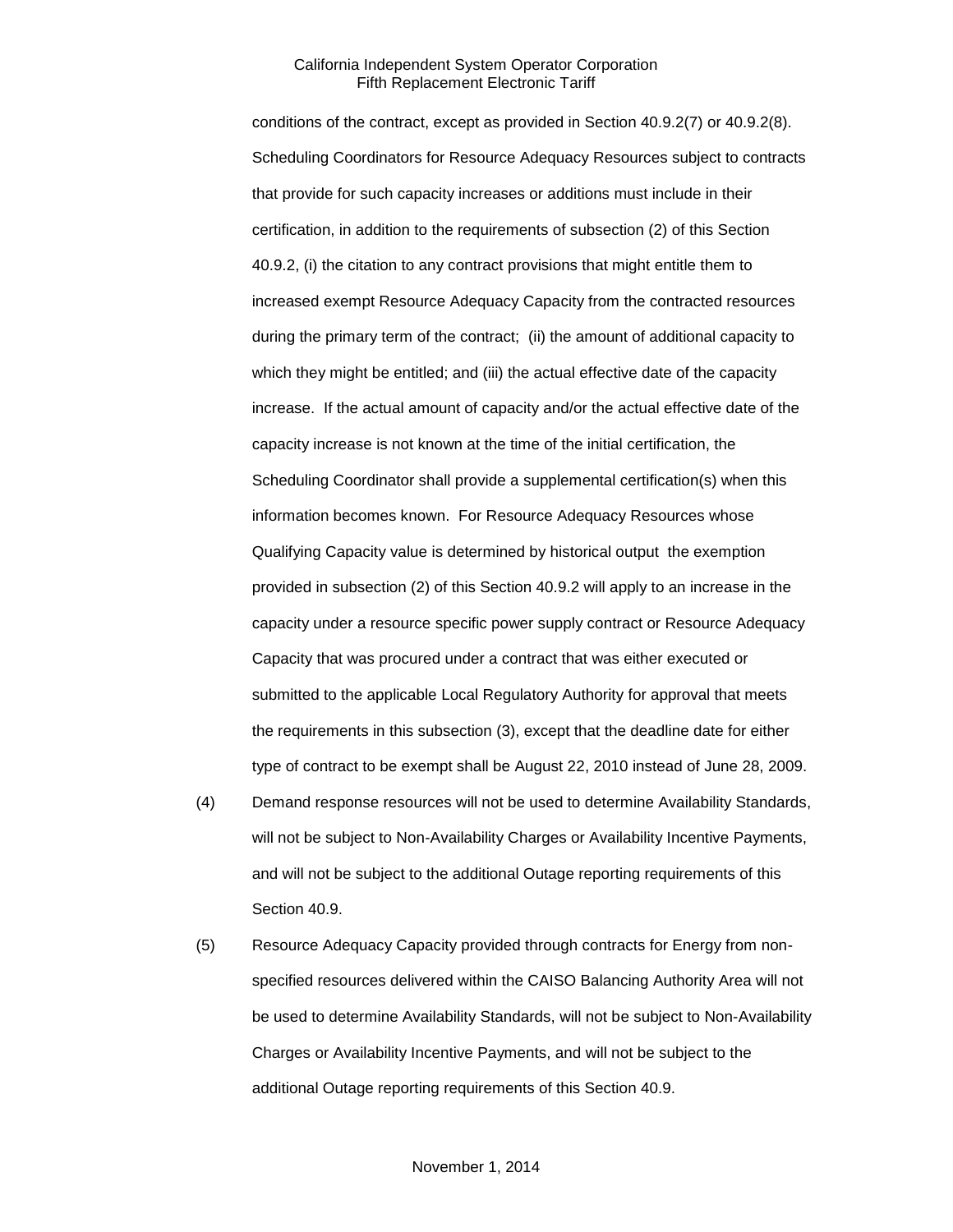conditions of the contract, except as provided in Section 40.9.2(7) or 40.9.2(8). Scheduling Coordinators for Resource Adequacy Resources subject to contracts that provide for such capacity increases or additions must include in their certification, in addition to the requirements of subsection (2) of this Section 40.9.2, (i) the citation to any contract provisions that might entitle them to increased exempt Resource Adequacy Capacity from the contracted resources during the primary term of the contract; (ii) the amount of additional capacity to which they might be entitled; and (iii) the actual effective date of the capacity increase. If the actual amount of capacity and/or the actual effective date of the capacity increase is not known at the time of the initial certification, the Scheduling Coordinator shall provide a supplemental certification(s) when this information becomes known. For Resource Adequacy Resources whose Qualifying Capacity value is determined by historical output the exemption provided in subsection (2) of this Section 40.9.2 will apply to an increase in the capacity under a resource specific power supply contract or Resource Adequacy Capacity that was procured under a contract that was either executed or submitted to the applicable Local Regulatory Authority for approval that meets the requirements in this subsection (3), except that the deadline date for either type of contract to be exempt shall be August 22, 2010 instead of June 28, 2009.

(4) Demand response resources will not be used to determine Availability Standards, will not be subject to Non-Availability Charges or Availability Incentive Payments, and will not be subject to the additional Outage reporting requirements of this Section 40.9.

(5) Resource Adequacy Capacity provided through contracts for Energy from non-specified resources delivered within the CAISO Balancing Authority Area will not be used to determine Availability Standards, will not be subject to Non-Availability Charges or Availability Incentive Payments, and will not be subject to the additional Outage reporting requirements of this Section 40.9.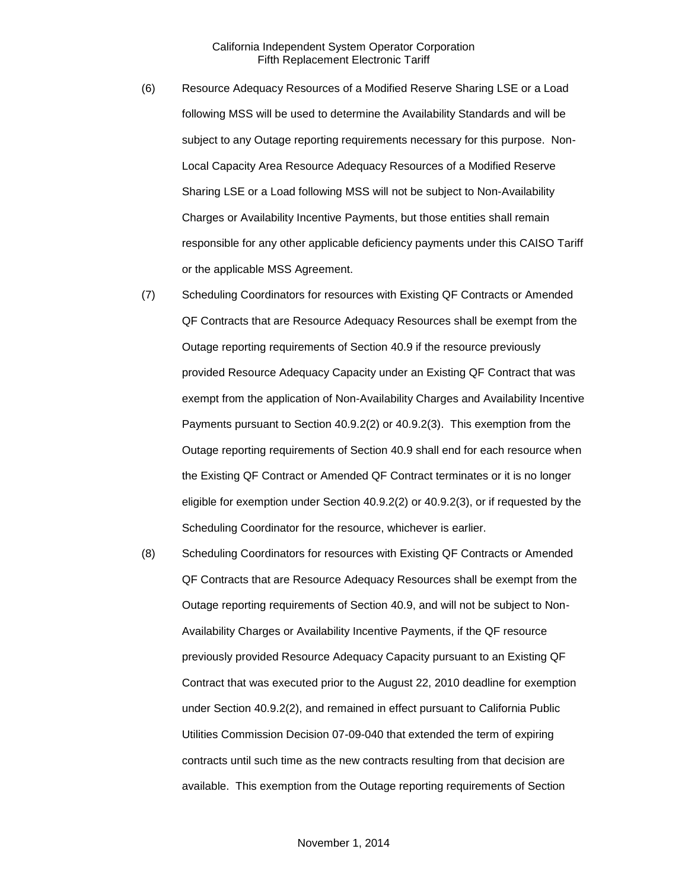(6) Resource Adequacy Resources of a Modified Reserve Sharing LSE or a Load following MSS will be used to determine the Availability Standards and will be subject to any Outage reporting requirements necessary for this purpose. Non-Local Capacity Area Resource Adequacy Resources of a Modified Reserve Sharing LSE or a Load following MSS will not be subject to Non-Availability Charges or Availability Incentive Payments, but those entities shall remain responsible for any other applicable deficiency payments under this CAISO Tariff or the applicable MSS Agreement.

(7) Scheduling Coordinators for resources with Existing QF Contracts or Amended QF Contracts that are Resource Adequacy Resources shall be exempt from the Outage reporting requirements of Section 40.9 if the resource previously provided Resource Adequacy Capacity under an Existing QF Contract that was exempt from the application of Non-Availability Charges and Availability Incentive Payments pursuant to Section 40.9.2(2) or 40.9.2(3). This exemption from the Outage reporting requirements of Section 40.9 shall end for each resource when the Existing QF Contract or Amended QF Contract terminates or it is no longer eligible for exemption under Section 40.9.2(2) or 40.9.2(3), or if requested by the Scheduling Coordinator for the resource, whichever is earlier.

(8) Scheduling Coordinators for resources with Existing QF Contracts or Amended QF Contracts that are Resource Adequacy Resources shall be exempt from the Outage reporting requirements of Section 40.9, and will not be subject to Non-Availability Charges or Availability Incentive Payments, if the QF resource previously provided Resource Adequacy Capacity pursuant to an Existing QF Contract that was executed prior to the August 22, 2010 deadline for exemption under Section 40.9.2(2), and remained in effect pursuant to California Public Utilities Commission Decision 07-09-040 that extended the term of expiring contracts until such time as the new contracts resulting from that decision are available. This exemption from the Outage reporting requirements of Section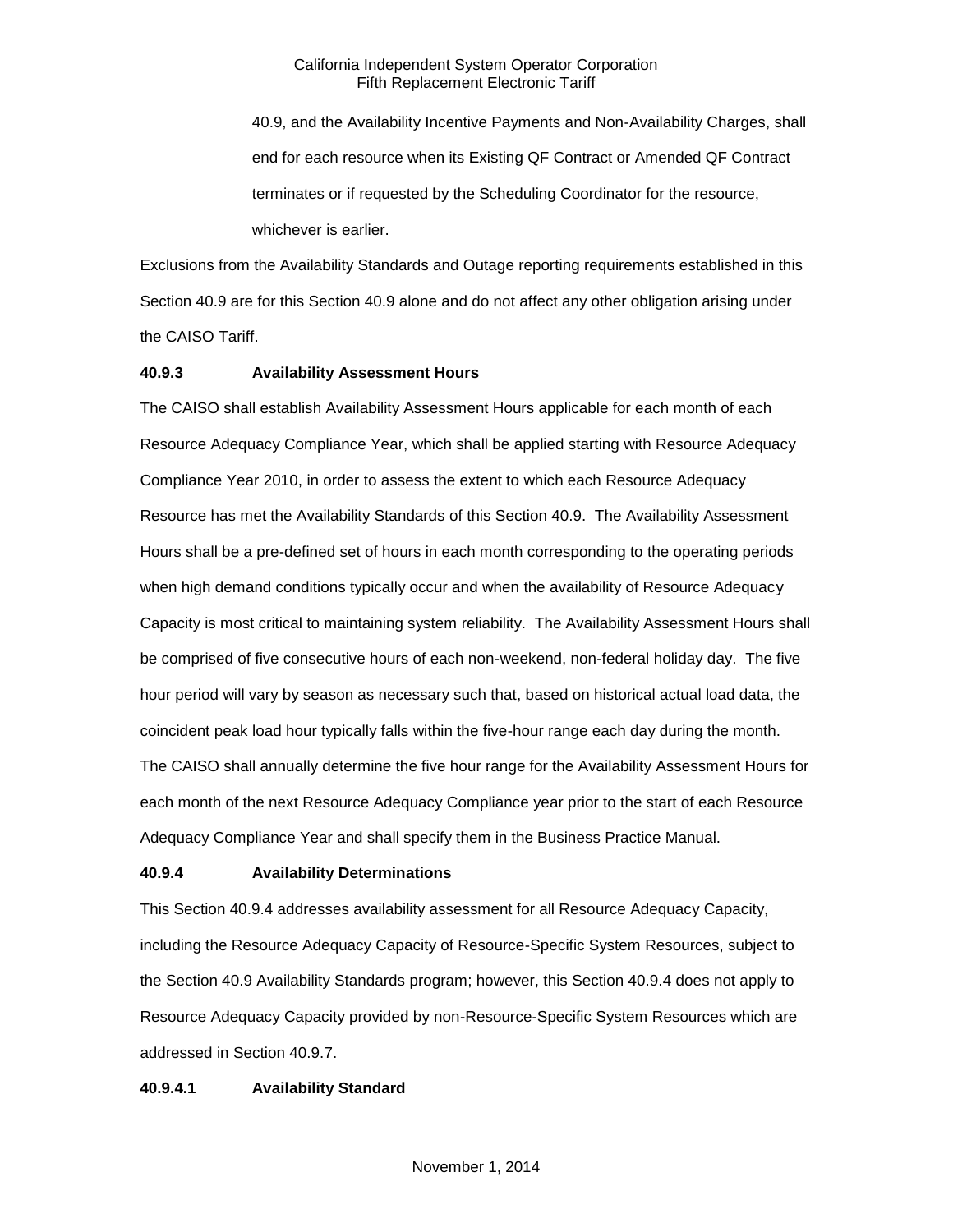40.9, and the Availability Incentive Payments and Non-Availability Charges, shall end for each resource when its Existing QF Contract or Amended QF Contract terminates or if requested by the Scheduling Coordinator for the resource, whichever is earlier.

Exclusions from the Availability Standards and Outage reporting requirements established in this Section 40.9 are for this Section 40.9 alone and do not affect any other obligation arising under the CAISO Tariff.

**40.9.3 Availability Assessment Hours**

The CAISO shall establish Availability Assessment Hours applicable for each month of each Resource Adequacy Compliance Year, which shall be applied starting with Resource Adequacy Compliance Year 2010, in order to assess the extent to which each Resource Adequacy Resource has met the Availability Standards of this Section 40.9. The Availability Assessment Hours shall be a pre-defined set of hours in each month corresponding to the operating periods when high demand conditions typically occur and when the availability of Resource Adequacy Capacity is most critical to maintaining system reliability. The Availability Assessment Hours shall be comprised of five consecutive hours of each non-weekend, non-federal holiday day. The five hour period will vary by season as necessary such that, based on historical actual load data, the coincident peak load hour typically falls within the five-hour range each day during the month. The CAISO shall annually determine the five hour range for the Availability Assessment Hours for each month of the next Resource Adequacy Compliance year prior to the start of each Resource Adequacy Compliance Year and shall specify them in the Business Practice Manual.

**40.9.4 Availability Determinations**

This Section 40.9.4 addresses availability assessment for all Resource Adequacy Capacity, including the Resource Adequacy Capacity of Resource-Specific System Resources, subject to the Section 40.9 Availability Standards program; however, this Section 40.9.4 does not apply to Resource Adequacy Capacity provided by non-Resource-Specific System Resources which are addressed in Section 40.9.7.

**40.9.4.1 Availability Standard**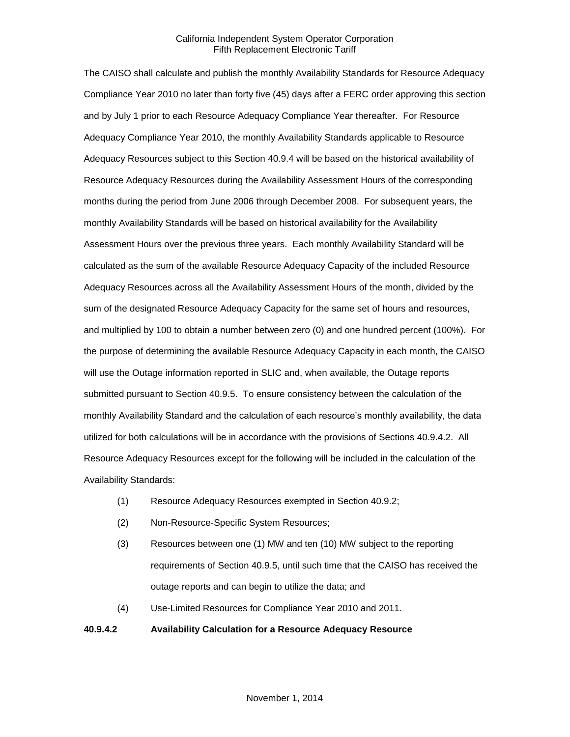The CAISO shall calculate and publish the monthly Availability Standards for Resource Adequacy Compliance Year 2010 no later than forty five (45) days after a FERC order approving this section and by July 1 prior to each Resource Adequacy Compliance Year thereafter. For Resource Adequacy Compliance Year 2010, the monthly Availability Standards applicable to Resource Adequacy Resources subject to this Section 40.9.4 will be based on the historical availability of Resource Adequacy Resources during the Availability Assessment Hours of the corresponding months during the period from June 2006 through December 2008. For subsequent years, the monthly Availability Standards will be based on historical availability for the Availability Assessment Hours over the previous three years. Each monthly Availability Standard will be calculated as the sum of the available Resource Adequacy Capacity of the included Resource Adequacy Resources across all the Availability Assessment Hours of the month, divided by the sum of the designated Resource Adequacy Capacity for the same set of hours and resources, and multiplied by 100 to obtain a number between zero (0) and one hundred percent (100%). For the purpose of determining the available Resource Adequacy Capacity in each month, the CAISO will use the Outage information reported in SLIC and, when available, the Outage reports submitted pursuant to Section 40.9.5. To ensure consistency between the calculation of the monthly Availability Standard and the calculation of each resource's monthly availability, the data utilized for both calculations will be in accordance with the provisions of Sections 40.9.4.2. All Resource Adequacy Resources except for the following will be included in the calculation of the Availability Standards:

(1) Resource Adequacy Resources exempted in Section 40.9.2;

(2) Non-Resource-Specific System Resources;

(3) Resources between one (1) MW and ten (10) MW subject to the reporting requirements of Section 40.9.5, until such time that the CAISO has received the outage reports and can begin to utilize the data; and

(4) Use-Limited Resources for Compliance Year 2010 and 2011.

**40.9.4.2 Availability Calculation for a Resource Adequacy Resource**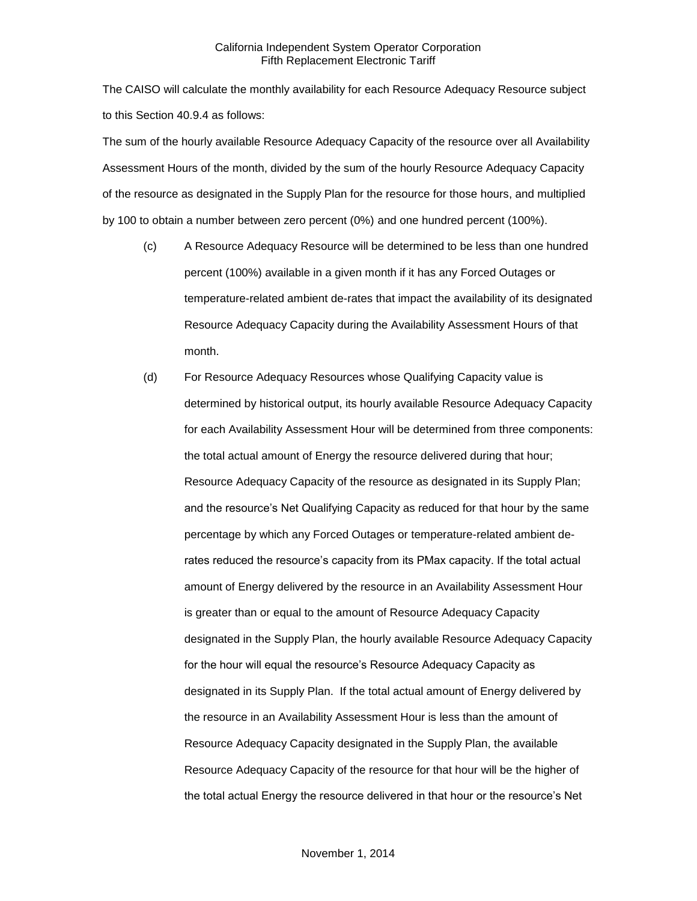The CAISO will calculate the monthly availability for each Resource Adequacy Resource subject to this Section 40.9.4 as follows:

The sum of the hourly available Resource Adequacy Capacity of the resource over all Availability Assessment Hours of the month, divided by the sum of the hourly Resource Adequacy Capacity of the resource as designated in the Supply Plan for the resource for those hours, and multiplied by 100 to obtain a number between zero percent (0%) and one hundred percent (100%).

(c) A Resource Adequacy Resource will be determined to be less than one hundred percent (100%) available in a given month if it has any Forced Outages or temperature-related ambient de-rates that impact the availability of its designated Resource Adequacy Capacity during the Availability Assessment Hours of that month.

(d) For Resource Adequacy Resources whose Qualifying Capacity value is determined by historical output, its hourly available Resource Adequacy Capacity for each Availability Assessment Hour will be determined from three components: the total actual amount of Energy the resource delivered during that hour; Resource Adequacy Capacity of the resource as designated in its Supply Plan; and the resource's Net Qualifying Capacity as reduced for that hour by the same percentage by which any Forced Outages or temperature-related ambient de-rates reduced the resource's capacity from its PMax capacity. If the total actual amount of Energy delivered by the resource in an Availability Assessment Hour is greater than or equal to the amount of Resource Adequacy Capacity designated in the Supply Plan, the hourly available Resource Adequacy Capacity for the hour will equal the resource's Resource Adequacy Capacity as designated in its Supply Plan. If the total actual amount of Energy delivered by the resource in an Availability Assessment Hour is less than the amount of Resource Adequacy Capacity designated in the Supply Plan, the available Resource Adequacy Capacity of the resource for that hour will be the higher of the total actual Energy the resource delivered in that hour or the resource's Net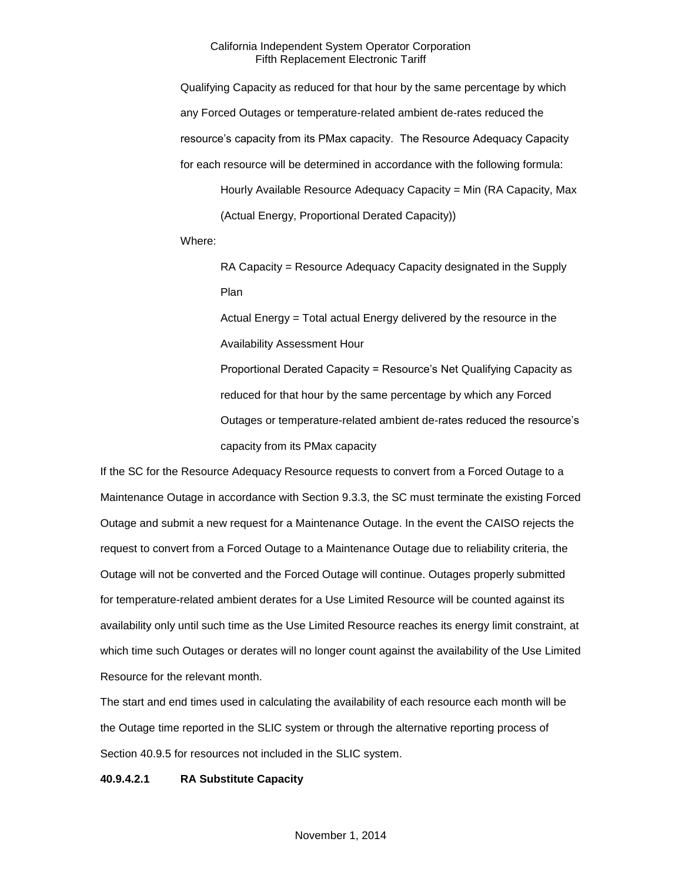Qualifying Capacity as reduced for that hour by the same percentage by which any Forced Outages or temperature-related ambient de-rates reduced the resource's capacity from its PMax capacity. The Resource Adequacy Capacity for each resource will be determined in accordance with the following formula:

Hourly Available Resource Adequacy Capacity = Min (RA Capacity, Max (Actual Energy, Proportional Derated Capacity))

Where:

RA Capacity = Resource Adequacy Capacity designated in the Supply Plan

Actual Energy = Total actual Energy delivered by the resource in the Availability Assessment Hour

Proportional Derated Capacity = Resource's Net Qualifying Capacity as reduced for that hour by the same percentage by which any Forced Outages or temperature-related ambient de-rates reduced the resource's capacity from its PMax capacity

If the SC for the Resource Adequacy Resource requests to convert from a Forced Outage to a Maintenance Outage in accordance with Section 9.3.3, the SC must terminate the existing Forced Outage and submit a new request for a Maintenance Outage. In the event the CAISO rejects the request to convert from a Forced Outage to a Maintenance Outage due to reliability criteria, the Outage will not be converted and the Forced Outage will continue. Outages properly submitted for temperature-related ambient derates for a Use Limited Resource will be counted against its availability only until such time as the Use Limited Resource reaches its energy limit constraint, at which time such Outages or derates will no longer count against the availability of the Use Limited Resource for the relevant month.

The start and end times used in calculating the availability of each resource each month will be the Outage time reported in the SLIC system or through the alternative reporting process of Section 40.9.5 for resources not included in the SLIC system.

**40.9.4.2.1 RA Substitute Capacity**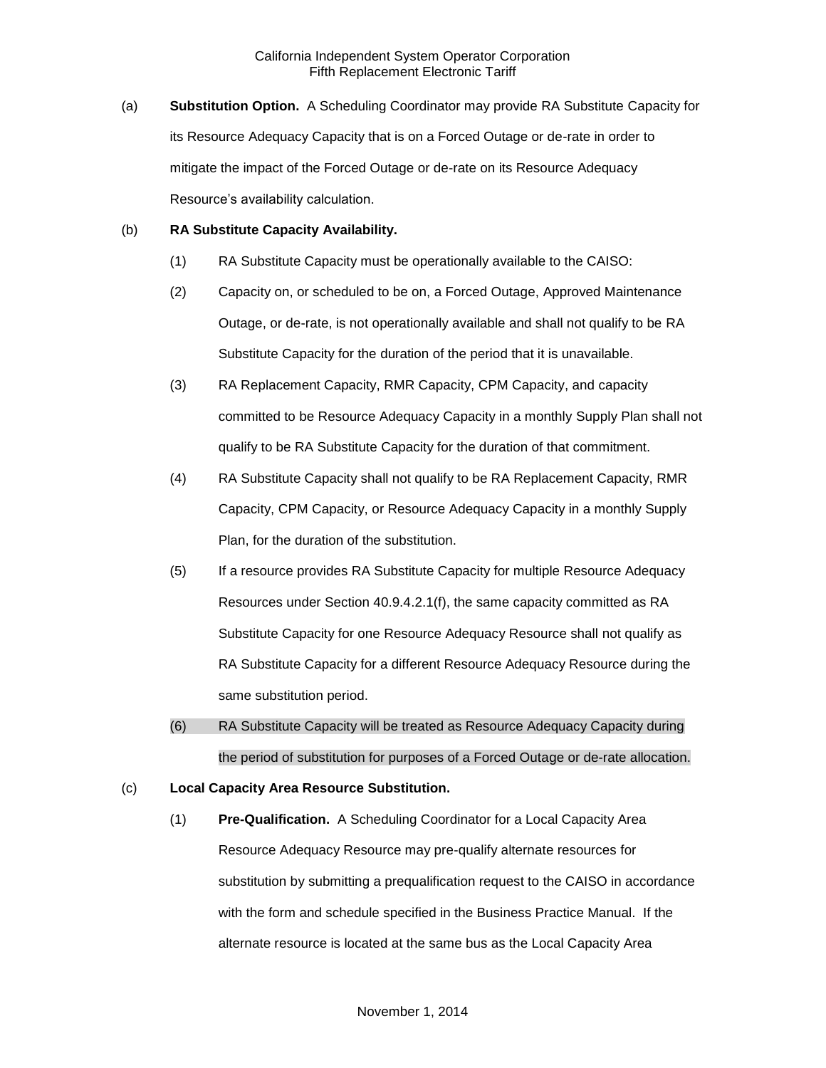(a) **Substitution Option.** A Scheduling Coordinator may provide RA Substitute Capacity for its Resource Adequacy Capacity that is on a Forced Outage or de-rate in order to mitigate the impact of the Forced Outage or de-rate on its Resource Adequacy Resource's availability calculation.

(b) **RA Substitute Capacity Availability.**

(1) RA Substitute Capacity must be operationally available to the CAISO:

(2) Capacity on, or scheduled to be on, a Forced Outage, Approved Maintenance Outage, or de-rate, is not operationally available and shall not qualify to be RA Substitute Capacity for the duration of the period that it is unavailable.

(3) RA Replacement Capacity, RMR Capacity, CPM Capacity, and capacity committed to be Resource Adequacy Capacity in a monthly Supply Plan shall not qualify to be RA Substitute Capacity for the duration of that commitment.

(4) RA Substitute Capacity shall not qualify to be RA Replacement Capacity, RMR Capacity, CPM Capacity, or Resource Adequacy Capacity in a monthly Supply Plan, for the duration of the substitution.

(5) If a resource provides RA Substitute Capacity for multiple Resource Adequacy Resources under Section 40.9.4.2.1(f), the same capacity committed as RA Substitute Capacity for one Resource Adequacy Resource shall not qualify as RA Substitute Capacity for a different Resource Adequacy Resource during the same substitution period.

(6) RA Substitute Capacity will be treated as Resource Adequacy Capacity during the period of substitution for purposes of a Forced Outage or de-rate allocation.

(c) **Local Capacity Area Resource Substitution.**

(1) **Pre-Qualification.** A Scheduling Coordinator for a Local Capacity Area Resource Adequacy Resource may pre-qualify alternate resources for substitution by submitting a prequalification request to the CAISO in accordance with the form and schedule specified in the Business Practice Manual. If the alternate resource is located at the same bus as the Local Capacity Area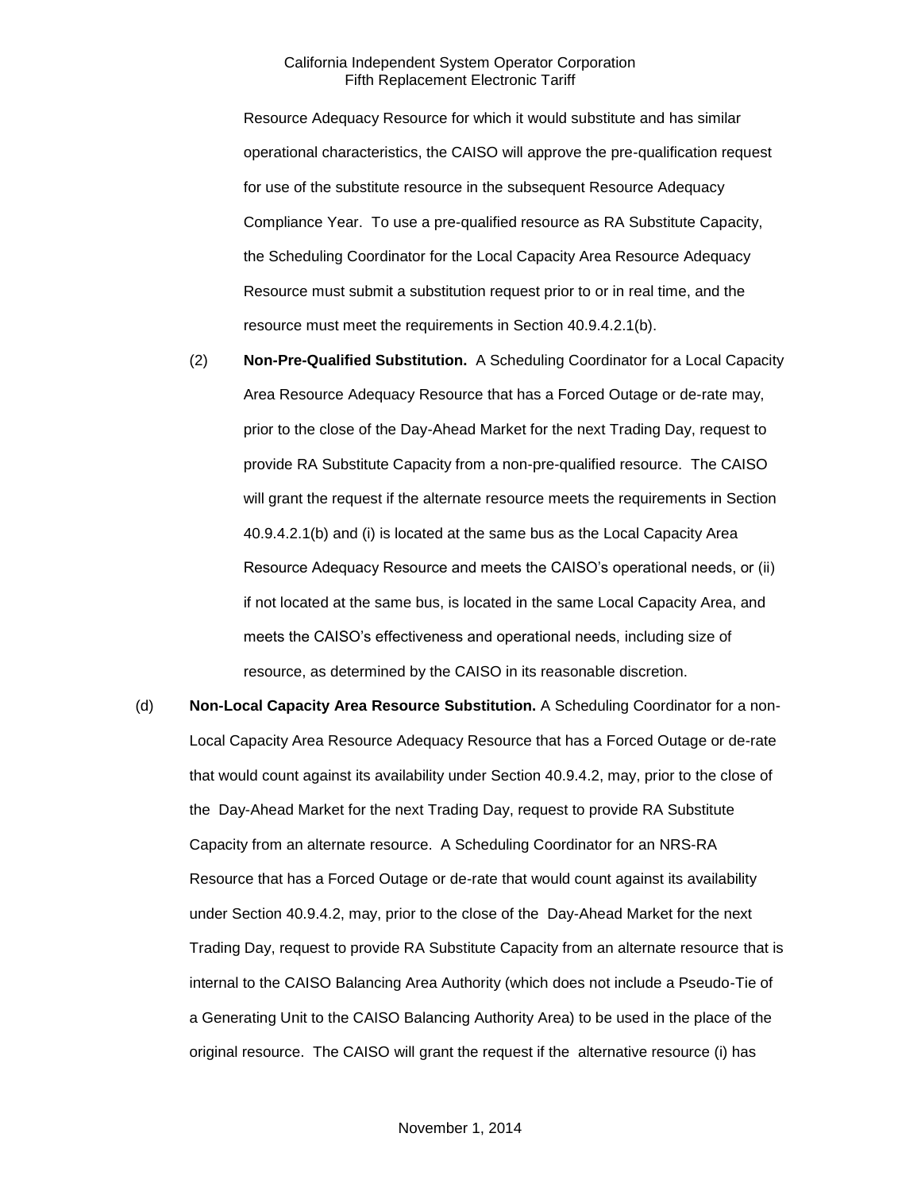Resource Adequacy Resource for which it would substitute and has similar operational characteristics, the CAISO will approve the pre-qualification request for use of the substitute resource in the subsequent Resource Adequacy Compliance Year. To use a pre-qualified resource as RA Substitute Capacity, the Scheduling Coordinator for the Local Capacity Area Resource Adequacy Resource must submit a substitution request prior to or in real time, and the resource must meet the requirements in Section 40.9.4.2.1(b).

(2) **Non-Pre-Qualified Substitution.** A Scheduling Coordinator for a Local Capacity Area Resource Adequacy Resource that has a Forced Outage or de-rate may, prior to the close of the Day-Ahead Market for the next Trading Day, request to provide RA Substitute Capacity from a non-pre-qualified resource. The CAISO will grant the request if the alternate resource meets the requirements in Section 40.9.4.2.1(b) and (i) is located at the same bus as the Local Capacity Area Resource Adequacy Resource and meets the CAISO's operational needs, or (ii) if not located at the same bus, is located in the same Local Capacity Area, and meets the CAISO's effectiveness and operational needs, including size of resource, as determined by the CAISO in its reasonable discretion.

(d) **Non-Local Capacity Area Resource Substitution.** A Scheduling Coordinator for a non-Local Capacity Area Resource Adequacy Resource that has a Forced Outage or de-rate that would count against its availability under Section 40.9.4.2, may, prior to the close of the Day-Ahead Market for the next Trading Day, request to provide RA Substitute Capacity from an alternate resource. A Scheduling Coordinator for an NRS-RA Resource that has a Forced Outage or de-rate that would count against its availability under Section 40.9.4.2, may, prior to the close of the Day-Ahead Market for the next Trading Day, request to provide RA Substitute Capacity from an alternate resource that is internal to the CAISO Balancing Area Authority (which does not include a Pseudo-Tie of a Generating Unit to the CAISO Balancing Authority Area) to be used in the place of the original resource. The CAISO will grant the request if the alternative resource (i) has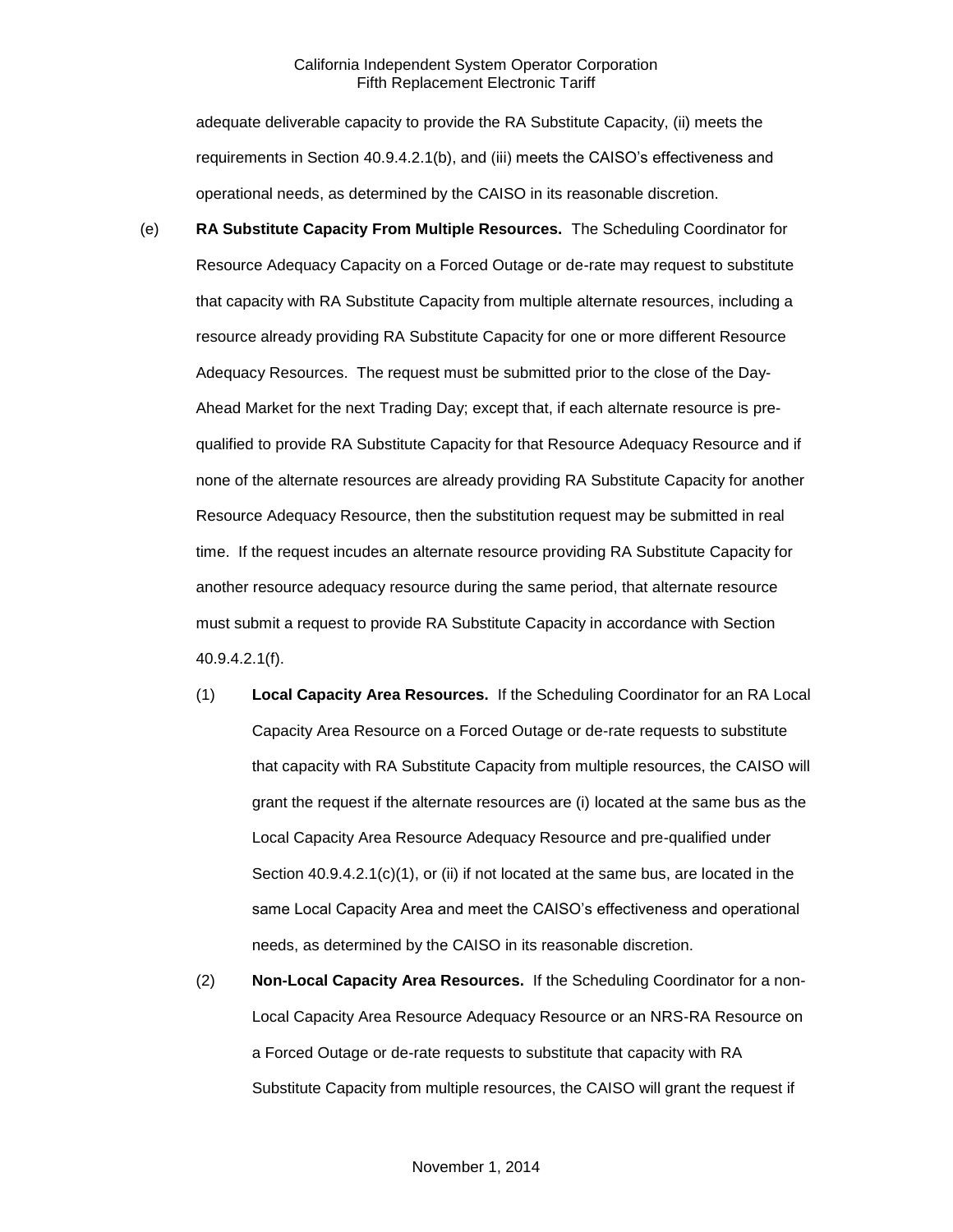adequate deliverable capacity to provide the RA Substitute Capacity, (ii) meets the requirements in Section 40.9.4.2.1(b), and (iii) meets the CAISO's effectiveness and operational needs, as determined by the CAISO in its reasonable discretion.

(e) **RA Substitute Capacity From Multiple Resources.** The Scheduling Coordinator for Resource Adequacy Capacity on a Forced Outage or de-rate may request to substitute that capacity with RA Substitute Capacity from multiple alternate resources, including a resource already providing RA Substitute Capacity for one or more different Resource Adequacy Resources. The request must be submitted prior to the close of the Day-Ahead Market for the next Trading Day; except that, if each alternate resource is pre-qualified to provide RA Substitute Capacity for that Resource Adequacy Resource and if none of the alternate resources are already providing RA Substitute Capacity for another Resource Adequacy Resource, then the substitution request may be submitted in real time. If the request incudes an alternate resource providing RA Substitute Capacity for another resource adequacy resource during the same period, that alternate resource must submit a request to provide RA Substitute Capacity in accordance with Section 40.9.4.2.1(f).

(1) **Local Capacity Area Resources.** If the Scheduling Coordinator for an RA Local Capacity Area Resource on a Forced Outage or de-rate requests to substitute that capacity with RA Substitute Capacity from multiple resources, the CAISO will grant the request if the alternate resources are (i) located at the same bus as the Local Capacity Area Resource Adequacy Resource and pre-qualified under Section 40.9.4.2.1(c)(1), or (ii) if not located at the same bus, are located in the same Local Capacity Area and meet the CAISO's effectiveness and operational needs, as determined by the CAISO in its reasonable discretion.

(2) **Non-Local Capacity Area Resources.** If the Scheduling Coordinator for a non-Local Capacity Area Resource Adequacy Resource or an NRS-RA Resource on a Forced Outage or de-rate requests to substitute that capacity with RA Substitute Capacity from multiple resources, the CAISO will grant the request if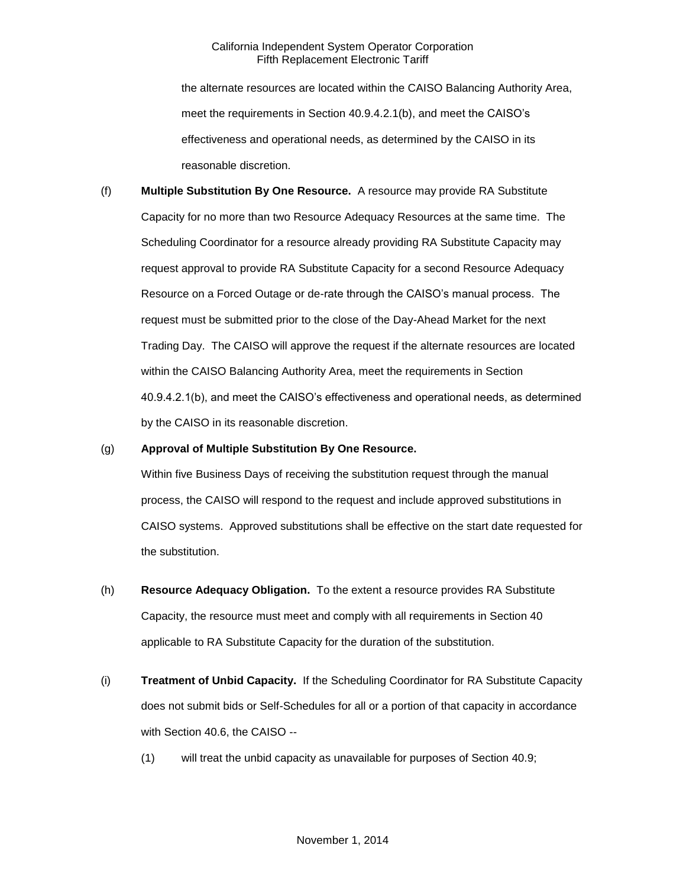the alternate resources are located within the CAISO Balancing Authority Area, meet the requirements in Section 40.9.4.2.1(b), and meet the CAISO's effectiveness and operational needs, as determined by the CAISO in its reasonable discretion.

(f) **Multiple Substitution By One Resource.** A resource may provide RA Substitute Capacity for no more than two Resource Adequacy Resources at the same time. The Scheduling Coordinator for a resource already providing RA Substitute Capacity may request approval to provide RA Substitute Capacity for a second Resource Adequacy Resource on a Forced Outage or de-rate through the CAISO's manual process. The request must be submitted prior to the close of the Day-Ahead Market for the next Trading Day. The CAISO will approve the request if the alternate resources are located within the CAISO Balancing Authority Area, meet the requirements in Section 40.9.4.2.1(b), and meet the CAISO's effectiveness and operational needs, as determined by the CAISO in its reasonable discretion.

(g) **Approval of Multiple Substitution By One Resource.**
Within five Business Days of receiving the substitution request through the manual process, the CAISO will respond to the request and include approved substitutions in CAISO systems. Approved substitutions shall be effective on the start date requested for the substitution.

(h) **Resource Adequacy Obligation.** To the extent a resource provides RA Substitute Capacity, the resource must meet and comply with all requirements in Section 40 applicable to RA Substitute Capacity for the duration of the substitution.

(i) **Treatment of Unbid Capacity.** If the Scheduling Coordinator for RA Substitute Capacity does not submit bids or Self-Schedules for all or a portion of that capacity in accordance with Section 40.6, the CAISO --

(1) will treat the unbid capacity as unavailable for purposes of Section 40.9;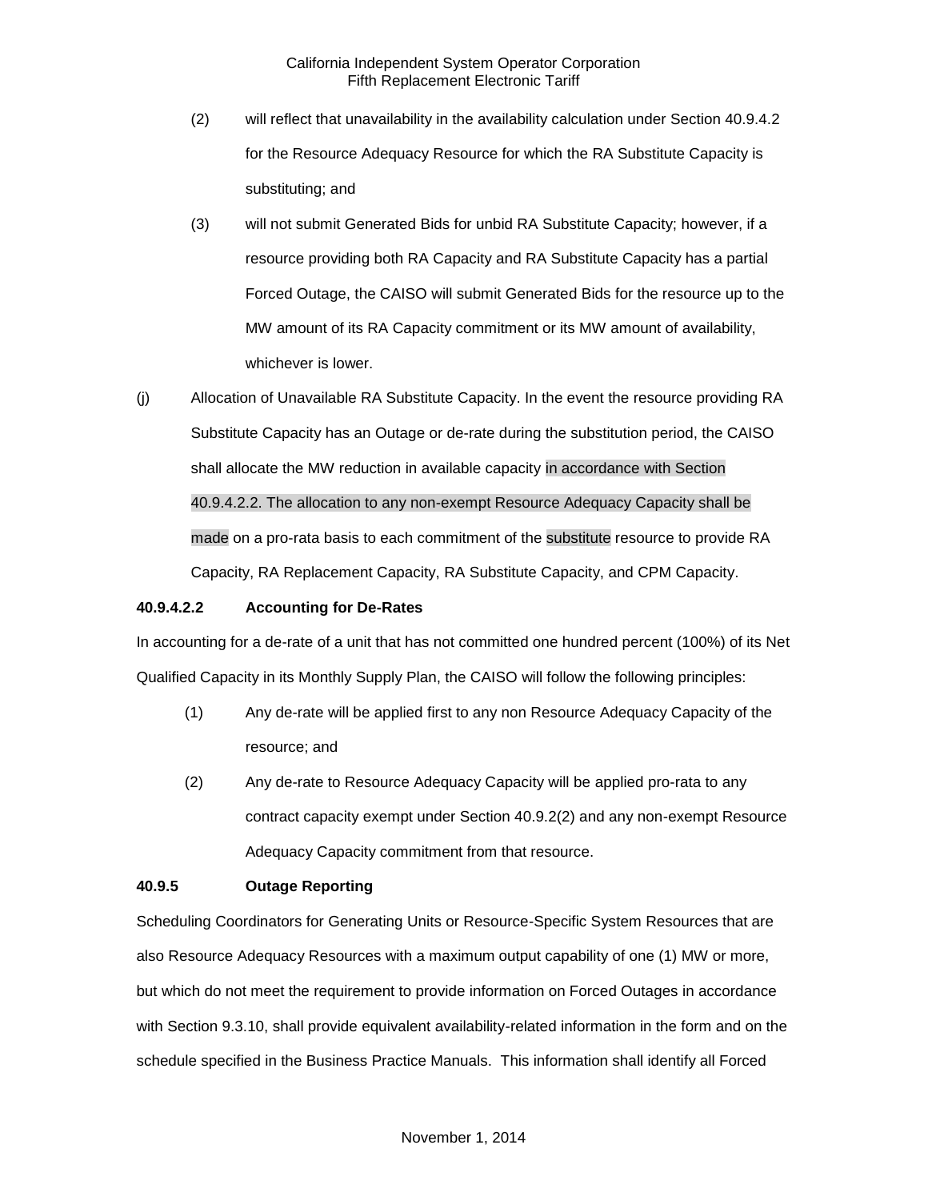(2) will reflect that unavailability in the availability calculation under Section 40.9.4.2 for the Resource Adequacy Resource for which the RA Substitute Capacity is substituting; and

(3) will not submit Generated Bids for unbid RA Substitute Capacity; however, if a resource providing both RA Capacity and RA Substitute Capacity has a partial Forced Outage, the CAISO will submit Generated Bids for the resource up to the MW amount of its RA Capacity commitment or its MW amount of availability, whichever is lower.

(j) Allocation of Unavailable RA Substitute Capacity. In the event the resource providing RA Substitute Capacity has an Outage or de-rate during the substitution period, the CAISO shall allocate the MW reduction in available capacity in accordance with Section 40.9.4.2.2. The allocation to any non-exempt Resource Adequacy Capacity shall be made on a pro-rata basis to each commitment of the substitute resource to provide RA Capacity, RA Replacement Capacity, RA Substitute Capacity, and CPM Capacity.

**40.9.4.2.2 Accounting for De-Rates**

In accounting for a de-rate of a unit that has not committed one hundred percent (100%) of its Net Qualified Capacity in its Monthly Supply Plan, the CAISO will follow the following principles:

(1) Any de-rate will be applied first to any non Resource Adequacy Capacity of the resource; and

(2) Any de-rate to Resource Adequacy Capacity will be applied pro-rata to any contract capacity exempt under Section 40.9.2(2) and any non-exempt Resource Adequacy Capacity commitment from that resource.

**40.9.5 Outage Reporting**

Scheduling Coordinators for Generating Units or Resource-Specific System Resources that are also Resource Adequacy Resources with a maximum output capability of one (1) MW or more, but which do not meet the requirement to provide information on Forced Outages in accordance with Section 9.3.10, shall provide equivalent availability-related information in the form and on the schedule specified in the Business Practice Manuals. This information shall identify all Forced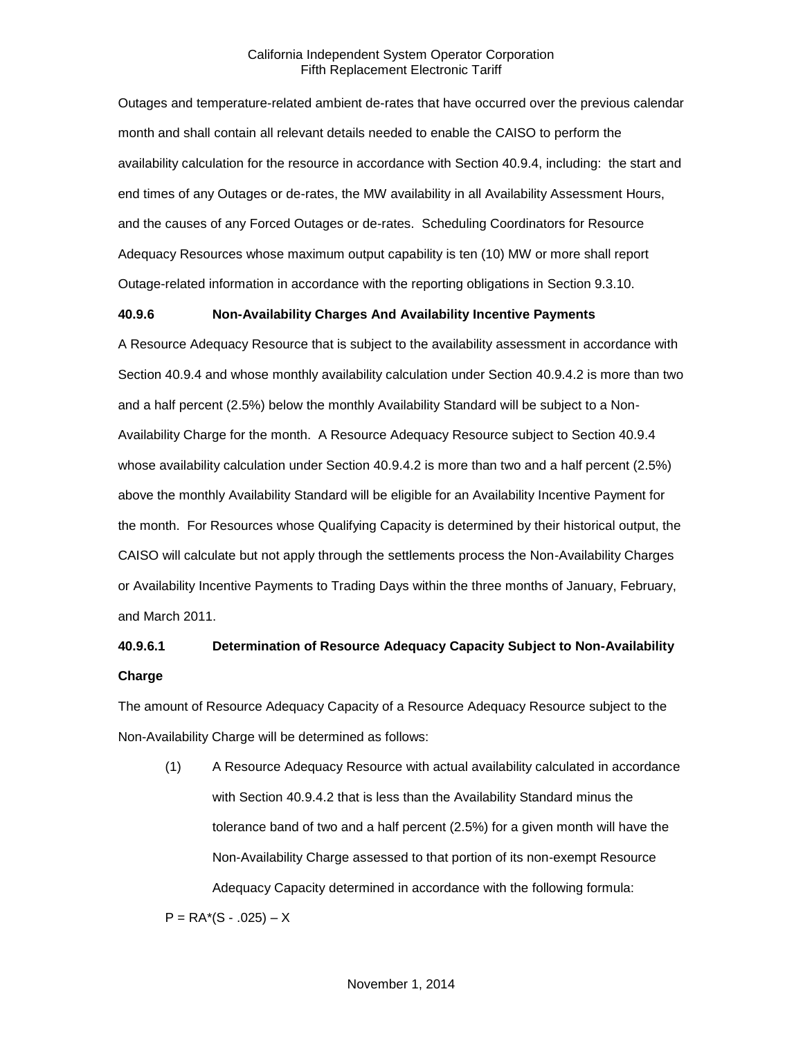Outages and temperature-related ambient de-rates that have occurred over the previous calendar month and shall contain all relevant details needed to enable the CAISO to perform the availability calculation for the resource in accordance with Section 40.9.4, including: the start and end times of any Outages or de-rates, the MW availability in all Availability Assessment Hours, and the causes of any Forced Outages or de-rates. Scheduling Coordinators for Resource Adequacy Resources whose maximum output capability is ten (10) MW or more shall report Outage-related information in accordance with the reporting obligations in Section 9.3.10.

### 40.9.6 Non-Availability Charges And Availability Incentive Payments

A Resource Adequacy Resource that is subject to the availability assessment in accordance with Section 40.9.4 and whose monthly availability calculation under Section 40.9.4.2 is more than two and a half percent (2.5%) below the monthly Availability Standard will be subject to a Non-Availability Charge for the month. A Resource Adequacy Resource subject to Section 40.9.4 whose availability calculation under Section 40.9.4.2 is more than two and a half percent (2.5%) above the monthly Availability Standard will be eligible for an Availability Incentive Payment for the month. For Resources whose Qualifying Capacity is determined by their historical output, the CAISO will calculate but not apply through the settlements process the Non-Availability Charges or Availability Incentive Payments to Trading Days within the three months of January, February, and March 2011.

### 40.9.6.1 Determination of Resource Adequacy Capacity Subject to Non-Availability Charge

The amount of Resource Adequacy Capacity of a Resource Adequacy Resource subject to the Non-Availability Charge will be determined as follows:

(1) A Resource Adequacy Resource with actual availability calculated in accordance with Section 40.9.4.2 that is less than the Availability Standard minus the tolerance band of two and a half percent (2.5%) for a given month will have the Non-Availability Charge assessed to that portion of its non-exempt Resource Adequacy Capacity determined in accordance with the following formula:

$$P = RA*(S - .025) – X$$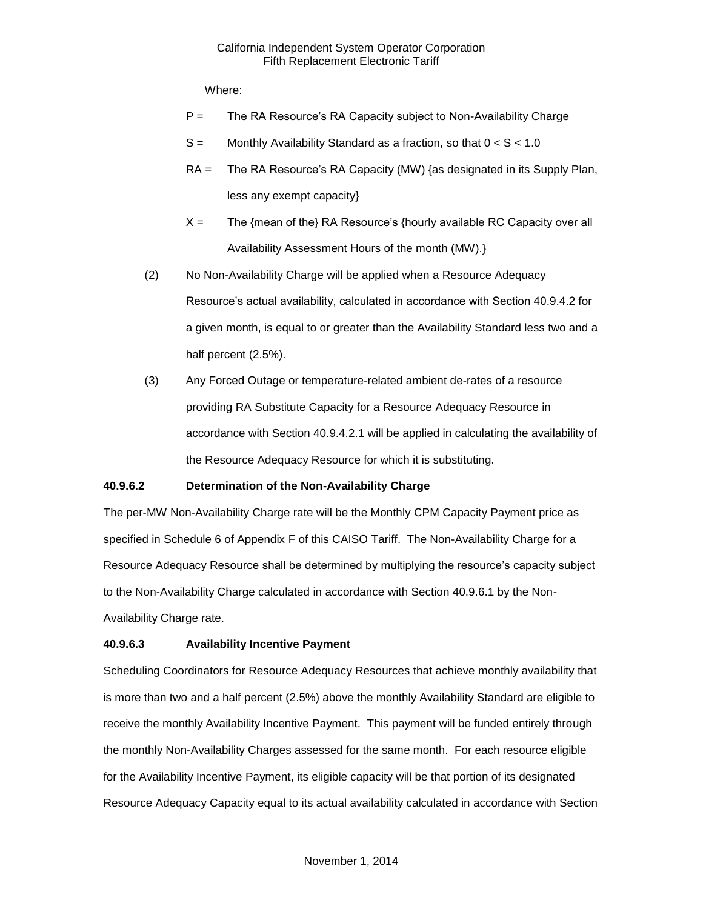Where:

$P =$ The RA Resource's RA Capacity subject to Non-Availability Charge

$S =$ Monthly Availability Standard as a fraction, so that $0 < S < 1.0$

$RA =$ The RA Resource's RA Capacity (MW) {as designated in its Supply Plan, less any exempt capacity}

$X =$ The {mean of the} RA Resource's {hourly available RC Capacity over all Availability Assessment Hours of the month (MW).}

(2) No Non-Availability Charge will be applied when a Resource Adequacy Resource's actual availability, calculated in accordance with Section 40.9.4.2 for a given month, is equal to or greater than the Availability Standard less two and a half percent (2.5%).

(3) Any Forced Outage or temperature-related ambient de-rates of a resource providing RA Substitute Capacity for a Resource Adequacy Resource in accordance with Section 40.9.4.2.1 will be applied in calculating the availability of the Resource Adequacy Resource for which it is substituting.

**40.9.6.2 Determination of the Non-Availability Charge**

The per-MW Non-Availability Charge rate will be the Monthly CPM Capacity Payment price as specified in Schedule 6 of Appendix F of this CAISO Tariff. The Non-Availability Charge for a Resource Adequacy Resource shall be determined by multiplying the resource's capacity subject to the Non-Availability Charge calculated in accordance with Section 40.9.6.1 by the Non-Availability Charge rate.

**40.9.6.3 Availability Incentive Payment**

Scheduling Coordinators for Resource Adequacy Resources that achieve monthly availability that is more than two and a half percent (2.5%) above the monthly Availability Standard are eligible to receive the monthly Availability Incentive Payment. This payment will be funded entirely through the monthly Non-Availability Charges assessed for the same month. For each resource eligible for the Availability Incentive Payment, its eligible capacity will be that portion of its designated Resource Adequacy Capacity equal to its actual availability calculated in accordance with Section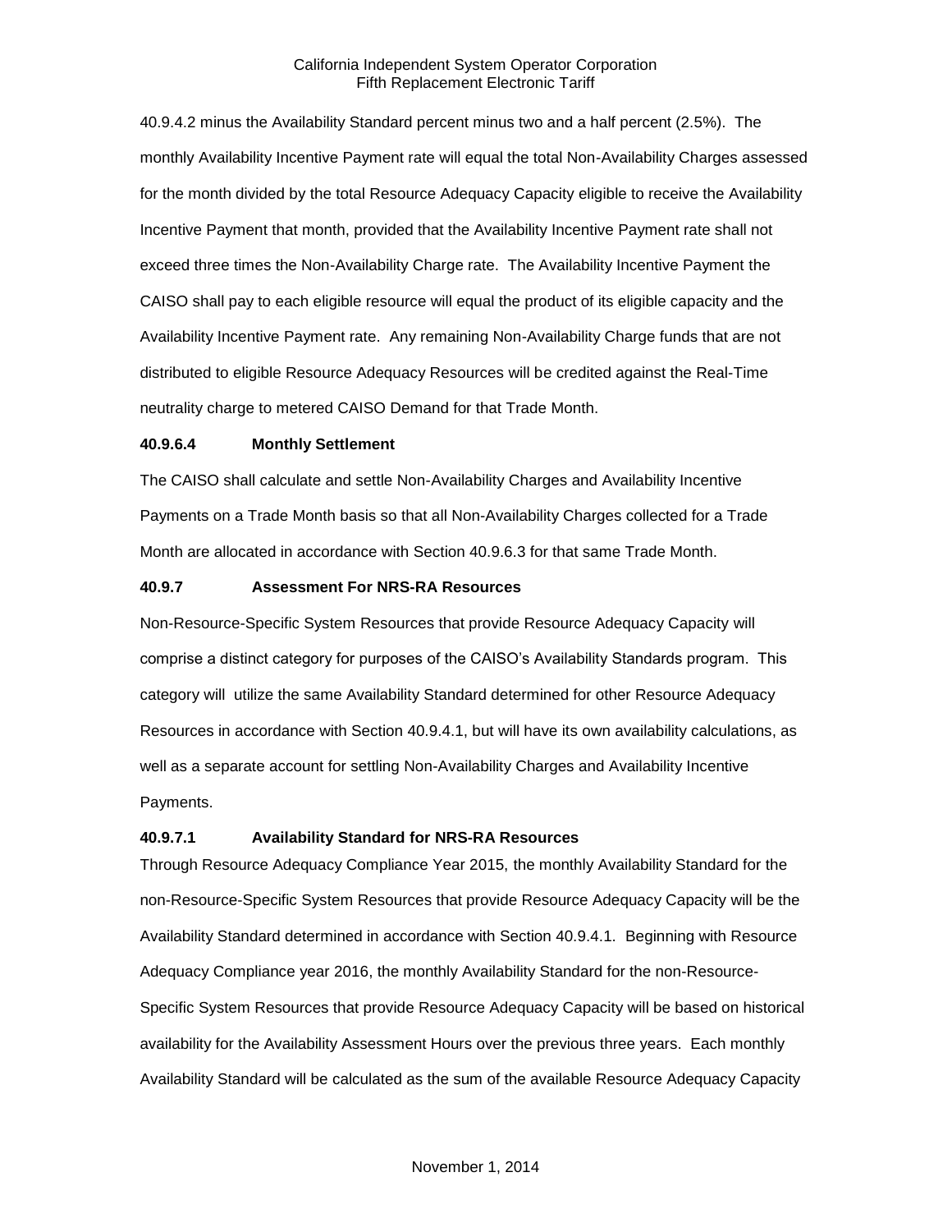40.9.4.2 minus the Availability Standard percent minus two and a half percent (2.5%). The monthly Availability Incentive Payment rate will equal the total Non-Availability Charges assessed for the month divided by the total Resource Adequacy Capacity eligible to receive the Availability Incentive Payment that month, provided that the Availability Incentive Payment rate shall not exceed three times the Non-Availability Charge rate. The Availability Incentive Payment the CAISO shall pay to each eligible resource will equal the product of its eligible capacity and the Availability Incentive Payment rate. Any remaining Non-Availability Charge funds that are not distributed to eligible Resource Adequacy Resources will be credited against the Real-Time neutrality charge to metered CAISO Demand for that Trade Month.

**40.9.6.4 Monthly Settlement**

The CAISO shall calculate and settle Non-Availability Charges and Availability Incentive Payments on a Trade Month basis so that all Non-Availability Charges collected for a Trade Month are allocated in accordance with Section 40.9.6.3 for that same Trade Month.

**40.9.7 Assessment For NRS-RA Resources**

Non-Resource-Specific System Resources that provide Resource Adequacy Capacity will comprise a distinct category for purposes of the CAISO's Availability Standards program. This category will utilize the same Availability Standard determined for other Resource Adequacy Resources in accordance with Section 40.9.4.1, but will have its own availability calculations, as well as a separate account for settling Non-Availability Charges and Availability Incentive Payments.

**40.9.7.1 Availability Standard for NRS-RA Resources**

Through Resource Adequacy Compliance Year 2015, the monthly Availability Standard for the non-Resource-Specific System Resources that provide Resource Adequacy Capacity will be the Availability Standard determined in accordance with Section 40.9.4.1. Beginning with Resource Adequacy Compliance year 2016, the monthly Availability Standard for the non-Resource-Specific System Resources that provide Resource Adequacy Capacity will be based on historical availability for the Availability Assessment Hours over the previous three years. Each monthly Availability Standard will be calculated as the sum of the available Resource Adequacy Capacity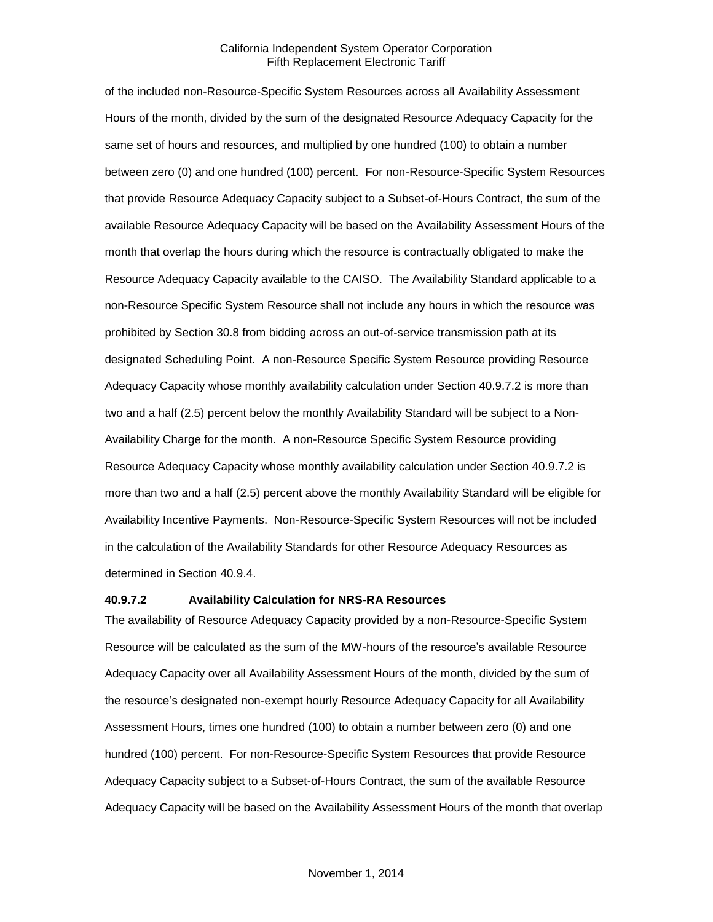of the included non-Resource-Specific System Resources across all Availability Assessment Hours of the month, divided by the sum of the designated Resource Adequacy Capacity for the same set of hours and resources, and multiplied by one hundred (100) to obtain a number between zero (0) and one hundred (100) percent. For non-Resource-Specific System Resources that provide Resource Adequacy Capacity subject to a Subset-of-Hours Contract, the sum of the available Resource Adequacy Capacity will be based on the Availability Assessment Hours of the month that overlap the hours during which the resource is contractually obligated to make the Resource Adequacy Capacity available to the CAISO. The Availability Standard applicable to a non-Resource Specific System Resource shall not include any hours in which the resource was prohibited by Section 30.8 from bidding across an out-of-service transmission path at its designated Scheduling Point. A non-Resource Specific System Resource providing Resource Adequacy Capacity whose monthly availability calculation under Section 40.9.7.2 is more than two and a half (2.5) percent below the monthly Availability Standard will be subject to a Non-Availability Charge for the month. A non-Resource Specific System Resource providing Resource Adequacy Capacity whose monthly availability calculation under Section 40.9.7.2 is more than two and a half (2.5) percent above the monthly Availability Standard will be eligible for Availability Incentive Payments. Non-Resource-Specific System Resources will not be included in the calculation of the Availability Standards for other Resource Adequacy Resources as determined in Section 40.9.4.

**40.9.7.2 Availability Calculation for NRS-RA Resources**

The availability of Resource Adequacy Capacity provided by a non-Resource-Specific System Resource will be calculated as the sum of the MW-hours of the resource's available Resource Adequacy Capacity over all Availability Assessment Hours of the month, divided by the sum of the resource's designated non-exempt hourly Resource Adequacy Capacity for all Availability Assessment Hours, times one hundred (100) to obtain a number between zero (0) and one hundred (100) percent. For non-Resource-Specific System Resources that provide Resource Adequacy Capacity subject to a Subset-of-Hours Contract, the sum of the available Resource Adequacy Capacity will be based on the Availability Assessment Hours of the month that overlap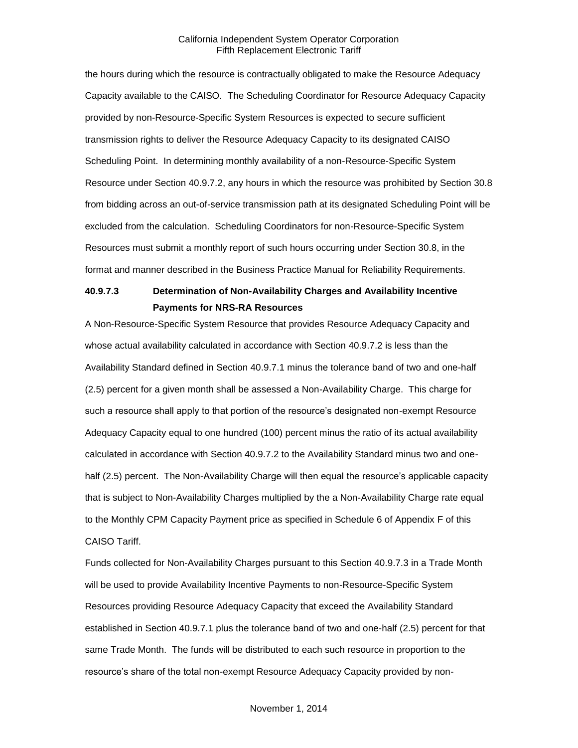the hours during which the resource is contractually obligated to make the Resource Adequacy Capacity available to the CAISO. The Scheduling Coordinator for Resource Adequacy Capacity provided by non-Resource-Specific System Resources is expected to secure sufficient transmission rights to deliver the Resource Adequacy Capacity to its designated CAISO Scheduling Point. In determining monthly availability of a non-Resource-Specific System Resource under Section 40.9.7.2, any hours in which the resource was prohibited by Section 30.8 from bidding across an out-of-service transmission path at its designated Scheduling Point will be excluded from the calculation. Scheduling Coordinators for non-Resource-Specific System Resources must submit a monthly report of such hours occurring under Section 30.8, in the format and manner described in the Business Practice Manual for Reliability Requirements.

**40.9.7.3 Determination of Non-Availability Charges and Availability Incentive Payments for NRS-RA Resources**

A Non-Resource-Specific System Resource that provides Resource Adequacy Capacity and whose actual availability calculated in accordance with Section 40.9.7.2 is less than the Availability Standard defined in Section 40.9.7.1 minus the tolerance band of two and one-half (2.5) percent for a given month shall be assessed a Non-Availability Charge. This charge for such a resource shall apply to that portion of the resource's designated non-exempt Resource Adequacy Capacity equal to one hundred (100) percent minus the ratio of its actual availability calculated in accordance with Section 40.9.7.2 to the Availability Standard minus two and one-half (2.5) percent. The Non-Availability Charge will then equal the resource's applicable capacity that is subject to Non-Availability Charges multiplied by the a Non-Availability Charge rate equal to the Monthly CPM Capacity Payment price as specified in Schedule 6 of Appendix F of this CAISO Tariff.

Funds collected for Non-Availability Charges pursuant to this Section 40.9.7.3 in a Trade Month will be used to provide Availability Incentive Payments to non-Resource-Specific System Resources providing Resource Adequacy Capacity that exceed the Availability Standard established in Section 40.9.7.1 plus the tolerance band of two and one-half (2.5) percent for that same Trade Month. The funds will be distributed to each such resource in proportion to the resource's share of the total non-exempt Resource Adequacy Capacity provided by non-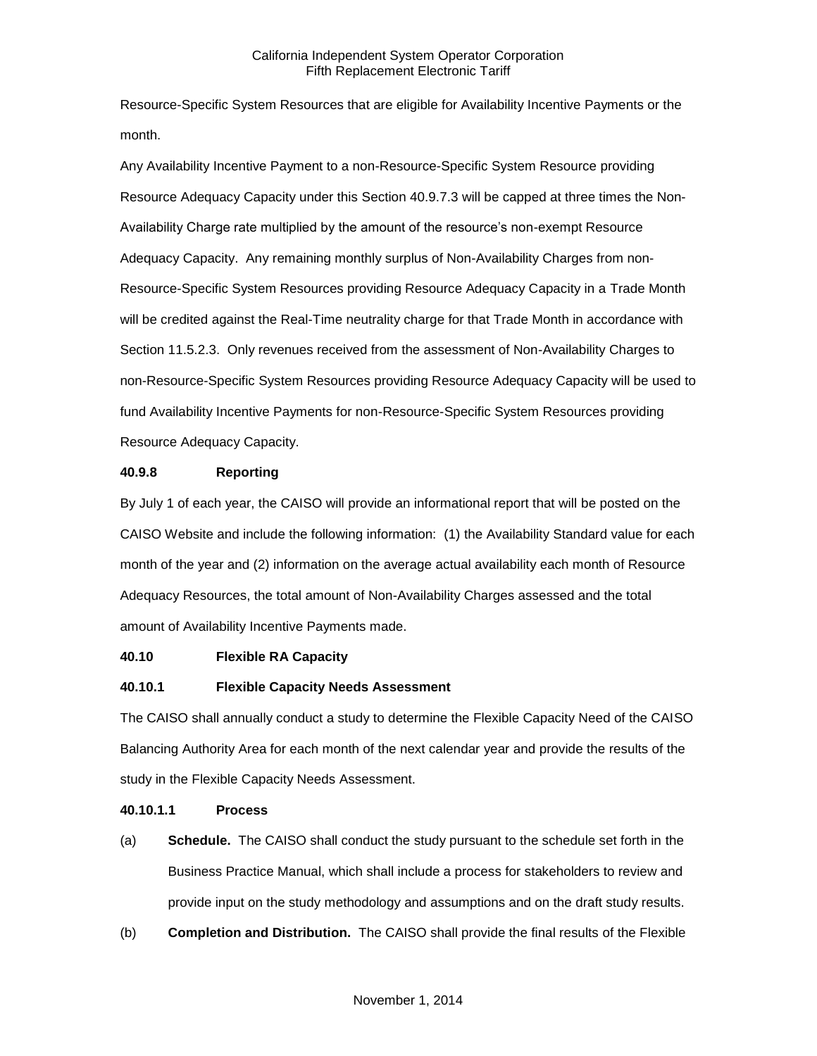Resource-Specific System Resources that are eligible for Availability Incentive Payments or the month.

Any Availability Incentive Payment to a non-Resource-Specific System Resource providing Resource Adequacy Capacity under this Section 40.9.7.3 will be capped at three times the Non-Availability Charge rate multiplied by the amount of the resource's non-exempt Resource Adequacy Capacity. Any remaining monthly surplus of Non-Availability Charges from non-Resource-Specific System Resources providing Resource Adequacy Capacity in a Trade Month will be credited against the Real-Time neutrality charge for that Trade Month in accordance with Section 11.5.2.3. Only revenues received from the assessment of Non-Availability Charges to non-Resource-Specific System Resources providing Resource Adequacy Capacity will be used to fund Availability Incentive Payments for non-Resource-Specific System Resources providing Resource Adequacy Capacity.

**40.9.8 Reporting**

By July 1 of each year, the CAISO will provide an informational report that will be posted on the CAISO Website and include the following information: (1) the Availability Standard value for each month of the year and (2) information on the average actual availability each month of Resource Adequacy Resources, the total amount of Non-Availability Charges assessed and the total amount of Availability Incentive Payments made.

**40.10 Flexible RA Capacity**

**40.10.1 Flexible Capacity Needs Assessment**

The CAISO shall annually conduct a study to determine the Flexible Capacity Need of the CAISO Balancing Authority Area for each month of the next calendar year and provide the results of the study in the Flexible Capacity Needs Assessment.

**40.10.1.1 Process**

(a) **Schedule.** The CAISO shall conduct the study pursuant to the schedule set forth in the Business Practice Manual, which shall include a process for stakeholders to review and provide input on the study methodology and assumptions and on the draft study results.

(b) **Completion and Distribution.** The CAISO shall provide the final results of the Flexible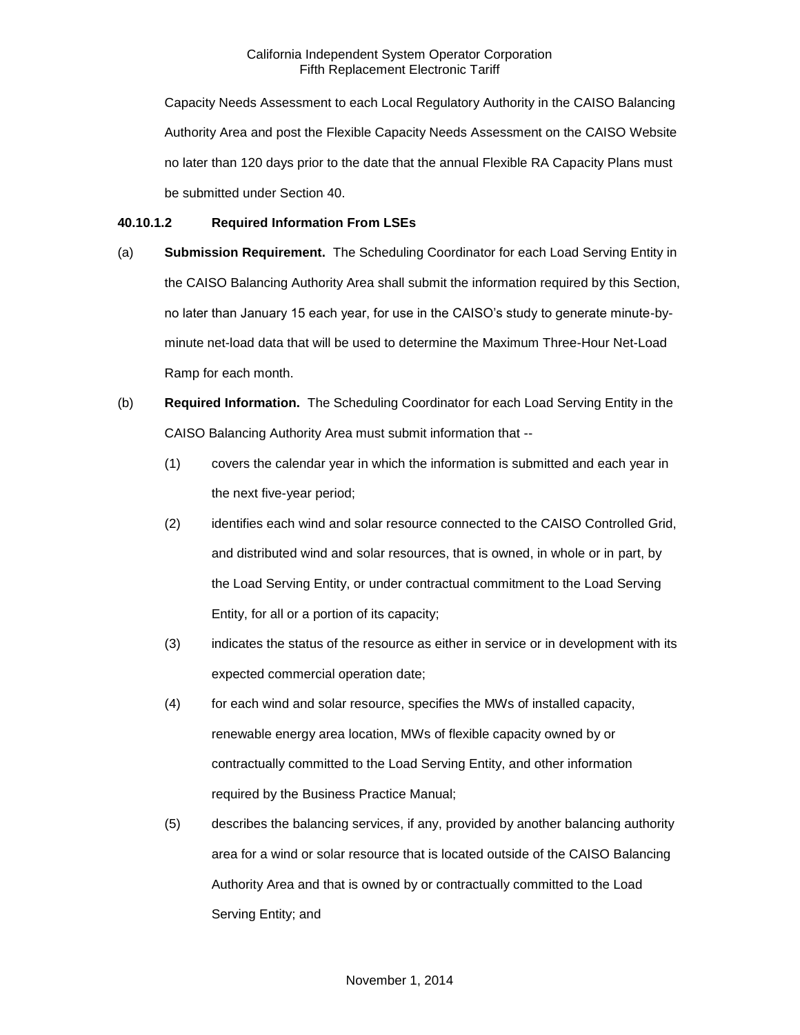Capacity Needs Assessment to each Local Regulatory Authority in the CAISO Balancing Authority Area and post the Flexible Capacity Needs Assessment on the CAISO Website no later than 120 days prior to the date that the annual Flexible RA Capacity Plans must be submitted under Section 40.

**40.10.1.2 Required Information From LSEs**

(a) **Submission Requirement.** The Scheduling Coordinator for each Load Serving Entity in the CAISO Balancing Authority Area shall submit the information required by this Section, no later than January 15 each year, for use in the CAISO's study to generate minute-by-minute net-load data that will be used to determine the Maximum Three-Hour Net-Load Ramp for each month.

(b) **Required Information.** The Scheduling Coordinator for each Load Serving Entity in the CAISO Balancing Authority Area must submit information that --

(1) covers the calendar year in which the information is submitted and each year in the next five-year period;

(2) identifies each wind and solar resource connected to the CAISO Controlled Grid, and distributed wind and solar resources, that is owned, in whole or in part, by the Load Serving Entity, or under contractual commitment to the Load Serving Entity, for all or a portion of its capacity;

(3) indicates the status of the resource as either in service or in development with its expected commercial operation date;

(4) for each wind and solar resource, specifies the MWs of installed capacity, renewable energy area location, MWs of flexible capacity owned by or contractually committed to the Load Serving Entity, and other information required by the Business Practice Manual;

(5) describes the balancing services, if any, provided by another balancing authority area for a wind or solar resource that is located outside of the CAISO Balancing Authority Area and that is owned by or contractually committed to the Load Serving Entity; and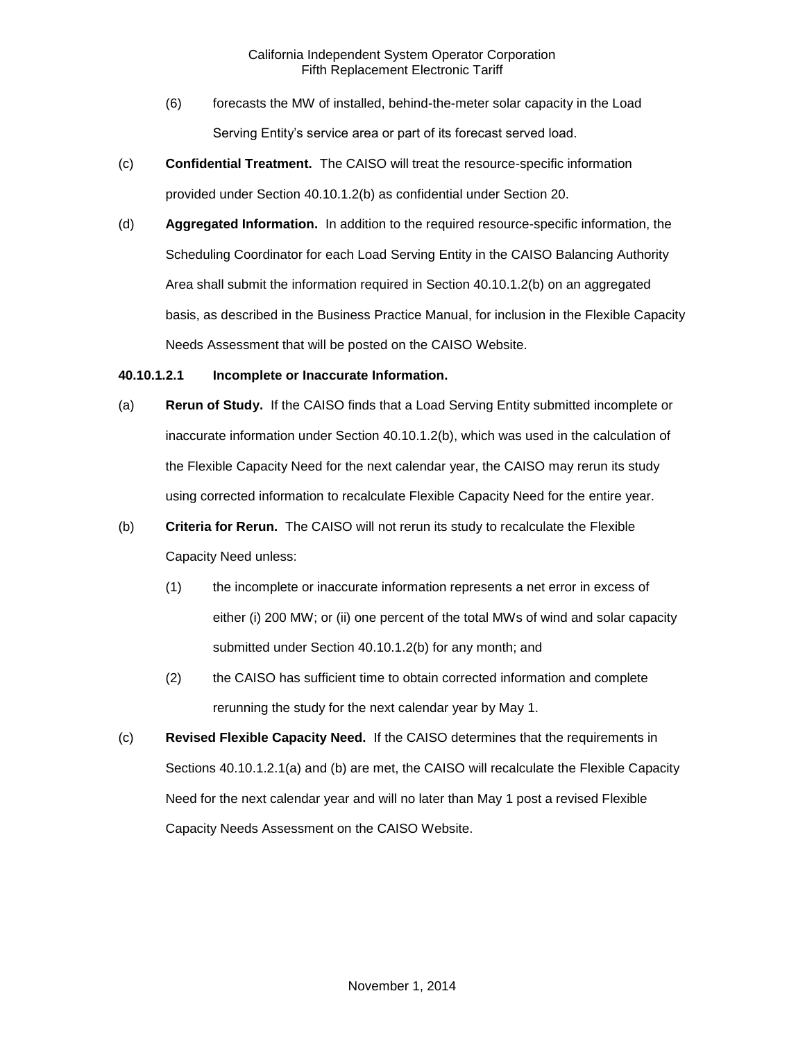(6) forecasts the MW of installed, behind-the-meter solar capacity in the Load Serving Entity's service area or part of its forecast served load.

(c) **Confidential Treatment.** The CAISO will treat the resource-specific information provided under Section 40.10.1.2(b) as confidential under Section 20.

(d) **Aggregated Information.** In addition to the required resource-specific information, the Scheduling Coordinator for each Load Serving Entity in the CAISO Balancing Authority Area shall submit the information required in Section 40.10.1.2(b) on an aggregated basis, as described in the Business Practice Manual, for inclusion in the Flexible Capacity Needs Assessment that will be posted on the CAISO Website.

**40.10.1.2.1 Incomplete or Inaccurate Information.**

(a) **Rerun of Study.** If the CAISO finds that a Load Serving Entity submitted incomplete or inaccurate information under Section 40.10.1.2(b), which was used in the calculation of the Flexible Capacity Need for the next calendar year, the CAISO may rerun its study using corrected information to recalculate Flexible Capacity Need for the entire year.

(b) **Criteria for Rerun.** The CAISO will not rerun its study to recalculate the Flexible Capacity Need unless:

(1) the incomplete or inaccurate information represents a net error in excess of either (i) 200 MW; or (ii) one percent of the total MWs of wind and solar capacity submitted under Section 40.10.1.2(b) for any month; and

(2) the CAISO has sufficient time to obtain corrected information and complete rerunning the study for the next calendar year by May 1.

(c) **Revised Flexible Capacity Need.** If the CAISO determines that the requirements in Sections 40.10.1.2.1(a) and (b) are met, the CAISO will recalculate the Flexible Capacity Need for the next calendar year and will no later than May 1 post a revised Flexible Capacity Needs Assessment on the CAISO Website.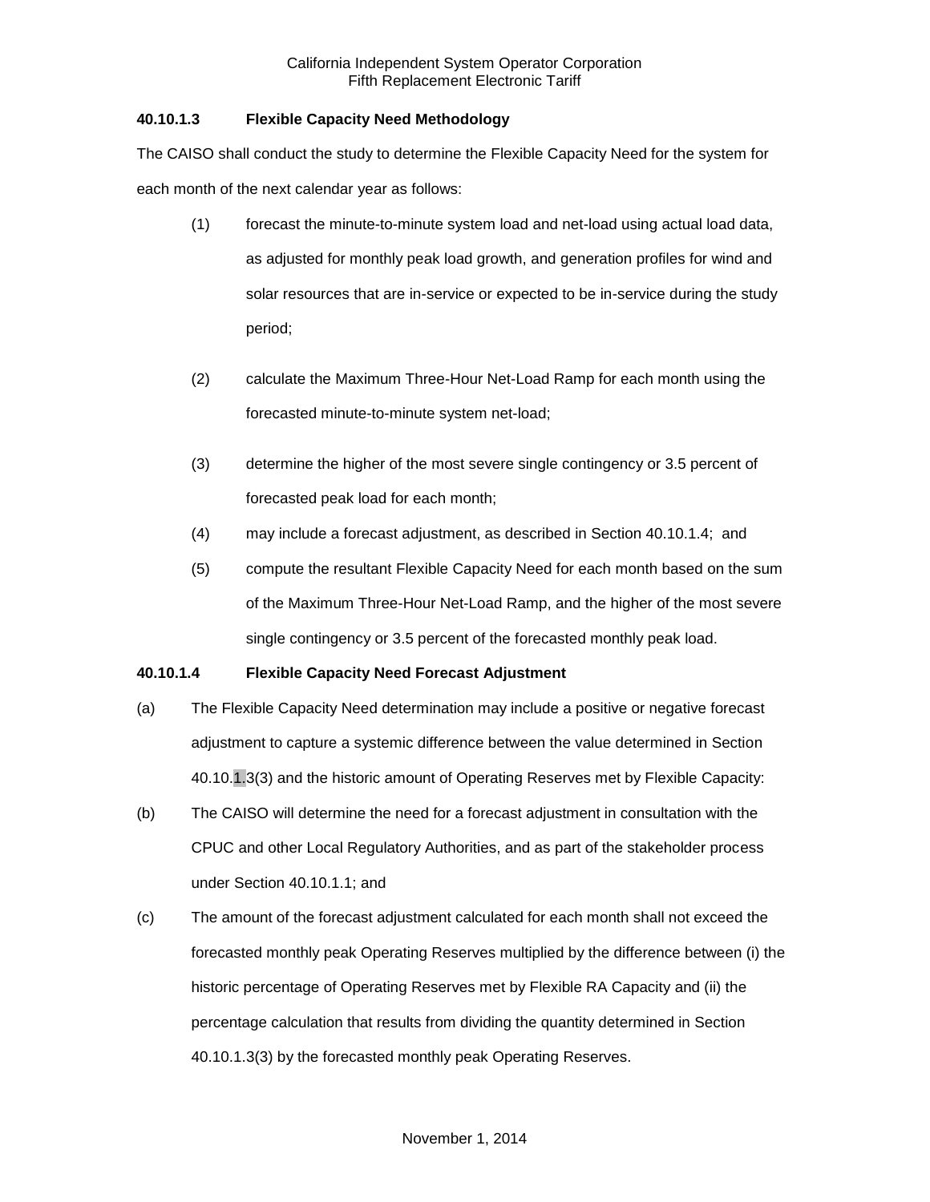### 40.10.1.3 Flexible Capacity Need Methodology

The CAISO shall conduct the study to determine the Flexible Capacity Need for the system for each month of the next calendar year as follows:

(1) forecast the minute-to-minute system load and net-load using actual load data, as adjusted for monthly peak load growth, and generation profiles for wind and solar resources that are in-service or expected to be in-service during the study period;

(2) calculate the Maximum Three-Hour Net-Load Ramp for each month using the forecasted minute-to-minute system net-load;

(3) determine the higher of the most severe single contingency or 3.5 percent of forecasted peak load for each month;

(4) may include a forecast adjustment, as described in Section 40.10.1.4; and

(5) compute the resultant Flexible Capacity Need for each month based on the sum of the Maximum Three-Hour Net-Load Ramp, and the higher of the most severe single contingency or 3.5 percent of the forecasted monthly peak load.

### 40.10.1.4 Flexible Capacity Need Forecast Adjustment

(a) The Flexible Capacity Need determination may include a positive or negative forecast adjustment to capture a systemic difference between the value determined in Section 40.10.1.3(3) and the historic amount of Operating Reserves met by Flexible Capacity:

(b) The CAISO will determine the need for a forecast adjustment in consultation with the CPUC and other Local Regulatory Authorities, and as part of the stakeholder process under Section 40.10.1.1; and

(c) The amount of the forecast adjustment calculated for each month shall not exceed the forecasted monthly peak Operating Reserves multiplied by the difference between (i) the historic percentage of Operating Reserves met by Flexible RA Capacity and (ii) the percentage calculation that results from dividing the quantity determined in Section 40.10.1.3(3) by the forecasted monthly peak Operating Reserves.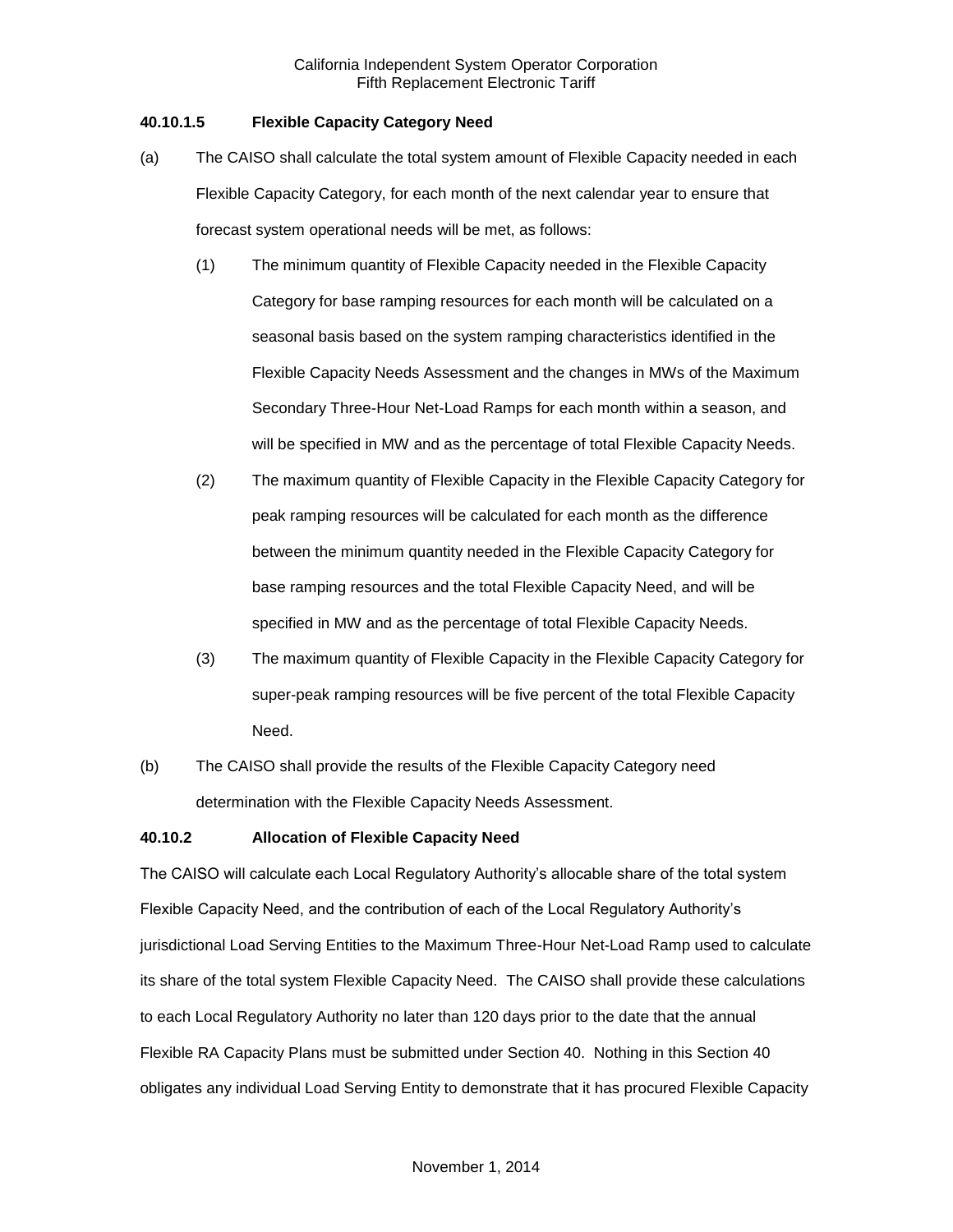### 40.10.1.5 Flexible Capacity Category Need

(a) The CAISO shall calculate the total system amount of Flexible Capacity needed in each Flexible Capacity Category, for each month of the next calendar year to ensure that forecast system operational needs will be met, as follows:

(1) The minimum quantity of Flexible Capacity needed in the Flexible Capacity Category for base ramping resources for each month will be calculated on a seasonal basis based on the system ramping characteristics identified in the Flexible Capacity Needs Assessment and the changes in MWs of the Maximum Secondary Three-Hour Net-Load Ramps for each month within a season, and will be specified in MW and as the percentage of total Flexible Capacity Needs.

(2) The maximum quantity of Flexible Capacity in the Flexible Capacity Category for peak ramping resources will be calculated for each month as the difference between the minimum quantity needed in the Flexible Capacity Category for base ramping resources and the total Flexible Capacity Need, and will be specified in MW and as the percentage of total Flexible Capacity Needs.

(3) The maximum quantity of Flexible Capacity in the Flexible Capacity Category for super-peak ramping resources will be five percent of the total Flexible Capacity Need.

(b) The CAISO shall provide the results of the Flexible Capacity Category need determination with the Flexible Capacity Needs Assessment.

### 40.10.2 Allocation of Flexible Capacity Need

The CAISO will calculate each Local Regulatory Authority's allocable share of the total system Flexible Capacity Need, and the contribution of each of the Local Regulatory Authority's jurisdictional Load Serving Entities to the Maximum Three-Hour Net-Load Ramp used to calculate its share of the total system Flexible Capacity Need. The CAISO shall provide these calculations to each Local Regulatory Authority no later than 120 days prior to the date that the annual Flexible RA Capacity Plans must be submitted under Section 40. Nothing in this Section 40 obligates any individual Load Serving Entity to demonstrate that it has procured Flexible Capacity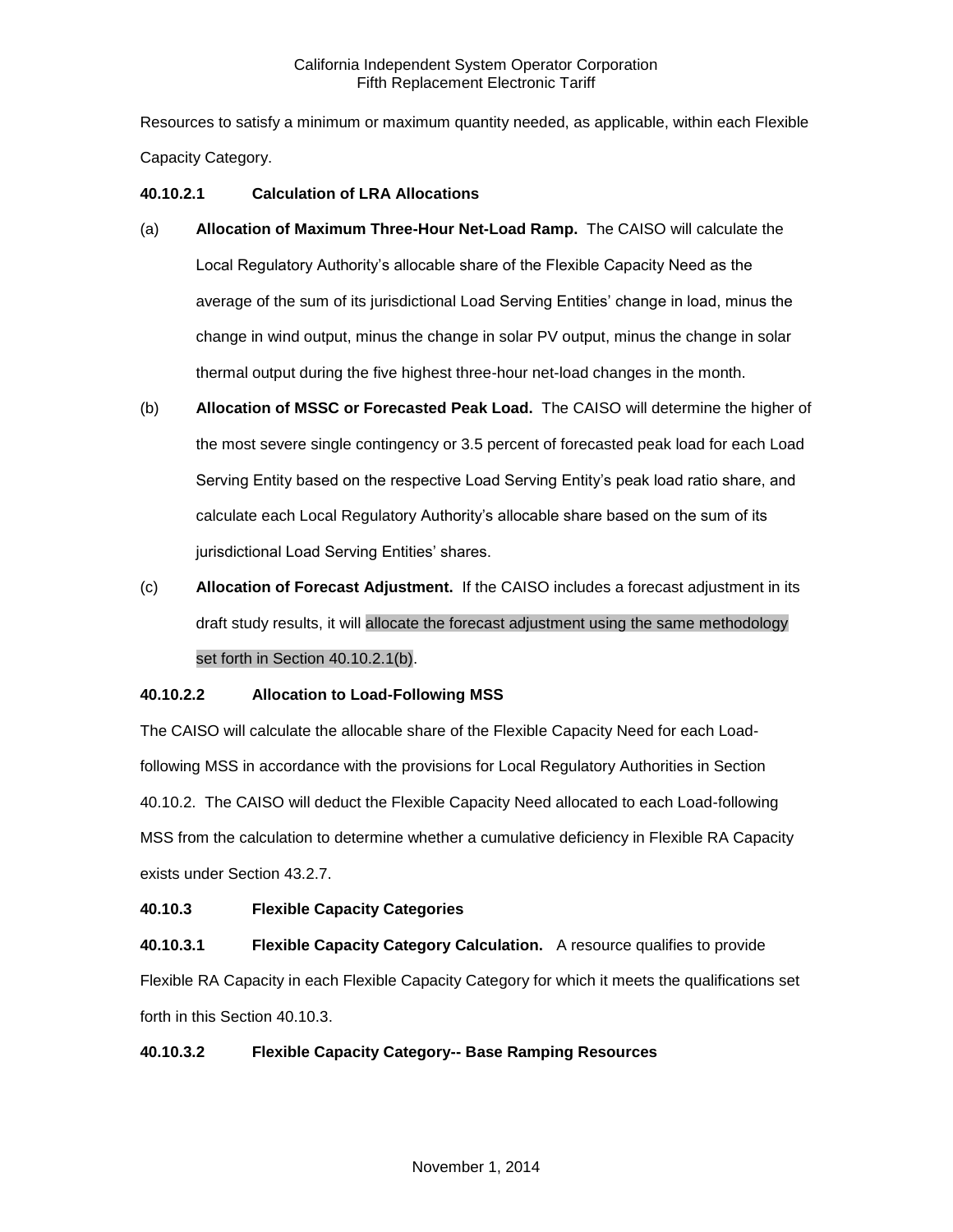Resources to satisfy a minimum or maximum quantity needed, as applicable, within each Flexible Capacity Category.

**40.10.2.1 Calculation of LRA Allocations**

(a) **Allocation of Maximum Three-Hour Net-Load Ramp.** The CAISO will calculate the Local Regulatory Authority's allocable share of the Flexible Capacity Need as the average of the sum of its jurisdictional Load Serving Entities' change in load, minus the change in wind output, minus the change in solar PV output, minus the change in solar thermal output during the five highest three-hour net-load changes in the month.

(b) **Allocation of MSSC or Forecasted Peak Load.** The CAISO will determine the higher of the most severe single contingency or 3.5 percent of forecasted peak load for each Load Serving Entity based on the respective Load Serving Entity's peak load ratio share, and calculate each Local Regulatory Authority's allocable share based on the sum of its jurisdictional Load Serving Entities' shares.

(c) **Allocation of Forecast Adjustment.** If the CAISO includes a forecast adjustment in its draft study results, it will allocate the forecast adjustment using the same methodology set forth in Section 40.10.2.1(b).

**40.10.2.2 Allocation to Load-Following MSS**

The CAISO will calculate the allocable share of the Flexible Capacity Need for each Load-following MSS in accordance with the provisions for Local Regulatory Authorities in Section 40.10.2. The CAISO will deduct the Flexible Capacity Need allocated to each Load-following MSS from the calculation to determine whether a cumulative deficiency in Flexible RA Capacity exists under Section 43.2.7.

**40.10.3 Flexible Capacity Categories**

**40.10.3.1 Flexible Capacity Category Calculation.** A resource qualifies to provide Flexible RA Capacity in each Flexible Capacity Category for which it meets the qualifications set forth in this Section 40.10.3.

**40.10.3.2 Flexible Capacity Category-- Base Ramping Resources**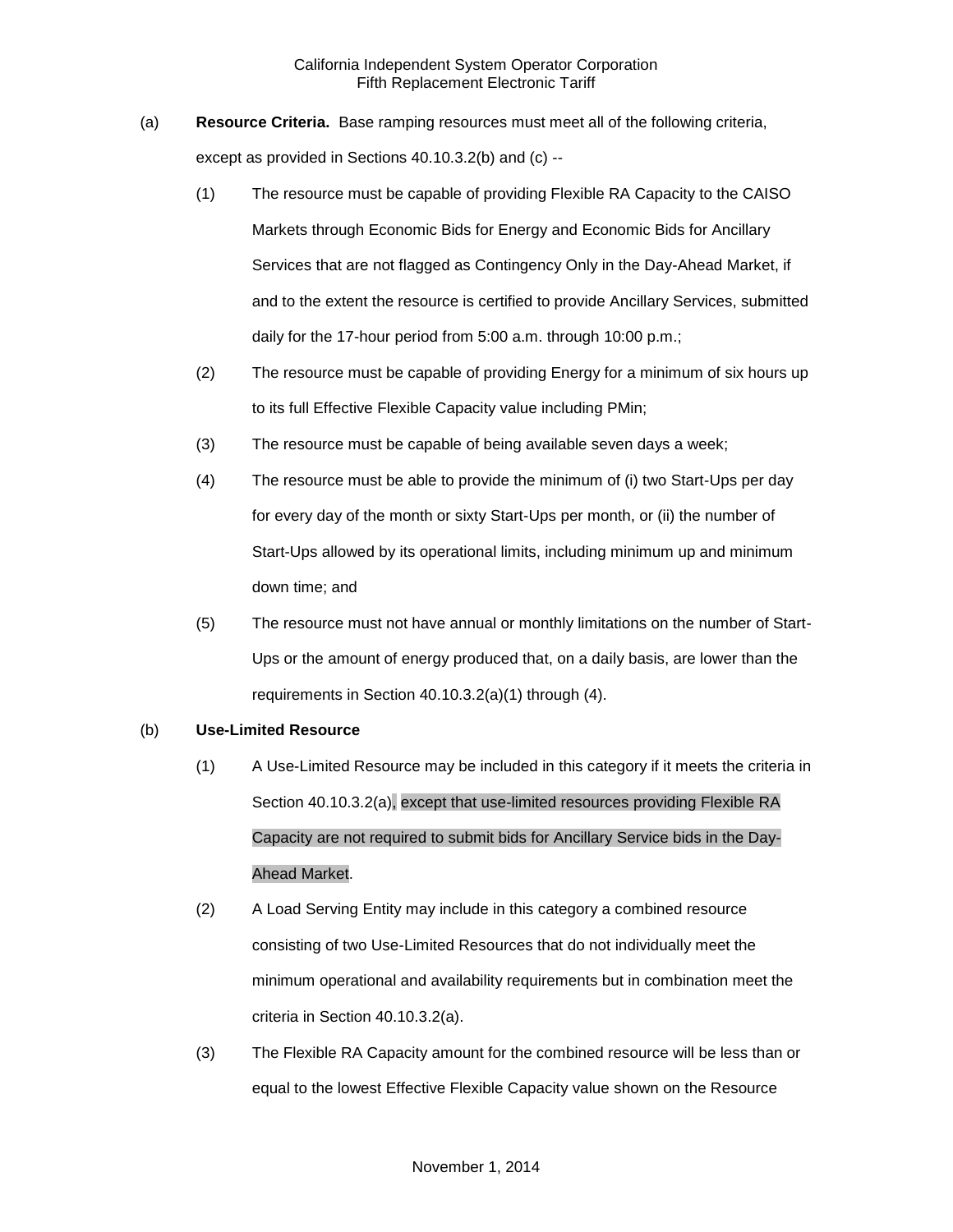(a) **Resource Criteria.** Base ramping resources must meet all of the following criteria, except as provided in Sections 40.10.3.2(b) and (c) --

(1) The resource must be capable of providing Flexible RA Capacity to the CAISO Markets through Economic Bids for Energy and Economic Bids for Ancillary Services that are not flagged as Contingency Only in the Day-Ahead Market, if and to the extent the resource is certified to provide Ancillary Services, submitted daily for the 17-hour period from 5:00 a.m. through 10:00 p.m.;

(2) The resource must be capable of providing Energy for a minimum of six hours up to its full Effective Flexible Capacity value including PMin;

(3) The resource must be capable of being available seven days a week;

(4) The resource must be able to provide the minimum of (i) two Start-Ups per day for every day of the month or sixty Start-Ups per month, or (ii) the number of Start-Ups allowed by its operational limits, including minimum up and minimum down time; and

(5) The resource must not have annual or monthly limitations on the number of Start-Ups or the amount of energy produced that, on a daily basis, are lower than the requirements in Section 40.10.3.2(a)(1) through (4).

(b) **Use-Limited Resource**

(1) A Use-Limited Resource may be included in this category if it meets the criteria in Section 40.10.3.2(a), except that use-limited resources providing Flexible RA Capacity are not required to submit bids for Ancillary Service bids in the Day-Ahead Market.

(2) A Load Serving Entity may include in this category a combined resource consisting of two Use-Limited Resources that do not individually meet the minimum operational and availability requirements but in combination meet the criteria in Section 40.10.3.2(a).

(3) The Flexible RA Capacity amount for the combined resource will be less than or equal to the lowest Effective Flexible Capacity value shown on the Resource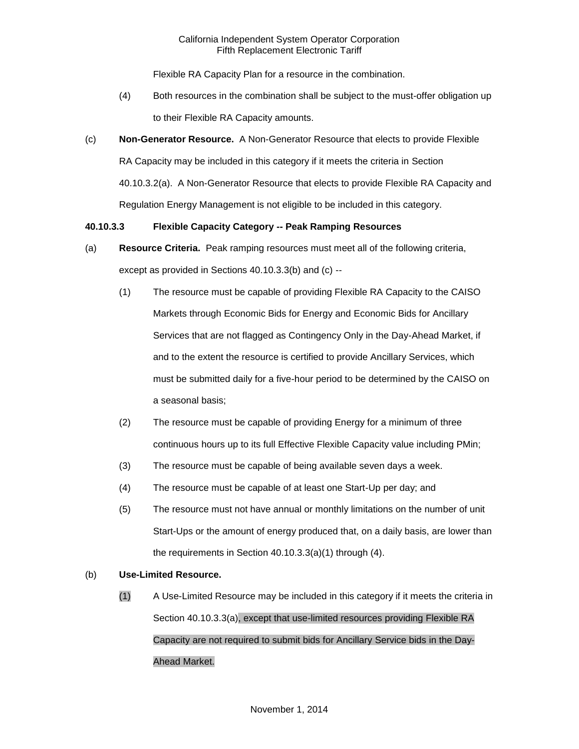Flexible RA Capacity Plan for a resource in the combination.

(4) Both resources in the combination shall be subject to the must-offer obligation up to their Flexible RA Capacity amounts.

(c) **Non-Generator Resource.** A Non-Generator Resource that elects to provide Flexible RA Capacity may be included in this category if it meets the criteria in Section 40.10.3.2(a). A Non-Generator Resource that elects to provide Flexible RA Capacity and Regulation Energy Management is not eligible to be included in this category.

**40.10.3.3 Flexible Capacity Category -- Peak Ramping Resources**

(a) **Resource Criteria.** Peak ramping resources must meet all of the following criteria, except as provided in Sections 40.10.3.3(b) and (c) --

(1) The resource must be capable of providing Flexible RA Capacity to the CAISO Markets through Economic Bids for Energy and Economic Bids for Ancillary Services that are not flagged as Contingency Only in the Day-Ahead Market, if and to the extent the resource is certified to provide Ancillary Services, which must be submitted daily for a five-hour period to be determined by the CAISO on a seasonal basis;

(2) The resource must be capable of providing Energy for a minimum of three continuous hours up to its full Effective Flexible Capacity value including PMin;

(3) The resource must be capable of being available seven days a week.

(4) The resource must be capable of at least one Start-Up per day; and

(5) The resource must not have annual or monthly limitations on the number of unit Start-Ups or the amount of energy produced that, on a daily basis, are lower than the requirements in Section 40.10.3.3(a)(1) through (4).

(b) **Use-Limited Resource.**

(1) A Use-Limited Resource may be included in this category if it meets the criteria in Section 40.10.3.3(a), except that use-limited resources providing Flexible RA Capacity are not required to submit bids for Ancillary Service bids in the Day-Ahead Market.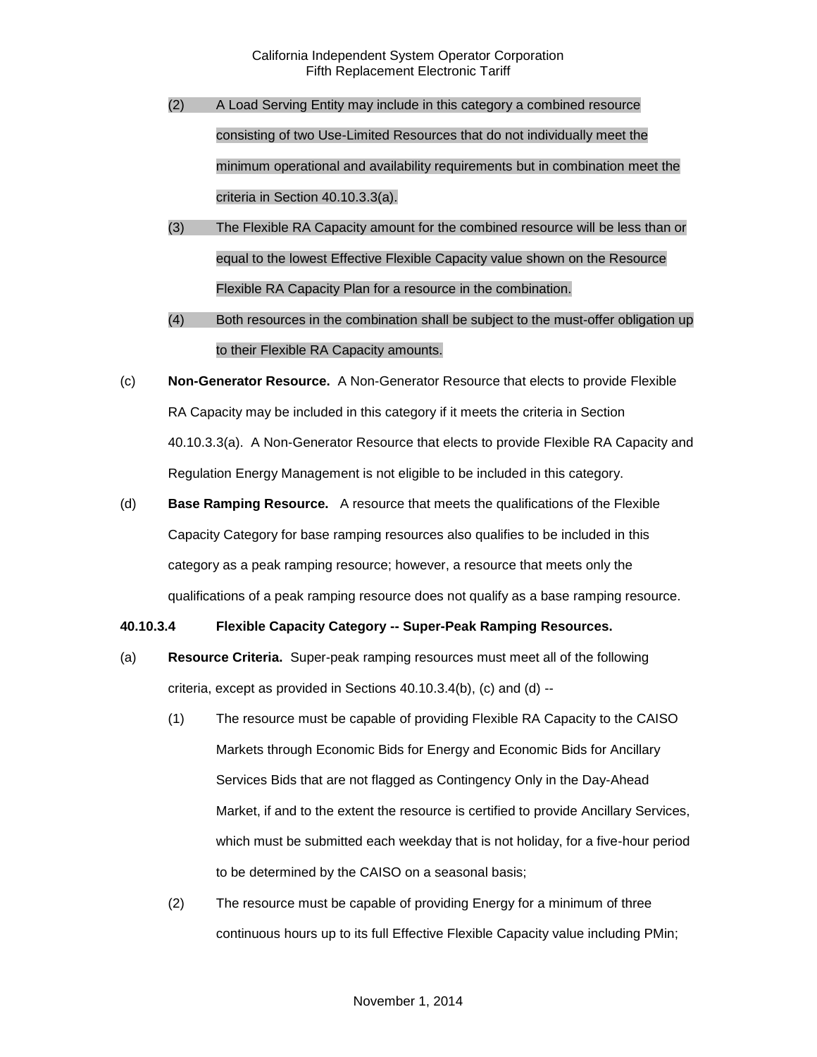(2) A Load Serving Entity may include in this category a combined resource consisting of two Use-Limited Resources that do not individually meet the minimum operational and availability requirements but in combination meet the criteria in Section 40.10.3.3(a).

(3) The Flexible RA Capacity amount for the combined resource will be less than or equal to the lowest Effective Flexible Capacity value shown on the Resource Flexible RA Capacity Plan for a resource in the combination.

(4) Both resources in the combination shall be subject to the must-offer obligation up to their Flexible RA Capacity amounts.

(c) **Non-Generator Resource.** A Non-Generator Resource that elects to provide Flexible RA Capacity may be included in this category if it meets the criteria in Section 40.10.3.3(a). A Non-Generator Resource that elects to provide Flexible RA Capacity and Regulation Energy Management is not eligible to be included in this category.

(d) **Base Ramping Resource.** A resource that meets the qualifications of the Flexible Capacity Category for base ramping resources also qualifies to be included in this category as a peak ramping resource; however, a resource that meets only the qualifications of a peak ramping resource does not qualify as a base ramping resource.

**40.10.3.4 Flexible Capacity Category -- Super-Peak Ramping Resources.**

(a) **Resource Criteria.** Super-peak ramping resources must meet all of the following criteria, except as provided in Sections 40.10.3.4(b), (c) and (d) --

(1) The resource must be capable of providing Flexible RA Capacity to the CAISO Markets through Economic Bids for Energy and Economic Bids for Ancillary Services Bids that are not flagged as Contingency Only in the Day-Ahead Market, if and to the extent the resource is certified to provide Ancillary Services, which must be submitted each weekday that is not holiday, for a five-hour period to be determined by the CAISO on a seasonal basis;

(2) The resource must be capable of providing Energy for a minimum of three continuous hours up to its full Effective Flexible Capacity value including PMin;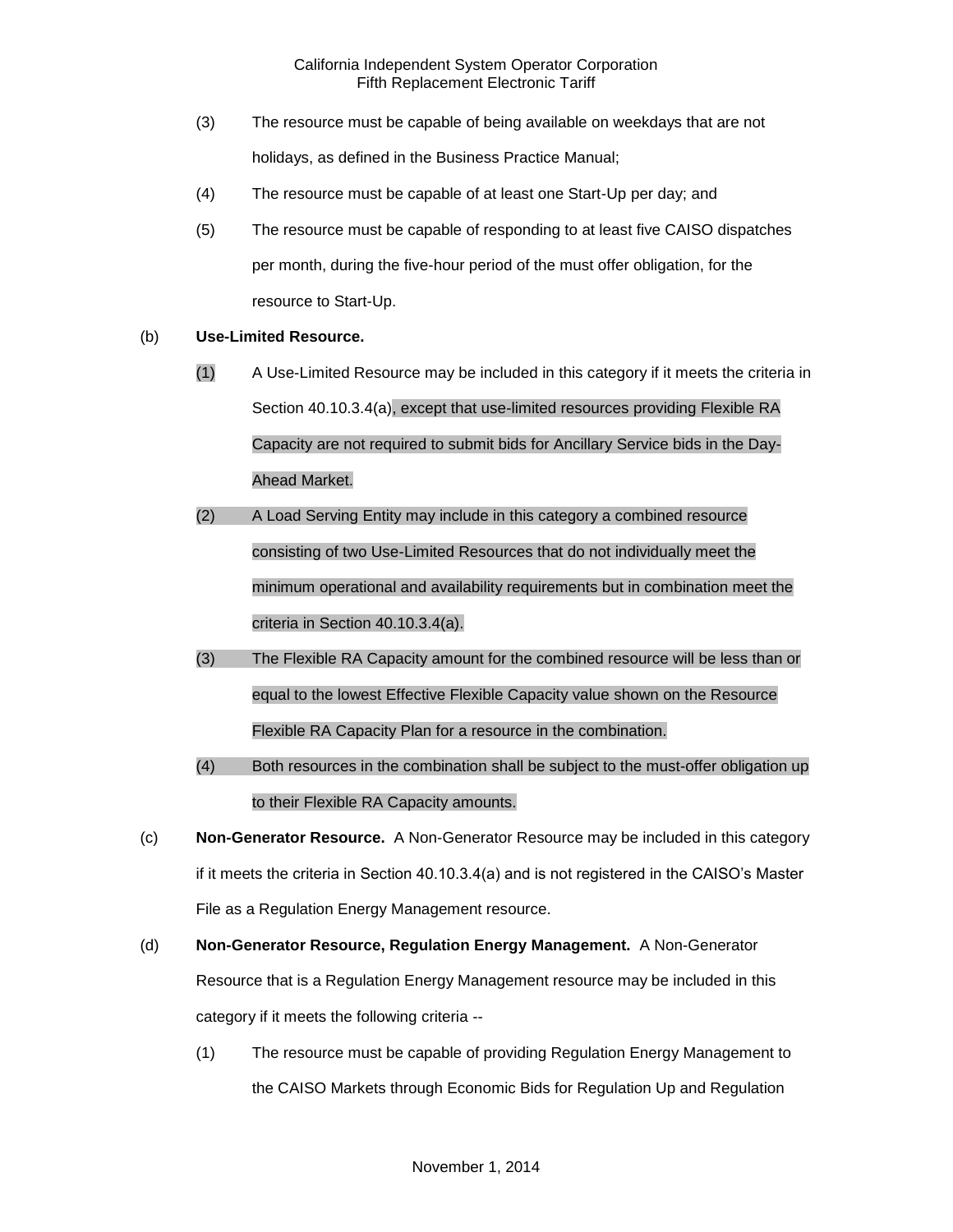(3) The resource must be capable of being available on weekdays that are not holidays, as defined in the Business Practice Manual;

(4) The resource must be capable of at least one Start-Up per day; and

(5) The resource must be capable of responding to at least five CAISO dispatches per month, during the five-hour period of the must offer obligation, for the resource to Start-Up.

(b) **Use-Limited Resource.**

(1) A Use-Limited Resource may be included in this category if it meets the criteria in Section 40.10.3.4(a), except that use-limited resources providing Flexible RA Capacity are not required to submit bids for Ancillary Service bids in the Day-Ahead Market.

(2) A Load Serving Entity may include in this category a combined resource consisting of two Use-Limited Resources that do not individually meet the minimum operational and availability requirements but in combination meet the criteria in Section 40.10.3.4(a).

(3) The Flexible RA Capacity amount for the combined resource will be less than or equal to the lowest Effective Flexible Capacity value shown on the Resource Flexible RA Capacity Plan for a resource in the combination.

(4) Both resources in the combination shall be subject to the must-offer obligation up to their Flexible RA Capacity amounts.

(c) **Non-Generator Resource.** A Non-Generator Resource may be included in this category if it meets the criteria in Section 40.10.3.4(a) and is not registered in the CAISO's Master File as a Regulation Energy Management resource.

(d) **Non-Generator Resource, Regulation Energy Management.** A Non-Generator Resource that is a Regulation Energy Management resource may be included in this category if it meets the following criteria --

(1) The resource must be capable of providing Regulation Energy Management to the CAISO Markets through Economic Bids for Regulation Up and Regulation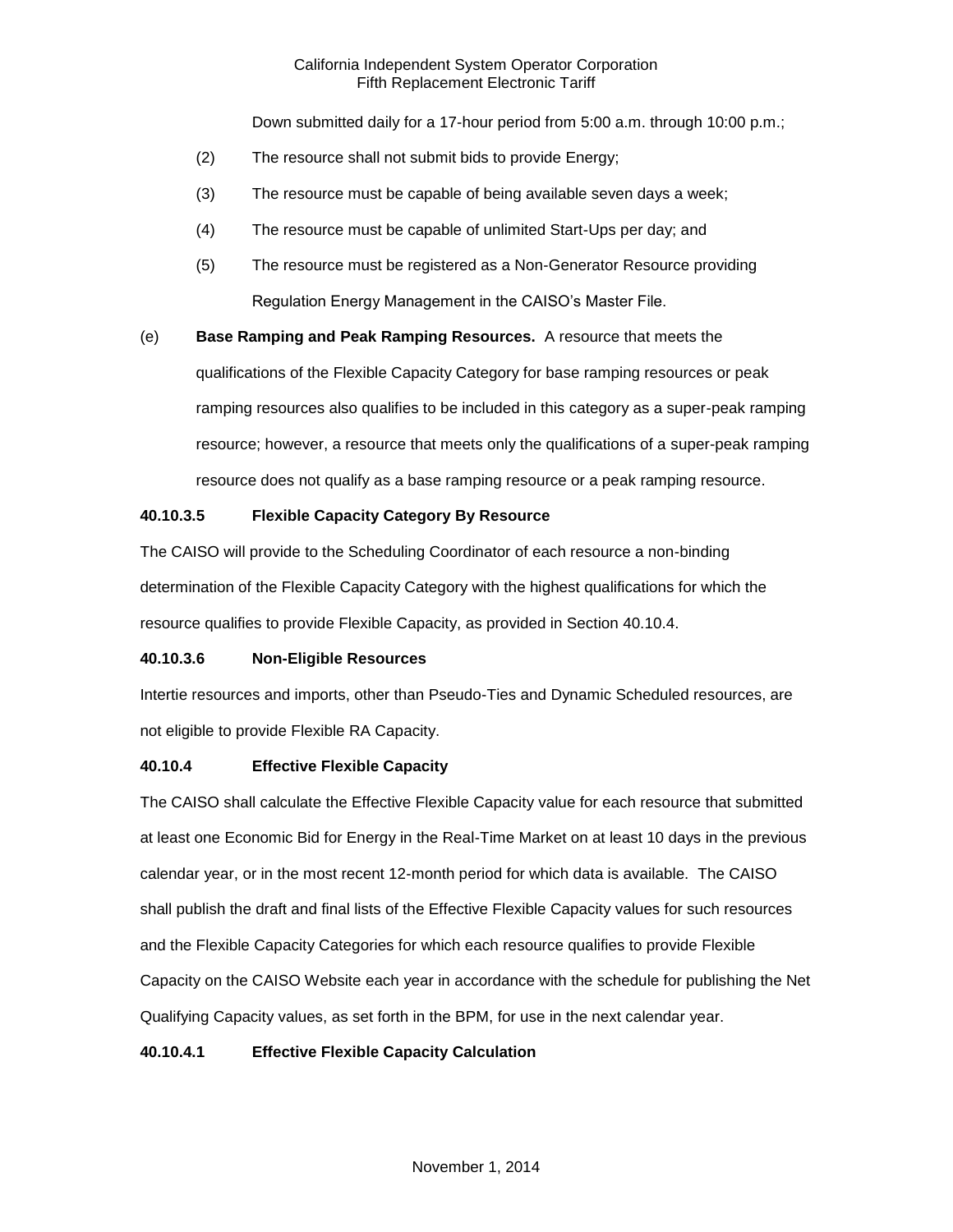Down submitted daily for a 17-hour period from 5:00 a.m. through 10:00 p.m.;

(2) The resource shall not submit bids to provide Energy;

(3) The resource must be capable of being available seven days a week;

(4) The resource must be capable of unlimited Start-Ups per day; and

(5) The resource must be registered as a Non-Generator Resource providing Regulation Energy Management in the CAISO's Master File.

(e) **Base Ramping and Peak Ramping Resources.** A resource that meets the qualifications of the Flexible Capacity Category for base ramping resources or peak ramping resources also qualifies to be included in this category as a super-peak ramping resource; however, a resource that meets only the qualifications of a super-peak ramping resource does not qualify as a base ramping resource or a peak ramping resource.

**40.10.3.5 Flexible Capacity Category By Resource**

The CAISO will provide to the Scheduling Coordinator of each resource a non-binding determination of the Flexible Capacity Category with the highest qualifications for which the resource qualifies to provide Flexible Capacity, as provided in Section 40.10.4.

**40.10.3.6 Non-Eligible Resources**

Intertie resources and imports, other than Pseudo-Ties and Dynamic Scheduled resources, are not eligible to provide Flexible RA Capacity.

**40.10.4 Effective Flexible Capacity**

The CAISO shall calculate the Effective Flexible Capacity value for each resource that submitted at least one Economic Bid for Energy in the Real-Time Market on at least 10 days in the previous calendar year, or in the most recent 12-month period for which data is available. The CAISO shall publish the draft and final lists of the Effective Flexible Capacity values for such resources and the Flexible Capacity Categories for which each resource qualifies to provide Flexible Capacity on the CAISO Website each year in accordance with the schedule for publishing the Net Qualifying Capacity values, as set forth in the BPM, for use in the next calendar year.

**40.10.4.1 Effective Flexible Capacity Calculation**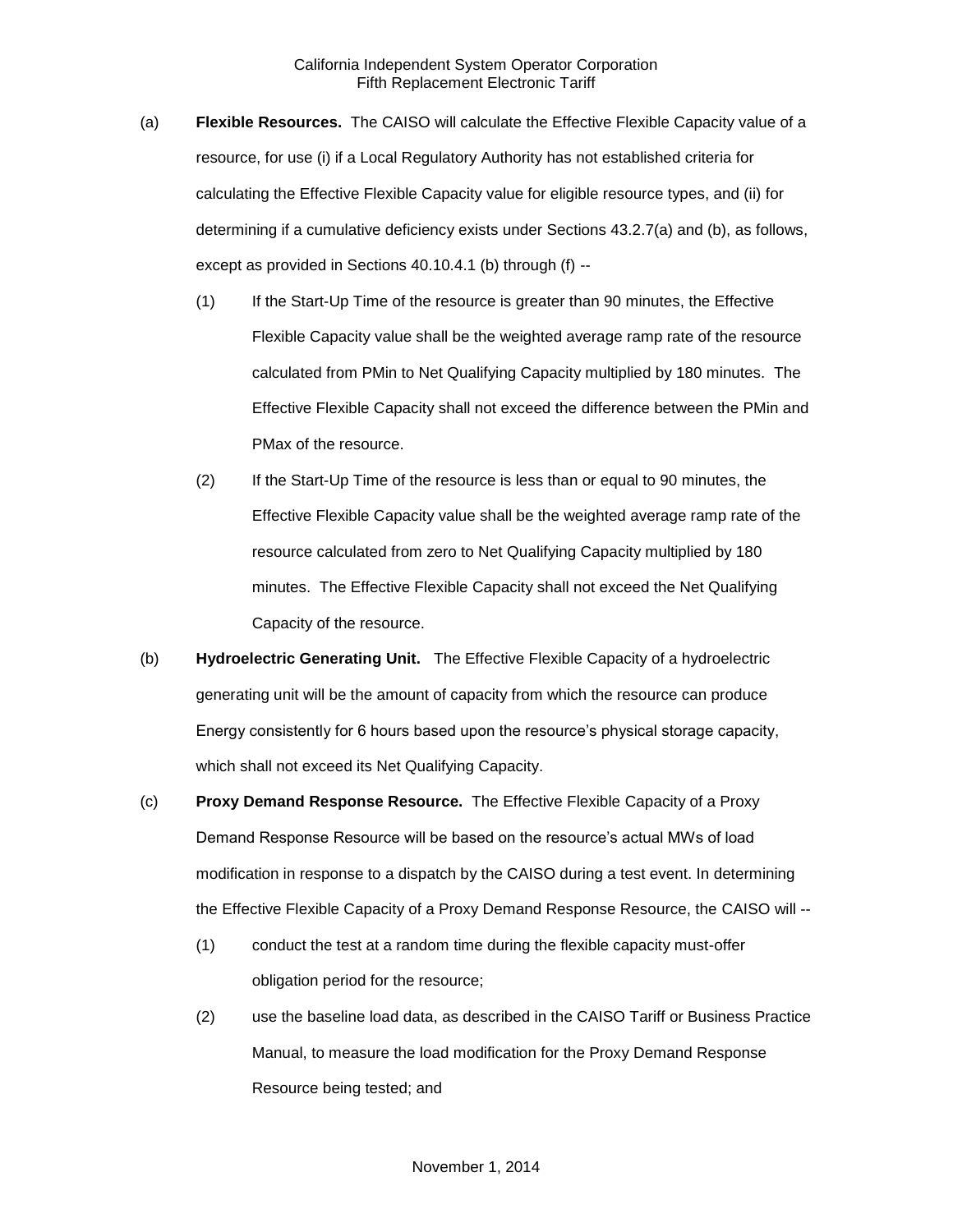(a) **Flexible Resources.** The CAISO will calculate the Effective Flexible Capacity value of a resource, for use (i) if a Local Regulatory Authority has not established criteria for calculating the Effective Flexible Capacity value for eligible resource types, and (ii) for determining if a cumulative deficiency exists under Sections 43.2.7(a) and (b), as follows, except as provided in Sections 40.10.4.1 (b) through (f) --

(1) If the Start-Up Time of the resource is greater than 90 minutes, the Effective Flexible Capacity value shall be the weighted average ramp rate of the resource calculated from PMin to Net Qualifying Capacity multiplied by 180 minutes. The Effective Flexible Capacity shall not exceed the difference between the PMin and PMax of the resource.

(2) If the Start-Up Time of the resource is less than or equal to 90 minutes, the Effective Flexible Capacity value shall be the weighted average ramp rate of the resource calculated from zero to Net Qualifying Capacity multiplied by 180 minutes. The Effective Flexible Capacity shall not exceed the Net Qualifying Capacity of the resource.

(b) **Hydroelectric Generating Unit.** The Effective Flexible Capacity of a hydroelectric generating unit will be the amount of capacity from which the resource can produce Energy consistently for 6 hours based upon the resource's physical storage capacity, which shall not exceed its Net Qualifying Capacity.

(c) **Proxy Demand Response Resource.** The Effective Flexible Capacity of a Proxy Demand Response Resource will be based on the resource's actual MWs of load modification in response to a dispatch by the CAISO during a test event. In determining the Effective Flexible Capacity of a Proxy Demand Response Resource, the CAISO will --

(1) conduct the test at a random time during the flexible capacity must-offer obligation period for the resource;

(2) use the baseline load data, as described in the CAISO Tariff or Business Practice Manual, to measure the load modification for the Proxy Demand Response Resource being tested; and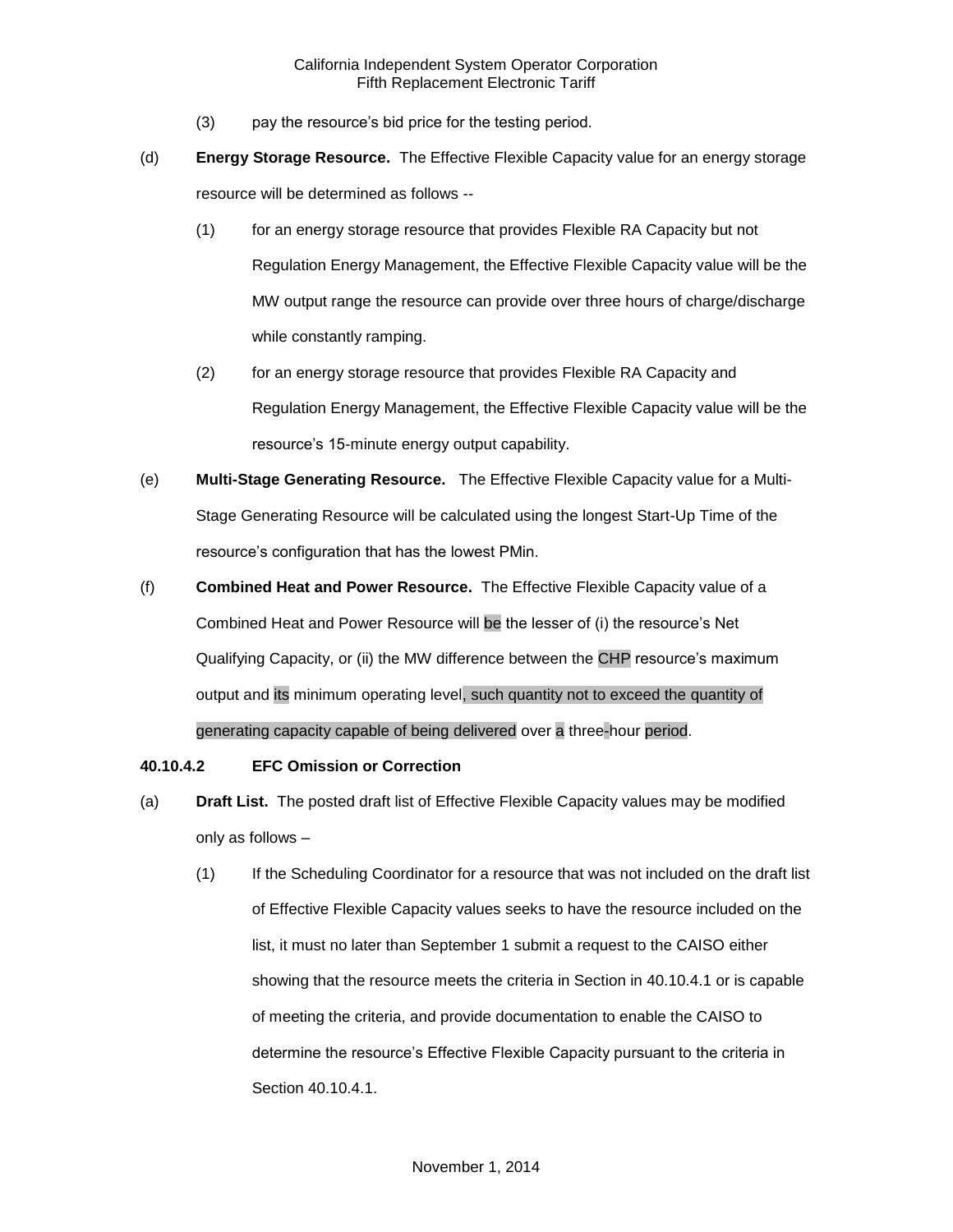(3) pay the resource's bid price for the testing period.

(d) **Energy Storage Resource.** The Effective Flexible Capacity value for an energy storage resource will be determined as follows --

(1) for an energy storage resource that provides Flexible RA Capacity but not Regulation Energy Management, the Effective Flexible Capacity value will be the MW output range the resource can provide over three hours of charge/discharge while constantly ramping.

(2) for an energy storage resource that provides Flexible RA Capacity and Regulation Energy Management, the Effective Flexible Capacity value will be the resource's 15-minute energy output capability.

(e) **Multi-Stage Generating Resource.** The Effective Flexible Capacity value for a Multi-Stage Generating Resource will be calculated using the longest Start-Up Time of the resource's configuration that has the lowest PMin.

(f) **Combined Heat and Power Resource.** The Effective Flexible Capacity value of a Combined Heat and Power Resource will be the lesser of (i) the resource's Net Qualifying Capacity, or (ii) the MW difference between the CHP resource's maximum output and its minimum operating level, such quantity not to exceed the quantity of generating capacity capable of being delivered over a three-hour period.

**40.10.4.2 EFC Omission or Correction**

(a) **Draft List.** The posted draft list of Effective Flexible Capacity values may be modified only as follows –

(1) If the Scheduling Coordinator for a resource that was not included on the draft list of Effective Flexible Capacity values seeks to have the resource included on the list, it must no later than September 1 submit a request to the CAISO either showing that the resource meets the criteria in Section in 40.10.4.1 or is capable of meeting the criteria, and provide documentation to enable the CAISO to determine the resource's Effective Flexible Capacity pursuant to the criteria in Section 40.10.4.1.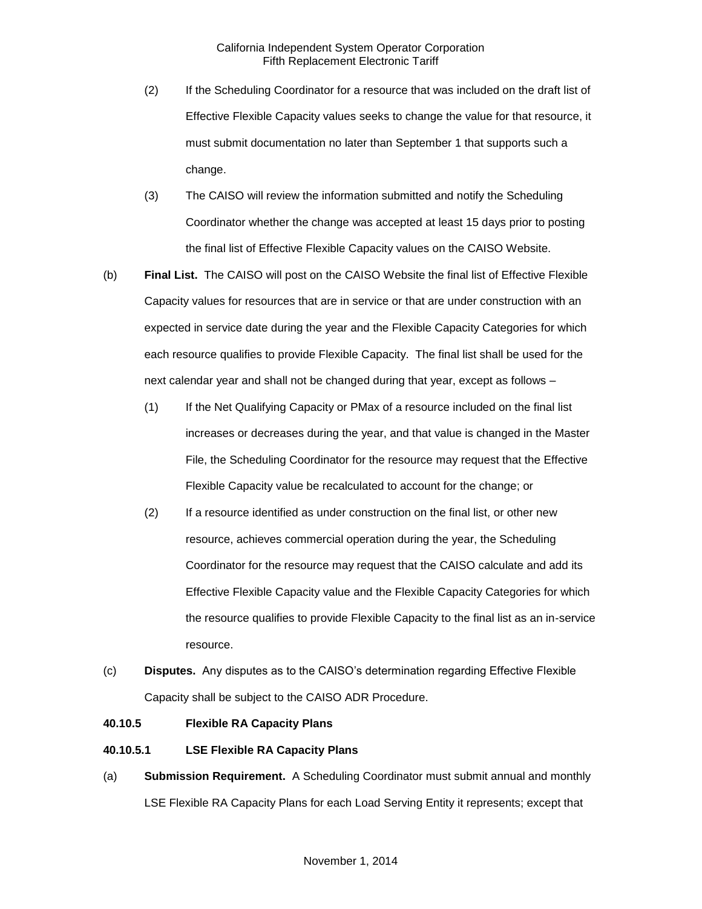(2) If the Scheduling Coordinator for a resource that was included on the draft list of Effective Flexible Capacity values seeks to change the value for that resource, it must submit documentation no later than September 1 that supports such a change.

(3) The CAISO will review the information submitted and notify the Scheduling Coordinator whether the change was accepted at least 15 days prior to posting the final list of Effective Flexible Capacity values on the CAISO Website.

(b) **Final List.** The CAISO will post on the CAISO Website the final list of Effective Flexible Capacity values for resources that are in service or that are under construction with an expected in service date during the year and the Flexible Capacity Categories for which each resource qualifies to provide Flexible Capacity. The final list shall be used for the next calendar year and shall not be changed during that year, except as follows –

(1) If the Net Qualifying Capacity or PMax of a resource included on the final list increases or decreases during the year, and that value is changed in the Master File, the Scheduling Coordinator for the resource may request that the Effective Flexible Capacity value be recalculated to account for the change; or

(2) If a resource identified as under construction on the final list, or other new resource, achieves commercial operation during the year, the Scheduling Coordinator for the resource may request that the CAISO calculate and add its Effective Flexible Capacity value and the Flexible Capacity Categories for which the resource qualifies to provide Flexible Capacity to the final list as an in-service resource.

(c) **Disputes.** Any disputes as to the CAISO's determination regarding Effective Flexible Capacity shall be subject to the CAISO ADR Procedure.

**40.10.5 Flexible RA Capacity Plans**

**40.10.5.1 LSE Flexible RA Capacity Plans**

(a) **Submission Requirement.** A Scheduling Coordinator must submit annual and monthly LSE Flexible RA Capacity Plans for each Load Serving Entity it represents; except that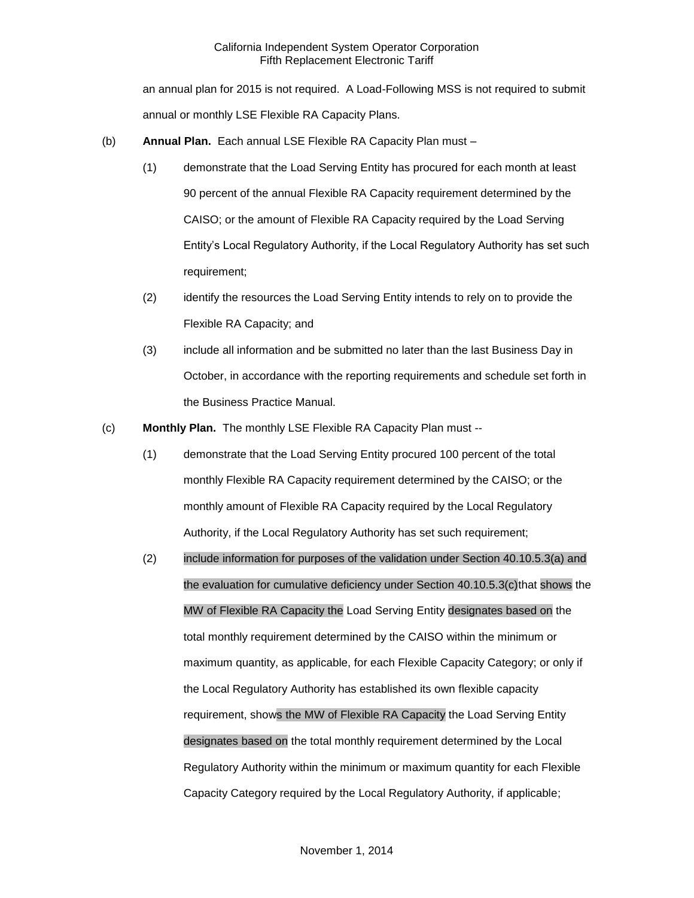an annual plan for 2015 is not required. A Load-Following MSS is not required to submit annual or monthly LSE Flexible RA Capacity Plans.

(b) **Annual Plan.** Each annual LSE Flexible RA Capacity Plan must –

(1) demonstrate that the Load Serving Entity has procured for each month at least 90 percent of the annual Flexible RA Capacity requirement determined by the CAISO; or the amount of Flexible RA Capacity required by the Load Serving Entity's Local Regulatory Authority, if the Local Regulatory Authority has set such requirement;

(2) identify the resources the Load Serving Entity intends to rely on to provide the Flexible RA Capacity; and

(3) include all information and be submitted no later than the last Business Day in October, in accordance with the reporting requirements and schedule set forth in the Business Practice Manual.

(c) **Monthly Plan.** The monthly LSE Flexible RA Capacity Plan must --

(1) demonstrate that the Load Serving Entity procured 100 percent of the total monthly Flexible RA Capacity requirement determined by the CAISO; or the monthly amount of Flexible RA Capacity required by the Local Regulatory Authority, if the Local Regulatory Authority has set such requirement;

(2) include information for purposes of the validation under Section 40.10.5.3(a) and the evaluation for cumulative deficiency under Section 40.10.5.3(c)that shows the MW of Flexible RA Capacity the Load Serving Entity designates based on the total monthly requirement determined by the CAISO within the minimum or maximum quantity, as applicable, for each Flexible Capacity Category; or only if the Local Regulatory Authority has established its own flexible capacity requirement, shows the MW of Flexible RA Capacity the Load Serving Entity designates based on the total monthly requirement determined by the Local Regulatory Authority within the minimum or maximum quantity for each Flexible Capacity Category required by the Local Regulatory Authority, if applicable;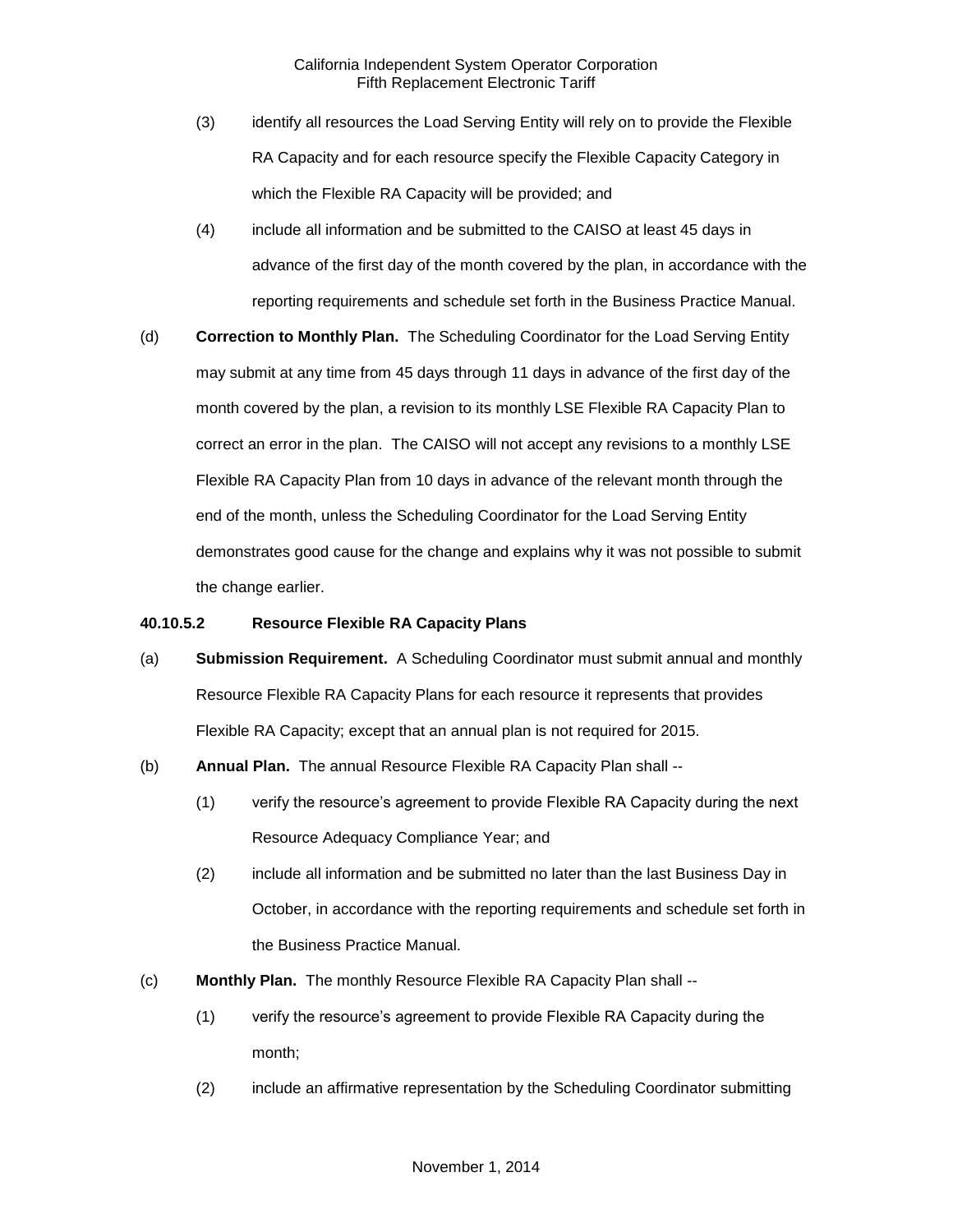(3) identify all resources the Load Serving Entity will rely on to provide the Flexible RA Capacity and for each resource specify the Flexible Capacity Category in which the Flexible RA Capacity will be provided; and

(4) include all information and be submitted to the CAISO at least 45 days in advance of the first day of the month covered by the plan, in accordance with the reporting requirements and schedule set forth in the Business Practice Manual.

(d) **Correction to Monthly Plan.** The Scheduling Coordinator for the Load Serving Entity may submit at any time from 45 days through 11 days in advance of the first day of the month covered by the plan, a revision to its monthly LSE Flexible RA Capacity Plan to correct an error in the plan. The CAISO will not accept any revisions to a monthly LSE Flexible RA Capacity Plan from 10 days in advance of the relevant month through the end of the month, unless the Scheduling Coordinator for the Load Serving Entity demonstrates good cause for the change and explains why it was not possible to submit the change earlier.

**40.10.5.2 Resource Flexible RA Capacity Plans**

(a) **Submission Requirement.** A Scheduling Coordinator must submit annual and monthly Resource Flexible RA Capacity Plans for each resource it represents that provides Flexible RA Capacity; except that an annual plan is not required for 2015.

(b) **Annual Plan.** The annual Resource Flexible RA Capacity Plan shall --

(1) verify the resource's agreement to provide Flexible RA Capacity during the next Resource Adequacy Compliance Year; and

(2) include all information and be submitted no later than the last Business Day in October, in accordance with the reporting requirements and schedule set forth in the Business Practice Manual.

(c) **Monthly Plan.** The monthly Resource Flexible RA Capacity Plan shall --

(1) verify the resource's agreement to provide Flexible RA Capacity during the month;

(2) include an affirmative representation by the Scheduling Coordinator submitting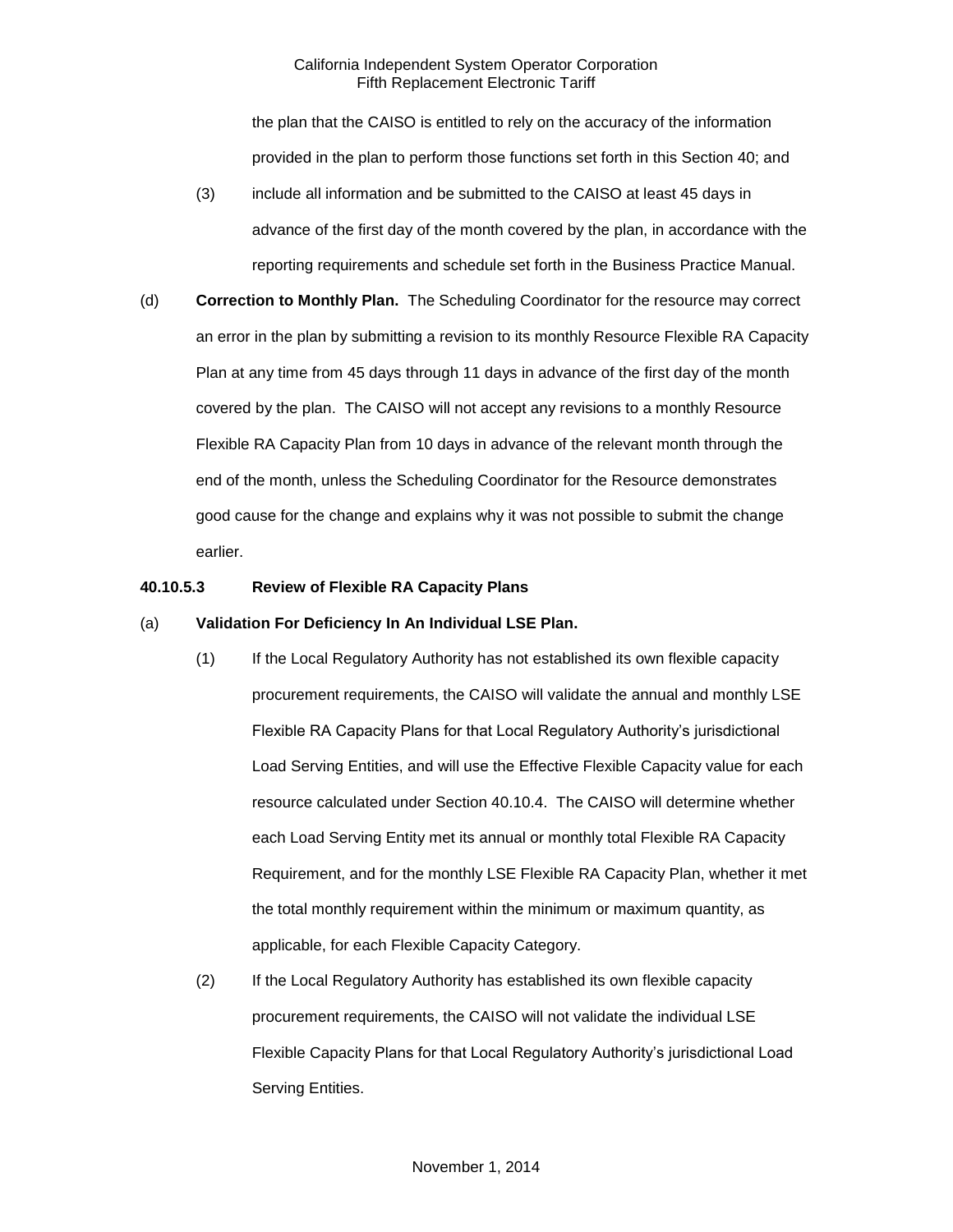the plan that the CAISO is entitled to rely on the accuracy of the information provided in the plan to perform those functions set forth in this Section 40; and

(3) include all information and be submitted to the CAISO at least 45 days in advance of the first day of the month covered by the plan, in accordance with the reporting requirements and schedule set forth in the Business Practice Manual.

(d) **Correction to Monthly Plan.** The Scheduling Coordinator for the resource may correct an error in the plan by submitting a revision to its monthly Resource Flexible RA Capacity Plan at any time from 45 days through 11 days in advance of the first day of the month covered by the plan. The CAISO will not accept any revisions to a monthly Resource Flexible RA Capacity Plan from 10 days in advance of the relevant month through the end of the month, unless the Scheduling Coordinator for the Resource demonstrates good cause for the change and explains why it was not possible to submit the change earlier.

**40.10.5.3 Review of Flexible RA Capacity Plans**

(a) **Validation For Deficiency In An Individual LSE Plan.**

(1) If the Local Regulatory Authority has not established its own flexible capacity procurement requirements, the CAISO will validate the annual and monthly LSE Flexible RA Capacity Plans for that Local Regulatory Authority's jurisdictional Load Serving Entities, and will use the Effective Flexible Capacity value for each resource calculated under Section 40.10.4. The CAISO will determine whether each Load Serving Entity met its annual or monthly total Flexible RA Capacity Requirement, and for the monthly LSE Flexible RA Capacity Plan, whether it met the total monthly requirement within the minimum or maximum quantity, as applicable, for each Flexible Capacity Category.

(2) If the Local Regulatory Authority has established its own flexible capacity procurement requirements, the CAISO will not validate the individual LSE Flexible Capacity Plans for that Local Regulatory Authority's jurisdictional Load Serving Entities.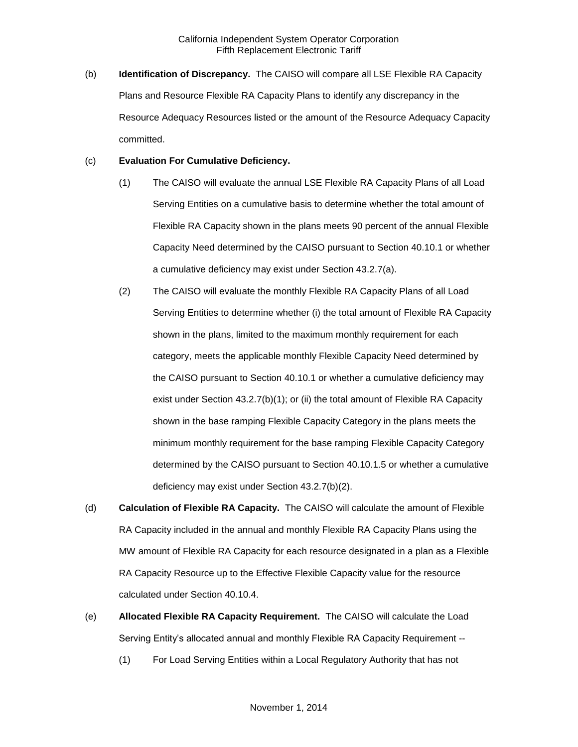(b) **Identification of Discrepancy.** The CAISO will compare all LSE Flexible RA Capacity Plans and Resource Flexible RA Capacity Plans to identify any discrepancy in the Resource Adequacy Resources listed or the amount of the Resource Adequacy Capacity committed.

(c) **Evaluation For Cumulative Deficiency.**

(1) The CAISO will evaluate the annual LSE Flexible RA Capacity Plans of all Load Serving Entities on a cumulative basis to determine whether the total amount of Flexible RA Capacity shown in the plans meets 90 percent of the annual Flexible Capacity Need determined by the CAISO pursuant to Section 40.10.1 or whether a cumulative deficiency may exist under Section 43.2.7(a).

(2) The CAISO will evaluate the monthly Flexible RA Capacity Plans of all Load Serving Entities to determine whether (i) the total amount of Flexible RA Capacity shown in the plans, limited to the maximum monthly requirement for each category, meets the applicable monthly Flexible Capacity Need determined by the CAISO pursuant to Section 40.10.1 or whether a cumulative deficiency may exist under Section 43.2.7(b)(1); or (ii) the total amount of Flexible RA Capacity shown in the base ramping Flexible Capacity Category in the plans meets the minimum monthly requirement for the base ramping Flexible Capacity Category determined by the CAISO pursuant to Section 40.10.1.5 or whether a cumulative deficiency may exist under Section 43.2.7(b)(2).

(d) **Calculation of Flexible RA Capacity.** The CAISO will calculate the amount of Flexible RA Capacity included in the annual and monthly Flexible RA Capacity Plans using the MW amount of Flexible RA Capacity for each resource designated in a plan as a Flexible RA Capacity Resource up to the Effective Flexible Capacity value for the resource calculated under Section 40.10.4.

(e) **Allocated Flexible RA Capacity Requirement.** The CAISO will calculate the Load Serving Entity's allocated annual and monthly Flexible RA Capacity Requirement --

(1) For Load Serving Entities within a Local Regulatory Authority that has not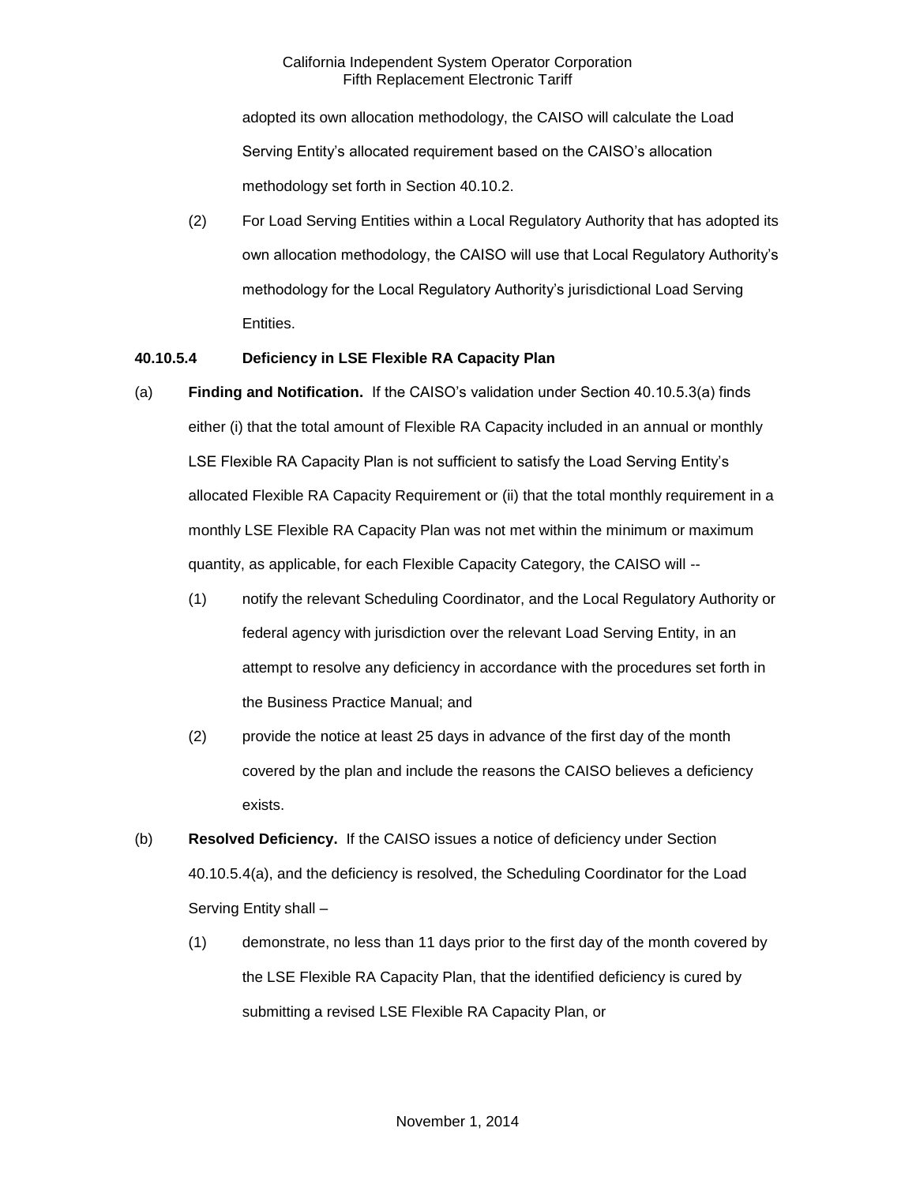adopted its own allocation methodology, the CAISO will calculate the Load Serving Entity's allocated requirement based on the CAISO's allocation methodology set forth in Section 40.10.2.

(2) For Load Serving Entities within a Local Regulatory Authority that has adopted its own allocation methodology, the CAISO will use that Local Regulatory Authority's methodology for the Local Regulatory Authority's jurisdictional Load Serving Entities.

**40.10.5.4 Deficiency in LSE Flexible RA Capacity Plan**

(a) **Finding and Notification.** If the CAISO's validation under Section 40.10.5.3(a) finds either (i) that the total amount of Flexible RA Capacity included in an annual or monthly LSE Flexible RA Capacity Plan is not sufficient to satisfy the Load Serving Entity's allocated Flexible RA Capacity Requirement or (ii) that the total monthly requirement in a monthly LSE Flexible RA Capacity Plan was not met within the minimum or maximum quantity, as applicable, for each Flexible Capacity Category, the CAISO will --

(1) notify the relevant Scheduling Coordinator, and the Local Regulatory Authority or federal agency with jurisdiction over the relevant Load Serving Entity, in an attempt to resolve any deficiency in accordance with the procedures set forth in the Business Practice Manual; and

(2) provide the notice at least 25 days in advance of the first day of the month covered by the plan and include the reasons the CAISO believes a deficiency exists.

(b) **Resolved Deficiency.** If the CAISO issues a notice of deficiency under Section 40.10.5.4(a), and the deficiency is resolved, the Scheduling Coordinator for the Load Serving Entity shall –

(1) demonstrate, no less than 11 days prior to the first day of the month covered by the LSE Flexible RA Capacity Plan, that the identified deficiency is cured by submitting a revised LSE Flexible RA Capacity Plan, or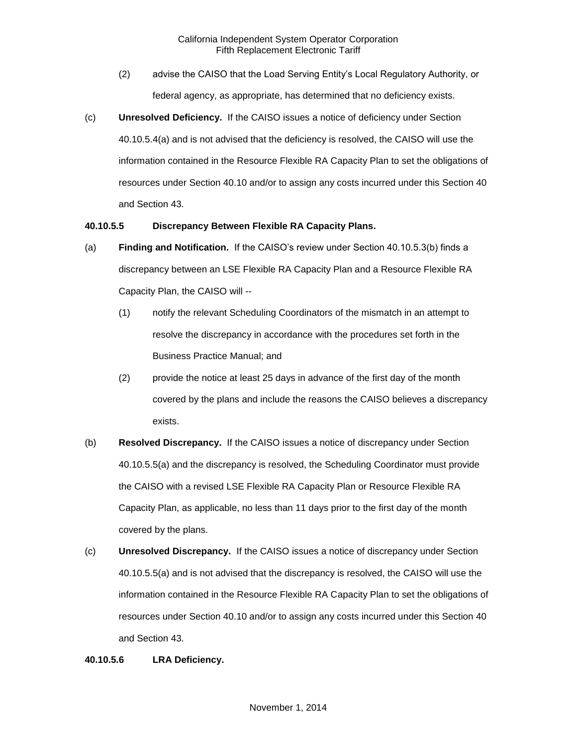(2) advise the CAISO that the Load Serving Entity's Local Regulatory Authority, or federal agency, as appropriate, has determined that no deficiency exists.

(c) **Unresolved Deficiency.** If the CAISO issues a notice of deficiency under Section 40.10.5.4(a) and is not advised that the deficiency is resolved, the CAISO will use the information contained in the Resource Flexible RA Capacity Plan to set the obligations of resources under Section 40.10 and/or to assign any costs incurred under this Section 40 and Section 43.

**40.10.5.5 Discrepancy Between Flexible RA Capacity Plans.**

(a) **Finding and Notification.** If the CAISO's review under Section 40.10.5.3(b) finds a discrepancy between an LSE Flexible RA Capacity Plan and a Resource Flexible RA Capacity Plan, the CAISO will --

(1) notify the relevant Scheduling Coordinators of the mismatch in an attempt to resolve the discrepancy in accordance with the procedures set forth in the Business Practice Manual; and

(2) provide the notice at least 25 days in advance of the first day of the month covered by the plans and include the reasons the CAISO believes a discrepancy exists.

(b) **Resolved Discrepancy.** If the CAISO issues a notice of discrepancy under Section 40.10.5.5(a) and the discrepancy is resolved, the Scheduling Coordinator must provide the CAISO with a revised LSE Flexible RA Capacity Plan or Resource Flexible RA Capacity Plan, as applicable, no less than 11 days prior to the first day of the month covered by the plans.

(c) **Unresolved Discrepancy.** If the CAISO issues a notice of discrepancy under Section 40.10.5.5(a) and is not advised that the discrepancy is resolved, the CAISO will use the information contained in the Resource Flexible RA Capacity Plan to set the obligations of resources under Section 40.10 and/or to assign any costs incurred under this Section 40 and Section 43.

**40.10.5.6 LRA Deficiency.**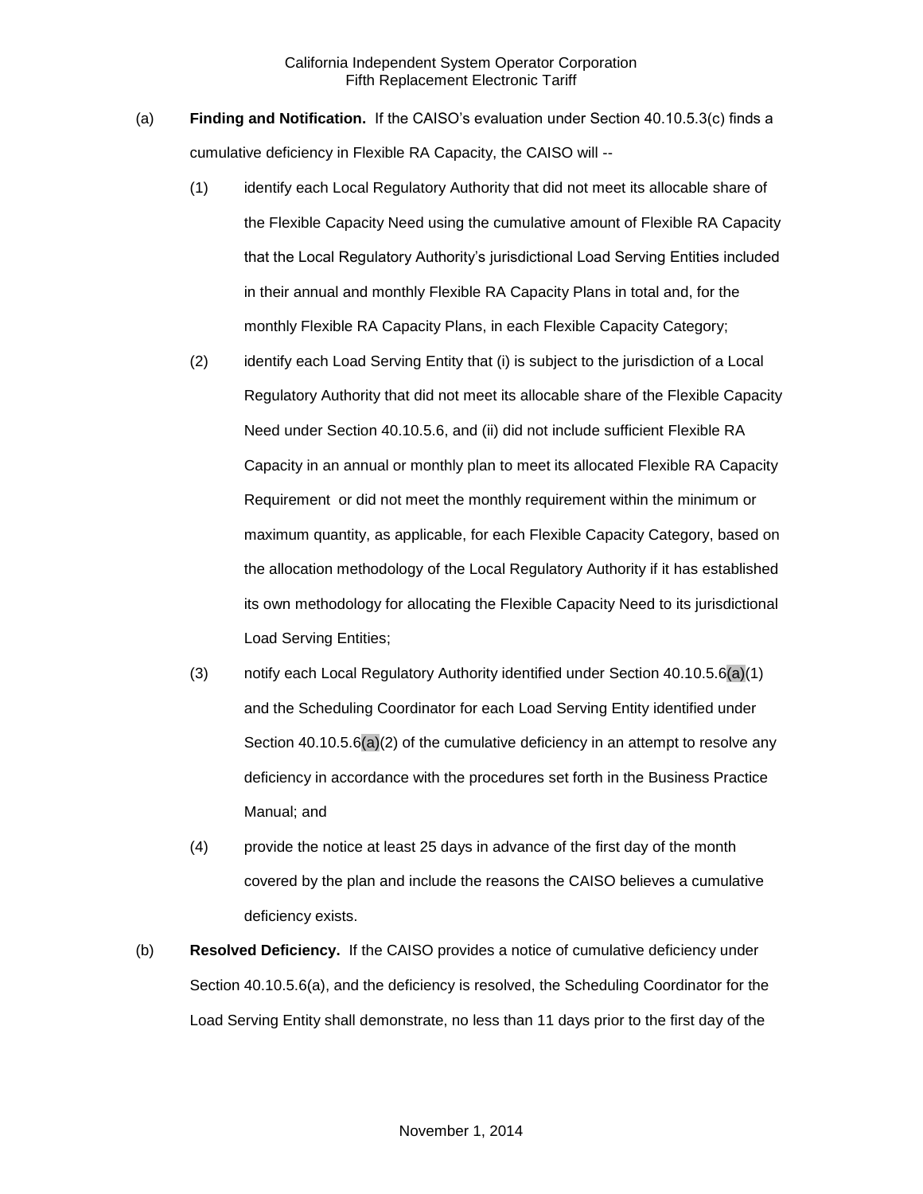(a) **Finding and Notification.** If the CAISO's evaluation under Section 40.10.5.3(c) finds a cumulative deficiency in Flexible RA Capacity, the CAISO will --

(1) identify each Local Regulatory Authority that did not meet its allocable share of the Flexible Capacity Need using the cumulative amount of Flexible RA Capacity that the Local Regulatory Authority's jurisdictional Load Serving Entities included in their annual and monthly Flexible RA Capacity Plans in total and, for the monthly Flexible RA Capacity Plans, in each Flexible Capacity Category;

(2) identify each Load Serving Entity that (i) is subject to the jurisdiction of a Local Regulatory Authority that did not meet its allocable share of the Flexible Capacity Need under Section 40.10.5.6, and (ii) did not include sufficient Flexible RA Capacity in an annual or monthly plan to meet its allocated Flexible RA Capacity Requirement or did not meet the monthly requirement within the minimum or maximum quantity, as applicable, for each Flexible Capacity Category, based on the allocation methodology of the Local Regulatory Authority if it has established its own methodology for allocating the Flexible Capacity Need to its jurisdictional Load Serving Entities;

(3) notify each Local Regulatory Authority identified under Section 40.10.5.6(a)(1) and the Scheduling Coordinator for each Load Serving Entity identified under Section 40.10.5.6(a)(2) of the cumulative deficiency in an attempt to resolve any deficiency in accordance with the procedures set forth in the Business Practice Manual; and

(4) provide the notice at least 25 days in advance of the first day of the month covered by the plan and include the reasons the CAISO believes a cumulative deficiency exists.

(b) **Resolved Deficiency.** If the CAISO provides a notice of cumulative deficiency under Section 40.10.5.6(a), and the deficiency is resolved, the Scheduling Coordinator for the Load Serving Entity shall demonstrate, no less than 11 days prior to the first day of the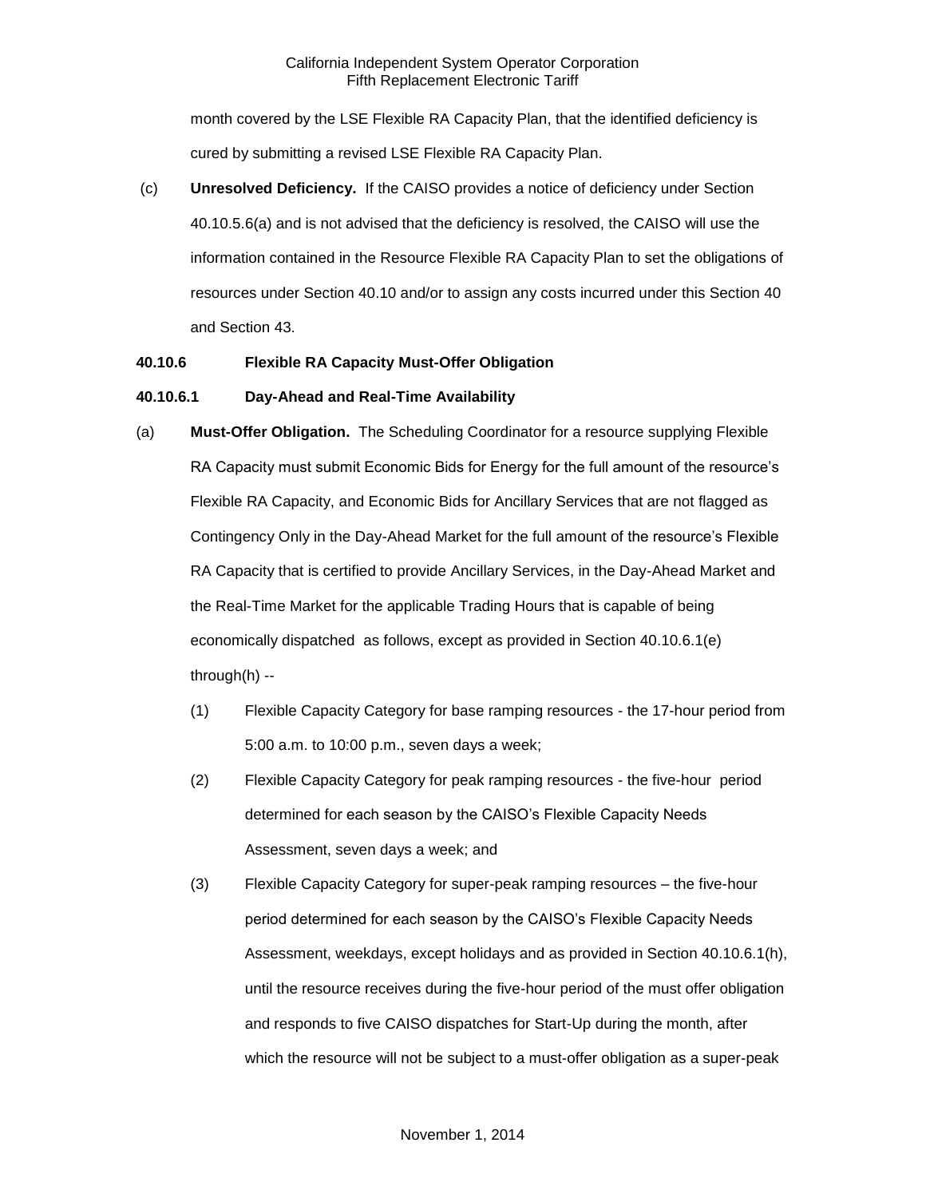month covered by the LSE Flexible RA Capacity Plan, that the identified deficiency is cured by submitting a revised LSE Flexible RA Capacity Plan.

(c) **Unresolved Deficiency.** If the CAISO provides a notice of deficiency under Section 40.10.5.6(a) and is not advised that the deficiency is resolved, the CAISO will use the information contained in the Resource Flexible RA Capacity Plan to set the obligations of resources under Section 40.10 and/or to assign any costs incurred under this Section 40 and Section 43.

**40.10.6 Flexible RA Capacity Must-Offer Obligation**

**40.10.6.1 Day-Ahead and Real-Time Availability**

(a) **Must-Offer Obligation.** The Scheduling Coordinator for a resource supplying Flexible RA Capacity must submit Economic Bids for Energy for the full amount of the resource's Flexible RA Capacity, and Economic Bids for Ancillary Services that are not flagged as Contingency Only in the Day-Ahead Market for the full amount of the resource's Flexible RA Capacity that is certified to provide Ancillary Services, in the Day-Ahead Market and the Real-Time Market for the applicable Trading Hours that is capable of being economically dispatched as follows, except as provided in Section 40.10.6.1(e) through(h) --

(1) Flexible Capacity Category for base ramping resources - the 17-hour period from 5:00 a.m. to 10:00 p.m., seven days a week;

(2) Flexible Capacity Category for peak ramping resources - the five-hour period determined for each season by the CAISO's Flexible Capacity Needs Assessment, seven days a week; and

(3) Flexible Capacity Category for super-peak ramping resources – the five-hour period determined for each season by the CAISO's Flexible Capacity Needs Assessment, weekdays, except holidays and as provided in Section 40.10.6.1(h), until the resource receives during the five-hour period of the must offer obligation and responds to five CAISO dispatches for Start-Up during the month, after which the resource will not be subject to a must-offer obligation as a super-peak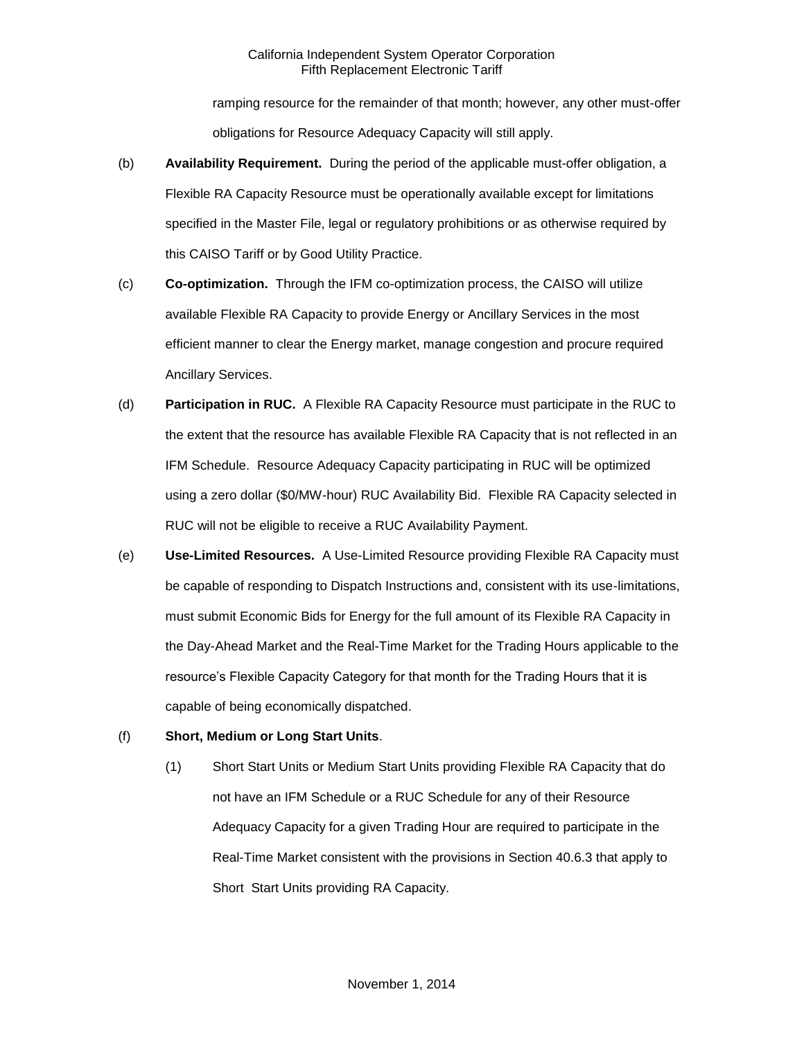ramping resource for the remainder of that month; however, any other must-offer obligations for Resource Adequacy Capacity will still apply.

(b) **Availability Requirement.** During the period of the applicable must-offer obligation, a Flexible RA Capacity Resource must be operationally available except for limitations specified in the Master File, legal or regulatory prohibitions or as otherwise required by this CAISO Tariff or by Good Utility Practice.

(c) **Co-optimization.** Through the IFM co-optimization process, the CAISO will utilize available Flexible RA Capacity to provide Energy or Ancillary Services in the most efficient manner to clear the Energy market, manage congestion and procure required Ancillary Services.

(d) **Participation in RUC.** A Flexible RA Capacity Resource must participate in the RUC to the extent that the resource has available Flexible RA Capacity that is not reflected in an IFM Schedule. Resource Adequacy Capacity participating in RUC will be optimized using a zero dollar ($0/MW-hour) RUC Availability Bid. Flexible RA Capacity selected in RUC will not be eligible to receive a RUC Availability Payment.

(e) **Use-Limited Resources.** A Use-Limited Resource providing Flexible RA Capacity must be capable of responding to Dispatch Instructions and, consistent with its use-limitations, must submit Economic Bids for Energy for the full amount of its Flexible RA Capacity in the Day-Ahead Market and the Real-Time Market for the Trading Hours applicable to the resource's Flexible Capacity Category for that month for the Trading Hours that it is capable of being economically dispatched.

(f) **Short, Medium or Long Start Units**.

(1) Short Start Units or Medium Start Units providing Flexible RA Capacity that do not have an IFM Schedule or a RUC Schedule for any of their Resource Adequacy Capacity for a given Trading Hour are required to participate in the Real-Time Market consistent with the provisions in Section 40.6.3 that apply to Short Start Units providing RA Capacity.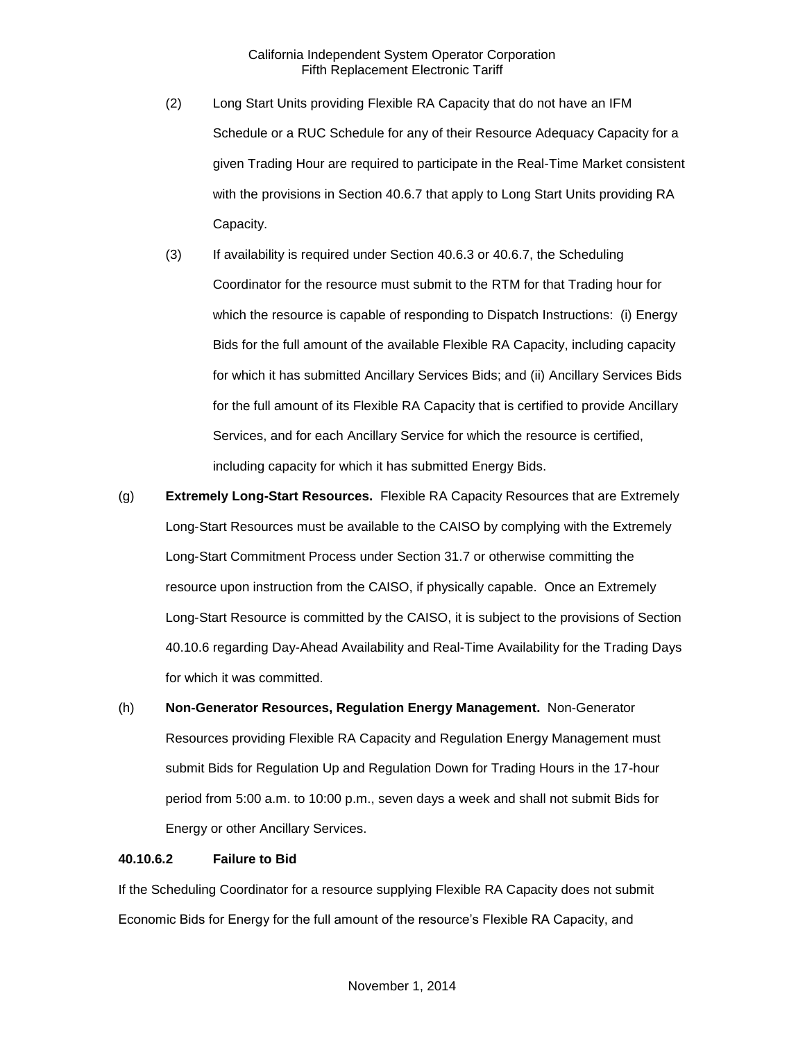(2) Long Start Units providing Flexible RA Capacity that do not have an IFM Schedule or a RUC Schedule for any of their Resource Adequacy Capacity for a given Trading Hour are required to participate in the Real-Time Market consistent with the provisions in Section 40.6.7 that apply to Long Start Units providing RA Capacity.

(3) If availability is required under Section 40.6.3 or 40.6.7, the Scheduling Coordinator for the resource must submit to the RTM for that Trading hour for which the resource is capable of responding to Dispatch Instructions: (i) Energy Bids for the full amount of the available Flexible RA Capacity, including capacity for which it has submitted Ancillary Services Bids; and (ii) Ancillary Services Bids for the full amount of its Flexible RA Capacity that is certified to provide Ancillary Services, and for each Ancillary Service for which the resource is certified, including capacity for which it has submitted Energy Bids.

(g) **Extremely Long-Start Resources.** Flexible RA Capacity Resources that are Extremely Long-Start Resources must be available to the CAISO by complying with the Extremely Long-Start Commitment Process under Section 31.7 or otherwise committing the resource upon instruction from the CAISO, if physically capable. Once an Extremely Long-Start Resource is committed by the CAISO, it is subject to the provisions of Section 40.10.6 regarding Day-Ahead Availability and Real-Time Availability for the Trading Days for which it was committed.

(h) **Non-Generator Resources, Regulation Energy Management.** Non-Generator Resources providing Flexible RA Capacity and Regulation Energy Management must submit Bids for Regulation Up and Regulation Down for Trading Hours in the 17-hour period from 5:00 a.m. to 10:00 p.m., seven days a week and shall not submit Bids for Energy or other Ancillary Services.

**40.10.6.2 Failure to Bid**

If the Scheduling Coordinator for a resource supplying Flexible RA Capacity does not submit Economic Bids for Energy for the full amount of the resource's Flexible RA Capacity, and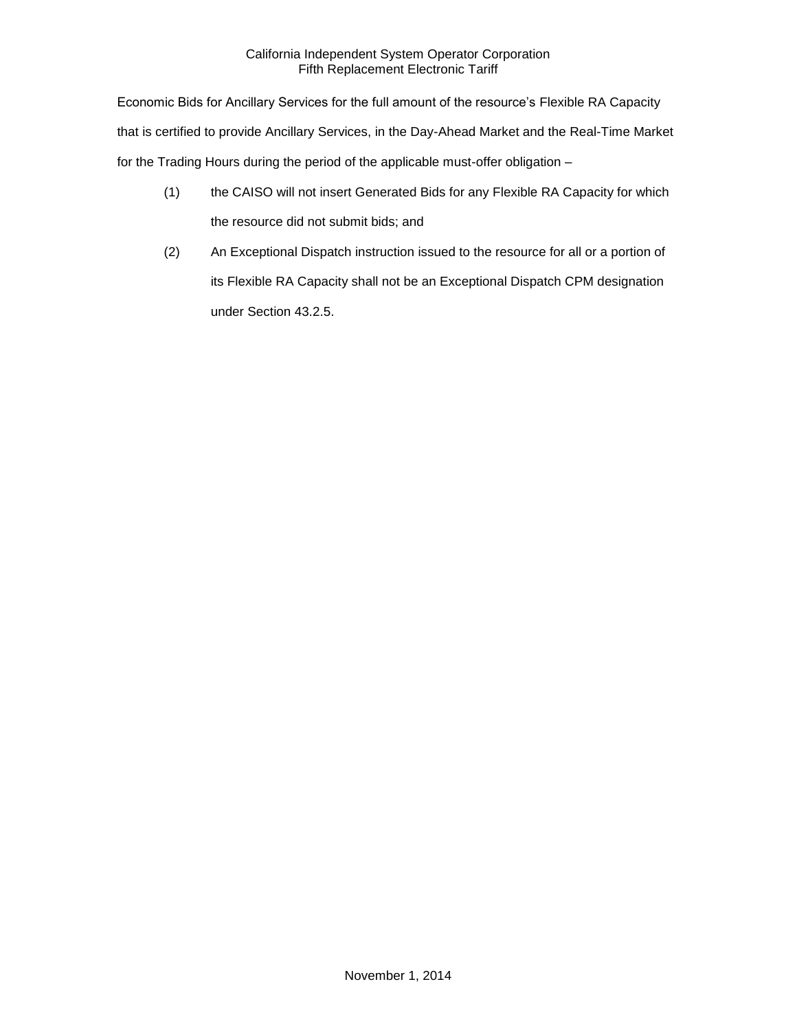Economic Bids for Ancillary Services for the full amount of the resource's Flexible RA Capacity that is certified to provide Ancillary Services, in the Day-Ahead Market and the Real-Time Market for the Trading Hours during the period of the applicable must-offer obligation –

(1) the CAISO will not insert Generated Bids for any Flexible RA Capacity for which the resource did not submit bids; and

(2) An Exceptional Dispatch instruction issued to the resource for all or a portion of its Flexible RA Capacity shall not be an Exceptional Dispatch CPM designation under Section 43.2.5.